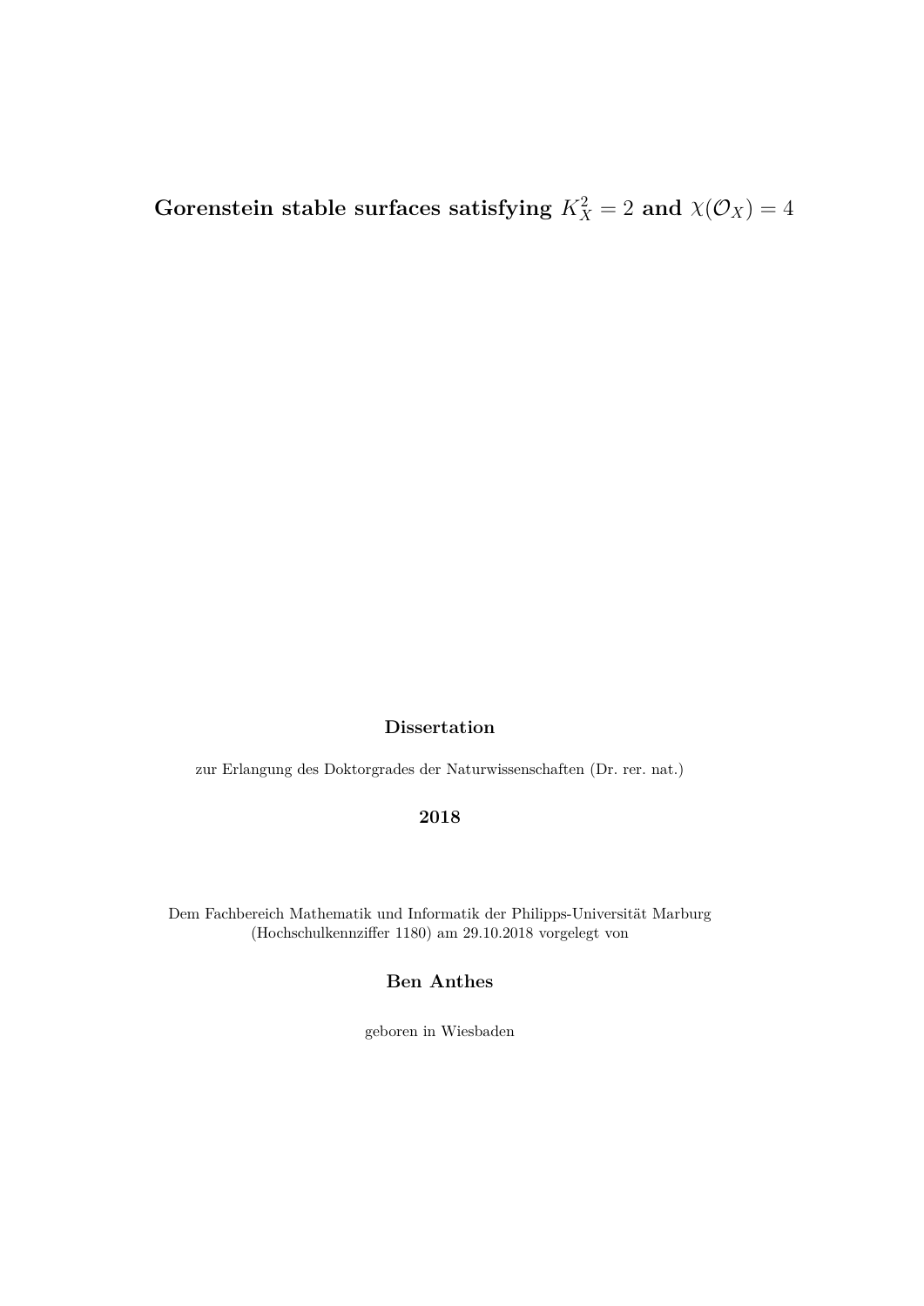# Gorenstein stable surfaces satisfying $K_X^2 = 2$ and $\chi(\mathcal{O}_X) = 4$

**Dissertation**

zur Erlangung des Doktorgrades der Naturwissenschaften (Dr. rer. nat.)

**2018**

Dem Fachbereich Mathematik und Informatik der Philipps-Universität Marburg (Hochschulkennziffer 1180) am 29.10.2018 vorgelegt von

**Ben Anthes**

geboren in Wiesbaden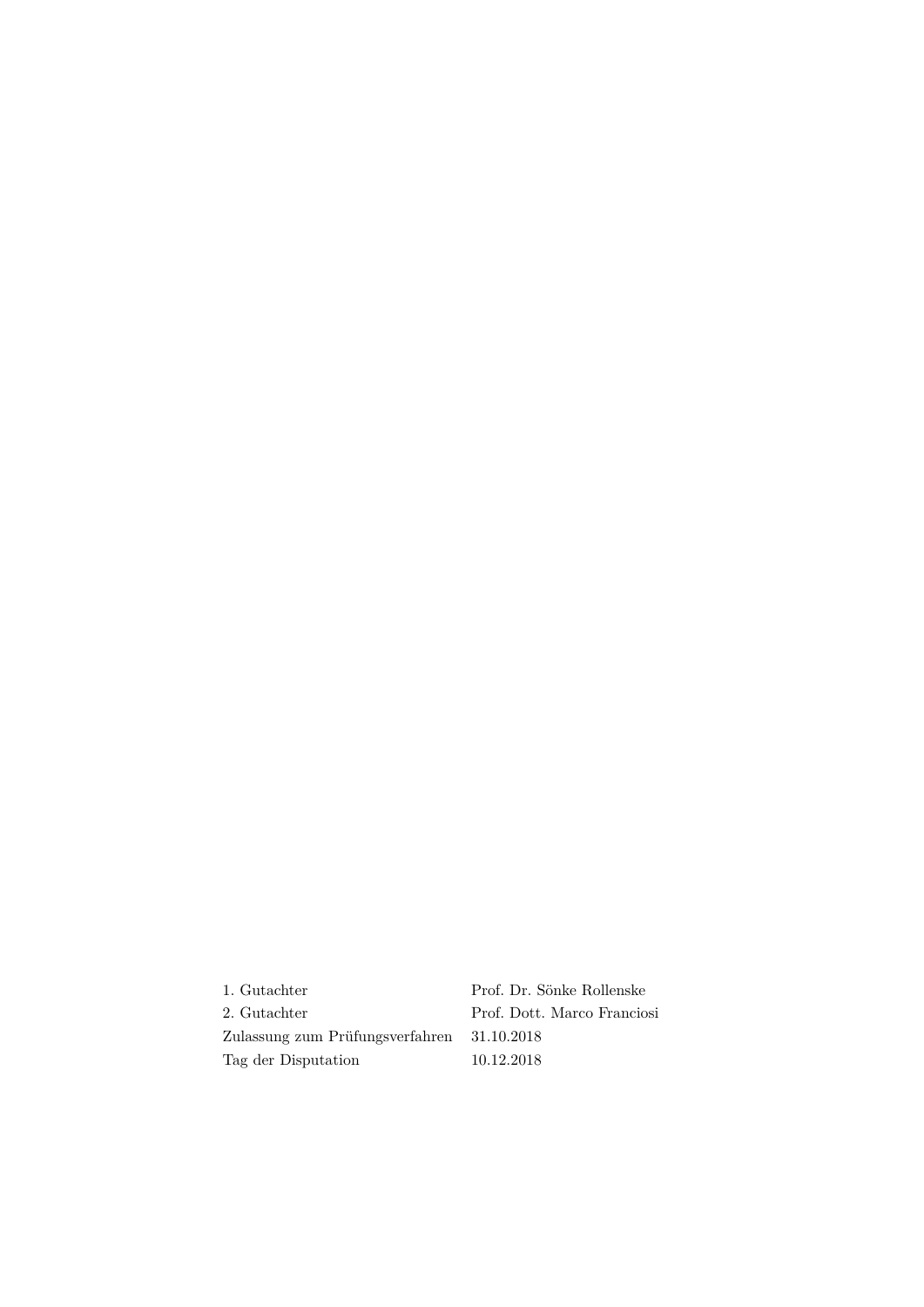| | |
|---|---|
| 1. Gutachter | Prof. Dr. Sönke Rollenske |
| 2. Gutachter | Prof. Dott. Marco Franciosi |
| Zulassung zum Prüfungsverfahren | 31.10.2018 |
| Tag der Disputation | 10.12.2018 |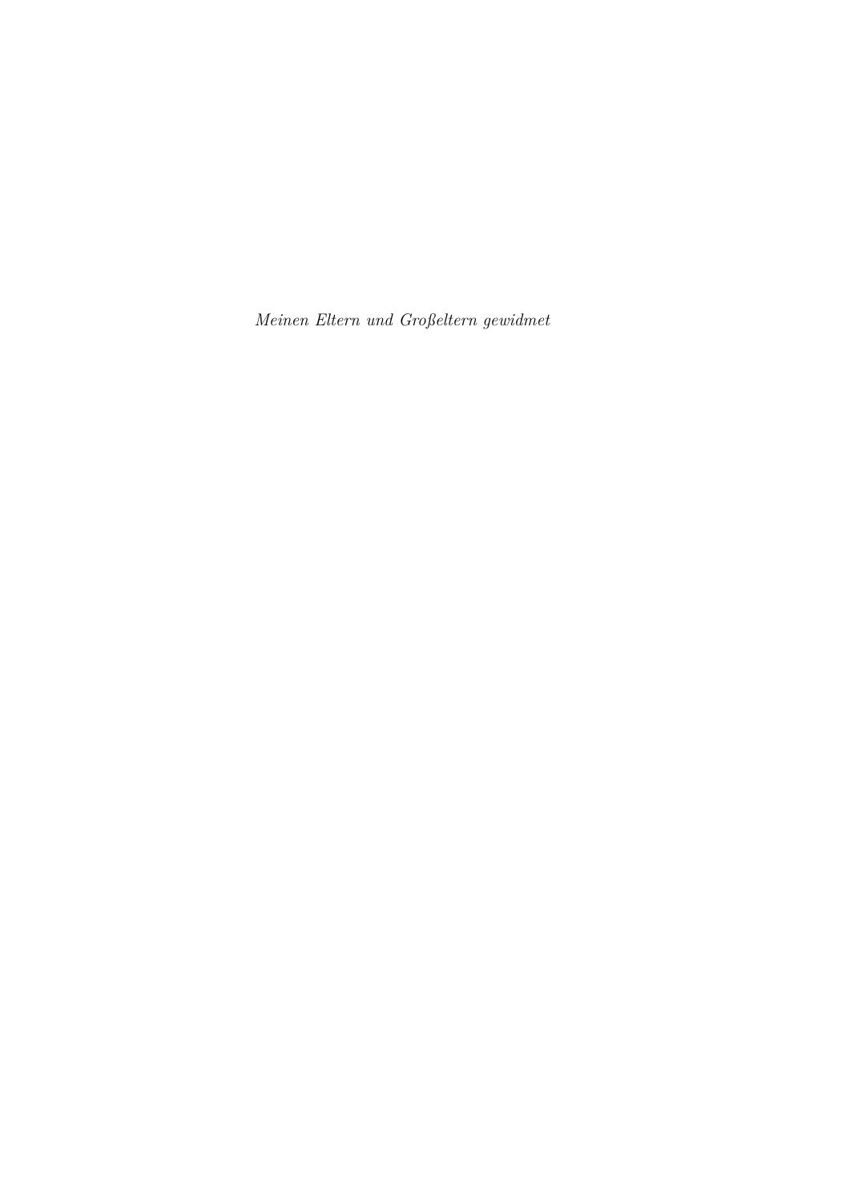*Meinen Eltern und Großeltern gewidmet*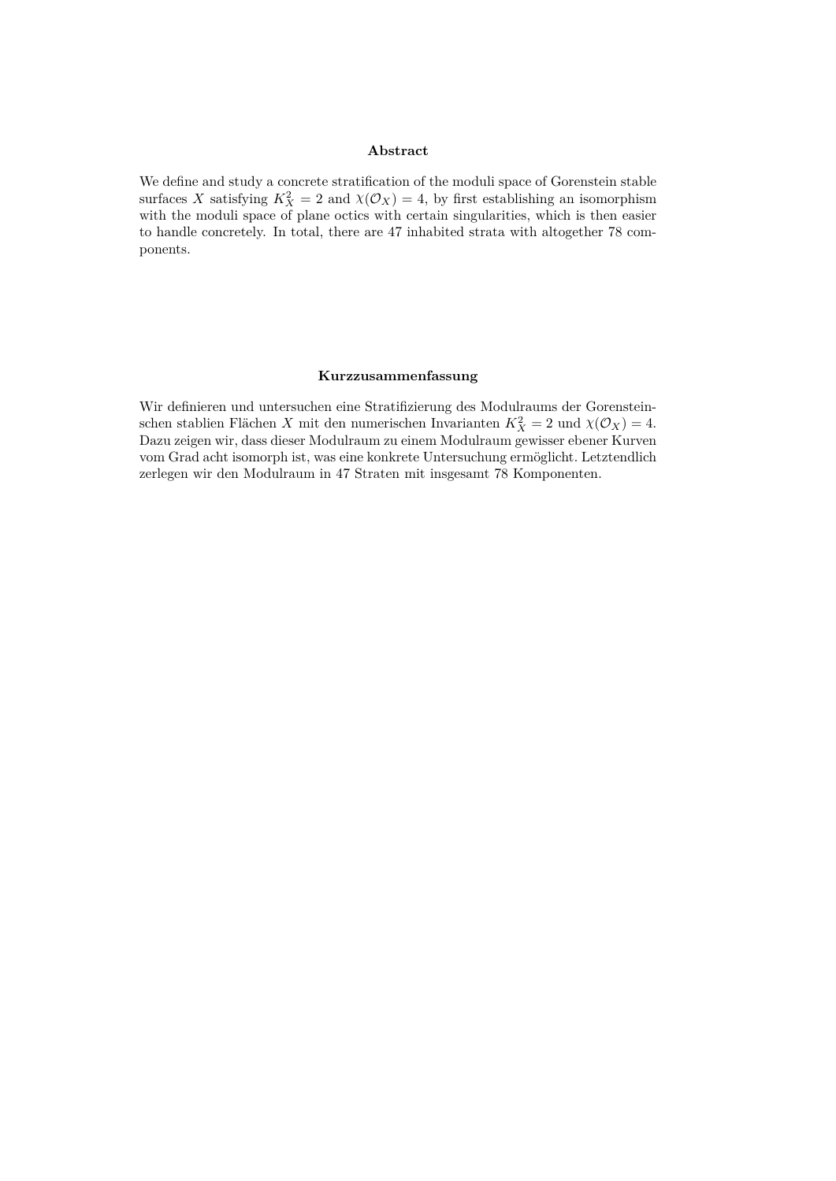## Abstract

We define and study a concrete stratification of the moduli space of Gorenstein stable surfaces $X$ satisfying $K_X^2 = 2$ and $\chi(\mathcal{O}_X) = 4$, by first establishing an isomorphism with the moduli space of plane octics with certain singularities, which is then easier to handle concretely. In total, there are 47 inhabited strata with altogether 78 components.

## Kurzzusammenfassung

Wir definieren und untersuchen eine Stratifizierung des Modulraums der Gorensteinschen stablien Flächen $X$ mit den numerischen Invarianten $K_X^2 = 2$ und $\chi(\mathcal{O}_X) = 4$. Dazu zeigen wir, dass dieser Modulraum zu einem Modulraum gewisser ebener Kurven vom Grad acht isomorph ist, was eine konkrete Untersuchung ermöglicht. Letztendlich zerlegen wir den Modulraum in 47 Straten mit insgesamt 78 Komponenten.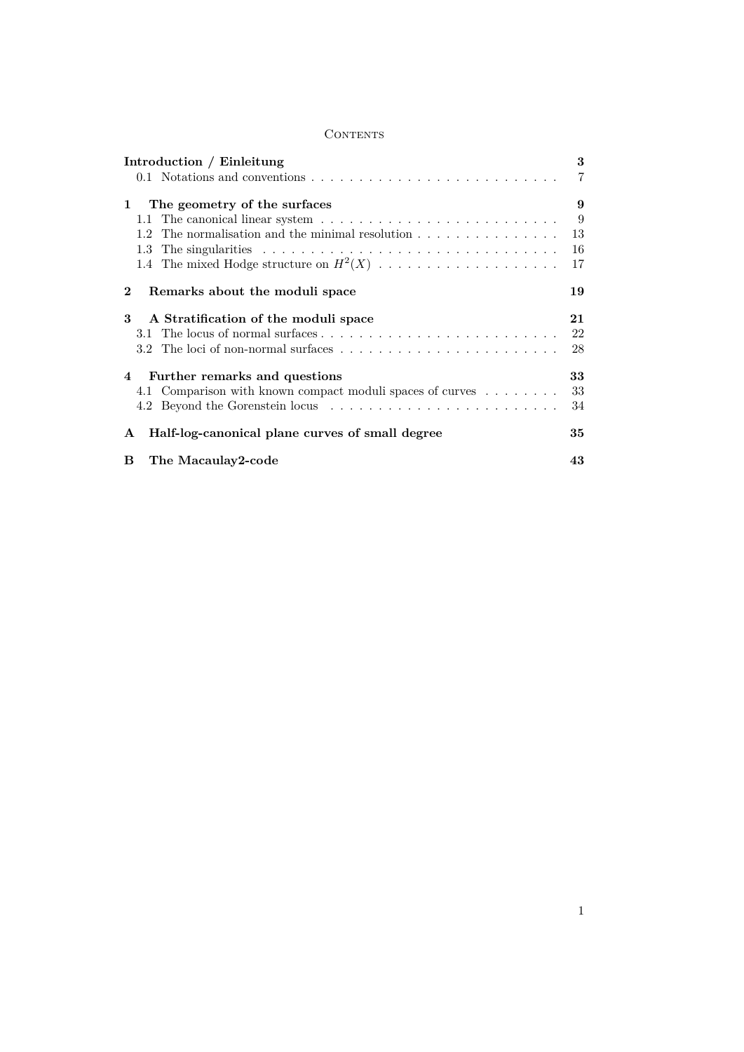# Contents

**Introduction / Einleitung** **3**

- 0.1 Notations and conventions . . . . . . . . . . . . . . . . . . . . . . . . . . 7

**1 The geometry of the surfaces** **9**

- 1.1 The canonical linear system . . . . . . . . . . . . . . . . . . . . . . . . . 9
- 1.2 The normalisation and the minimal resolution . . . . . . . . . . . . . . . 13
- 1.3 The singularities . . . . . . . . . . . . . . . . . . . . . . . . . . . . . . . 16
- 1.4 The mixed Hodge structure on $H^2(X)$ . . . . . . . . . . . . . . . . . . . 17

**2 Remarks about the moduli space** **19**

**3 A Stratification of the moduli space** **21**

- 3.1 The locus of normal surfaces . . . . . . . . . . . . . . . . . . . . . . . . . 22
- 3.2 The loci of non-normal surfaces . . . . . . . . . . . . . . . . . . . . . . . 28

**4 Further remarks and questions** **33**

- 4.1 Comparison with known compact moduli spaces of curves . . . . . . . . 33
- 4.2 Beyond the Gorenstein locus . . . . . . . . . . . . . . . . . . . . . . . . 34

**A Half-log-canonical plane curves of small degree** **35**

**B The Macaulay2-code** **43**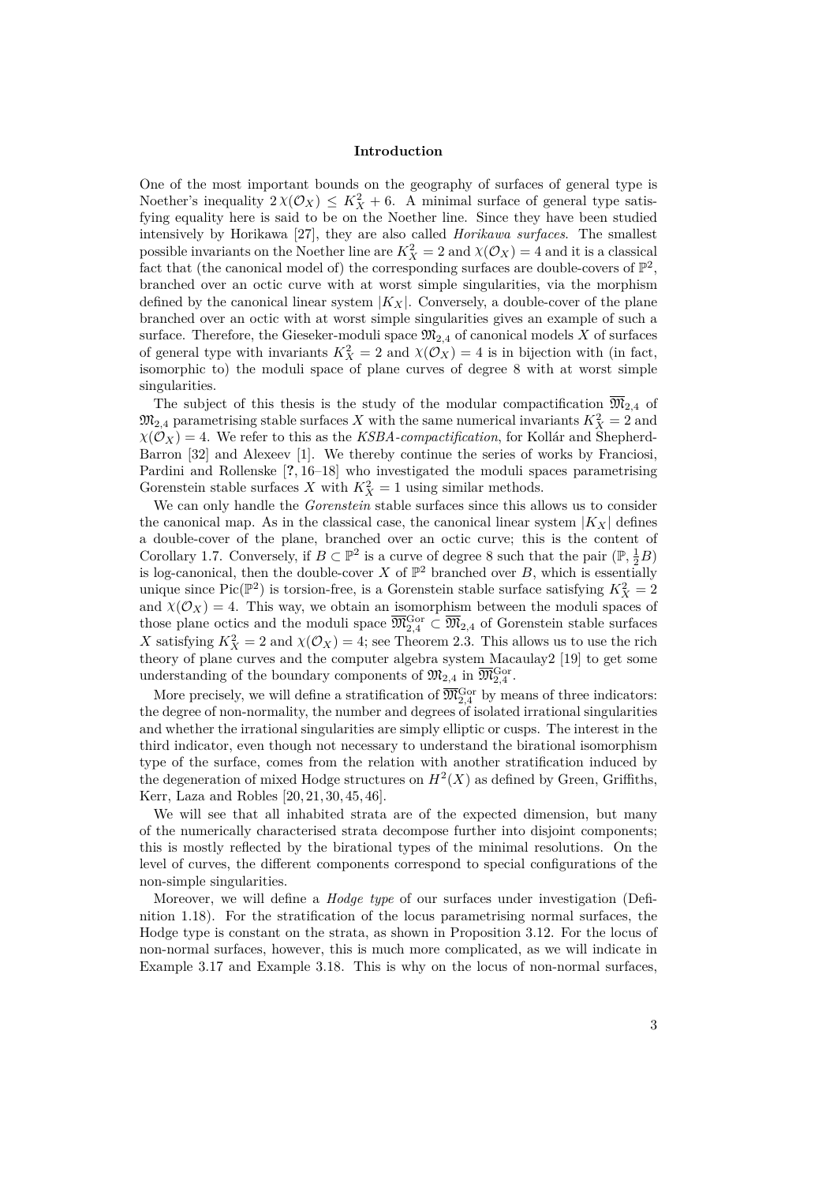## Introduction

One of the most important bounds on the geography of surfaces of general type is Noether's inequality $2\chi(\mathcal{O}_X) \leq K_X^2 + 6$. A minimal surface of general type satisfying equality here is said to be on the Noether line. Since they have been studied intensively by Horikawa [27], they are also called *Horikawa surfaces*. The smallest possible invariants on the Noether line are $K_X^2 = 2$ and $\chi(\mathcal{O}_X) = 4$ and it is a classical fact that (the canonical model of) the corresponding surfaces are double-covers of $\mathbb{P}^2$, branched over an octic curve with at worst simple singularities, via the morphism defined by the canonical linear system $|K_X|$. Conversely, a double-cover of the plane branched over an octic with at worst simple singularities gives an example of such a surface. Therefore, the Gieseker-moduli space $\mathfrak{M}_{2,4}$ of canonical models $X$ of surfaces of general type with invariants $K_X^2 = 2$ and $\chi(\mathcal{O}_X) = 4$ is in bijection with (in fact, isomorphic to) the moduli space of plane curves of degree 8 with at worst simple singularities.

The subject of this thesis is the study of the modular compactification $\overline{\mathfrak{M}}_{2,4}$ of $\mathfrak{M}_{2,4}$ parametrising stable surfaces $X$ with the same numerical invariants $K_X^2 = 2$ and $\chi(\mathcal{O}_X) = 4$. We refer to this as the *KSBA-compactification*, for Kollár and Shepherd-Barron [32] and Alexeev [1]. We thereby continue the series of works by Franciosi, Pardini and Rollenske [?, 16–18] who investigated the moduli spaces parametrising Gorenstein stable surfaces $X$ with $K_X^2 = 1$ using similar methods.

We can only handle the *Gorenstein* stable surfaces since this allows us to consider the canonical map. As in the classical case, the canonical linear system $|K_X|$ defines a double-cover of the plane, branched over an octic curve; this is the content of Corollary 1.7. Conversely, if $B \subset \mathbb{P}^2$ is a curve of degree 8 such that the pair $(\mathbb{P}, \frac{1}{2}B)$ is log-canonical, then the double-cover $X$ of $\mathbb{P}^2$ branched over $B$, which is essentially unique since $\mathrm{Pic}(\mathbb{P}^2)$ is torsion-free, is a Gorenstein stable surface satisfying $K_X^2 = 2$ and $\chi(\mathcal{O}_X) = 4$. This way, we obtain an isomorphism between the moduli spaces of those plane octics and the moduli space $\overline{\mathfrak{M}}_{2,4}^{\mathrm{Gor}} \subset \overline{\mathfrak{M}}_{2,4}$ of Gorenstein stable surfaces $X$ satisfying $K_X^2 = 2$ and $\chi(\mathcal{O}_X) = 4$; see Theorem 2.3. This allows us to use the rich theory of plane curves and the computer algebra system Macaulay2 [19] to get some understanding of the boundary components of $\mathfrak{M}_{2,4}$ in $\overline{\mathfrak{M}}_{2,4}^{\mathrm{Gor}}$.

More precisely, we will define a stratification of $\overline{\mathfrak{M}}_{2,4}^{\mathrm{Gor}}$ by means of three indicators: the degree of non-normality, the number and degrees of isolated irrational singularities and whether the irrational singularities are simply elliptic or cusps. The interest in the third indicator, even though not necessary to understand the birational isomorphism type of the surface, comes from the relation with another stratification induced by the degeneration of mixed Hodge structures on $H^2(X)$ as defined by Green, Griffiths, Kerr, Laza and Robles [20, 21, 30, 45, 46].

We will see that all inhabited strata are of the expected dimension, but many of the numerically characterised strata decompose further into disjoint components; this is mostly reflected by the birational types of the minimal resolutions. On the level of curves, the different components correspond to special configurations of the non-simple singularities.

Moreover, we will define a *Hodge type* of our surfaces under investigation (Definition 1.18). For the stratification of the locus parametrising normal surfaces, the Hodge type is constant on the strata, as shown in Proposition 3.12. For the locus of non-normal surfaces, however, this is much more complicated, as we will indicate in Example 3.17 and Example 3.18. This is why on the locus of non-normal surfaces,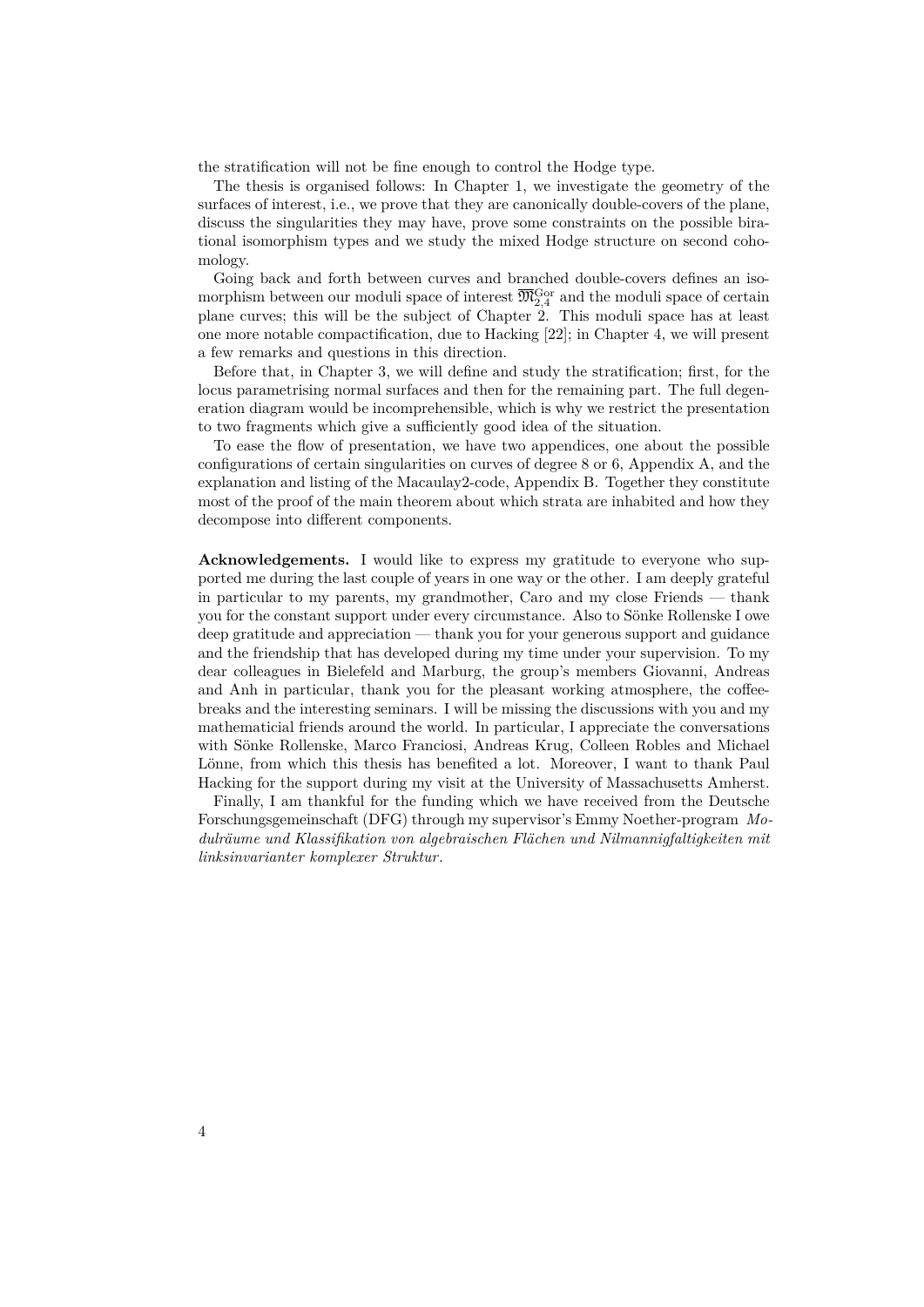the stratification will not be fine enough to control the Hodge type.

The thesis is organised follows: In Chapter 1, we investigate the geometry of the surfaces of interest, i.e., we prove that they are canonically double-covers of the plane, discuss the singularities they may have, prove some constraints on the possible birational isomorphism types and we study the mixed Hodge structure on second cohomology.

Going back and forth between curves and branched double-covers defines an isomorphism between our moduli space of interest $\overline{\mathfrak{M}}^{\mathrm{Gor}}_{2,4}$ and the moduli space of certain plane curves; this will be the subject of Chapter 2. This moduli space has at least one more notable compactification, due to Hacking [22]; in Chapter 4, we will present a few remarks and questions in this direction.

Before that, in Chapter 3, we will define and study the stratification; first, for the locus parametrising normal surfaces and then for the remaining part. The full degeneration diagram would be incomprehensible, which is why we restrict the presentation to two fragments which give a sufficiently good idea of the situation.

To ease the flow of presentation, we have two appendices, one about the possible configurations of certain singularities on curves of degree 8 or 6, Appendix A, and the explanation and listing of the Macaulay2-code, Appendix B. Together they constitute most of the proof of the main theorem about which strata are inhabited and how they decompose into different components.

**Acknowledgements.** I would like to express my gratitude to everyone who supported me during the last couple of years in one way or the other. I am deeply grateful in particular to my parents, my grandmother, Caro and my close Friends — thank you for the constant support under every circumstance. Also to Sönke Rollenske I owe deep gratitude and appreciation — thank you for your generous support and guidance and the friendship that has developed during my time under your supervision. To my dear colleagues in Bielefeld and Marburg, the group's members Giovanni, Andreas and Anh in particular, thank you for the pleasant working atmosphere, the coffee-breaks and the interesting seminars. I will be missing the discussions with you and my mathematicial friends around the world. In particular, I appreciate the conversations with Sönke Rollenske, Marco Franciosi, Andreas Krug, Colleen Robles and Michael Lönne, from which this thesis has benefited a lot. Moreover, I want to thank Paul Hacking for the support during my visit at the University of Massachusetts Amherst.

Finally, I am thankful for the funding which we have received from the Deutsche Forschungsgemeinschaft (DFG) through my supervisor's Emmy Noether-program *Moduläume und Klassifikation von algebraischen Flächen und Nilmannigfaltigkeiten mit linksinvarianter komplexer Struktur*.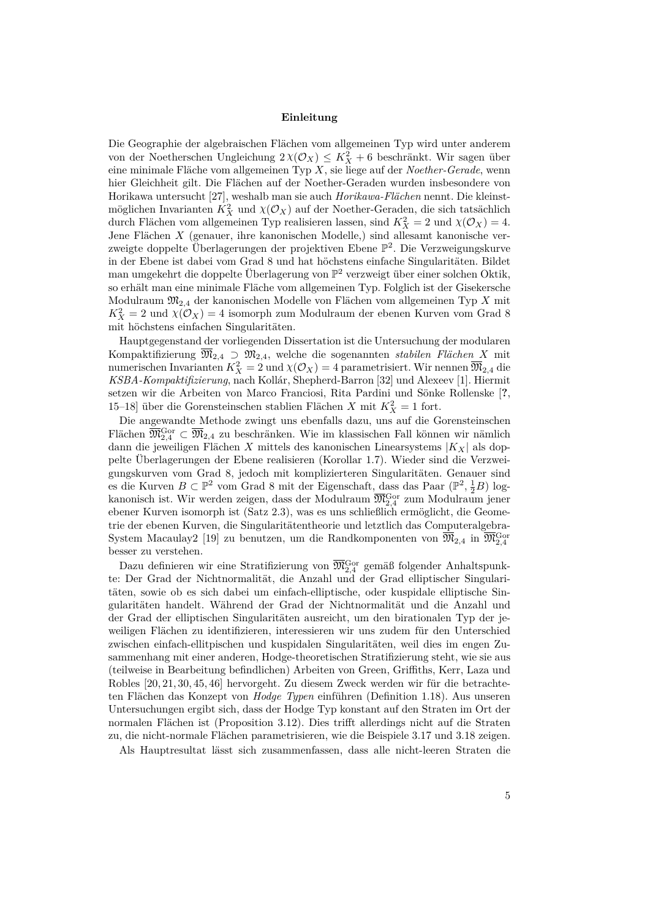### Einleitung

Die Geographie der algebraischen Flächen vom allgemeinen Typ wird unter anderem von der Noetherschen Ungleichung $2\chi(\mathcal{O}_X) \leq K_X^2 + 6$ beschränkt. Wir sagen über eine minimale Fläche vom allgemeinen Typ $X$, sie liege auf der *Noether-Gerade*, wenn hier Gleichheit gilt. Die Flächen auf der Noether-Geraden wurden insbesondere von Horikawa untersucht [27], weshalb man sie auch *Horikawa-Flächen* nennt. Die kleinstmöglichen Invarianten $K_X^2$ und $\chi(\mathcal{O}_X)$ auf der Noether-Geraden, die sich tatsächlich durch Flächen vom allgemeinen Typ realisieren lassen, sind $K_X^2 = 2$ und $\chi(\mathcal{O}_X) = 4$. Jene Flächen $X$ (genauer, ihre kanonischen Modelle,) sind allesamt kanonische verzweigte doppelte Überlagerungen der projektiven Ebene $\mathbb{P}^2$. Die Verzweigungskurve in der Ebene ist dabei vom Grad 8 und hat höchstens einfache Singularitäten. Bildet man umgekehrt die doppelte Überlagerung von $\mathbb{P}^2$ verzweigt über einer solchen Oktik, so erhält man eine minimale Fläche vom allgemeinen Typ. Folglich ist der Gisekersche Modulraum $\mathfrak{M}_{2,4}$ der kanonischen Modelle von Flächen vom allgemeinen Typ $X$ mit $K_X^2 = 2$ und $\chi(\mathcal{O}_X) = 4$ isomorph zum Modulraum der ebenen Kurven vom Grad 8 mit höchstens einfachen Singularitäten.

Hauptgegenstand der vorliegenden Dissertation ist die Untersuchung der modularen Kompaktifizierung $\overline{\mathfrak{M}}_{2,4} \supset \mathfrak{M}_{2,4}$, welche die sogenannten *stabilen Flächen* $X$ mit numerischen Invarianten $K_X^2 = 2$ und $\chi(\mathcal{O}_X) = 4$ parametrisiert. Wir nennen $\overline{\mathfrak{M}}_{2,4}$ die *KSBA-Kompaktifizierung*, nach Kollár, Shepherd-Barron [32] und Alexeev [1]. Hiermit setzen wir die Arbeiten von Marco Franciosi, Rita Pardini und Sönke Rollenske [?, 15–18] über die Gorensteinschen stablien Flächen $X$ mit $K_X^2 = 1$ fort.

Die angewandte Methode zwingt uns ebenfalls dazu, uns auf die Gorensteinschen Flächen $\overline{\mathfrak{M}}_{2,4}^{\mathrm{Gor}} \subset \overline{\mathfrak{M}}_{2,4}$ zu beschränken. Wie im klassischen Fall können wir nämlich dann die jeweiligen Flächen $X$ mittels des kanonischen Linearsystems $|K_X|$ als doppelte Überlagerungen der Ebene realisieren (Korollar 1.7). Wieder sind die Verzweigungskurven vom Grad 8, jedoch mit komplizierteren Singularitäten. Genauer sind es die Kurven $B \subset \mathbb{P}^2$ vom Grad 8 mit der Eigenschaft, dass das Paar $(\mathbb{P}^2, \frac{1}{2}B)$ log-kanonisch ist. Wir werden zeigen, dass der Modulraum $\overline{\mathfrak{M}}_{2,4}^{\mathrm{Gor}}$ zum Modulraum jener ebener Kurven isomorph ist (Satz 2.3), was es uns schließlich ermöglicht, die Geometrie der ebenen Kurven, die Singularitätentheorie und letztlich das Computeralgebra-System Macaulay2 [19] zu benutzen, um die Randkomponenten von $\overline{\mathfrak{M}}_{2,4}$ in $\overline{\mathfrak{M}}_{2,4}^{\mathrm{Gor}}$ besser zu verstehen.

Dazu definieren wir eine Stratifizierung von $\overline{\mathfrak{M}}_{2,4}^{\mathrm{Gor}}$ gemäß folgender Anhaltspunkte: Der Grad der Nichtnormalität, die Anzahl und der Grad elliptischer Singularitäten, sowie ob es sich dabei um einfach-elliptische, oder kuspidale elliptische Singularitäten handelt. Während der Grad der Nichtnormalität und die Anzahl und der Grad der elliptischen Singularitäten ausreicht, um den birationalen Typ der jeweiligen Flächen zu identifizieren, interessieren wir uns zudem für den Unterschied zwischen einfach-ellitpischen und kuspidalen Singularitäten, weil dies im engen Zusammenhang mit einer anderen, Hodge-theoretischen Stratifizierung steht, wie sie aus (teilweise in Bearbeitung befindlichen) Arbeiten von Green, Griffiths, Kerr, Laza und Robles [20, 21, 30, 45, 46] hervorgeht. Zu diesem Zweck werden wir für die betrachteten Flächen das Konzept von *Hodge Typen* einführen (Definition 1.18). Aus unseren Untersuchungen ergibt sich, dass der Hodge Typ konstant auf den Straten im Ort der normalen Flächen ist (Proposition 3.12). Dies trifft allerdings nicht auf die Straten zu, die nicht-normale Flächen parametrisieren, wie die Beispiele 3.17 und 3.18 zeigen.

Als Hauptresultat lässt sich zusammenfassen, dass alle nicht-leeren Straten die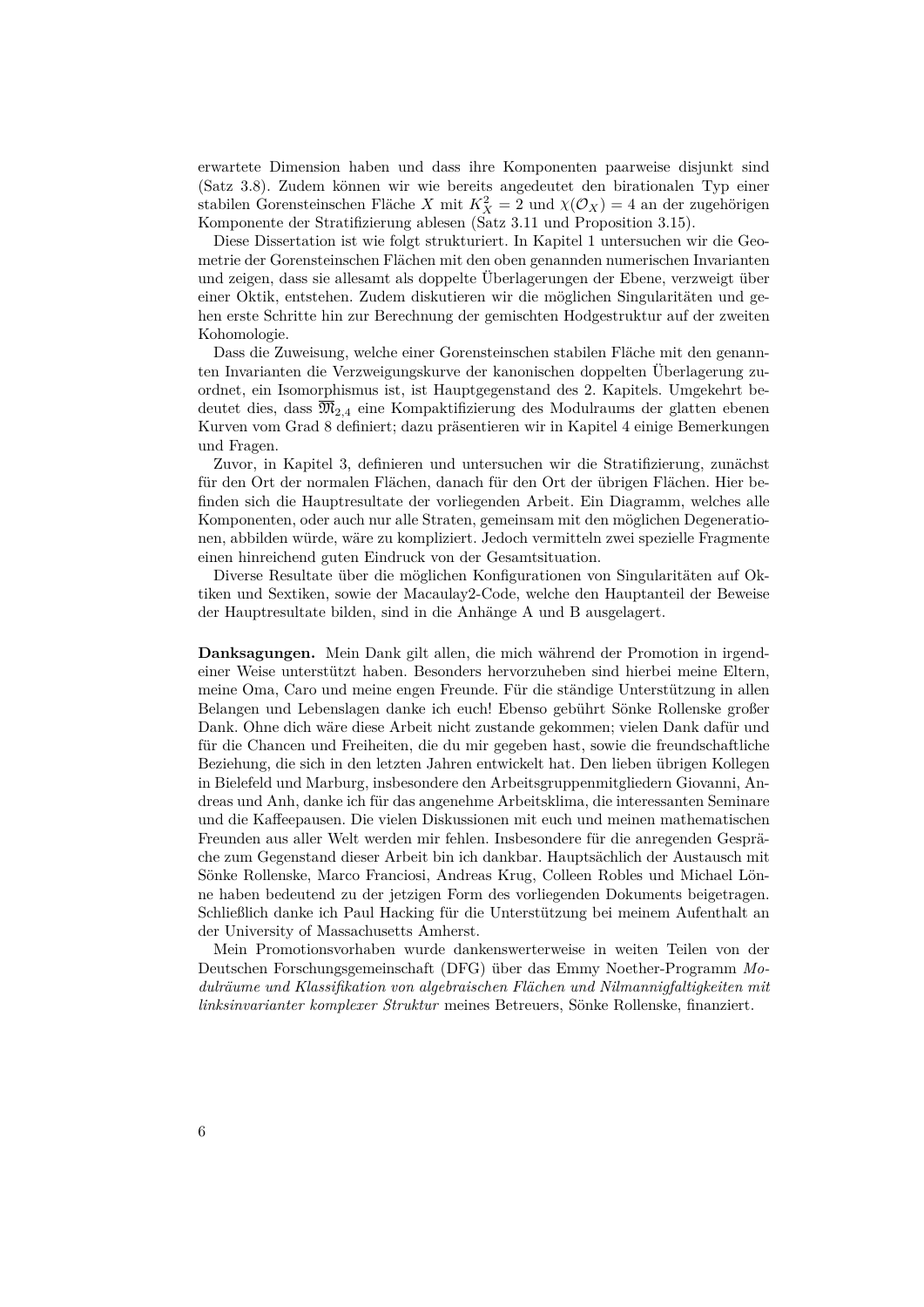erwartete Dimension haben und dass ihre Komponenten paarweise disjunkt sind (Satz 3.8). Zudem können wir wie bereits angedeutet den birationalen Typ einer stabilen Gorensteinschen Fläche $X$ mit $K_X^2 = 2$ und $\chi(\mathcal{O}_X) = 4$ an der zugehörigen Komponente der Stratifizierung ablesen (Satz 3.11 und Proposition 3.15).

Diese Dissertation ist wie folgt strukturiert. In Kapitel 1 untersuchen wir die Geometrie der Gorensteinschen Flächen mit den oben genannden numerischen Invarianten und zeigen, dass sie allesamt als doppelte Überlagerungen der Ebene, verzweigt über einer Oktik, entstehen. Zudem diskutieren wir die möglichen Singularitäten und gehen erste Schritte hin zur Berechnung der gemischten Hodgestruktur auf der zweiten Kohomologie.

Dass die Zuweisung, welche einer Gorensteinschen stabilen Fläche mit den genannten Invarianten die Verzweigungskurve der kanonischen doppelten Überlagerung zuordnet, ein Isomorphismus ist, ist Hauptgegenstand des 2. Kapitels. Umgekehrt bedeutet dies, dass $\overline{\mathfrak{M}}_{2,4}$ eine Kompaktifizierung des Modulraums der glatten ebenen Kurven vom Grad 8 definiert; dazu präsentieren wir in Kapitel 4 einige Bemerkungen und Fragen.

Zuvor, in Kapitel 3, definieren und untersuchen wir die Stratifizierung, zunächst für den Ort der normalen Flächen, danach für den Ort der übrigen Flächen. Hier befinden sich die Hauptresultate der vorliegenden Arbeit. Ein Diagramm, welches alle Komponenten, oder auch nur alle Straten, gemeinsam mit den möglichen Degenerationen, abbilden würde, wäre zu kompliziert. Jedoch vermitteln zwei spezielle Fragmente einen hinreichend guten Eindruck von der Gesamtsituation.

Diverse Resultate über die möglichen Konfigurationen von Singularitäten auf Oktiken und Sextiken, sowie der Macaulay2-Code, welche den Hauptanteil der Beweise der Hauptresultate bilden, sind in die Anhänge A und B ausgelagert.

**Danksagungen.** Mein Dank gilt allen, die mich während der Promotion in irgendeiner Weise unterstützt haben. Besonders hervorzuheben sind hierbei meine Eltern, meine Oma, Caro und meine engen Freunde. Für die ständige Unterstützung in allen Belangen und Lebenslagen danke ich euch! Ebenso gebührt Sönke Rollenske großer Dank. Ohne dich wäre diese Arbeit nicht zustande gekommen; vielen Dank dafür und für die Chancen und Freiheiten, die du mir gegeben hast, sowie die freundschaftliche Beziehung, die sich in den letzten Jahren entwickelt hat. Den lieben übrigen Kollegen in Bielefeld und Marburg, insbesondere den Arbeitsgruppenmitgliedern Giovanni, Andreas und Anh, danke ich für das angenehme Arbeitsklima, die interessanten Seminare und die Kaffeepausen. Die vielen Diskussionen mit euch und meinen mathematischen Freunden aus aller Welt werden mir fehlen. Insbesondere für die anregenden Gespräche zum Gegenstand dieser Arbeit bin ich dankbar. Hauptsächlich der Austausch mit Sönke Rollenske, Marco Franciosi, Andreas Krug, Colleen Robles und Michael Lönne haben bedeutend zu der jetzigen Form des vorliegenden Dokuments beigetragen. Schließlich danke ich Paul Hacking für die Unterstützung bei meinem Aufenthalt an der University of Massachusetts Amherst.

Mein Promotionsvorhaben wurde dankenswerterweise in weiten Teilen von der Deutschen Forschungsgemeinschaft (DFG) über das Emmy Noether-Programm *Modulräume und Klassifikation von algebraischen Flächen und Nilmannigfaltigkeiten mit linksinvarianter komplexer Struktur* meines Betreuers, Sönke Rollenske, finanziert.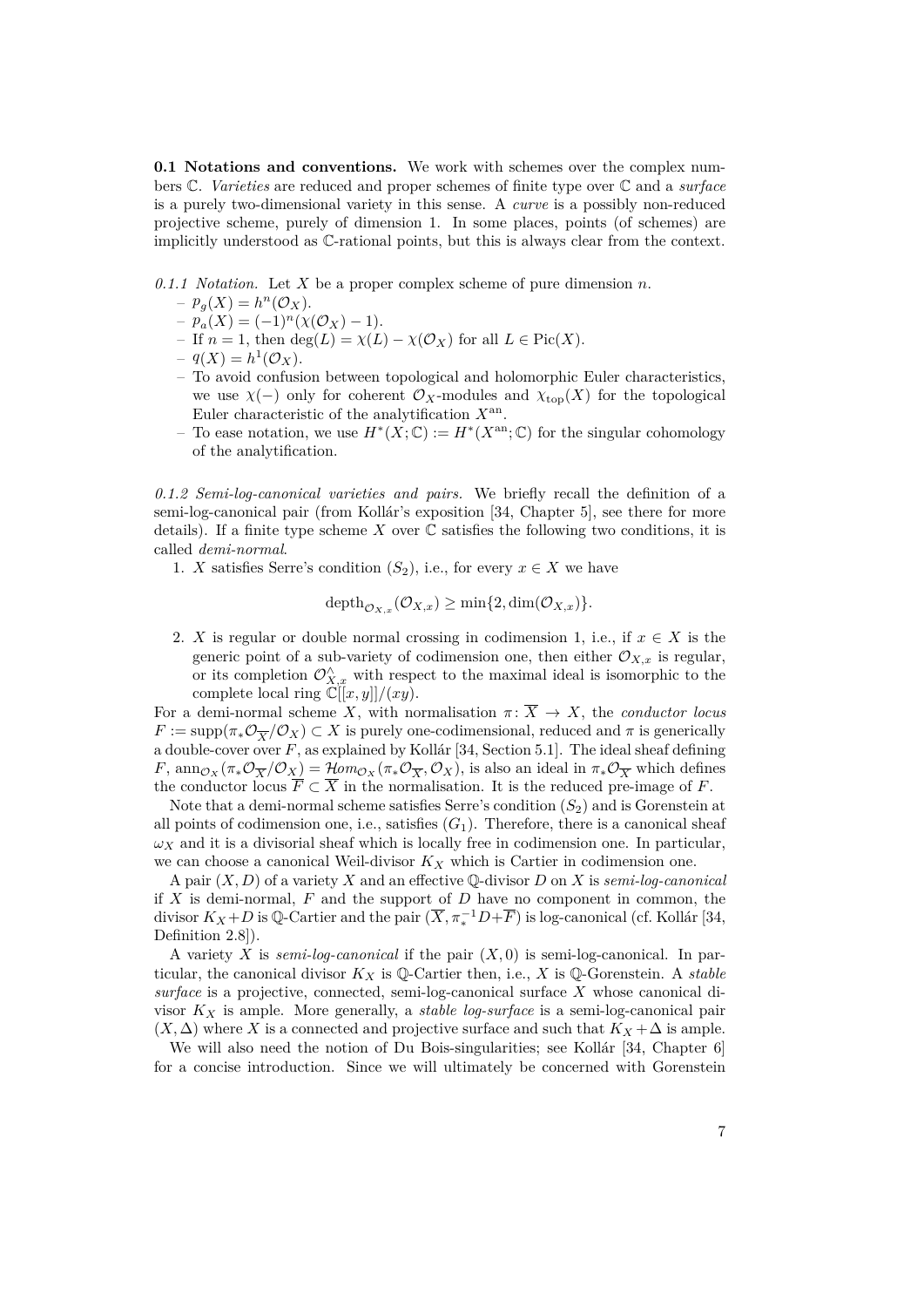**0.1 Notations and conventions.** We work with schemes over the complex numbers $\mathbb{C}$. *Varieties* are reduced and proper schemes of finite type over $\mathbb{C}$ and a *surface* is a purely two-dimensional variety in this sense. A *curve* is a possibly non-reduced projective scheme, purely of dimension 1. In some places, points (of schemes) are implicitly understood as $\mathbb{C}$-rational points, but this is always clear from the context.

*0.1.1 Notation.* Let $X$ be a proper complex scheme of pure dimension $n$.

- $p_g(X) = h^n(\mathcal{O}_X)$.
- $p_a(X) = (-1)^n(\chi(\mathcal{O}_X) - 1)$.
- If $n = 1$, then $\deg(L) = \chi(L) - \chi(\mathcal{O}_X)$ for all $L \in \operatorname{Pic}(X)$.
- $q(X) = h^1(\mathcal{O}_X)$.
- To avoid confusion between topological and holomorphic Euler characteristics, we use $\chi(-)$ only for coherent $\mathcal{O}_X$-modules and $\chi_{\mathrm{top}}(X)$ for the topological Euler characteristic of the analytification $X^{\mathrm{an}}$.
- To ease notation, we use $H^*(X;\mathbb{C}) := H^*(X^{\mathrm{an}};\mathbb{C})$ for the singular cohomology of the analytification.

*0.1.2 Semi-log-canonical varieties and pairs.* We briefly recall the definition of a semi-log-canonical pair (from Kollár's exposition [34, Chapter 5], see there for more details). If a finite type scheme $X$ over $\mathbb{C}$ satisfies the following two conditions, it is called *demi-normal*.

1. $X$ satisfies Serre's condition $(S_2)$, i.e., for every $x \in X$ we have
$$\operatorname{depth}_{\mathcal{O}_{X,x}}(\mathcal{O}_{X,x}) \geq \min\{2, \dim(\mathcal{O}_{X,x})\}.$$
2. $X$ is regular or double normal crossing in codimension 1, i.e., if $x \in X$ is the generic point of a sub-variety of codimension one, then either $\mathcal{O}_{X,x}$ is regular, or its completion $\mathcal{O}_{X,x}^{\wedge}$ with respect to the maximal ideal is isomorphic to the complete local ring $\mathbb{C}[[x,y]]/(xy)$.

For a demi-normal scheme $X$, with normalisation $\pi\colon \overline{X} \to X$, the *conductor locus* $F := \operatorname{supp}(\pi_*\mathcal{O}_{\overline{X}}/\mathcal{O}_X) \subset X$ is purely one-codimensional, reduced and $\pi$ is generically a double-cover over $F$, as explained by Kollár [34, Section 5.1]. The ideal sheaf defining $F$, $\operatorname{ann}_{\mathcal{O}_X}(\pi_*\mathcal{O}_{\overline{X}}/\mathcal{O}_X) = \mathcal{H}om_{\mathcal{O}_X}(\pi_*\mathcal{O}_{\overline{X}}, \mathcal{O}_X)$, is also an ideal in $\pi_*\mathcal{O}_{\overline{X}}$ which defines the conductor locus $\overline{F} \subset \overline{X}$ in the normalisation. It is the reduced pre-image of $F$.

Note that a demi-normal scheme satisfies Serre's condition $(S_2)$ and is Gorenstein at all points of codimension one, i.e., satisfies $(G_1)$. Therefore, there is a canonical sheaf $\omega_X$ and it is a divisorial sheaf which is locally free in codimension one. In particular, we can choose a canonical Weil-divisor $K_X$ which is Cartier in codimension one.

A pair $(X, D)$ of a variety $X$ and an effective $\mathbb{Q}$-divisor $D$ on $X$ is *semi-log-canonical* if $X$ is demi-normal, $F$ and the support of $D$ have no component in common, the divisor $K_X + D$ is $\mathbb{Q}$-Cartier and the pair $(\overline{X}, \pi_*^{-1}D + \overline{F})$ is log-canonical (cf. Kollár [34, Definition 2.8]).

A variety $X$ is *semi-log-canonical* if the pair $(X, 0)$ is semi-log-canonical. In particular, the canonical divisor $K_X$ is $\mathbb{Q}$-Cartier then, i.e., $X$ is $\mathbb{Q}$-Gorenstein. A *stable surface* is a projective, connected, semi-log-canonical surface $X$ whose canonical divisor $K_X$ is ample. More generally, a *stable log-surface* is a semi-log-canonical pair $(X, \Delta)$ where $X$ is a connected and projective surface and such that $K_X + \Delta$ is ample.

We will also need the notion of Du Bois-singularities; see Kollár [34, Chapter 6] for a concise introduction. Since we will ultimately be concerned with Gorenstein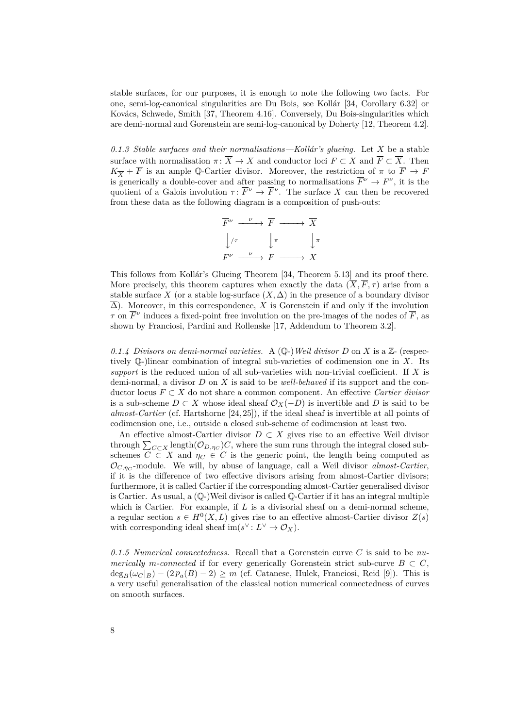stable surfaces, for our purposes, it is enough to note the following two facts. For one, semi-log-canonical singularities are Du Bois, see Kollár [34, Corollary 6.32] or Kovács, Schwede, Smith [37, Theorem 4.16]. Conversely, Du Bois-singularities which are demi-normal and Gorenstein are semi-log-canonical by Doherty [12, Theorem 4.2].

*0.1.3 Stable surfaces and their normalisations—Kollár's glueing.* Let $X$ be a stable surface with normalisation $\pi\colon \overline{X} \to X$ and conductor loci $F \subset X$ and $\overline{F} \subset \overline{X}$. Then $K_{\overline{X}} + \overline{F}$ is an ample $\mathbb{Q}$-Cartier divisor. Moreover, the restriction of $\pi$ to $\overline{F} \to F$ is generically a double-cover and after passing to normalisations $\overline{F}^\nu \to F^\nu$, it is the quotient of a Galois involution $\tau\colon \overline{F}^\nu \to \overline{F}^\nu$. The surface $X$ can then be recovered from these data as the following diagram is a composition of push-outs:

$$\begin{array}{ccccc}
\overline{F}^\nu & \xrightarrow{\nu} & \overline{F} & \longrightarrow & \overline{X} \\
\big\downarrow{\scriptstyle /\tau} & & \big\downarrow{\scriptstyle \pi} & & \big\downarrow{\scriptstyle \pi} \\
F^\nu & \xrightarrow{\nu} & F & \longrightarrow & X
\end{array}$$

This follows from Kollár's Glueing Theorem [34, Theorem 5.13] and its proof there. More precisely, this theorem captures when exactly the data $(\overline{X}, \overline{F}, \tau)$ arise from a stable surface $X$ (or a stable log-surface $(X, \Delta)$ in the presence of a boundary divisor $\overline{\Delta}$). Moreover, in this correspondence, $X$ is Gorenstein if and only if the involution $\tau$ on $\overline{F}^\nu$ induces a fixed-point free involution on the pre-images of the nodes of $\overline{F}$, as shown by Franciosi, Pardini and Rollenske [17, Addendum to Theorem 3.2].

*0.1.4 Divisors on demi-normal varieties.* A ($\mathbb{Q}$-)*Weil divisor* $D$ on $X$ is a $\mathbb{Z}$- (respectively $\mathbb{Q}$-)linear combination of integral sub-varieties of codimension one in $X$. Its *support* is the reduced union of all sub-varieties with non-trivial coefficient. If $X$ is demi-normal, a divisor $D$ on $X$ is said to be *well-behaved* if its support and the conductor locus $F \subset X$ do not share a common component. An effective *Cartier divisor* is a sub-scheme $D \subset X$ whose ideal sheaf $\mathcal{O}_X(-D)$ is invertible and $D$ is said to be *almost-Cartier* (cf. Hartshorne [24, 25]), if the ideal sheaf is invertible at all points of codimension one, i.e., outside a closed sub-scheme of codimension at least two.

An effective almost-Cartier divisor $D \subset X$ gives rise to an effective Weil divisor through $\sum_{C \subset X} \operatorname{length}(\mathcal{O}_{D,\eta_C})C$, where the sum runs through the integral closed sub-schemes $C \subset X$ and $\eta_C \in C$ is the generic point, the length being computed as $\mathcal{O}_{C,\eta_C}$-module. We will, by abuse of language, call a Weil divisor *almost-Cartier*, if it is the difference of two effective divisors arising from almost-Cartier divisors; furthermore, it is called Cartier if the corresponding almost-Cartier generalised divisor is Cartier. As usual, a ($\mathbb{Q}$-)Weil divisor is called $\mathbb{Q}$-Cartier if it has an integral multiple which is Cartier. For example, if $L$ is a divisorial sheaf on a demi-normal scheme, a regular section $s \in H^0(X, L)$ gives rise to an effective almost-Cartier divisor $Z(s)$ with corresponding ideal sheaf $\operatorname{im}(s^\vee\colon L^\vee \to \mathcal{O}_X)$.

*0.1.5 Numerical connectedness.* Recall that a Gorenstein curve $C$ is said to be *numerically $m$-connected* if for every generically Gorenstein strict sub-curve $B \subset C$, $\deg_B(\omega_C|_B) - (2\,p_a(B) - 2) \geq m$ (cf. Catanese, Hulek, Franciosi, Reid [9]). This is a very useful generalisation of the classical notion numerical connectedness of curves on smooth surfaces.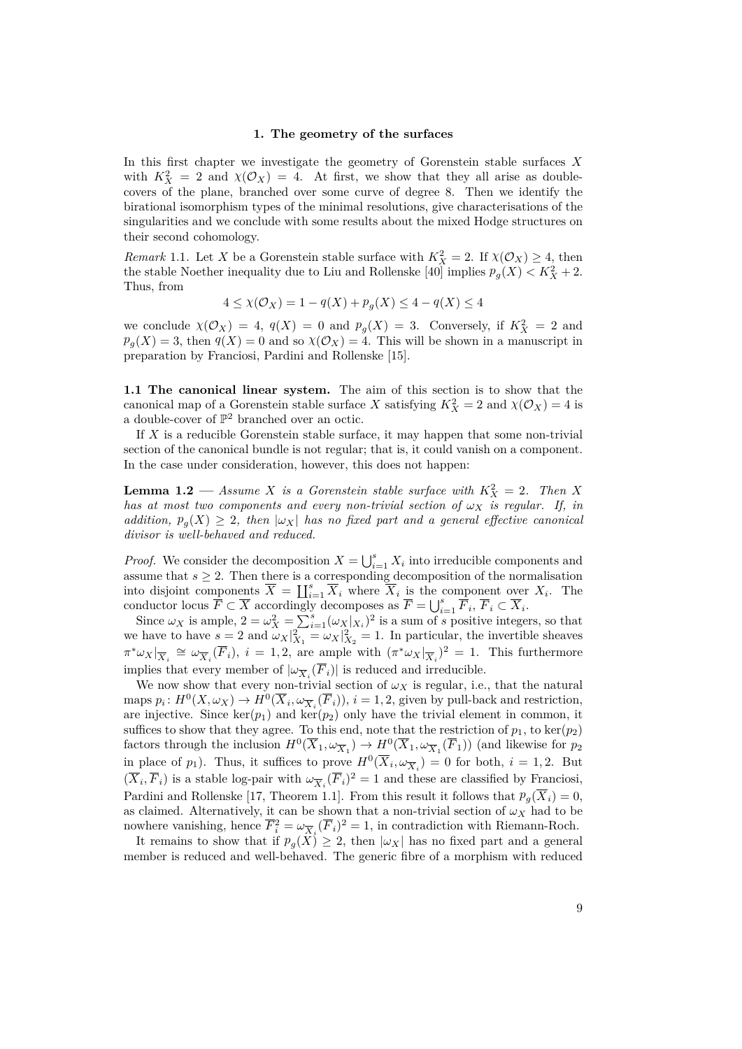## 1. The geometry of the surfaces

In this first chapter we investigate the geometry of Gorenstein stable surfaces $X$ with $K_X^2 = 2$ and $\chi(\mathcal{O}_X) = 4$. At first, we show that they all arise as double-covers of the plane, branched over some curve of degree 8. Then we identify the birational isomorphism types of the minimal resolutions, give characterisations of the singularities and we conclude with some results about the mixed Hodge structures on their second cohomology.

*Remark* 1.1. Let $X$ be a Gorenstein stable surface with $K_X^2 = 2$. If $\chi(\mathcal{O}_X) \geq 4$, then the stable Noether inequality due to Liu and Rollenske [40] implies $p_g(X) < K_X^2 + 2$. Thus, from

$$4 \leq \chi(\mathcal{O}_X) = 1 - q(X) + p_g(X) \leq 4 - q(X) \leq 4$$

we conclude $\chi(\mathcal{O}_X) = 4$, $q(X) = 0$ and $p_g(X) = 3$. Conversely, if $K_X^2 = 2$ and $p_g(X) = 3$, then $q(X) = 0$ and so $\chi(\mathcal{O}_X) = 4$. This will be shown in a manuscript in preparation by Franciosi, Pardini and Rollenske [15].

**1.1 The canonical linear system.** The aim of this section is to show that the canonical map of a Gorenstein stable surface $X$ satisfying $K_X^2 = 2$ and $\chi(\mathcal{O}_X) = 4$ is a double-cover of $\mathbb{P}^2$ branched over an octic.

If $X$ is a reducible Gorenstein stable surface, it may happen that some non-trivial section of the canonical bundle is not regular; that is, it could vanish on a component. In the case under consideration, however, this does not happen:

**Lemma 1.2** — *Assume $X$ is a Gorenstein stable surface with $K_X^2 = 2$. Then $X$ has at most two components and every non-trivial section of $\omega_X$ is regular. If, in addition, $p_g(X) \geq 2$, then $|\omega_X|$ has no fixed part and a general effective canonical divisor is well-behaved and reduced.*

*Proof.* We consider the decomposition $X = \bigcup_{i=1}^{s} X_i$ into irreducible components and assume that $s \geq 2$. Then there is a corresponding decomposition of the normalisation into disjoint components $\overline{X} = \coprod_{i=1}^{s} \overline{X}_i$ where $\overline{X}_i$ is the component over $X_i$. The conductor locus $\overline{F} \subset \overline{X}$ accordingly decomposes as $\overline{F} = \bigcup_{i=1}^{s} \overline{F}_i$, $\overline{F}_i \subset \overline{X}_i$.

Since $\omega_X$ is ample, $2 = \omega_X^2 = \sum_{i=1}^{s} (\omega_X|_{X_i})^2$ is a sum of $s$ positive integers, so that we have to have $s = 2$ and $\omega_X|_{X_1}^2 = \omega_X|_{X_2}^2 = 1$. In particular, the invertible sheaves $\pi^*\omega_X|_{\overline{X}_i} \cong \omega_{\overline{X}_i}(\overline{F}_i)$, $i = 1, 2$, are ample with $(\pi^*\omega_X|_{\overline{X}_i})^2 = 1$. This furthermore implies that every member of $|\omega_{\overline{X}_i}(\overline{F}_i)|$ is reduced and irreducible.

We now show that every non-trivial section of $\omega_X$ is regular, i.e., that the natural maps $p_i \colon H^0(X, \omega_X) \to H^0(\overline{X}_i, \omega_{\overline{X}_i}(\overline{F}_i))$, $i = 1, 2$, given by pull-back and restriction, are injective. Since $\ker(p_1)$ and $\ker(p_2)$ only have the trivial element in common, it suffices to show that they agree. To this end, note that the restriction of $p_1$, to $\ker(p_2)$ factors through the inclusion $H^0(\overline{X}_1, \omega_{\overline{X}_1}) \to H^0(\overline{X}_1, \omega_{\overline{X}_1}(\overline{F}_1))$ (and likewise for $p_2$ in place of $p_1$). Thus, it suffices to prove $H^0(\overline{X}_i, \omega_{\overline{X}_i}) = 0$ for both, $i = 1, 2$. But $(\overline{X}_i, \overline{F}_i)$ is a stable log-pair with $\omega_{\overline{X}_i}(\overline{F}_i)^2 = 1$ and these are classified by Franciosi, Pardini and Rollenske [17, Theorem 1.1]. From this result it follows that $p_g(\overline{X}_i) = 0$, as claimed. Alternatively, it can be shown that a non-trivial section of $\omega_X$ had to be nowhere vanishing, hence $\overline{F}_i^2 = \omega_{\overline{X}_i}(\overline{F}_i)^2 = 1$, in contradiction with Riemann-Roch.

It remains to show that if $p_g(X) \geq 2$, then $|\omega_X|$ has no fixed part and a general member is reduced and well-behaved. The generic fibre of a morphism with reduced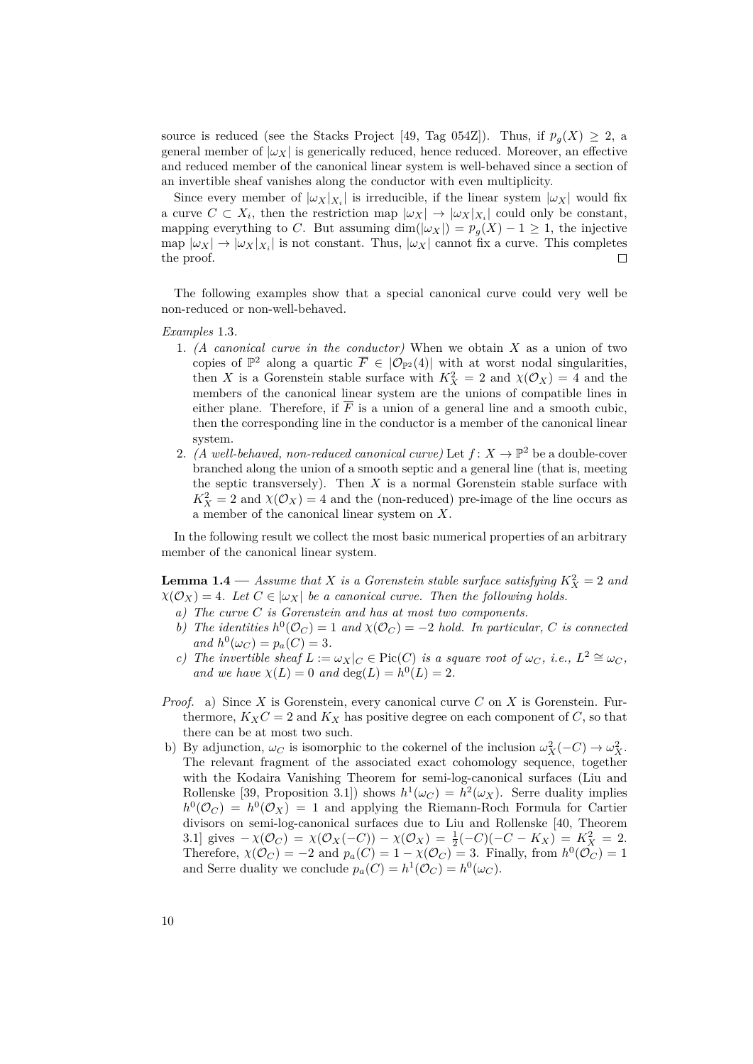source is reduced (see the Stacks Project [49, Tag 054Z]). Thus, if $p_g(X) \geq 2$, a general member of $|\omega_X|$ is generically reduced, hence reduced. Moreover, an effective and reduced member of the canonical linear system is well-behaved since a section of an invertible sheaf vanishes along the conductor with even multiplicity.

Since every member of $|\omega_X|_{X_i}|$ is irreducible, if the linear system $|\omega_X|$ would fix a curve $C \subset X_i$, then the restriction map $|\omega_X| \to |\omega_X|_{X_i}|$ could only be constant, mapping everything to $C$. But assuming $\dim(|\omega_X|) = p_g(X) - 1 \geq 1$, the injective map $|\omega_X| \to |\omega_X|_{X_i}|$ is not constant. Thus, $|\omega_X|$ cannot fix a curve. This completes the proof. □

The following examples show that a special canonical curve could very well be non-reduced or non-well-behaved.

*Examples* 1.3.

1. *(A canonical curve in the conductor)* When we obtain $X$ as a union of two copies of $\mathbb{P}^2$ along a quartic $\overline{F} \in |\mathcal{O}_{\mathbb{P}^2}(4)|$ with at worst nodal singularities, then $X$ is a Gorenstein stable surface with $K_X^2 = 2$ and $\chi(\mathcal{O}_X) = 4$ and the members of the canonical linear system are the unions of compatible lines in either plane. Therefore, if $\overline{F}$ is a union of a general line and a smooth cubic, then the corresponding line in the conductor is a member of the canonical linear system.
2. *(A well-behaved, non-reduced canonical curve)* Let $f\colon X \to \mathbb{P}^2$ be a double-cover branched along the union of a smooth septic and a general line (that is, meeting the septic transversely). Then $X$ is a normal Gorenstein stable surface with $K_X^2 = 2$ and $\chi(\mathcal{O}_X) = 4$ and the (non-reduced) pre-image of the line occurs as a member of the canonical linear system on $X$.

In the following result we collect the most basic numerical properties of an arbitrary member of the canonical linear system.

**Lemma 1.4** — *Assume that $X$ is a Gorenstein stable surface satisfying $K_X^2 = 2$ and $\chi(\mathcal{O}_X) = 4$. Let $C \in |\omega_X|$ be a canonical curve. Then the following holds.*

*a) The curve $C$ is Gorenstein and has at most two components.*

*b) The identities $h^0(\mathcal{O}_C) = 1$ and $\chi(\mathcal{O}_C) = -2$ hold. In particular, $C$ is connected and $h^0(\omega_C) = p_a(C) = 3$.*

*c) The invertible sheaf $L := \omega_X|_C \in \mathrm{Pic}(C)$ is a square root of $\omega_C$, i.e., $L^2 \cong \omega_C$, and we have $\chi(L) = 0$ and $\deg(L) = h^0(L) = 2$.*

*Proof.* a) Since $X$ is Gorenstein, every canonical curve $C$ on $X$ is Gorenstein. Furthermore, $K_X C = 2$ and $K_X$ has positive degree on each component of $C$, so that there can be at most two such.

b) By adjunction, $\omega_C$ is isomorphic to the cokernel of the inclusion $\omega_X^2(-C) \to \omega_X^2$. The relevant fragment of the associated exact cohomology sequence, together with the Kodaira Vanishing Theorem for semi-log-canonical surfaces (Liu and Rollenske [39, Proposition 3.1]) shows $h^1(\omega_C) = h^2(\omega_X)$. Serre duality implies $h^0(\mathcal{O}_C) = h^0(\mathcal{O}_X) = 1$ and applying the Riemann-Roch Formula for Cartier divisors on semi-log-canonical surfaces due to Liu and Rollenske [40, Theorem 3.1] gives $-\chi(\mathcal{O}_C) = \chi(\mathcal{O}_X(-C)) - \chi(\mathcal{O}_X) = \frac{1}{2}(-C)(-C-K_X) = K_X^2 = 2$. Therefore, $\chi(\mathcal{O}_C) = -2$ and $p_a(C) = 1 - \chi(\mathcal{O}_C) = 3$. Finally, from $h^0(\mathcal{O}_C) = 1$ and Serre duality we conclude $p_a(C) = h^1(\mathcal{O}_C) = h^0(\omega_C)$.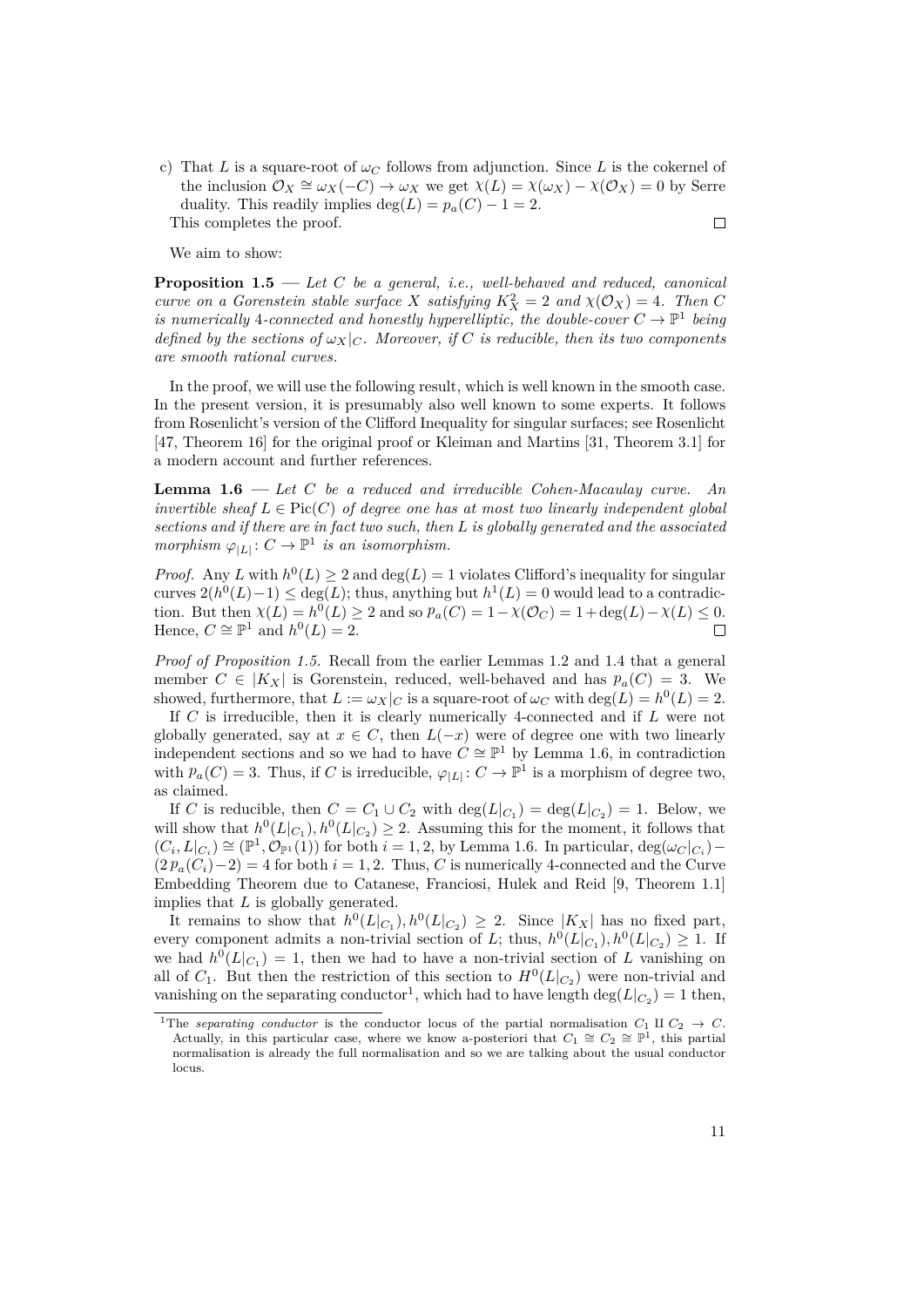c) That $L$ is a square-root of $\omega_C$ follows from adjunction. Since $L$ is the cokernel of the inclusion $\mathcal{O}_X \cong \omega_X(-C) \to \omega_X$ we get $\chi(L) = \chi(\omega_X) - \chi(\mathcal{O}_X) = 0$ by Serre duality. This readily implies $\deg(L) = p_a(C) - 1 = 2$.

This completes the proof. ∎

We aim to show:

**Proposition 1.5** — *Let $C$ be a general, i.e., well-behaved and reduced, canonical curve on a Gorenstein stable surface $X$ satisfying $K_X^2 = 2$ and $\chi(\mathcal{O}_X) = 4$. Then $C$ is numerically 4-connected and honestly hyperelliptic, the double-cover $C \to \mathbb{P}^1$ being defined by the sections of $\omega_X|_C$. Moreover, if $C$ is reducible, then its two components are smooth rational curves.*

In the proof, we will use the following result, which is well known in the smooth case. In the present version, it is presumably also well known to some experts. It follows from Rosenlicht's version of the Clifford Inequality for singular surfaces; see Rosenlicht [47, Theorem 16] for the original proof or Kleiman and Martins [31, Theorem 3.1] for a modern account and further references.

**Lemma 1.6** — *Let $C$ be a reduced and irreducible Cohen-Macaulay curve. An invertible sheaf $L \in \operatorname{Pic}(C)$ of degree one has at most two linearly independent global sections and if there are in fact two such, then $L$ is globally generated and the associated morphism $\varphi_{|L|}\colon C \to \mathbb{P}^1$ is an isomorphism.*

*Proof.* Any $L$ with $h^0(L) \geq 2$ and $\deg(L) = 1$ violates Clifford's inequality for singular curves $2(h^0(L)-1) \leq \deg(L)$; thus, anything but $h^1(L) = 0$ would lead to a contradiction. But then $\chi(L) = h^0(L) \geq 2$ and so $p_a(C) = 1 - \chi(\mathcal{O}_C) = 1 + \deg(L) - \chi(L) \leq 0$. Hence, $C \cong \mathbb{P}^1$ and $h^0(L) = 2$. ∎

*Proof of Proposition 1.5.* Recall from the earlier Lemmas 1.2 and 1.4 that a general member $C \in |K_X|$ is Gorenstein, reduced, well-behaved and has $p_a(C) = 3$. We showed, furthermore, that $L := \omega_X|_C$ is a square-root of $\omega_C$ with $\deg(L) = h^0(L) = 2$.

If $C$ is irreducible, then it is clearly numerically 4-connected and if $L$ were not globally generated, say at $x \in C$, then $L(-x)$ were of degree one with two linearly independent sections and so we had to have $C \cong \mathbb{P}^1$ by Lemma 1.6, in contradiction with $p_a(C) = 3$. Thus, if $C$ is irreducible, $\varphi_{|L|}\colon C \to \mathbb{P}^1$ is a morphism of degree two, as claimed.

If $C$ is reducible, then $C = C_1 \cup C_2$ with $\deg(L|_{C_1}) = \deg(L|_{C_2}) = 1$. Below, we will show that $h^0(L|_{C_1}), h^0(L|_{C_2}) \geq 2$. Assuming this for the moment, it follows that $(C_i, L|_{C_i}) \cong (\mathbb{P}^1, \mathcal{O}_{\mathbb{P}^1}(1))$ for both $i = 1, 2$, by Lemma 1.6. In particular, $\deg(\omega_C|_{C_i}) - (2\,p_a(C_i) - 2) = 4$ for both $i = 1, 2$. Thus, $C$ is numerically 4-connected and the Curve Embedding Theorem due to Catanese, Franciosi, Hulek and Reid [9, Theorem 1.1] implies that $L$ is globally generated.

It remains to show that $h^0(L|_{C_1}), h^0(L|_{C_2}) \geq 2$. Since $|K_X|$ has no fixed part, every component admits a non-trivial section of $L$; thus, $h^0(L|_{C_1}), h^0(L|_{C_2}) \geq 1$. If we had $h^0(L|_{C_1}) = 1$, then we had to have a non-trivial section of $L$ vanishing on all of $C_1$. But then the restriction of this section to $H^0(L|_{C_2})$ were non-trivial and vanishing on the separating conductor[1], which had to have length $\deg(L|_{C_2}) = 1$ then,

[1] The *separating conductor* is the conductor locus of the partial normalisation $C_1 \amalg C_2 \to C$. Actually, in this particular case, where we know a-posteriori that $C_1 \cong C_2 \cong \mathbb{P}^1$, this partial normalisation is already the full normalisation and so we are talking about the usual conductor locus.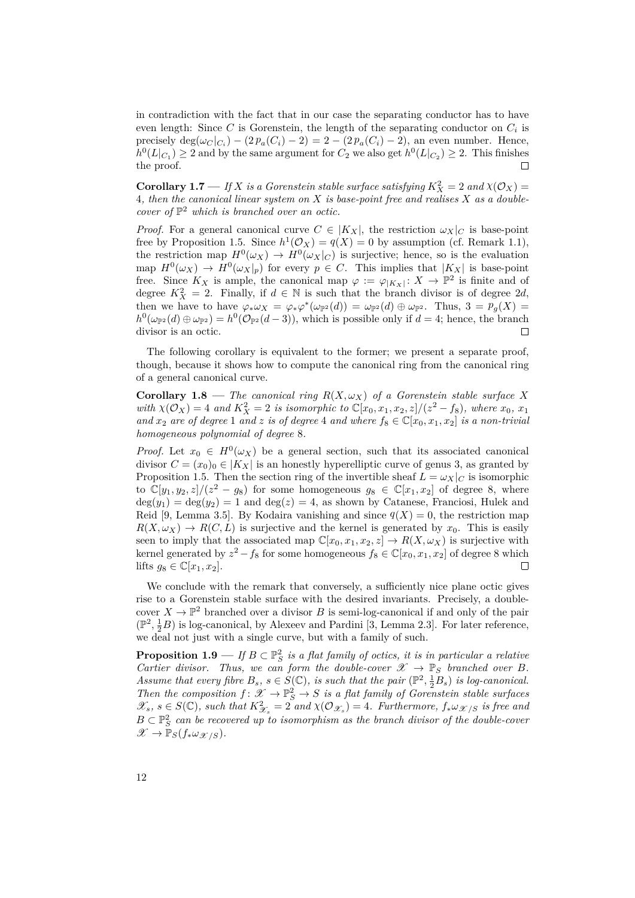in contradiction with the fact that in our case the separating conductor has to have even length: Since $C$ is Gorenstein, the length of the separating conductor on $C_i$ is precisely $\deg(\omega_C|_{C_i}) - (2\,p_a(C_i) - 2) = 2 - (2\,p_a(C_i) - 2)$, an even number. Hence, $h^0(L|_{C_1}) \geq 2$ and by the same argument for $C_2$ we also get $h^0(L|_{C_2}) \geq 2$. This finishes the proof. □

**Corollary 1.7** — *If $X$ is a Gorenstein stable surface satisfying $K_X^2 = 2$ and $\chi(\mathcal{O}_X) = 4$, then the canonical linear system on $X$ is base-point free and realises $X$ as a double-cover of $\mathbb{P}^2$ which is branched over an octic.*

*Proof.* For a general canonical curve $C \in |K_X|$, the restriction $\omega_X|_C$ is base-point free by Proposition 1.5. Since $h^1(\mathcal{O}_X) = q(X) = 0$ by assumption (cf. Remark 1.1), the restriction map $H^0(\omega_X) \to H^0(\omega_X|_C)$ is surjective; hence, so is the evaluation map $H^0(\omega_X) \to H^0(\omega_X|_p)$ for every $p \in C$. This implies that $|K_X|$ is base-point free. Since $K_X$ is ample, the canonical map $\varphi := \varphi_{|K_X|}\colon X \to \mathbb{P}^2$ is finite and of degree $K_X^2 = 2$. Finally, if $d \in \mathbb{N}$ is such that the branch divisor is of degree $2d$, then we have to have $\varphi_*\omega_X = \varphi_*\varphi^*(\omega_{\mathbb{P}^2}(d)) = \omega_{\mathbb{P}^2}(d) \oplus \omega_{\mathbb{P}^2}$. Thus, $3 = p_g(X) = h^0(\omega_{\mathbb{P}^2}(d) \oplus \omega_{\mathbb{P}^2}) = h^0(\mathcal{O}_{\mathbb{P}^2}(d-3))$, which is possible only if $d = 4$; hence, the branch divisor is an octic. □

The following corollary is equivalent to the former; we present a separate proof, though, because it shows how to compute the canonical ring from the canonical ring of a general canonical curve.

**Corollary 1.8** — *The canonical ring $R(X, \omega_X)$ of a Gorenstein stable surface $X$ with $\chi(\mathcal{O}_X) = 4$ and $K_X^2 = 2$ is isomorphic to $\mathbb{C}[x_0, x_1, x_2, z]/(z^2 - f_8)$, where $x_0$, $x_1$ and $x_2$ are of degree 1 and $z$ is of degree 4 and where $f_8 \in \mathbb{C}[x_0, x_1, x_2]$ is a non-trivial homogeneous polynomial of degree 8.*

*Proof.* Let $x_0 \in H^0(\omega_X)$ be a general section, such that its associated canonical divisor $C = (x_0)_0 \in |K_X|$ is an honestly hyperelliptic curve of genus 3, as granted by Proposition 1.5. Then the section ring of the invertible sheaf $L = \omega_X|_C$ is isomorphic to $\mathbb{C}[y_1, y_2, z]/(z^2 - g_8)$ for some homogeneous $g_8 \in \mathbb{C}[x_1, x_2]$ of degree 8, where $\deg(y_1) = \deg(y_2) = 1$ and $\deg(z) = 4$, as shown by Catanese, Franciosi, Hulek and Reid [9, Lemma 3.5]. By Kodaira vanishing and since $q(X) = 0$, the restriction map $R(X, \omega_X) \to R(C, L)$ is surjective and the kernel is generated by $x_0$. This is easily seen to imply that the associated map $\mathbb{C}[x_0, x_1, x_2, z] \to R(X, \omega_X)$ is surjective with kernel generated by $z^2 - f_8$ for some homogeneous $f_8 \in \mathbb{C}[x_0, x_1, x_2]$ of degree 8 which lifts $g_8 \in \mathbb{C}[x_1, x_2]$. □

We conclude with the remark that conversely, a sufficiently nice plane octic gives rise to a Gorenstein stable surface with the desired invariants. Precisely, a double-cover $X \to \mathbb{P}^2$ branched over a divisor $B$ is semi-log-canonical if and only of the pair $(\mathbb{P}^2, \frac{1}{2}B)$ is log-canonical, by Alexeev and Pardini [3, Lemma 2.3]. For later reference, we deal not just with a single curve, but with a family of such.

**Proposition 1.9** — *If $B \subset \mathbb{P}^2_S$ is a flat family of octics, it is in particular a relative Cartier divisor. Thus, we can form the double-cover $\mathscr{X} \to \mathbb{P}_S$ branched over $B$. Assume that every fibre $B_s$, $s \in S(\mathbb{C})$, is such that the pair $(\mathbb{P}^2, \frac{1}{2}B_s)$ is log-canonical. Then the composition $f\colon \mathscr{X} \to \mathbb{P}^2_S \to S$ is a flat family of Gorenstein stable surfaces $\mathscr{X}_s$, $s \in S(\mathbb{C})$, such that $K^2_{\mathscr{X}_s} = 2$ and $\chi(\mathcal{O}_{\mathscr{X}_s}) = 4$. Furthermore, $f_*\omega_{\mathscr{X}/S}$ is free and $B \subset \mathbb{P}^2_S$ can be recovered up to isomorphism as the branch divisor of the double-cover $\mathscr{X} \to \mathbb{P}_S(f_*\omega_{\mathscr{X}/S})$.*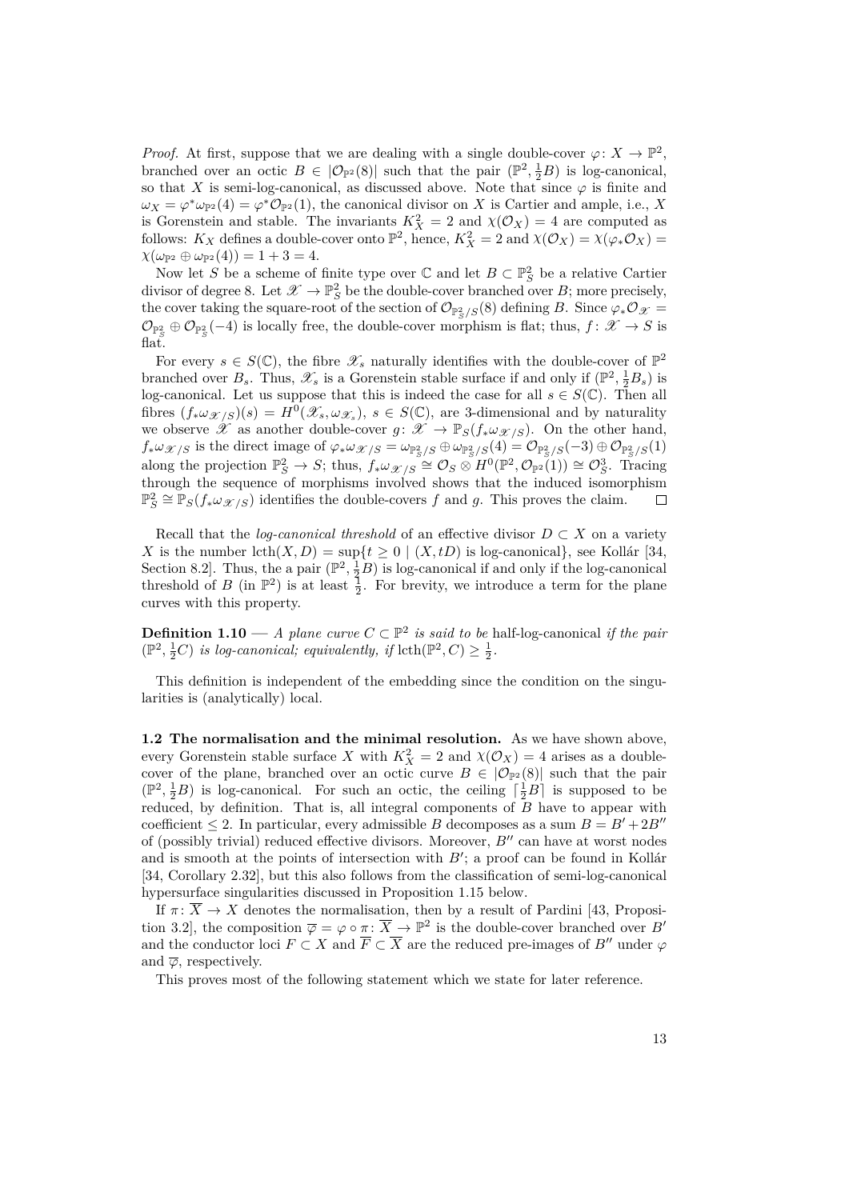*Proof.* At first, suppose that we are dealing with a single double-cover $\varphi\colon X \to \mathbb{P}^2$, branched over an octic $B \in |\mathcal{O}_{\mathbb{P}^2}(8)|$ such that the pair $(\mathbb{P}^2, \frac{1}{2}B)$ is log-canonical, so that $X$ is semi-log-canonical, as discussed above. Note that since $\varphi$ is finite and $\omega_X = \varphi^*\omega_{\mathbb{P}^2}(4) = \varphi^*\mathcal{O}_{\mathbb{P}^2}(1)$, the canonical divisor on $X$ is Cartier and ample, i.e., $X$ is Gorenstein and stable. The invariants $K_X^2 = 2$ and $\chi(\mathcal{O}_X) = 4$ are computed as follows: $K_X$ defines a double-cover onto $\mathbb{P}^2$, hence, $K_X^2 = 2$ and $\chi(\mathcal{O}_X) = \chi(\varphi_*\mathcal{O}_X) = \chi(\omega_{\mathbb{P}^2} \oplus \omega_{\mathbb{P}^2}(4)) = 1 + 3 = 4$.

Now let $S$ be a scheme of finite type over $\mathbb{C}$ and let $B \subset \mathbb{P}^2_S$ be a relative Cartier divisor of degree 8. Let $\mathscr{X} \to \mathbb{P}^2_S$ be the double-cover branched over $B$; more precisely, the cover taking the square-root of the section of $\mathcal{O}_{\mathbb{P}^2_S/S}(8)$ defining $B$. Since $\varphi_*\mathcal{O}_{\mathscr{X}} = \mathcal{O}_{\mathbb{P}^2_S} \oplus \mathcal{O}_{\mathbb{P}^2_S}(-4)$ is locally free, the double-cover morphism is flat; thus, $f\colon \mathscr{X} \to S$ is flat.

For every $s \in S(\mathbb{C})$, the fibre $\mathscr{X}_s$ naturally identifies with the double-cover of $\mathbb{P}^2$ branched over $B_s$. Thus, $\mathscr{X}_s$ is a Gorenstein stable surface if and only if $(\mathbb{P}^2, \frac{1}{2}B_s)$ is log-canonical. Let us suppose that this is indeed the case for all $s \in S(\mathbb{C})$. Then all fibres $(f_*\omega_{\mathscr{X}/S})(s) = H^0(\mathscr{X}_s, \omega_{\mathscr{X}_s})$, $s \in S(\mathbb{C})$, are 3-dimensional and by naturality we observe $\mathscr{X}$ as another double-cover $g\colon \mathscr{X} \to \mathbb{P}_S(f_*\omega_{\mathscr{X}/S})$. On the other hand, $f_*\omega_{\mathscr{X}/S}$ is the direct image of $\varphi_*\omega_{\mathscr{X}/S} = \omega_{\mathbb{P}^2_S/S} \oplus \omega_{\mathbb{P}^2_S/S}(4) = \mathcal{O}_{\mathbb{P}^2_S/S}(-3) \oplus \mathcal{O}_{\mathbb{P}^2_S/S}(1)$ along the projection $\mathbb{P}^2_S \to S$; thus, $f_*\omega_{\mathscr{X}/S} \cong \mathcal{O}_S \otimes H^0(\mathbb{P}^2, \mathcal{O}_{\mathbb{P}^2}(1)) \cong \mathcal{O}_S^3$. Tracing through the sequence of morphisms involved shows that the induced isomorphism $\mathbb{P}^2_S \cong \mathbb{P}_S(f_*\omega_{\mathscr{X}/S})$ identifies the double-covers $f$ and $g$. This proves the claim. $\square$

Recall that the *log-canonical threshold* of an effective divisor $D \subset X$ on a variety $X$ is the number $\operatorname{lcth}(X, D) = \sup\{t \geq 0 \mid (X, tD) \text{ is log-canonical}\}$, see Kollár [34, Section 8.2]. Thus, the a pair $(\mathbb{P}^2, \frac{1}{2}B)$ is log-canonical if and only if the log-canonical threshold of $B$ (in $\mathbb{P}^2$) is at least $\frac{1}{2}$. For brevity, we introduce a term for the plane curves with this property.

**Definition 1.10** — *A plane curve $C \subset \mathbb{P}^2$ is said to be* half-log-canonical *if the pair $(\mathbb{P}^2, \frac{1}{2}C)$ is log-canonical; equivalently, if $\operatorname{lcth}(\mathbb{P}^2, C) \geq \frac{1}{2}$.*

This definition is independent of the embedding since the condition on the singularities is (analytically) local.

**1.2 The normalisation and the minimal resolution.** As we have shown above, every Gorenstein stable surface $X$ with $K_X^2 = 2$ and $\chi(\mathcal{O}_X) = 4$ arises as a double-cover of the plane, branched over an octic curve $B \in |\mathcal{O}_{\mathbb{P}^2}(8)|$ such that the pair $(\mathbb{P}^2, \frac{1}{2}B)$ is log-canonical. For such an octic, the ceiling $\lceil \frac{1}{2}B \rceil$ is supposed to be reduced, by definition. That is, all integral components of $B$ have to appear with coefficient $\leq 2$. In particular, every admissible $B$ decomposes as a sum $B = B' + 2B''$ of (possibly trivial) reduced effective divisors. Moreover, $B''$ can have at worst nodes and is smooth at the points of intersection with $B'$; a proof can be found in Kollár [34, Corollary 2.32], but this also follows from the classification of semi-log-canonical hypersurface singularities discussed in Proposition 1.15 below.

If $\pi\colon \overline{X} \to X$ denotes the normalisation, then by a result of Pardini [43, Proposition 3.2], the composition $\overline{\varphi} = \varphi \circ \pi\colon \overline{X} \to \mathbb{P}^2$ is the double-cover branched over $B'$ and the conductor loci $F \subset X$ and $\overline{F} \subset \overline{X}$ are the reduced pre-images of $B''$ under $\varphi$ and $\overline{\varphi}$, respectively.

This proves most of the following statement which we state for later reference.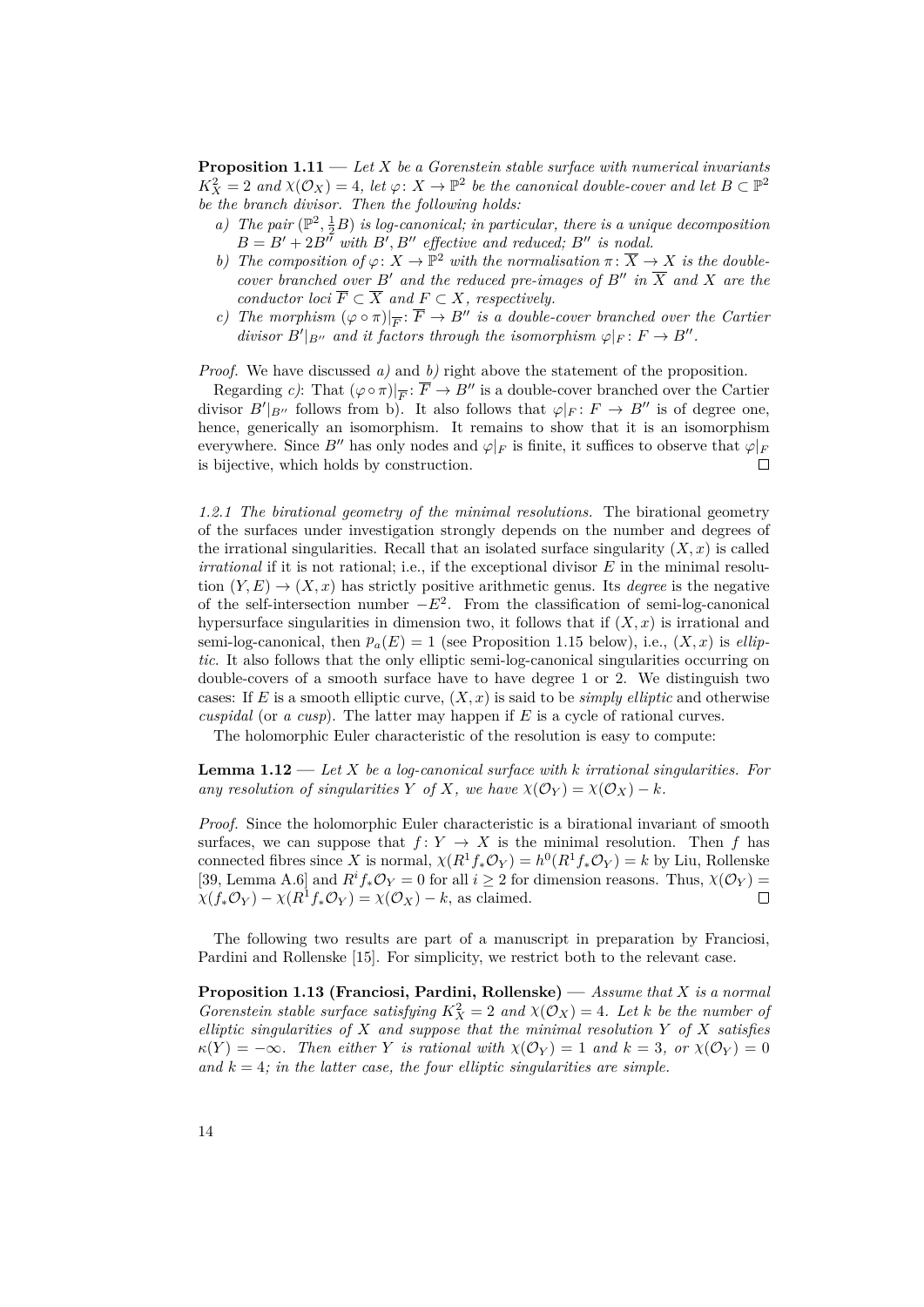**Proposition 1.11** — *Let $X$ be a Gorenstein stable surface with numerical invariants $K_X^2 = 2$ and $\chi(\mathcal{O}_X) = 4$, let $\varphi\colon X \to \mathbb{P}^2$ be the canonical double-cover and let $B \subset \mathbb{P}^2$ be the branch divisor. Then the following holds:*

*a) The pair $(\mathbb{P}^2, \frac{1}{2}B)$ is log-canonical; in particular, there is a unique decomposition $B = B' + 2B''$ with $B', B''$ effective and reduced; $B''$ is nodal.*

*b) The composition of $\varphi\colon X \to \mathbb{P}^2$ with the normalisation $\pi\colon \overline{X} \to X$ is the double-cover branched over $B'$ and the reduced pre-images of $B''$ in $\overline{X}$ and $X$ are the conductor loci $\overline{F} \subset \overline{X}$ and $F \subset X$, respectively.*

*c) The morphism $(\varphi \circ \pi)|_{\overline{F}}\colon \overline{F} \to B''$ is a double-cover branched over the Cartier divisor $B'|_{B''}$ and it factors through the isomorphism $\varphi|_F\colon F \to B''$.*

*Proof.* We have discussed *a)* and *b)* right above the statement of the proposition.

Regarding *c)*: That $(\varphi \circ \pi)|_{\overline{F}}\colon \overline{F} \to B''$ is a double-cover branched over the Cartier divisor $B'|_{B''}$ follows from b). It also follows that $\varphi|_F\colon F \to B''$ is of degree one, hence, generically an isomorphism. It remains to show that it is an isomorphism everywhere. Since $B''$ has only nodes and $\varphi|_F$ is finite, it suffices to observe that $\varphi|_F$ is bijective, which holds by construction. □

*1.2.1 The birational geometry of the minimal resolutions.* The birational geometry of the surfaces under investigation strongly depends on the number and degrees of the irrational singularities. Recall that an isolated surface singularity $(X, x)$ is called *irrational* if it is not rational; i.e., if the exceptional divisor $E$ in the minimal resolution $(Y, E) \to (X, x)$ has strictly positive arithmetic genus. Its *degree* is the negative of the self-intersection number $-E^2$. From the classification of semi-log-canonical hypersurface singularities in dimension two, it follows that if $(X, x)$ is irrational and semi-log-canonical, then $p_a(E) = 1$ (see Proposition 1.15 below), i.e., $(X, x)$ is *elliptic*. It also follows that the only elliptic semi-log-canonical singularities occurring on double-covers of a smooth surface have to have degree 1 or 2. We distinguish two cases: If $E$ is a smooth elliptic curve, $(X, x)$ is said to be *simply elliptic* and otherwise *cuspidal* (or *a cusp*). The latter may happen if $E$ is a cycle of rational curves.

The holomorphic Euler characteristic of the resolution is easy to compute:

**Lemma 1.12** — *Let $X$ be a log-canonical surface with $k$ irrational singularities. For any resolution of singularities $Y$ of $X$, we have $\chi(\mathcal{O}_Y) = \chi(\mathcal{O}_X) - k$.*

*Proof.* Since the holomorphic Euler characteristic is a birational invariant of smooth surfaces, we can suppose that $f\colon Y \to X$ is the minimal resolution. Then $f$ has connected fibres since $X$ is normal, $\chi(R^1 f_* \mathcal{O}_Y) = h^0(R^1 f_* \mathcal{O}_Y) = k$ by Liu, Rollenske [39, Lemma A.6] and $R^i f_* \mathcal{O}_Y = 0$ for all $i \geq 2$ for dimension reasons. Thus, $\chi(\mathcal{O}_Y) = \chi(f_* \mathcal{O}_Y) - \chi(R^1 f_* \mathcal{O}_Y) = \chi(\mathcal{O}_X) - k$, as claimed. □

The following two results are part of a manuscript in preparation by Franciosi, Pardini and Rollenske [15]. For simplicity, we restrict both to the relevant case.

**Proposition 1.13 (Franciosi, Pardini, Rollenske)** — *Assume that $X$ is a normal Gorenstein stable surface satisfying $K_X^2 = 2$ and $\chi(\mathcal{O}_X) = 4$. Let $k$ be the number of elliptic singularities of $X$ and suppose that the minimal resolution $Y$ of $X$ satisfies $\kappa(Y) = -\infty$. Then either $Y$ is rational with $\chi(\mathcal{O}_Y) = 1$ and $k = 3$, or $\chi(\mathcal{O}_Y) = 0$ and $k = 4$; in the latter case, the four elliptic singularities are simple.*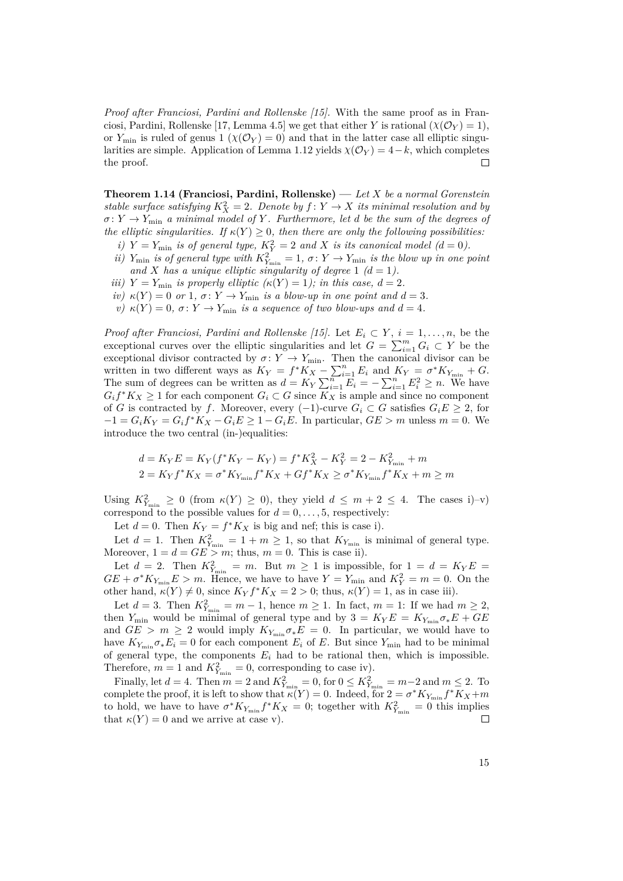*Proof after Franciosi, Pardini and Rollenske [15].* With the same proof as in Franciosi, Pardini, Rollenske [17, Lemma 4.5] we get that either $Y$ is rational ($\chi(\mathcal{O}_Y) = 1$), or $Y_{\min}$ is ruled of genus 1 ($\chi(\mathcal{O}_Y) = 0$) and that in the latter case all elliptic singularities are simple. Application of Lemma 1.12 yields $\chi(\mathcal{O}_Y) = 4-k$, which completes the proof. $\square$

**Theorem 1.14 (Franciosi, Pardini, Rollenske)** — *Let $X$ be a normal Gorenstein stable surface satisfying $K_X^2 = 2$. Denote by $f\colon Y \to X$ its minimal resolution and by $\sigma\colon Y \to Y_{\min}$ a minimal model of $Y$. Furthermore, let $d$ be the sum of the degrees of the elliptic singularities. If $\kappa(Y) \geq 0$, then there are only the following possibilities:*

*i) $Y = Y_{\min}$ is of general type, $K_Y^2 = 2$ and $X$ is its canonical model ($d = 0$).*

*ii) $Y_{\min}$ is of general type with $K_{Y_{\min}}^2 = 1$, $\sigma\colon Y \to Y_{\min}$ is the blow up in one point and $X$ has a unique elliptic singularity of degree 1 ($d = 1$).*

*iii) $Y = Y_{\min}$ is properly elliptic ($\kappa(Y) = 1$); in this case, $d = 2$.*

*iv) $\kappa(Y) = 0$ or 1, $\sigma\colon Y \to Y_{\min}$ is a blow-up in one point and $d = 3$.*

*v) $\kappa(Y) = 0$, $\sigma\colon Y \to Y_{\min}$ is a sequence of two blow-ups and $d = 4$.*

*Proof after Franciosi, Pardini and Rollenske [15].* Let $E_i \subset Y$, $i = 1, \ldots, n$, be the exceptional curves over the elliptic singularities and let $G = \sum_{i=1}^m G_i \subset Y$ be the exceptional divisor contracted by $\sigma\colon Y \to Y_{\min}$. Then the canonical divisor can be written in two different ways as $K_Y = f^*K_X - \sum_{i=1}^n E_i$ and $K_Y = \sigma^*K_{Y_{\min}} + G$. The sum of degrees can be written as $d = K_Y \sum_{i=1}^n E_i = -\sum_{i=1}^n E_i^2 \geq n$. We have $G_i f^*K_X \geq 1$ for each component $G_i \subset G$ since $K_X$ is ample and since no component of $G$ is contracted by $f$. Moreover, every $(-1)$-curve $G_i \subset G$ satisfies $G_iE \geq 2$, for $-1 = G_iK_Y = G_if^*K_X - G_iE \geq 1 - G_iE$. In particular, $GE > m$ unless $m = 0$. We introduce the two central (in-)equalities:

$$
\begin{aligned}
d &= K_YE = K_Y(f^*K_Y - K_Y) = f^*K_X^2 - K_Y^2 = 2 - K_{Y_{\min}}^2 + m \\
2 &= K_Yf^*K_X = \sigma^*K_{Y_{\min}}f^*K_X + Gf^*K_X \geq \sigma^*K_{Y_{\min}}f^*K_X + m \geq m
\end{aligned}
$$

Using $K_{Y_{\min}}^2 \geq 0$ (from $\kappa(Y) \geq 0$), they yield $d \leq m + 2 \leq 4$. The cases i)–v) correspond to the possible values for $d = 0, \ldots, 5$, respectively:

Let $d = 0$. Then $K_Y = f^*K_X$ is big and nef; this is case i).

Let $d = 1$. Then $K_{Y_{\min}}^2 = 1 + m \geq 1$, so that $K_{Y_{\min}}$ is minimal of general type. Moreover, $1 = d = GE > m$; thus, $m = 0$. This is case ii).

Let $d = 2$. Then $K_{Y_{\min}}^2 = m$. But $m \geq 1$ is impossible, for $1 = d = K_YE = GE + \sigma^*K_{Y_{\min}}E > m$. Hence, we have to have $Y = Y_{\min}$ and $K_Y^2 = m = 0$. On the other hand, $\kappa(Y) \neq 0$, since $K_Yf^*K_X = 2 > 0$; thus, $\kappa(Y) = 1$, as in case iii).

Let $d = 3$. Then $K_{Y_{\min}}^2 = m - 1$, hence $m \geq 1$. In fact, $m = 1$: If we had $m \geq 2$, then $Y_{\min}$ would be minimal of general type and by $3 = K_YE = K_{Y_{\min}}\sigma_*E + GE$ and $GE > m \geq 2$ would imply $K_{Y_{\min}}\sigma_*E = 0$. In particular, we would have to have $K_{Y_{\min}}\sigma_*E_i = 0$ for each component $E_i$ of $E$. But since $Y_{\min}$ had to be minimal of general type, the components $E_i$ had to be rational then, which is impossible. Therefore, $m = 1$ and $K_{Y_{\min}}^2 = 0$, corresponding to case iv).

Finally, let $d = 4$. Then $m = 2$ and $K_{Y_{\min}}^2 = 0$, for $0 \leq K_{Y_{\min}}^2 = m-2$ and $m \leq 2$. To complete the proof, it is left to show that $\kappa(Y) = 0$. Indeed, for $2 = \sigma^*K_{Y_{\min}}f^*K_X+m$ to hold, we have to have $\sigma^*K_{Y_{\min}}f^*K_X = 0$; together with $K_{Y_{\min}}^2 = 0$ this implies that $\kappa(Y) = 0$ and we arrive at case v). $\square$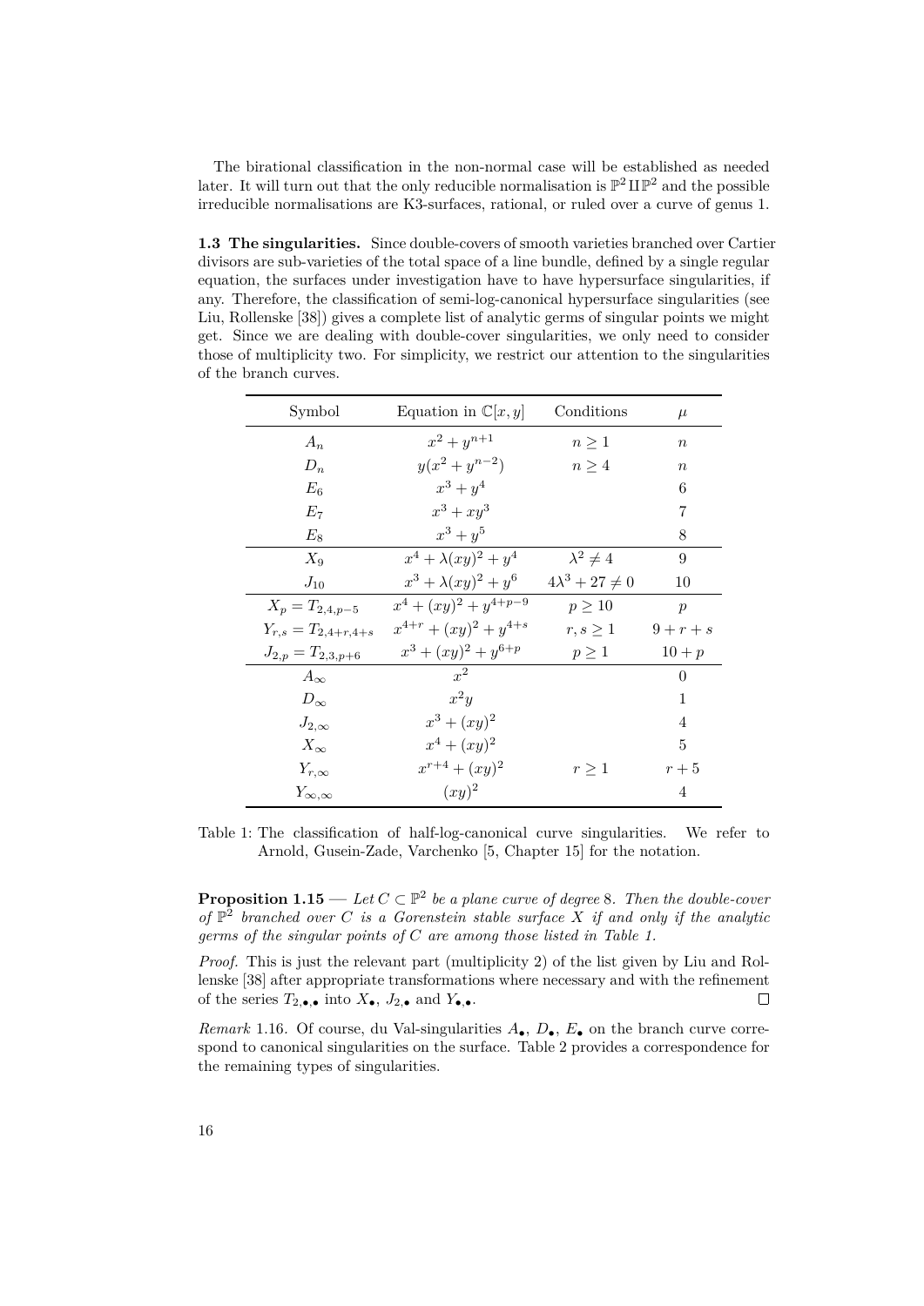The birational classification in the non-normal case will be established as needed later. It will turn out that the only reducible normalisation is $\mathbb{P}^2 \amalg \mathbb{P}^2$ and the possible irreducible normalisations are K3-surfaces, rational, or ruled over a curve of genus 1.

**1.3 The singularities.** Since double-covers of smooth varieties branched over Cartier divisors are sub-varieties of the total space of a line bundle, defined by a single regular equation, the surfaces under investigation have to have hypersurface singularities, if any. Therefore, the classification of semi-log-canonical hypersurface singularities (see Liu, Rollenske [38]) gives a complete list of analytic germs of singular points we might get. Since we are dealing with double-cover singularities, we only need to consider those of multiplicity two. For simplicity, we restrict our attention to the singularities of the branch curves.

| Symbol | Equation in $\mathbb{C}[x, y]$ | Conditions | $\mu$ |
|---|---|---|---|
| $A_n$ | $x^2 + y^{n+1}$ | $n \geq 1$ | $n$ |
| $D_n$ | $y(x^2 + y^{n-2})$ | $n \geq 4$ | $n$ |
| $E_6$ | $x^3 + y^4$ | | 6 |
| $E_7$ | $x^3 + xy^3$ | | 7 |
| $E_8$ | $x^3 + y^5$ | | 8 |
| $X_9$ | $x^4 + \lambda(xy)^2 + y^4$ | $\lambda^2 \neq 4$ | 9 |
| $J_{10}$ | $x^3 + \lambda(xy)^2 + y^6$ | $4\lambda^3 + 27 \neq 0$ | 10 |
| $X_p = T_{2,4,p-5}$ | $x^4 + (xy)^2 + y^{4+p-9}$ | $p \geq 10$ | $p$ |
| $Y_{r,s} = T_{2,4+r,4+s}$ | $x^{4+r} + (xy)^2 + y^{4+s}$ | $r, s \geq 1$ | $9 + r + s$ |
| $J_{2,p} = T_{2,3,p+6}$ | $x^3 + (xy)^2 + y^{6+p}$ | $p \geq 1$ | $10 + p$ |
| $A_\infty$ | $x^2$ | | 0 |
| $D_\infty$ | $x^2 y$ | | 1 |
| $J_{2,\infty}$ | $x^3 + (xy)^2$ | | 4 |
| $X_\infty$ | $x^4 + (xy)^2$ | | 5 |
| $Y_{r,\infty}$ | $x^{r+4} + (xy)^2$ | $r \geq 1$ | $r + 5$ |
| $Y_{\infty,\infty}$ | $(xy)^2$ | | 4 |

Table 1: The classification of half-log-canonical curve singularities. We refer to Arnold, Gusein-Zade, Varchenko [5, Chapter 15] for the notation.

**Proposition 1.15** — *Let $C \subset \mathbb{P}^2$ be a plane curve of degree 8. Then the double-cover of $\mathbb{P}^2$ branched over $C$ is a Gorenstein stable surface $X$ if and only if the analytic germs of the singular points of $C$ are among those listed in Table 1.*

*Proof.* This is just the relevant part (multiplicity 2) of the list given by Liu and Rollenske [38] after appropriate transformations where necessary and with the refinement of the series $T_{2,\bullet,\bullet}$ into $X_\bullet$, $J_{2,\bullet}$ and $Y_{\bullet,\bullet}$. $\square$

*Remark* 1.16. Of course, du Val-singularities $A_\bullet$, $D_\bullet$, $E_\bullet$ on the branch curve correspond to canonical singularities on the surface. Table 2 provides a correspondence for the remaining types of singularities.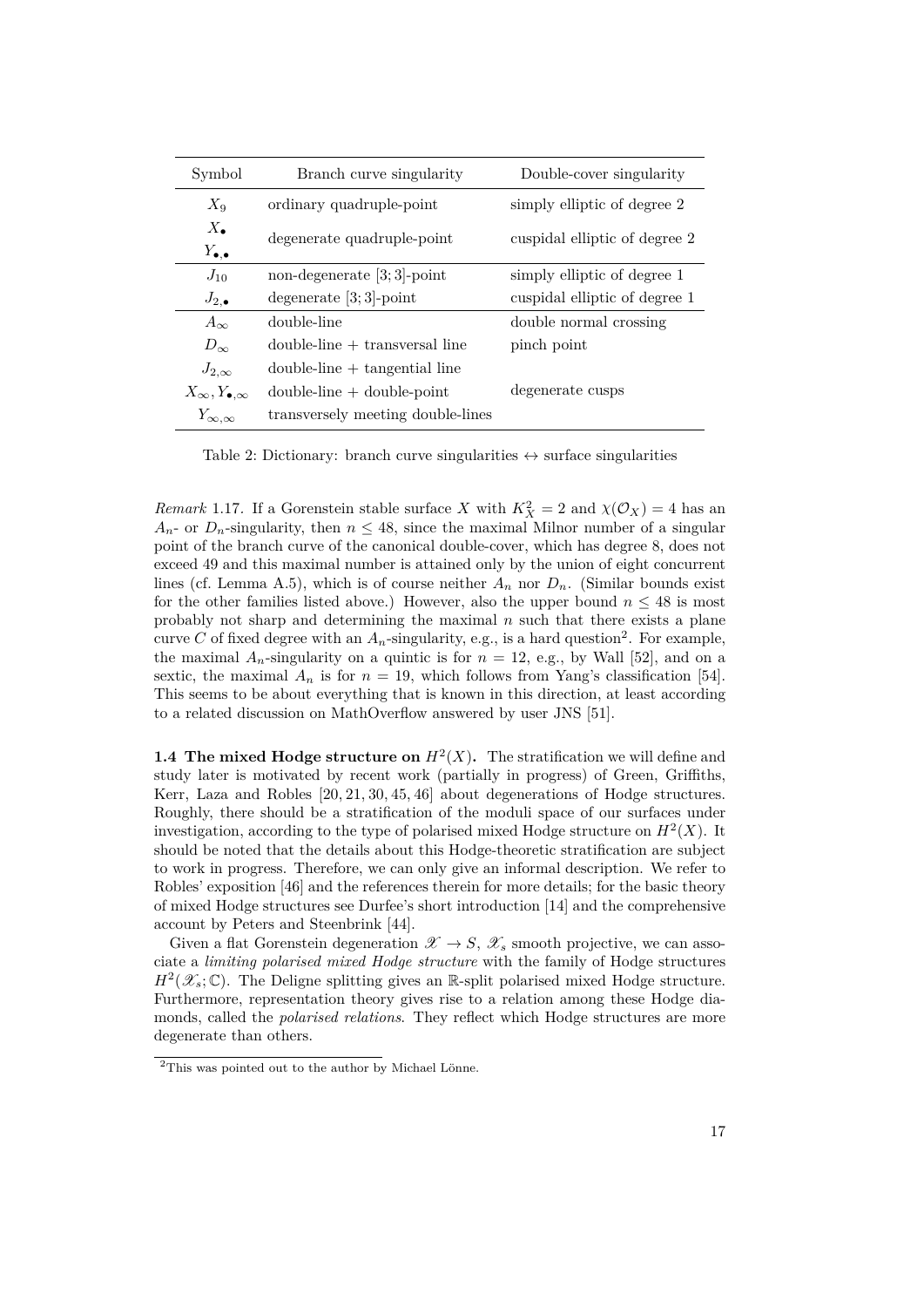| Symbol | Branch curve singularity | Double-cover singularity |
|---|---|---|
| $X_9$ | ordinary quadruple-point | simply elliptic of degree 2 |
| $X_\bullet$, $Y_{\bullet,\bullet}$ | degenerate quadruple-point | cuspidal elliptic of degree 2 |
| $J_{10}$ | non-degenerate $[3;3]$-point | simply elliptic of degree 1 |
| $J_{2,\bullet}$ | degenerate $[3;3]$-point | cuspidal elliptic of degree 1 |
| $A_\infty$ | double-line | double normal crossing |
| $D_\infty$ | double-line + transversal line | pinch point |
| $J_{2,\infty}$ | double-line + tangential line | |
| $X_\infty, Y_{\bullet,\infty}$ | double-line + double-point | degenerate cusps |
| $Y_{\infty,\infty}$ | transversely meeting double-lines | |

Table 2: Dictionary: branch curve singularities $\leftrightarrow$ surface singularities

*Remark* 1.17. If a Gorenstein stable surface $X$ with $K_X^2 = 2$ and $\chi(\mathcal{O}_X) = 4$ has an $A_n$- or $D_n$-singularity, then $n \leq 48$, since the maximal Milnor number of a singular point of the branch curve of the canonical double-cover, which has degree 8, does not exceed 49 and this maximal number is attained only by the union of eight concurrent lines (cf. Lemma A.5), which is of course neither $A_n$ nor $D_n$. (Similar bounds exist for the other families listed above.) However, also the upper bound $n \leq 48$ is most probably not sharp and determining the maximal $n$ such that there exists a plane curve $C$ of fixed degree with an $A_n$-singularity, e.g., is a hard question[2]. For example, the maximal $A_n$-singularity on a quintic is for $n = 12$, e.g., by Wall [52], and on a sextic, the maximal $A_n$ is for $n = 19$, which follows from Yang's classification [54]. This seems to be about everything that is known in this direction, at least according to a related discussion on MathOverflow answered by user JNS [51].

**1.4 The mixed Hodge structure on $H^2(X)$.** The stratification we will define and study later is motivated by recent work (partially in progress) of Green, Griffiths, Kerr, Laza and Robles [20, 21, 30, 45, 46] about degenerations of Hodge structures. Roughly, there should be a stratification of the moduli space of our surfaces under investigation, according to the type of polarised mixed Hodge structure on $H^2(X)$. It should be noted that the details about this Hodge-theoretic stratification are subject to work in progress. Therefore, we can only give an informal description. We refer to Robles' exposition [46] and the references therein for more details; for the basic theory of mixed Hodge structures see Durfee's short introduction [14] and the comprehensive account by Peters and Steenbrink [44].

Given a flat Gorenstein degeneration $\mathscr{X} \to S$, $\mathscr{X}_s$ smooth projective, we can associate a *limiting polarised mixed Hodge structure* with the family of Hodge structures $H^2(\mathscr{X}_s; \mathbb{C})$. The Deligne splitting gives an $\mathbb{R}$-split polarised mixed Hodge structure. Furthermore, representation theory gives rise to a relation among these Hodge diamonds, called the *polarised relations*. They reflect which Hodge structures are more degenerate than others.

[2] This was pointed out to the author by Michael Lönne.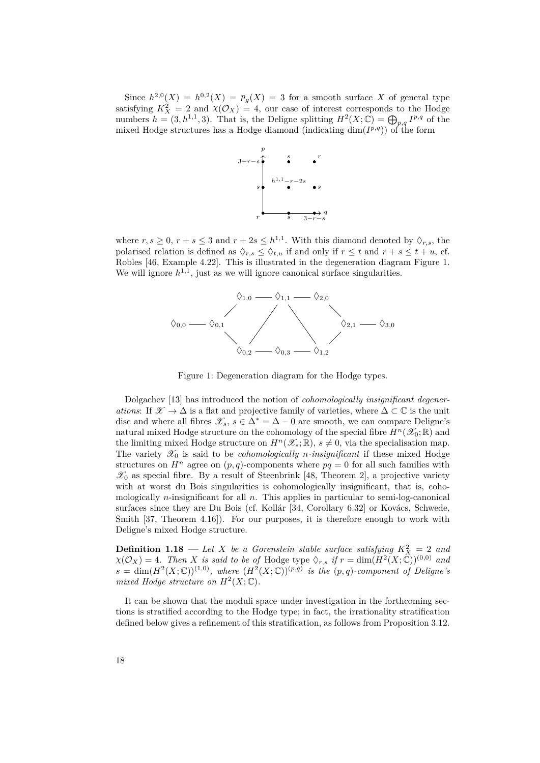Since $h^{2,0}(X) = h^{0,2}(X) = p_g(X) = 3$ for a smooth surface $X$ of general type satisfying $K_X^2 = 2$ and $\chi(\mathcal{O}_X) = 4$, our case of interest corresponds to the Hodge numbers $h = (3, h^{1,1}, 3)$. That is, the Deligne splitting $H^2(X;\mathbb{C}) = \bigoplus_{p,q} I^{p,q}$ of the mixed Hodge structures has a Hodge diamond (indicating $\dim(I^{p,q})$) of the form

$$
\begin{array}{ccc}
3-r-s & s & r \\
s & h^{1,1}-r-2s & s \\
r & s & 3-r-s
\end{array}
$$

where $r, s \geq 0$, $r + s \leq 3$ and $r + 2s \leq h^{1,1}$. With this diamond denoted by $\Diamond_{r,s}$, the polarised relation is defined as $\Diamond_{r,s} \leq \Diamond_{t,u}$ if and only if $r \leq t$ and $r + s \leq t + u$, cf. Robles [46, Example 4.22]. This is illustrated in the degeneration diagram Figure 1. We will ignore $h^{1,1}$, just as we will ignore canonical surface singularities.

$\Diamond_{0,0}$ — $\Diamond_{0,1}$; $\Diamond_{0,1}$ — $\Diamond_{1,0}$; $\Diamond_{0,1}$ — $\Diamond_{0,2}$; $\Diamond_{1,0}$ — $\Diamond_{1,1}$ — $\Diamond_{2,0}$; $\Diamond_{0,2}$ — $\Diamond_{0,3}$ — $\Diamond_{1,2}$; $\Diamond_{0,2}$ — $\Diamond_{1,1}$; $\Diamond_{1,1}$ — $\Diamond_{1,2}$; $\Diamond_{2,0}$ — $\Diamond_{2,1}$; $\Diamond_{1,2}$ — $\Diamond_{2,1}$; $\Diamond_{2,1}$ — $\Diamond_{3,0}$

Figure 1: Degeneration diagram for the Hodge types.

Dolgachev [13] has introduced the notion of *cohomologically insignificant degenerations*: If $\mathscr{X} \to \Delta$ is a flat and projective family of varieties, where $\Delta \subset \mathbb{C}$ is the unit disc and where all fibres $\mathscr{X}_s$, $s \in \Delta^* = \Delta - 0$ are smooth, we can compare Deligne's natural mixed Hodge structure on the cohomology of the special fibre $H^n(\mathscr{X}_0;\mathbb{R})$ and the limiting mixed Hodge structure on $H^n(\mathscr{X}_s;\mathbb{R})$, $s \neq 0$, via the specialisation map. The variety $\mathscr{X}_0$ is said to be *cohomologically n-insignificant* if these mixed Hodge structures on $H^n$ agree on $(p,q)$-components where $pq = 0$ for all such families with $\mathscr{X}_0$ as special fibre. By a result of Steenbrink [48, Theorem 2], a projective variety with at worst du Bois singularities is cohomologically insignificant, that is, cohomologically $n$-insignificant for all $n$. This applies in particular to semi-log-canonical surfaces since they are Du Bois (cf. Kollár [34, Corollary 6.32] or Kovács, Schwede, Smith [37, Theorem 4.16]). For our purposes, it is therefore enough to work with Deligne's mixed Hodge structure.

**Definition 1.18** — *Let $X$ be a Gorenstein stable surface satisfying $K_X^2 = 2$ and $\chi(\mathcal{O}_X) = 4$. Then $X$ is said to be of* Hodge type $\Diamond_{r,s}$ *if $r = \dim(H^2(X;\mathbb{C}))^{(0,0)}$ and $s = \dim(H^2(X;\mathbb{C}))^{(1,0)}$, where $(H^2(X;\mathbb{C}))^{(p,q)}$ is the $(p,q)$-component of Deligne's mixed Hodge structure on $H^2(X;\mathbb{C})$.*

It can be shown that the moduli space under investigation in the forthcoming sections is stratified according to the Hodge type; in fact, the irrationality stratification defined below gives a refinement of this stratification, as follows from Proposition 3.12.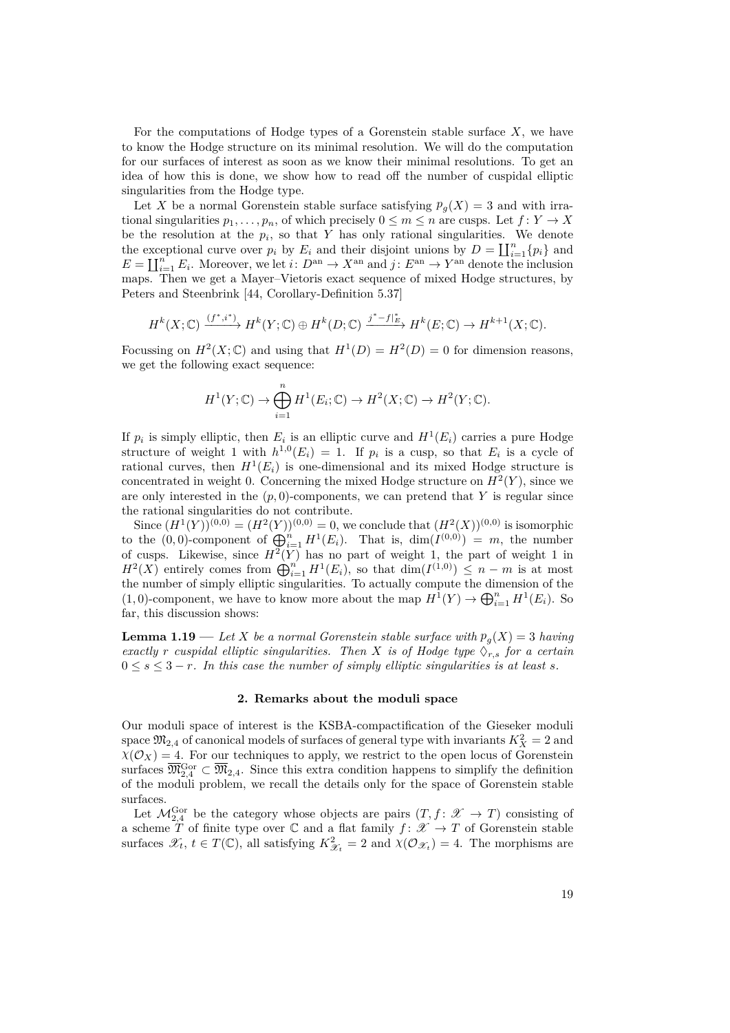For the computations of Hodge types of a Gorenstein stable surface $X$, we have to know the Hodge structure on its minimal resolution. We will do the computation for our surfaces of interest as soon as we know their minimal resolutions. To get an idea of how this is done, we show how to read off the number of cuspidal elliptic singularities from the Hodge type.

Let $X$ be a normal Gorenstein stable surface satisfying $p_g(X) = 3$ and with irrational singularities $p_1, \ldots, p_n$, of which precisely $0 \leq m \leq n$ are cusps. Let $f\colon Y \to X$ be the resolution at the $p_i$, so that $Y$ has only rational singularities. We denote the exceptional curve over $p_i$ by $E_i$ and their disjoint unions by $D = \coprod_{i=1}^n \{p_i\}$ and $E = \coprod_{i=1}^n E_i$. Moreover, we let $i\colon D^{\mathrm{an}} \to X^{\mathrm{an}}$ and $j\colon E^{\mathrm{an}} \to Y^{\mathrm{an}}$ denote the inclusion maps. Then we get a Mayer–Vietoris exact sequence of mixed Hodge structures, by Peters and Steenbrink [44, Corollary-Definition 5.37]

$$H^k(X;\mathbb{C}) \xrightarrow{(f^*, i^*)} H^k(Y;\mathbb{C}) \oplus H^k(D;\mathbb{C}) \xrightarrow{j^* - f|_E^*} H^k(E;\mathbb{C}) \to H^{k+1}(X;\mathbb{C}).$$

Focussing on $H^2(X;\mathbb{C})$ and using that $H^1(D) = H^2(D) = 0$ for dimension reasons, we get the following exact sequence:

$$H^1(Y;\mathbb{C}) \to \bigoplus_{i=1}^n H^1(E_i;\mathbb{C}) \to H^2(X;\mathbb{C}) \to H^2(Y;\mathbb{C}).$$

If $p_i$ is simply elliptic, then $E_i$ is an elliptic curve and $H^1(E_i)$ carries a pure Hodge structure of weight 1 with $h^{1,0}(E_i) = 1$. If $p_i$ is a cusp, so that $E_i$ is a cycle of rational curves, then $H^1(E_i)$ is one-dimensional and its mixed Hodge structure is concentrated in weight 0. Concerning the mixed Hodge structure on $H^2(Y)$, since we are only interested in the $(p,0)$-components, we can pretend that $Y$ is regular since the rational singularities do not contribute.

Since $(H^1(Y))^{(0,0)} = (H^2(Y))^{(0,0)} = 0$, we conclude that $(H^2(X))^{(0,0)}$ is isomorphic to the $(0,0)$-component of $\bigoplus_{i=1}^n H^1(E_i)$. That is, $\dim(I^{(0,0)}) = m$, the number of cusps. Likewise, since $H^2(Y)$ has no part of weight 1, the part of weight 1 in $H^2(X)$ entirely comes from $\bigoplus_{i=1}^n H^1(E_i)$, so that $\dim(I^{(1,0)}) \leq n - m$ is at most the number of simply elliptic singularities. To actually compute the dimension of the $(1,0)$-component, we have to know more about the map $H^1(Y) \to \bigoplus_{i=1}^n H^1(E_i)$. So far, this discussion shows:

**Lemma 1.19** — *Let $X$ be a normal Gorenstein stable surface with $p_g(X) = 3$ having exactly $r$ cuspidal elliptic singularities. Then $X$ is of Hodge type $\lozenge_{r,s}$ for a certain $0 \leq s \leq 3 - r$. In this case the number of simply elliptic singularities is at least $s$.*

## 2. Remarks about the moduli space

Our moduli space of interest is the KSBA-compactification of the Gieseker moduli space $\mathfrak{M}_{2,4}$ of canonical models of surfaces of general type with invariants $K_X^2 = 2$ and $\chi(\mathcal{O}_X) = 4$. For our techniques to apply, we restrict to the open locus of Gorenstein surfaces $\overline{\mathfrak{M}}_{2,4}^{\mathrm{Gor}} \subset \overline{\mathfrak{M}}_{2,4}$. Since this extra condition happens to simplify the definition of the moduli problem, we recall the details only for the space of Gorenstein stable surfaces.

Let $\mathcal{M}_{2,4}^{\mathrm{Gor}}$ be the category whose objects are pairs $(T, f\colon \mathscr{X} \to T)$ consisting of a scheme $T$ of finite type over $\mathbb{C}$ and a flat family $f\colon \mathscr{X} \to T$ of Gorenstein stable surfaces $\mathscr{X}_t$, $t \in T(\mathbb{C})$, all satisfying $K_{\mathscr{X}_t}^2 = 2$ and $\chi(\mathcal{O}_{\mathscr{X}_t}) = 4$. The morphisms are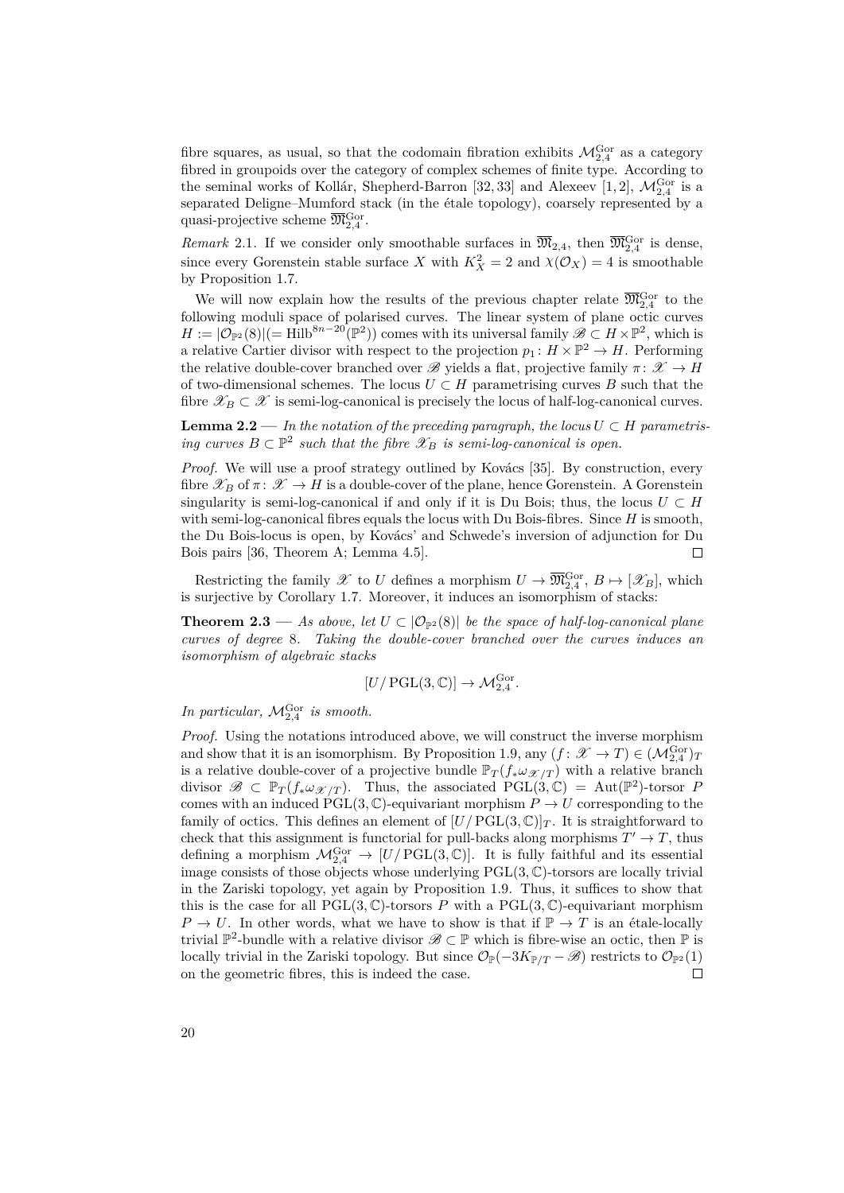fibre squares, as usual, so that the codomain fibration exhibits $\mathcal{M}_{2,4}^{\mathrm{Gor}}$ as a category fibred in groupoids over the category of complex schemes of finite type. According to the seminal works of Kollár, Shepherd-Barron [32, 33] and Alexeev [1, 2], $\mathcal{M}_{2,4}^{\mathrm{Gor}}$ is a separated Deligne–Mumford stack (in the étale topology), coarsely represented by a quasi-projective scheme $\overline{\mathfrak{M}}_{2,4}^{\mathrm{Gor}}$.

*Remark* 2.1. If we consider only smoothable surfaces in $\overline{\mathfrak{M}}_{2,4}$, then $\overline{\mathfrak{M}}_{2,4}^{\mathrm{Gor}}$ is dense, since every Gorenstein stable surface $X$ with $K_X^2 = 2$ and $\chi(\mathcal{O}_X) = 4$ is smoothable by Proposition 1.7.

We will now explain how the results of the previous chapter relate $\overline{\mathfrak{M}}_{2,4}^{\mathrm{Gor}}$ to the following moduli space of polarised curves. The linear system of plane octic curves $H := |\mathcal{O}_{\mathbb{P}^2}(8)| (= \mathrm{Hilb}^{8n-20}(\mathbb{P}^2))$ comes with its universal family $\mathscr{B} \subset H \times \mathbb{P}^2$, which is a relative Cartier divisor with respect to the projection $p_1 \colon H \times \mathbb{P}^2 \to H$. Performing the relative double-cover branched over $\mathscr{B}$ yields a flat, projective family $\pi \colon \mathscr{X} \to H$ of two-dimensional schemes. The locus $U \subset H$ parametrising curves $B$ such that the fibre $\mathscr{X}_B \subset \mathscr{X}$ is semi-log-canonical is precisely the locus of half-log-canonical curves.

**Lemma 2.2** — *In the notation of the preceding paragraph, the locus $U \subset H$ parametrising curves $B \subset \mathbb{P}^2$ such that the fibre $\mathscr{X}_B$ is semi-log-canonical is open.*

*Proof.* We will use a proof strategy outlined by Kovács [35]. By construction, every fibre $\mathscr{X}_B$ of $\pi \colon \mathscr{X} \to H$ is a double-cover of the plane, hence Gorenstein. A Gorenstein singularity is semi-log-canonical if and only if it is Du Bois; thus, the locus $U \subset H$ with semi-log-canonical fibres equals the locus with Du Bois-fibres. Since $H$ is smooth, the Du Bois-locus is open, by Kovács' and Schwede's inversion of adjunction for Du Bois pairs [36, Theorem A; Lemma 4.5]. □

Restricting the family $\mathscr{X}$ to $U$ defines a morphism $U \to \overline{\mathfrak{M}}_{2,4}^{\mathrm{Gor}}$, $B \mapsto [\mathscr{X}_B]$, which is surjective by Corollary 1.7. Moreover, it induces an isomorphism of stacks:

**Theorem 2.3** — *As above, let $U \subset |\mathcal{O}_{\mathbb{P}^2}(8)|$ be the space of half-log-canonical plane curves of degree 8. Taking the double-cover branched over the curves induces an isomorphism of algebraic stacks*

$$[U/\operatorname{PGL}(3,\mathbb{C})] \to \mathcal{M}_{2,4}^{\mathrm{Gor}}.$$

*In particular, $\mathcal{M}_{2,4}^{\mathrm{Gor}}$ is smooth.*

*Proof.* Using the notations introduced above, we will construct the inverse morphism and show that it is an isomorphism. By Proposition 1.9, any $(f \colon \mathscr{X} \to T) \in (\mathcal{M}_{2,4}^{\mathrm{Gor}})_T$ is a relative double-cover of a projective bundle $\mathbb{P}_T(f_*\omega_{\mathscr{X}/T})$ with a relative branch divisor $\mathscr{B} \subset \mathbb{P}_T(f_*\omega_{\mathscr{X}/T})$. Thus, the associated $\operatorname{PGL}(3,\mathbb{C}) = \operatorname{Aut}(\mathbb{P}^2)$-torsor $P$ comes with an induced $\operatorname{PGL}(3,\mathbb{C})$-equivariant morphism $P \to U$ corresponding to the family of octics. This defines an element of $[U/\operatorname{PGL}(3,\mathbb{C})]_T$. It is straightforward to check that this assignment is functorial for pull-backs along morphisms $T' \to T$, thus defining a morphism $\mathcal{M}_{2,4}^{\mathrm{Gor}} \to [U/\operatorname{PGL}(3,\mathbb{C})]$. It is fully faithful and its essential image consists of those objects whose underlying $\operatorname{PGL}(3,\mathbb{C})$-torsors are locally trivial in the Zariski topology, yet again by Proposition 1.9. Thus, it suffices to show that this is the case for all $\operatorname{PGL}(3,\mathbb{C})$-torsors $P$ with a $\operatorname{PGL}(3,\mathbb{C})$-equivariant morphism $P \to U$. In other words, what we have to show is that if $\mathbb{P} \to T$ is an étale-locally trivial $\mathbb{P}^2$-bundle with a relative divisor $\mathscr{B} \subset \mathbb{P}$ which is fibre-wise an octic, then $\mathbb{P}$ is locally trivial in the Zariski topology. But since $\mathcal{O}_{\mathbb{P}}(-3K_{\mathbb{P}/T} - \mathscr{B})$ restricts to $\mathcal{O}_{\mathbb{P}^2}(1)$ on the geometric fibres, this is indeed the case. □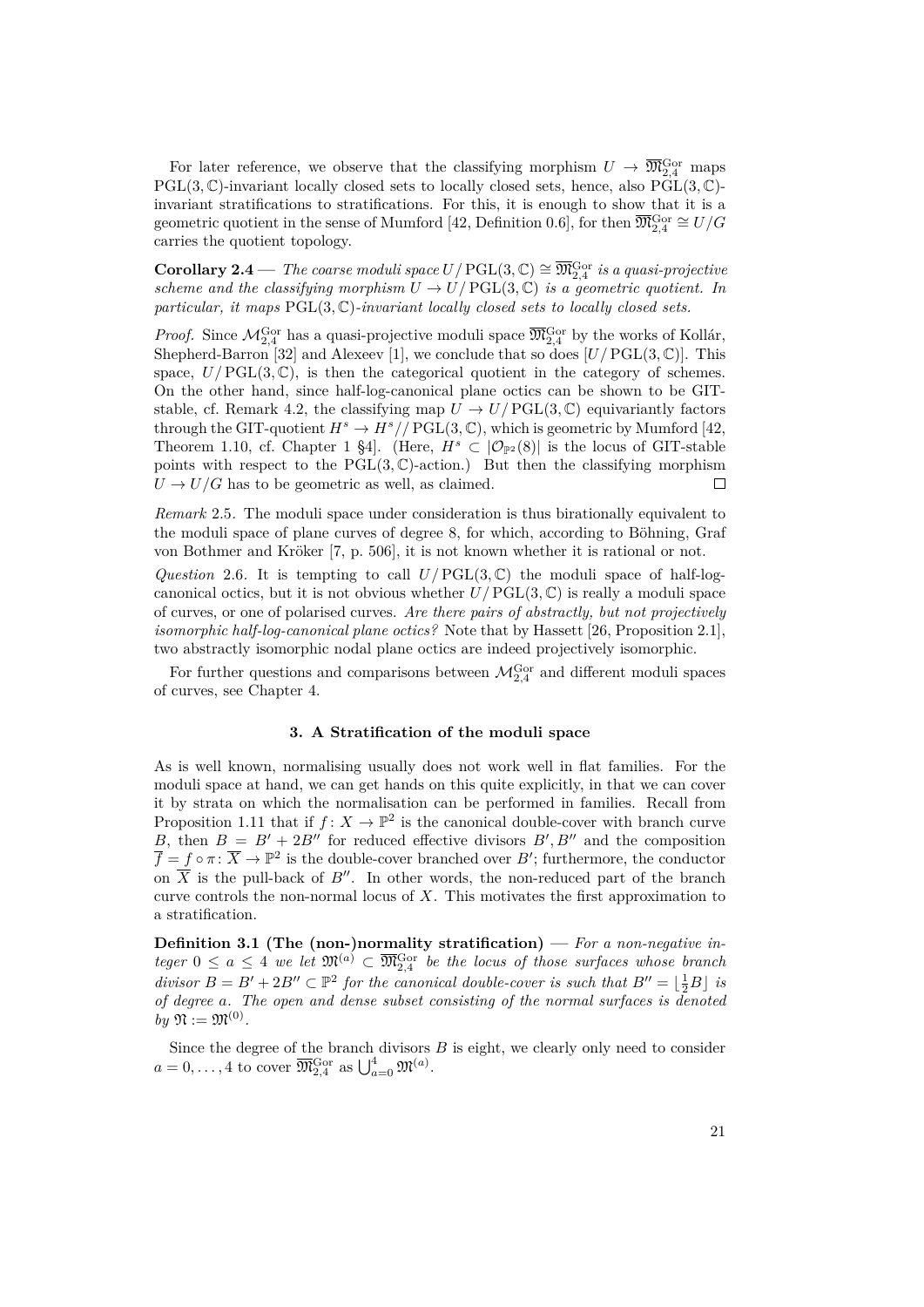For later reference, we observe that the classifying morphism $U \to \overline{\mathfrak{M}}_{2,4}^{\mathrm{Gor}}$ maps $\mathrm{PGL}(3,\mathbb{C})$-invariant locally closed sets to locally closed sets, hence, also $\mathrm{PGL}(3,\mathbb{C})$-invariant stratifications to stratifications. For this, it is enough to show that it is a geometric quotient in the sense of Mumford [42, Definition 0.6], for then $\overline{\mathfrak{M}}_{2,4}^{\mathrm{Gor}} \cong U/G$ carries the quotient topology.

**Corollary 2.4** — *The coarse moduli space $U/\mathrm{PGL}(3,\mathbb{C}) \cong \overline{\mathfrak{M}}_{2,4}^{\mathrm{Gor}}$ is a quasi-projective scheme and the classifying morphism $U \to U/\mathrm{PGL}(3,\mathbb{C})$ is a geometric quotient. In particular, it maps $\mathrm{PGL}(3,\mathbb{C})$-invariant locally closed sets to locally closed sets.*

*Proof.* Since $\mathcal{M}_{2,4}^{\mathrm{Gor}}$ has a quasi-projective moduli space $\overline{\mathfrak{M}}_{2,4}^{\mathrm{Gor}}$ by the works of Kollár, Shepherd-Barron [32] and Alexeev [1], we conclude that so does $[U/\mathrm{PGL}(3,\mathbb{C})]$. This space, $U/\mathrm{PGL}(3,\mathbb{C})$, is then the categorical quotient in the category of schemes. On the other hand, since half-log-canonical plane octics can be shown to be GIT-stable, cf. Remark 4.2, the classifying map $U \to U/\mathrm{PGL}(3,\mathbb{C})$ equivariantly factors through the GIT-quotient $H^s \to H^s/\!/\,\mathrm{PGL}(3,\mathbb{C})$, which is geometric by Mumford [42, Theorem 1.10, cf. Chapter 1 §4]. (Here, $H^s \subset |\mathcal{O}_{\mathbb{P}^2}(8)|$ is the locus of GIT-stable points with respect to the $\mathrm{PGL}(3,\mathbb{C})$-action.) But then the classifying morphism $U \to U/G$ has to be geometric as well, as claimed. □

*Remark* 2.5. The moduli space under consideration is thus birationally equivalent to the moduli space of plane curves of degree 8, for which, according to Böhning, Graf von Bothmer and Kröker [7, p. 506], it is not known whether it is rational or not.

*Question* 2.6. It is tempting to call $U/\mathrm{PGL}(3,\mathbb{C})$ the moduli space of half-log-canonical octics, but it is not obvious whether $U/\mathrm{PGL}(3,\mathbb{C})$ is really a moduli space of curves, or one of polarised curves. *Are there pairs of abstractly, but not projectively isomorphic half-log-canonical plane octics?* Note that by Hassett [26, Proposition 2.1], two abstractly isomorphic nodal plane octics are indeed projectively isomorphic.

For further questions and comparisons between $\mathcal{M}_{2,4}^{\mathrm{Gor}}$ and different moduli spaces of curves, see Chapter 4.

## 3. A Stratification of the moduli space

As is well known, normalising usually does not work well in flat families. For the moduli space at hand, we can get hands on this quite explicitly, in that we can cover it by strata on which the normalisation can be performed in families. Recall from Proposition 1.11 that if $f\colon X \to \mathbb{P}^2$ is the canonical double-cover with branch curve $B$, then $B = B' + 2B''$ for reduced effective divisors $B', B''$ and the composition $\overline{f} = f \circ \pi\colon \overline{X} \to \mathbb{P}^2$ is the double-cover branched over $B'$; furthermore, the conductor on $\overline{X}$ is the pull-back of $B''$. In other words, the non-reduced part of the branch curve controls the non-normal locus of $X$. This motivates the first approximation to a stratification.

**Definition 3.1 (The (non-)normality stratification)** — *For a non-negative integer $0 \leq a \leq 4$ we let $\mathfrak{M}^{(a)} \subset \overline{\mathfrak{M}}_{2,4}^{\mathrm{Gor}}$ be the locus of those surfaces whose branch divisor $B = B' + 2B'' \subset \mathbb{P}^2$ for the canonical double-cover is such that $B'' = \lfloor \frac{1}{2}B \rfloor$ is of degree $a$. The open and dense subset consisting of the normal surfaces is denoted by $\mathfrak{N} := \mathfrak{M}^{(0)}$.*

Since the degree of the branch divisors $B$ is eight, we clearly only need to consider $a = 0, \ldots, 4$ to cover $\overline{\mathfrak{M}}_{2,4}^{\mathrm{Gor}}$ as $\bigcup_{a=0}^{4} \mathfrak{M}^{(a)}$.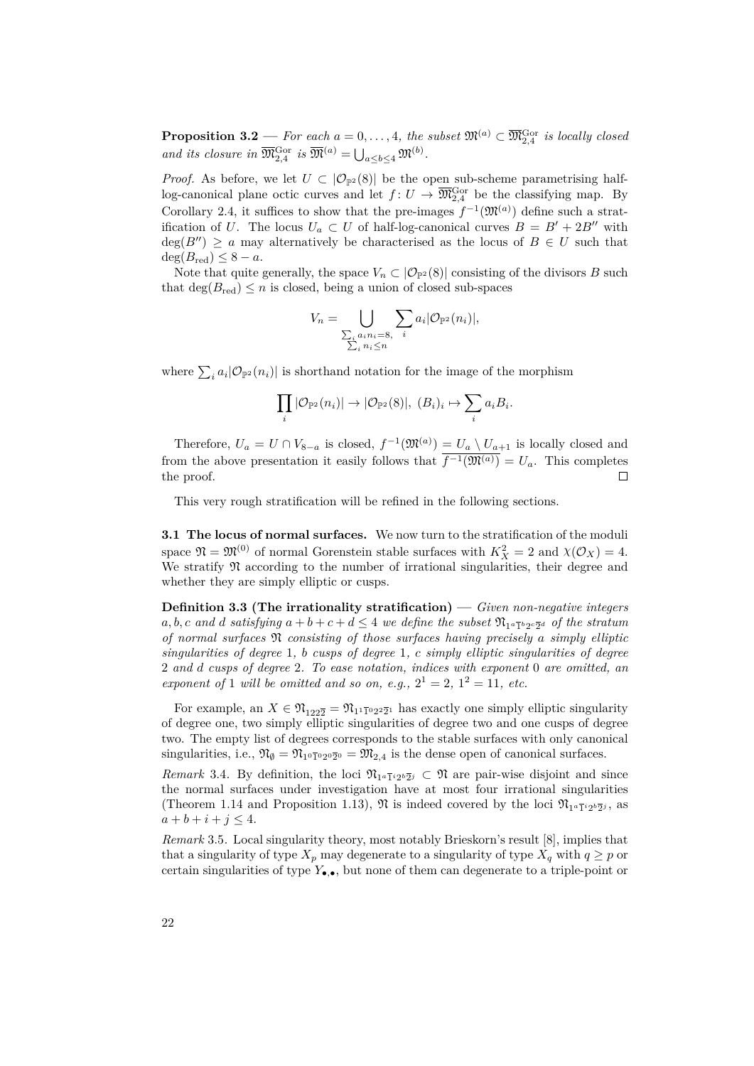**Proposition 3.2** — *For each $a = 0, \ldots, 4$, the subset $\mathfrak{M}^{(a)} \subset \overline{\mathfrak{M}}_{2,4}^{\mathrm{Gor}}$ is locally closed and its closure in $\overline{\mathfrak{M}}_{2,4}^{\mathrm{Gor}}$ is $\overline{\mathfrak{M}}^{(a)} = \bigcup_{a \leq b \leq 4} \mathfrak{M}^{(b)}$.*

*Proof.* As before, we let $U \subset |\mathcal{O}_{\mathbb{P}^2}(8)|$ be the open sub-scheme parametrising half-log-canonical plane octic curves and let $f \colon U \to \overline{\mathfrak{M}}_{2,4}^{\mathrm{Gor}}$ be the classifying map. By Corollary 2.4, it suffices to show that the pre-images $f^{-1}(\mathfrak{M}^{(a)})$ define such a stratification of $U$. The locus $U_a \subset U$ of half-log-canonical curves $B = B' + 2B''$ with $\deg(B'') \geq a$ may alternatively be characterised as the locus of $B \in U$ such that $\deg(B_{\mathrm{red}}) \leq 8 - a$.

Note that quite generally, the space $V_n \subset |\mathcal{O}_{\mathbb{P}^2}(8)|$ consisting of the divisors $B$ such that $\deg(B_{\mathrm{red}}) \leq n$ is closed, being a union of closed sub-spaces

$$V_n = \bigcup_{\substack{\sum_i a_i n_i = 8, \\ \sum_i n_i \leq n}} \sum_i a_i |\mathcal{O}_{\mathbb{P}^2}(n_i)|,$$

where $\sum_i a_i |\mathcal{O}_{\mathbb{P}^2}(n_i)|$ is shorthand notation for the image of the morphism

$$\prod_i |\mathcal{O}_{\mathbb{P}^2}(n_i)| \to |\mathcal{O}_{\mathbb{P}^2}(8)|, \; (B_i)_i \mapsto \sum_i a_i B_i.$$

Therefore, $U_a = U \cap V_{8-a}$ is closed, $f^{-1}(\mathfrak{M}^{(a)}) = U_a \setminus U_{a+1}$ is locally closed and from the above presentation it easily follows that $\overline{f^{-1}(\mathfrak{M}^{(a)})} = U_a$. This completes the proof. □

This very rough stratification will be refined in the following sections.

**3.1 The locus of normal surfaces.** We now turn to the stratification of the moduli space $\mathfrak{N} = \mathfrak{M}^{(0)}$ of normal Gorenstein stable surfaces with $K_X^2 = 2$ and $\chi(\mathcal{O}_X) = 4$. We stratify $\mathfrak{N}$ according to the number of irrational singularities, their degree and whether they are simply elliptic or cusps.

**Definition 3.3 (The irrationality stratification)** — *Given non-negative integers $a, b, c$ and $d$ satisfying $a + b + c + d \leq 4$ we define the subset $\mathfrak{N}_{1^a \overline{1}^b 2^c \overline{2}^d}$ of the stratum of normal surfaces $\mathfrak{N}$ consisting of those surfaces having precisely $a$ simply elliptic singularities of degree 1, $b$ cusps of degree 1, $c$ simply elliptic singularities of degree 2 and $d$ cusps of degree 2. To ease notation, indices with exponent 0 are omitted, an exponent of 1 will be omitted and so on, e.g., $2^1 = 2$, $1^2 = 11$, etc.*

For example, an $X \in \mathfrak{N}_{122\overline{2}} = \mathfrak{N}_{1^1 \overline{1}^0 2^2 \overline{2}^1}$ has exactly one simply elliptic singularity of degree one, two simply elliptic singularities of degree two and one cusps of degree two. The empty list of degrees corresponds to the stable surfaces with only canonical singularities, i.e., $\mathfrak{N}_\emptyset = \mathfrak{N}_{1^0 \overline{1}^0 2^0 \overline{2}^0} = \mathfrak{M}_{2,4}$ is the dense open of canonical surfaces.

*Remark* 3.4. By definition, the loci $\mathfrak{N}_{1^a \overline{1}^i 2^b \overline{2}^j} \subset \mathfrak{N}$ are pair-wise disjoint and since the normal surfaces under investigation have at most four irrational singularities (Theorem 1.14 and Proposition 1.13), $\mathfrak{N}$ is indeed covered by the loci $\mathfrak{N}_{1^a \overline{1}^i 2^b \overline{2}^j}$, as $a + b + i + j \leq 4$.

*Remark* 3.5. Local singularity theory, most notably Brieskorn's result [8], implies that that a singularity of type $X_p$ may degenerate to a singularity of type $X_q$ with $q \geq p$ or certain singularities of type $Y_{\bullet,\bullet}$, but none of them can degenerate to a triple-point or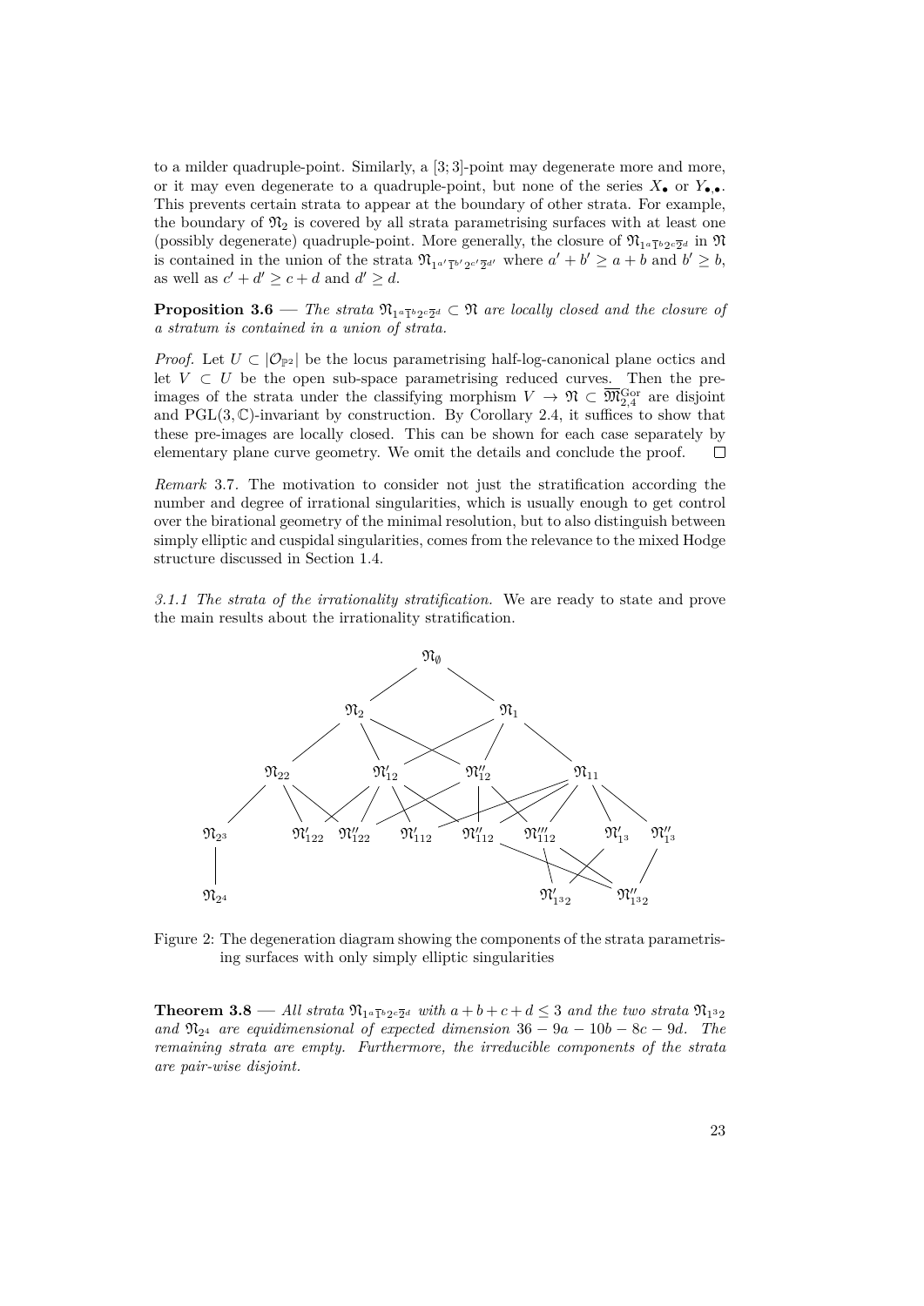to a milder quadruple-point. Similarly, a $[3;3]$-point may degenerate more and more, or it may even degenerate to a quadruple-point, but none of the series $X_\bullet$ or $Y_{\bullet,\bullet}$. This prevents certain strata to appear at the boundary of other strata. For example, the boundary of $\mathfrak{N}_2$ is covered by all strata parametrising surfaces with at least one (possibly degenerate) quadruple-point. More generally, the closure of $\mathfrak{N}_{1^a\overline{1}^b2^c\overline{2}^d}$ in $\mathfrak{N}$ is contained in the union of the strata $\mathfrak{N}_{1^{a'}\overline{1}^{b'}2^{c'}\overline{2}^{d'}}$ where $a'+b' \geq a+b$ and $b' \geq b$, as well as $c'+d' \geq c+d$ and $d' \geq d$.

**Proposition 3.6** — *The strata $\mathfrak{N}_{1^a\overline{1}^b2^c\overline{2}^d} \subset \mathfrak{N}$ are locally closed and the closure of a stratum is contained in a union of strata.*

*Proof.* Let $U \subset |\mathcal{O}_{\mathbb{P}^2}|$ be the locus parametrising half-log-canonical plane octics and let $V \subset U$ be the open sub-space parametrising reduced curves. Then the pre-images of the strata under the classifying morphism $V \to \mathfrak{N} \subset \overline{\mathfrak{M}}_{2,4}^{\text{Gor}}$ are disjoint and $\text{PGL}(3,\mathbb{C})$-invariant by construction. By Corollary 2.4, it suffices to show that these pre-images are locally closed. This can be shown for each case separately by elementary plane curve geometry. We omit the details and conclude the proof. □

*Remark* 3.7. The motivation to consider not just the stratification according the number and degree of irrational singularities, which is usually enough to get control over the birational geometry of the minimal resolution, but to also distinguish between simply elliptic and cuspidal singularities, comes from the relevance to the mixed Hodge structure discussed in Section 1.4.

*3.1.1 The strata of the irrationality stratification.* We are ready to state and prove the main results about the irrationality stratification.

$\mathfrak{N}_\emptyset$

$\mathfrak{N}_2$ $\mathfrak{N}_1$

$\mathfrak{N}_{22}$ $\mathfrak{N}'_{12}$ $\mathfrak{N}''_{12}$ $\mathfrak{N}_{11}$

$\mathfrak{N}_{2^3}$ $\mathfrak{N}'_{122}$ $\mathfrak{N}''_{122}$ $\mathfrak{N}'_{112}$ $\mathfrak{N}''_{112}$ $\mathfrak{N}'''_{112}$ $\mathfrak{N}'_{1^3}$ $\mathfrak{N}''_{1^3}$

$\mathfrak{N}_{2^4}$ $\mathfrak{N}'_{1^32}$ $\mathfrak{N}''_{1^32}$

Figure 2: The degeneration diagram showing the components of the strata parametrising surfaces with only simply elliptic singularities

**Theorem 3.8** — *All strata $\mathfrak{N}_{1^a\overline{1}^b2^c\overline{2}^d}$ with $a+b+c+d \leq 3$ and the two strata $\mathfrak{N}_{1^32}$ and $\mathfrak{N}_{2^4}$ are equidimensional of expected dimension $36-9a-10b-8c-9d$. The remaining strata are empty. Furthermore, the irreducible components of the strata are pair-wise disjoint.*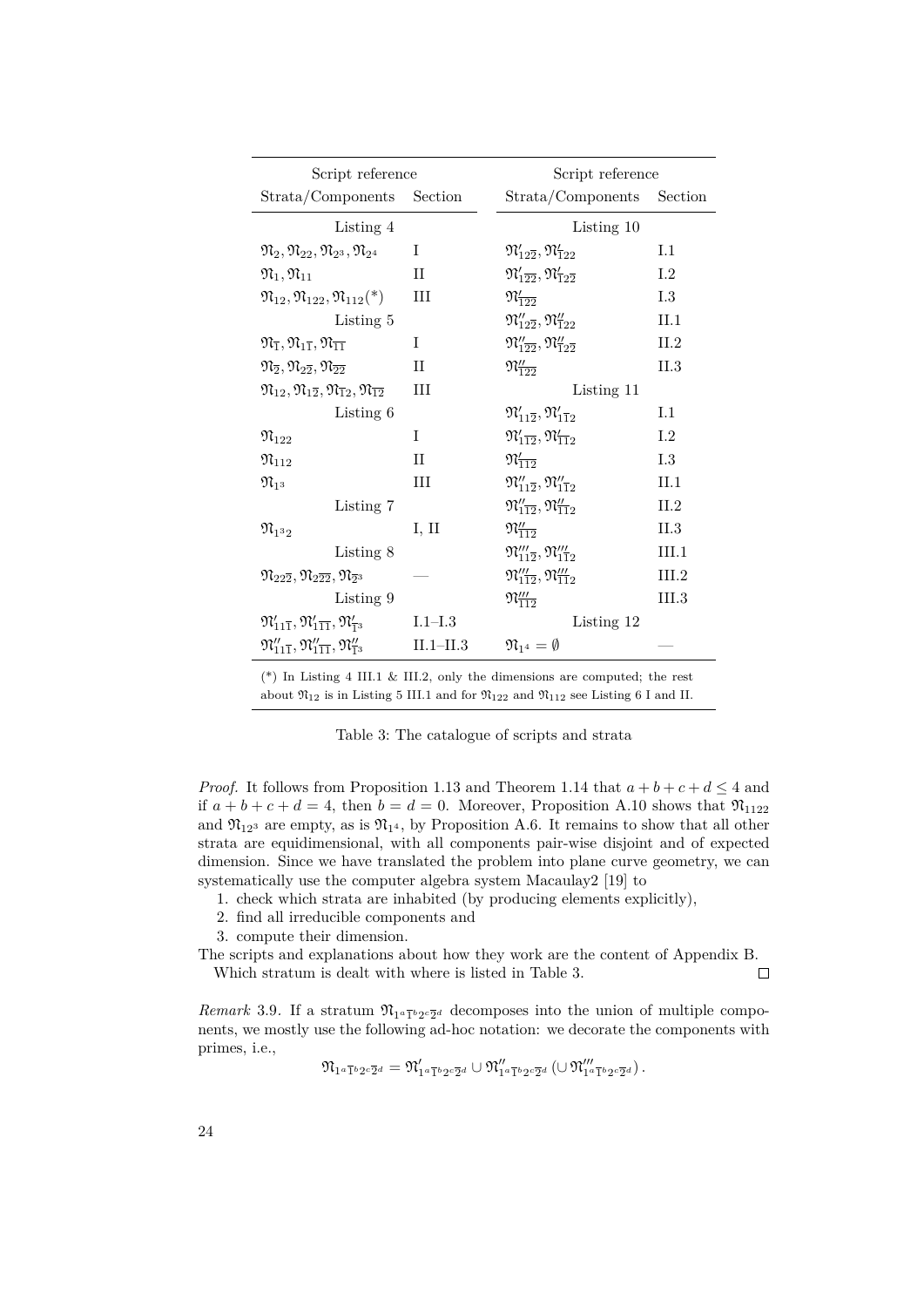| Script reference | | Script reference | |
|---|---|---|---|
| Strata/Components | Section | Strata/Components | Section |
| Listing 4 | | Listing 10 | |
| $\mathfrak{N}_2, \mathfrak{N}_{22}, \mathfrak{N}_{2^3}, \mathfrak{N}_{2^4}$ | I | $\mathfrak{N}'_{12\overline{2}}, \mathfrak{N}'_{\overline{1}22}$ | I.1 |
| $\mathfrak{N}_1, \mathfrak{N}_{11}$ | II | $\mathfrak{N}'_{1\overline{2}\overline{2}}, \mathfrak{N}'_{\overline{1}2\overline{2}}$ | I.2 |
| $\mathfrak{N}_{12}, \mathfrak{N}_{122}, \mathfrak{N}_{112}(*)$ | III | $\mathfrak{N}'_{\overline{1}\overline{2}\overline{2}}$ | I.3 |
| Listing 5 | | $\mathfrak{N}''_{12\overline{2}}, \mathfrak{N}''_{\overline{1}22}$ | II.1 |
| $\mathfrak{N}_{\overline{1}}, \mathfrak{N}_{1\overline{1}}, \mathfrak{N}_{\overline{1}\overline{1}}$ | I | $\mathfrak{N}''_{1\overline{2}\overline{2}}, \mathfrak{N}''_{\overline{1}2\overline{2}}$ | II.2 |
| $\mathfrak{N}_{\overline{2}}, \mathfrak{N}_{2\overline{2}}, \mathfrak{N}_{\overline{2}\overline{2}}$ | II | $\mathfrak{N}''_{\overline{1}\overline{2}\overline{2}}$ | II.3 |
| $\mathfrak{N}_{12}, \mathfrak{N}_{1\overline{2}}, \mathfrak{N}_{\overline{1}2}, \mathfrak{N}_{\overline{1}\overline{2}}$ | III | Listing 11 | |
| Listing 6 | | $\mathfrak{N}'_{11\overline{2}}, \mathfrak{N}'_{1\overline{1}2}$ | I.1 |
| $\mathfrak{N}_{122}$ | I | $\mathfrak{N}'_{1\overline{1}\overline{2}}, \mathfrak{N}'_{\overline{1}\overline{1}2}$ | I.2 |
| $\mathfrak{N}_{112}$ | II | $\mathfrak{N}'_{\overline{1}\overline{1}\overline{2}}$ | I.3 |
| $\mathfrak{N}_{1^3}$ | III | $\mathfrak{N}''_{11\overline{2}}, \mathfrak{N}''_{1\overline{1}2}$ | II.1 |
| Listing 7 | | $\mathfrak{N}''_{1\overline{1}\overline{2}}, \mathfrak{N}''_{\overline{1}\overline{1}2}$ | II.2 |
| $\mathfrak{N}_{1^32}$ | I, II | $\mathfrak{N}''_{\overline{1}\overline{1}\overline{2}}$ | II.3 |
| Listing 8 | | $\mathfrak{N}'''_{11\overline{2}}, \mathfrak{N}'''_{1\overline{1}2}$ | III.1 |
| $\mathfrak{N}_{22\overline{2}}, \mathfrak{N}_{2\overline{2}\overline{2}}, \mathfrak{N}_{\overline{2}^3}$ | — | $\mathfrak{N}'''_{1\overline{1}\overline{2}}, \mathfrak{N}'''_{\overline{1}\overline{1}2}$ | III.2 |
| Listing 9 | | $\mathfrak{N}'''_{\overline{1}\overline{1}\overline{2}}$ | III.3 |
| $\mathfrak{N}'_{11\overline{1}}, \mathfrak{N}'_{1\overline{1}\overline{1}}, \mathfrak{N}'_{\overline{1}^3}$ | I.1–I.3 | Listing 12 | |
| $\mathfrak{N}''_{11\overline{1}}, \mathfrak{N}''_{1\overline{1}\overline{1}}, \mathfrak{N}''_{\overline{1}^3}$ | II.1–II.3 | $\mathfrak{N}_{1^4} = \emptyset$ | — |

(*) In Listing 4 III.1 & III.2, only the dimensions are computed; the rest about $\mathfrak{N}_{12}$ is in Listing 5 III.1 and for $\mathfrak{N}_{122}$ and $\mathfrak{N}_{112}$ see Listing 6 I and II.

Table 3: The catalogue of scripts and strata

*Proof.* It follows from Proposition 1.13 and Theorem 1.14 that $a + b + c + d \leq 4$ and if $a + b + c + d = 4$, then $b = d = 0$. Moreover, Proposition A.10 shows that $\mathfrak{N}_{1122}$ and $\mathfrak{N}_{12^3}$ are empty, as is $\mathfrak{N}_{1^4}$, by Proposition A.6. It remains to show that all other strata are equidimensional, with all components pair-wise disjoint and of expected dimension. Since we have translated the problem into plane curve geometry, we can systematically use the computer algebra system Macaulay2 [19] to

1. check which strata are inhabited (by producing elements explicitly),
2. find all irreducible components and
3. compute their dimension.

The scripts and explanations about how they work are the content of Appendix B.
Which stratum is dealt with where is listed in Table 3. □

*Remark* 3.9. If a stratum $\mathfrak{N}_{1^a\overline{1}^b2^c\overline{2}^d}$ decomposes into the union of multiple components, we mostly use the following ad-hoc notation: we decorate the components with primes, i.e.,

$$\mathfrak{N}_{1^a\overline{1}^b2^c\overline{2}^d} = \mathfrak{N}'_{1^a\overline{1}^b2^c\overline{2}^d} \cup \mathfrak{N}''_{1^a\overline{1}^b2^c\overline{2}^d} \left(\cup \mathfrak{N}'''_{1^a\overline{1}^b2^c\overline{2}^d}\right).$$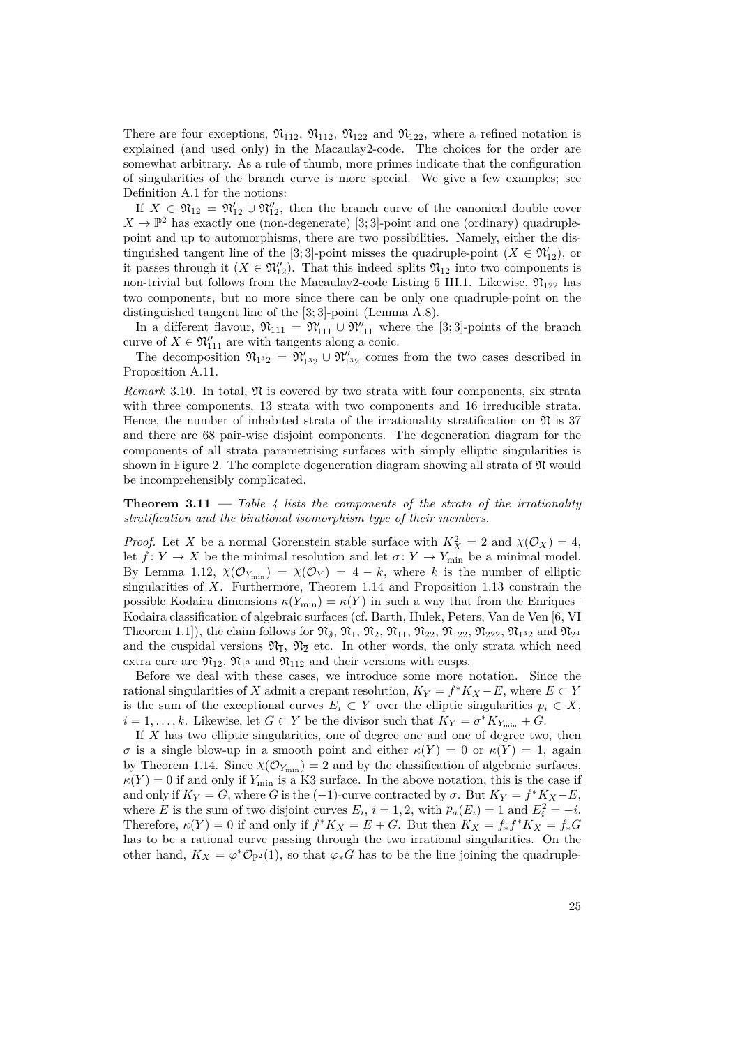There are four exceptions, $\mathfrak{N}_{1\overline{2}}$, $\mathfrak{N}_{1\overline{12}}$, $\mathfrak{N}_{12\overline{2}}$ and $\mathfrak{N}_{\overline{1}2\overline{2}}$, where a refined notation is explained (and used only) in the Macaulay2-code. The choices for the order are somewhat arbitrary. As a rule of thumb, more primes indicate that the configuration of singularities of the branch curve is more special. We give a few examples; see Definition A.1 for the notions:

If $X \in \mathfrak{N}_{12} = \mathfrak{N}'_{12} \cup \mathfrak{N}''_{12}$, then the branch curve of the canonical double cover $X \to \mathbb{P}^2$ has exactly one (non-degenerate) $[3;3]$-point and one (ordinary) quadruple-point and up to automorphisms, there are two possibilities. Namely, either the distinguished tangent line of the $[3;3]$-point misses the quadruple-point ($X \in \mathfrak{N}'_{12}$), or it passes through it ($X \in \mathfrak{N}''_{12}$). That this indeed splits $\mathfrak{N}_{12}$ into two components is non-trivial but follows from the Macaulay2-code Listing 5 III.1. Likewise, $\mathfrak{N}_{122}$ has two components, but no more since there can be only one quadruple-point on the distinguished tangent line of the $[3;3]$-point (Lemma A.8).

In a different flavour, $\mathfrak{N}_{111} = \mathfrak{N}'_{111} \cup \mathfrak{N}''_{111}$ where the $[3;3]$-points of the branch curve of $X \in \mathfrak{N}''_{111}$ are with tangents along a conic.

The decomposition $\mathfrak{N}_{1^32} = \mathfrak{N}'_{1^32} \cup \mathfrak{N}''_{1^32}$ comes from the two cases described in Proposition A.11.

*Remark* 3.10. In total, $\mathfrak{N}$ is covered by two strata with four components, six strata with three components, 13 strata with two components and 16 irreducible strata. Hence, the number of inhabited strata of the irrationality stratification on $\mathfrak{N}$ is 37 and there are 68 pair-wise disjoint components. The degeneration diagram for the components of all strata parametrising surfaces with simply elliptic singularities is shown in Figure 2. The complete degeneration diagram showing all strata of $\mathfrak{N}$ would be incomprehensibly complicated.

**Theorem 3.11** — *Table 4 lists the components of the strata of the irrationality stratification and the birational isomorphism type of their members.*

*Proof.* Let $X$ be a normal Gorenstein stable surface with $K_X^2 = 2$ and $\chi(\mathcal{O}_X) = 4$, let $f\colon Y \to X$ be the minimal resolution and let $\sigma\colon Y \to Y_{\min}$ be a minimal model. By Lemma 1.12, $\chi(\mathcal{O}_{Y_{\min}}) = \chi(\mathcal{O}_Y) = 4 - k$, where $k$ is the number of elliptic singularities of $X$. Furthermore, Theorem 1.14 and Proposition 1.13 constrain the possible Kodaira dimensions $\kappa(Y_{\min}) = \kappa(Y)$ in such a way that from the Enriques–Kodaira classification of algebraic surfaces (cf. Barth, Hulek, Peters, Van de Ven [6, VI Theorem 1.1]), the claim follows for $\mathfrak{N}_\emptyset$, $\mathfrak{N}_1$, $\mathfrak{N}_2$, $\mathfrak{N}_{11}$, $\mathfrak{N}_{22}$, $\mathfrak{N}_{122}$, $\mathfrak{N}_{222}$, $\mathfrak{N}_{1^32}$ and $\mathfrak{N}_{2^4}$ and the cuspidal versions $\mathfrak{N}_{\overline{1}}$, $\mathfrak{N}_{\overline{2}}$ etc. In other words, the only strata which need extra care are $\mathfrak{N}_{12}$, $\mathfrak{N}_{1^3}$ and $\mathfrak{N}_{112}$ and their versions with cusps.

Before we deal with these cases, we introduce some more notation. Since the rational singularities of $X$ admit a crepant resolution, $K_Y = f^*K_X - E$, where $E \subset Y$ is the sum of the exceptional curves $E_i \subset Y$ over the elliptic singularities $p_i \in X$, $i = 1, \ldots, k$. Likewise, let $G \subset Y$ be the divisor such that $K_Y = \sigma^*K_{Y_{\min}} + G$.

If $X$ has two elliptic singularities, one of degree one and one of degree two, then $\sigma$ is a single blow-up in a smooth point and either $\kappa(Y) = 0$ or $\kappa(Y) = 1$, again by Theorem 1.14. Since $\chi(\mathcal{O}_{Y_{\min}}) = 2$ and by the classification of algebraic surfaces, $\kappa(Y) = 0$ if and only if $Y_{\min}$ is a K3 surface. In the above notation, this is the case if and only if $K_Y = G$, where $G$ is the $(-1)$-curve contracted by $\sigma$. But $K_Y = f^*K_X - E$, where $E$ is the sum of two disjoint curves $E_i$, $i = 1, 2$, with $p_a(E_i) = 1$ and $E_i^2 = -i$. Therefore, $\kappa(Y) = 0$ if and only if $f^*K_X = E + G$. But then $K_X = f_*f^*K_X = f_*G$ has to be a rational curve passing through the two irrational singularities. On the other hand, $K_X = \varphi^*\mathcal{O}_{\mathbb{P}^2}(1)$, so that $\varphi_*G$ has to be the line joining the quadruple-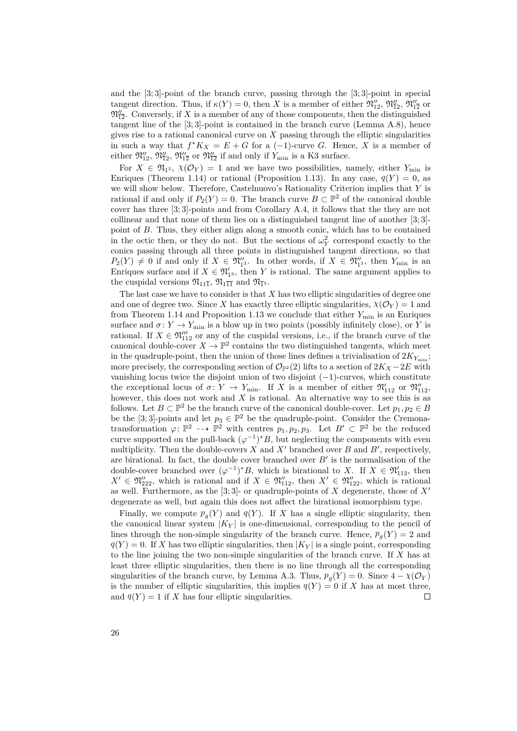and the $[3;3]$-point of the branch curve, passing through the $[3;3]$-point in special tangent direction. Thus, if $\kappa(Y) = 0$, then $X$ is a member of either $\mathfrak{N}''_{12}$, $\mathfrak{N}''_{\bar{1}2}$, $\mathfrak{N}''_{1\bar{2}}$ or $\mathfrak{N}''_{\bar{1}\bar{2}}$. Conversely, if $X$ is a member of any of those components, then the distinguished tangent line of the $[3;3]$-point is contained in the branch curve (Lemma A.8), hence gives rise to a rational canonical curve on $X$ passing through the elliptic singularities in such a way that $f^*K_X = E + G$ for a $(-1)$-curve $G$. Hence, $X$ is a member of either $\mathfrak{N}''_{12}$, $\mathfrak{N}''_{\bar{1}2}$, $\mathfrak{N}''_{1\bar{2}}$ or $\mathfrak{N}''_{\bar{1}\bar{2}}$ if and only if $Y_{\min}$ is a K3 surface.

For $X \in \mathfrak{N}_{1^3}$, $\chi(\mathcal{O}_Y) = 1$ and we have two possibilities, namely, either $Y_{\min}$ is Enriques (Theorem 1.14) or rational (Proposition 1.13). In any case, $q(Y) = 0$, as we will show below. Therefore, Castelnuovo's Rationality Criterion implies that $Y$ is rational if and only if $P_2(Y) = 0$. The branch curve $B \subset \mathbb{P}^2$ of the canonical double cover has three $[3;3]$-points and from Corollary A.4, it follows that the they are not collinear and that none of them lies on a distinguished tangent line of another $[3;3]$-point of $B$. Thus, they either align along a smooth conic, which has to be contained in the octic then, or they do not. But the sections of $\omega_Y^2$ correspond exactly to the conics passing through all three points in distinguished tangent directions, so that $P_2(Y) \neq 0$ if and only if $X \in \mathfrak{N}''_{1^3}$. In other words, if $X \in \mathfrak{N}''_{1^3}$, then $Y_{\min}$ is an Enriques surface and if $X \in \mathfrak{N}'_{1^3}$, then $Y$ is rational. The same argument applies to the cuspidal versions $\mathfrak{N}_{11\bar{1}}$, $\mathfrak{N}_{1\bar{1}\bar{1}}$ and $\mathfrak{N}_{\bar{1}^3}$.

The last case we have to consider is that $X$ has two elliptic singularities of degree one and one of degree two. Since $X$ has exactly three elliptic singularities, $\chi(\mathcal{O}_Y) = 1$ and from Theorem 1.14 and Proposition 1.13 we conclude that either $Y_{\min}$ is an Enriques surface and $\sigma\colon Y \to Y_{\min}$ is a blow up in two points (possibly infinitely close), or $Y$ is rational. If $X \in \mathfrak{N}'''_{112}$ or any of the cuspidal versions, i.e., if the branch curve of the canonical double-cover $X \to \mathbb{P}^2$ contains the two distinguished tangents, which meet in the quadruple-point, then the union of those lines defines a trivialisation of $2K_{Y_{\min}}$; more precisely, the corresponding section of $\mathcal{O}_{\mathbb{P}^2}(2)$ lifts to a section of $2K_X - 2E$ with vanishing locus twice the disjoint union of two disjoint $(-1)$-curves, which constitute the exceptional locus of $\sigma\colon Y \to Y_{\min}$. If $X$ is a member of either $\mathfrak{N}'_{112}$ or $\mathfrak{N}''_{112}$, however, this does not work and $X$ is rational. An alternative way to see this is as follows. Let $B \subset \mathbb{P}^2$ be the branch curve of the canonical double-cover. Let $p_1, p_2 \in B$ be the $[3;3]$-points and let $p_3 \in \mathbb{P}^2$ be the quadruple-point. Consider the Cremona-transformation $\varphi\colon \mathbb{P}^2 \dashrightarrow \mathbb{P}^2$ with centres $p_1, p_2, p_3$. Let $B' \subset \mathbb{P}^2$ be the reduced curve supported on the pull-back $(\varphi^{-1})^*B$, but neglecting the components with even multiplicity. Then the double-covers $X$ and $X'$ branched over $B$ and $B'$, respectively, are birational. In fact, the double cover branched over $B'$ is the normalisation of the double-cover branched over $(\varphi^{-1})^*B$, which is birational to $X$. If $X \in \mathfrak{N}'_{112}$, then $X' \in \mathfrak{N}''_{222}$, which is rational and if $X \in \mathfrak{N}''_{112}$, then $X' \in \mathfrak{N}''_{122}$, which is rational as well. Furthermore, as the $[3;3]$- or quadruple-points of $X$ degenerate, those of $X'$ degenerate as well, but again this does not affect the birational isomorphism type.

Finally, we compute $p_g(Y)$ and $q(Y)$. If $X$ has a single elliptic singularity, then the canonical linear system $|K_Y|$ is one-dimensional, corresponding to the pencil of lines through the non-simple singularity of the branch curve. Hence, $p_g(Y) = 2$ and $q(Y) = 0$. If $X$ has two elliptic singularities, then $|K_Y|$ is a single point, corresponding to the line joining the two non-simple singularities of the branch curve. If $X$ has at least three elliptic singularities, then there is no line through all the corresponding singularities of the branch curve, by Lemma A.3. Thus, $p_g(Y) = 0$. Since $4 - \chi(\mathcal{O}_Y)$ is the number of elliptic singularities, this implies $q(Y) = 0$ if $X$ has at most three, and $q(Y) = 1$ if $X$ has four elliptic singularities. $\square$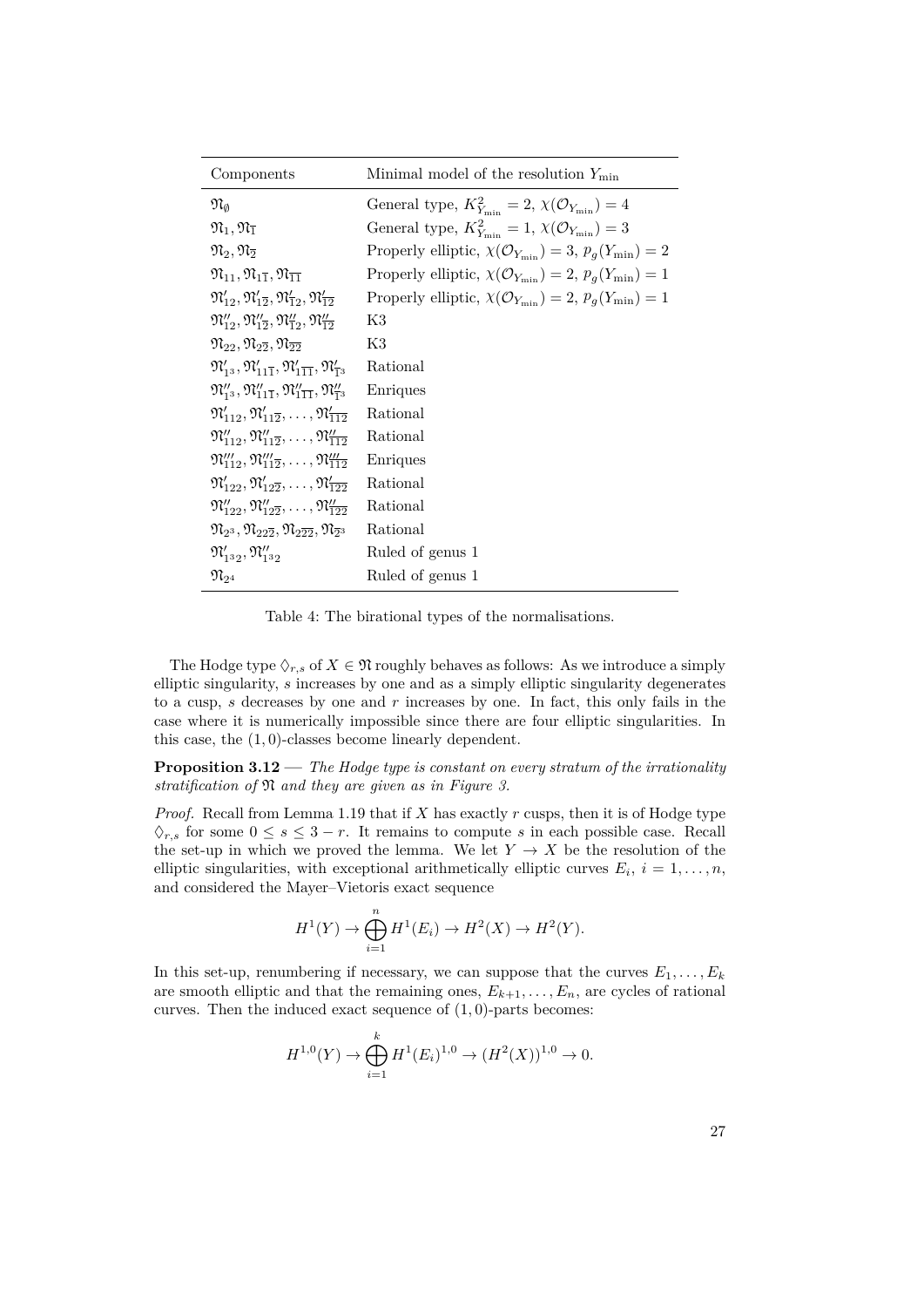| Components | Minimal model of the resolution $Y_{\min}$ |
|---|---|
| $\mathfrak{N}_\emptyset$ | General type, $K^2_{Y_{\min}} = 2$, $\chi(\mathcal{O}_{Y_{\min}}) = 4$ |
| $\mathfrak{N}_1, \mathfrak{N}_{\overline{1}}$ | General type, $K^2_{Y_{\min}} = 1$, $\chi(\mathcal{O}_{Y_{\min}}) = 3$ |
| $\mathfrak{N}_2, \mathfrak{N}_{\overline{2}}$ | Properly elliptic, $\chi(\mathcal{O}_{Y_{\min}}) = 3$, $p_g(Y_{\min}) = 2$ |
| $\mathfrak{N}_{11}, \mathfrak{N}_{1\overline{1}}, \mathfrak{N}_{\overline{11}}$ | Properly elliptic, $\chi(\mathcal{O}_{Y_{\min}}) = 2$, $p_g(Y_{\min}) = 1$ |
| $\mathfrak{N}'_{12}, \mathfrak{N}'_{1\overline{2}}, \mathfrak{N}'_{\overline{1}2}, \mathfrak{N}'_{\overline{12}}$ | Properly elliptic, $\chi(\mathcal{O}_{Y_{\min}}) = 2$, $p_g(Y_{\min}) = 1$ |
| $\mathfrak{N}''_{12}, \mathfrak{N}''_{1\overline{2}}, \mathfrak{N}''_{\overline{1}2}, \mathfrak{N}''_{\overline{12}}$ | K3 |
| $\mathfrak{N}_{22}, \mathfrak{N}_{2\overline{2}}, \mathfrak{N}_{\overline{22}}$ | K3 |
| $\mathfrak{N}'_{1^3}, \mathfrak{N}'_{11\overline{1}}, \mathfrak{N}'_{1\overline{11}}, \mathfrak{N}'_{\overline{1}^3}$ | Rational |
| $\mathfrak{N}''_{1^3}, \mathfrak{N}''_{11\overline{1}}, \mathfrak{N}''_{1\overline{11}}, \mathfrak{N}''_{\overline{1}^3}$ | Enriques |
| $\mathfrak{N}'_{112}, \mathfrak{N}'_{11\overline{2}}, \ldots, \mathfrak{N}'_{\overline{112}}$ | Rational |
| $\mathfrak{N}''_{112}, \mathfrak{N}''_{11\overline{2}}, \ldots, \mathfrak{N}''_{\overline{112}}$ | Rational |
| $\mathfrak{N}'''_{112}, \mathfrak{N}'''_{11\overline{2}}, \ldots, \mathfrak{N}'''_{\overline{112}}$ | Enriques |
| $\mathfrak{N}'_{122}, \mathfrak{N}'_{12\overline{2}}, \ldots, \mathfrak{N}'_{\overline{122}}$ | Rational |
| $\mathfrak{N}''_{122}, \mathfrak{N}''_{12\overline{2}}, \ldots, \mathfrak{N}''_{\overline{122}}$ | Rational |
| $\mathfrak{N}_{2^3}, \mathfrak{N}_{22\overline{2}}, \mathfrak{N}_{2\overline{22}}, \mathfrak{N}_{\overline{2}^3}$ | Rational |
| $\mathfrak{N}'_{1^32}, \mathfrak{N}''_{1^32}$ | Ruled of genus 1 |
| $\mathfrak{N}_{2^4}$ | Ruled of genus 1 |

Table 4: The birational types of the normalisations.

The Hodge type $\lozenge_{r,s}$ of $X \in \mathfrak{N}$ roughly behaves as follows: As we introduce a simply elliptic singularity, $s$ increases by one and as a simply elliptic singularity degenerates to a cusp, $s$ decreases by one and $r$ increases by one. In fact, this only fails in the case where it is numerically impossible since there are four elliptic singularities. In this case, the $(1,0)$-classes become linearly dependent.

**Proposition 3.12** — *The Hodge type is constant on every stratum of the irrationality stratification of $\mathfrak{N}$ and they are given as in Figure 3.*

*Proof.* Recall from Lemma 1.19 that if $X$ has exactly $r$ cusps, then it is of Hodge type $\lozenge_{r,s}$ for some $0 \leq s \leq 3 - r$. It remains to compute $s$ in each possible case. Recall the set-up in which we proved the lemma. We let $Y \to X$ be the resolution of the elliptic singularities, with exceptional arithmetically elliptic curves $E_i$, $i = 1, \ldots, n$, and considered the Mayer–Vietoris exact sequence

$$H^1(Y) \to \bigoplus_{i=1}^{n} H^1(E_i) \to H^2(X) \to H^2(Y).$$

In this set-up, renumbering if necessary, we can suppose that the curves $E_1, \ldots, E_k$ are smooth elliptic and that the remaining ones, $E_{k+1}, \ldots, E_n$, are cycles of rational curves. Then the induced exact sequence of $(1,0)$-parts becomes:

$$H^{1,0}(Y) \to \bigoplus_{i=1}^{k} H^1(E_i)^{1,0} \to (H^2(X))^{1,0} \to 0.$$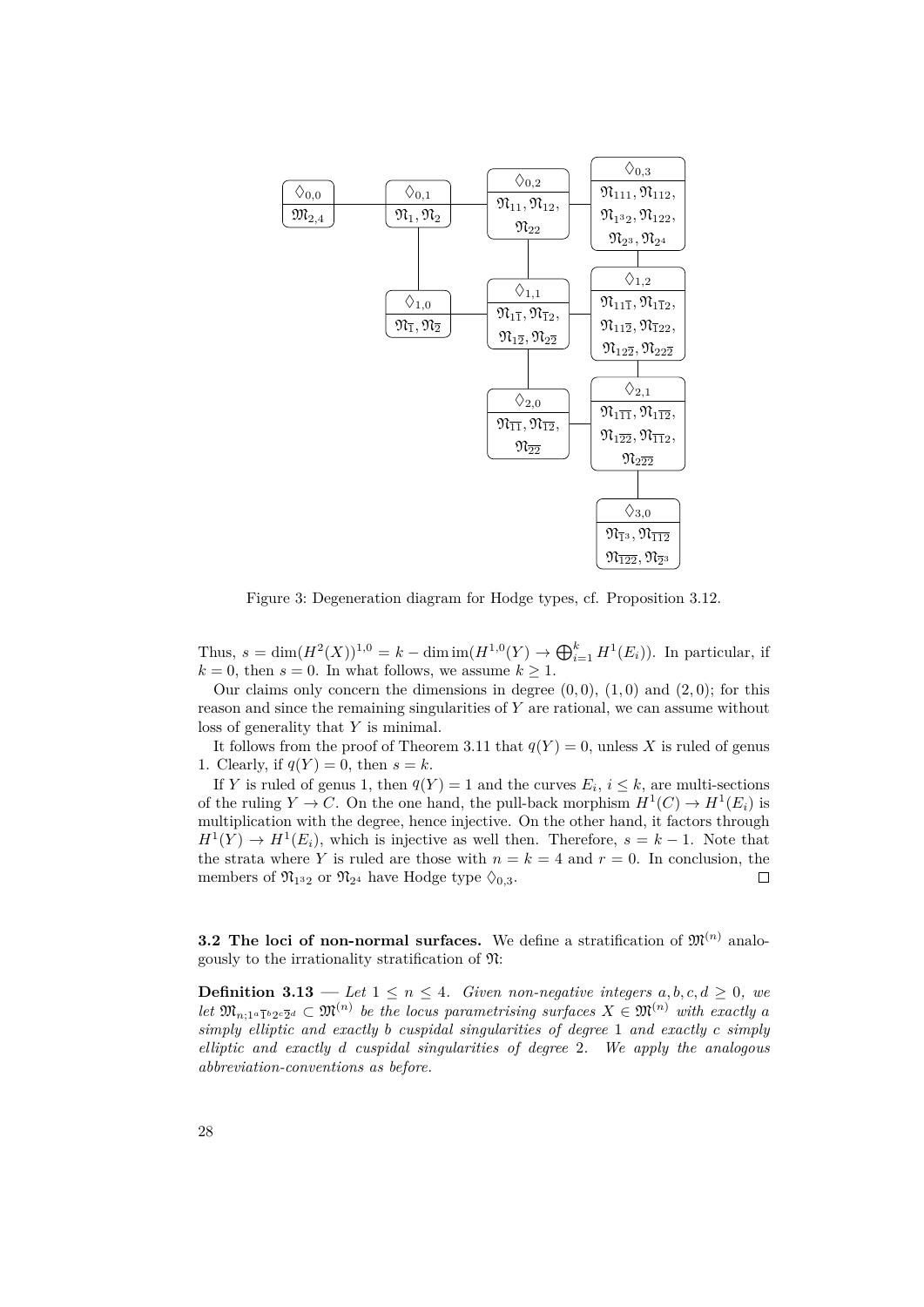$\lozenge_{0,0}$

$\mathfrak{M}_{2,4}$

$\lozenge_{0,1}$

$\mathfrak{N}_1, \mathfrak{N}_2$

$\lozenge_{0,2}$

$\mathfrak{N}_{11}, \mathfrak{N}_{12},$

$\mathfrak{N}_{22}$

$\lozenge_{0,3}$

$\mathfrak{N}_{111}, \mathfrak{N}_{112},$

$\mathfrak{N}_{1^32}, \mathfrak{N}_{122},$

$\mathfrak{N}_{2^3}, \mathfrak{N}_{2^4}$

$\lozenge_{1,0}$

$\mathfrak{N}_{\overline{1}}, \mathfrak{N}_{\overline{2}}$

$\lozenge_{1,1}$

$\mathfrak{N}_{1\overline{1}}, \mathfrak{N}_{\overline{1}2},$

$\mathfrak{N}_{1\overline{2}}, \mathfrak{N}_{2\overline{2}}$

$\lozenge_{1,2}$

$\mathfrak{N}_{11\overline{1}}, \mathfrak{N}_{1\overline{1}2},$

$\mathfrak{N}_{11\overline{2}}, \mathfrak{N}_{\overline{1}22},$

$\mathfrak{N}_{12\overline{2}}, \mathfrak{N}_{22\overline{2}}$

$\lozenge_{2,0}$

$\mathfrak{N}_{\overline{11}}, \mathfrak{N}_{\overline{12}},$

$\mathfrak{N}_{\overline{22}}$

$\lozenge_{2,1}$

$\mathfrak{N}_{1\overline{11}}, \mathfrak{N}_{1\overline{12}},$

$\mathfrak{N}_{1\overline{22}}, \mathfrak{N}_{\overline{11}2},$

$\mathfrak{N}_{2\overline{22}}$

$\lozenge_{3,0}$

$\mathfrak{N}_{\overline{1}^3}, \mathfrak{N}_{\overline{112}}$

$\mathfrak{N}_{\overline{122}}, \mathfrak{N}_{\overline{2}^3}$

Figure 3: Degeneration diagram for Hodge types, cf. Proposition 3.12.

Thus, $s = \dim(H^2(X))^{1,0} = k - \dim \operatorname{im}(H^{1,0}(Y) \to \bigoplus_{i=1}^k H^1(E_i))$. In particular, if $k = 0$, then $s = 0$. In what follows, we assume $k \geq 1$.

Our claims only concern the dimensions in degree $(0,0)$, $(1,0)$ and $(2,0)$; for this reason and since the remaining singularities of $Y$ are rational, we can assume without loss of generality that $Y$ is minimal.

It follows from the proof of Theorem 3.11 that $q(Y) = 0$, unless $X$ is ruled of genus 1. Clearly, if $q(Y) = 0$, then $s = k$.

If $Y$ is ruled of genus 1, then $q(Y) = 1$ and the curves $E_i$, $i \leq k$, are multi-sections of the ruling $Y \to C$. On the one hand, the pull-back morphism $H^1(C) \to H^1(E_i)$ is multiplication with the degree, hence injective. On the other hand, it factors through $H^1(Y) \to H^1(E_i)$, which is injective as well then. Therefore, $s = k - 1$. Note that the strata where $Y$ is ruled are those with $n = k = 4$ and $r = 0$. In conclusion, the members of $\mathfrak{N}_{1^32}$ or $\mathfrak{N}_{2^4}$ have Hodge type $\lozenge_{0,3}$. $\square$

**3.2 The loci of non-normal surfaces.** We define a stratification of $\mathfrak{M}^{(n)}$ analogously to the irrationality stratification of $\mathfrak{N}$:

**Definition 3.13** — *Let $1 \leq n \leq 4$. Given non-negative integers $a, b, c, d \geq 0$, we let $\mathfrak{M}_{n;1^a\overline{1}^b2^c\overline{2}^d} \subset \mathfrak{M}^{(n)}$ be the locus parametrising surfaces $X \in \mathfrak{M}^{(n)}$ with exactly $a$ simply elliptic and exactly $b$ cuspidal singularities of degree 1 and exactly $c$ simply elliptic and exactly $d$ cuspidal singularities of degree 2. We apply the analogous abbreviation-conventions as before.*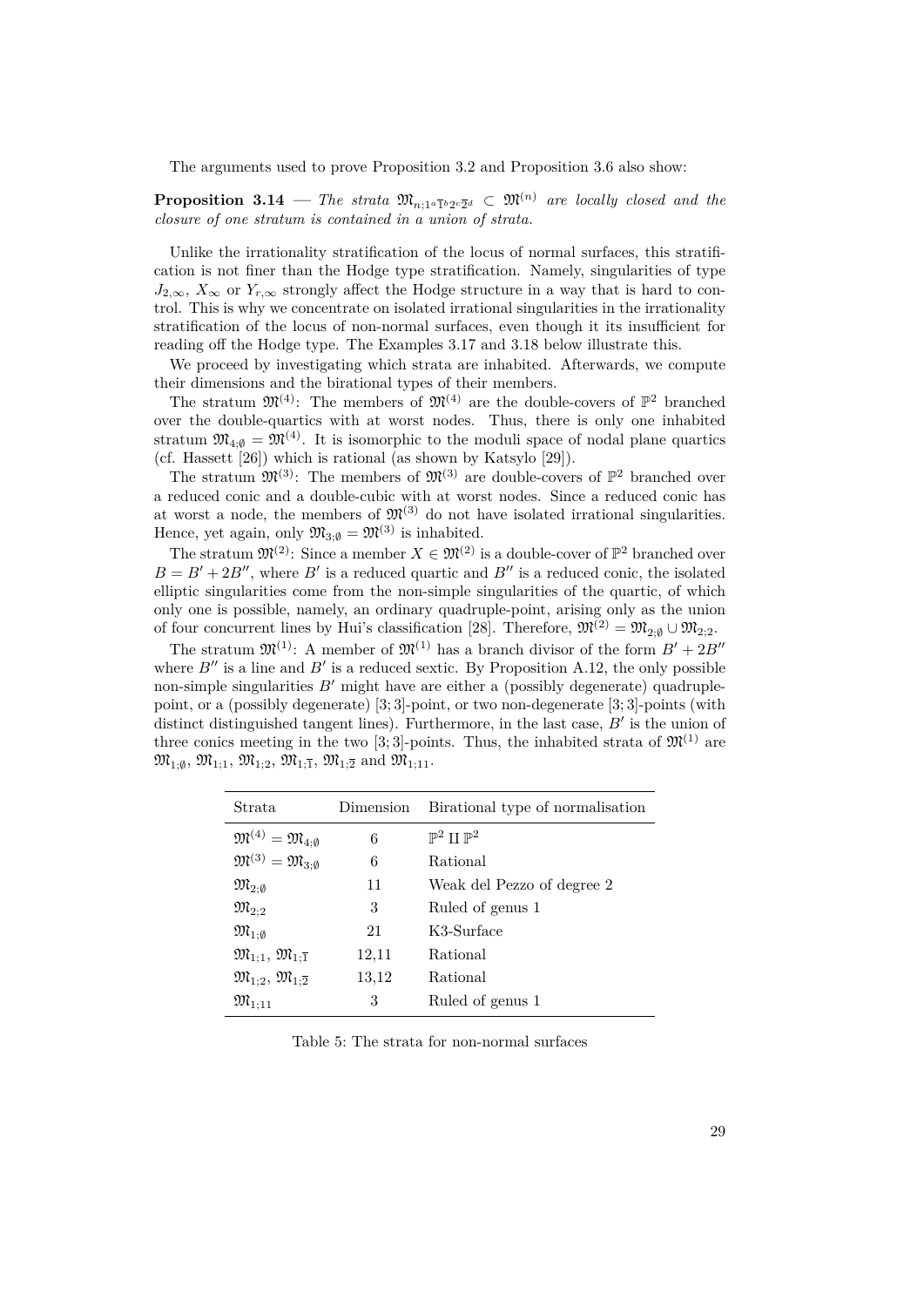The arguments used to prove Proposition 3.2 and Proposition 3.6 also show:

**Proposition 3.14** — *The strata* $\mathfrak{M}_{n;1^a\overline{1}^b2^c\overline{2}^d} \subset \mathfrak{M}^{(n)}$ *are locally closed and the closure of one stratum is contained in a union of strata.*

Unlike the irrationality stratification of the locus of normal surfaces, this stratification is not finer than the Hodge type stratification. Namely, singularities of type $J_{2,\infty}$, $X_\infty$ or $Y_{r,\infty}$ strongly affect the Hodge structure in a way that is hard to control. This is why we concentrate on isolated irrational singularities in the irrationality stratification of the locus of non-normal surfaces, even though it its insufficient for reading off the Hodge type. The Examples 3.17 and 3.18 below illustrate this.

We proceed by investigating which strata are inhabited. Afterwards, we compute their dimensions and the birational types of their members.

The stratum $\mathfrak{M}^{(4)}$: The members of $\mathfrak{M}^{(4)}$ are the double-covers of $\mathbb{P}^2$ branched over the double-quartics with at worst nodes. Thus, there is only one inhabited stratum $\mathfrak{M}_{4;\emptyset} = \mathfrak{M}^{(4)}$. It is isomorphic to the moduli space of nodal plane quartics (cf. Hassett [26]) which is rational (as shown by Katsylo [29]).

The stratum $\mathfrak{M}^{(3)}$: The members of $\mathfrak{M}^{(3)}$ are double-covers of $\mathbb{P}^2$ branched over a reduced conic and a double-cubic with at worst nodes. Since a reduced conic has at worst a node, the members of $\mathfrak{M}^{(3)}$ do not have isolated irrational singularities. Hence, yet again, only $\mathfrak{M}_{3;\emptyset} = \mathfrak{M}^{(3)}$ is inhabited.

The stratum $\mathfrak{M}^{(2)}$: Since a member $X \in \mathfrak{M}^{(2)}$ is a double-cover of $\mathbb{P}^2$ branched over $B = B' + 2B''$, where $B'$ is a reduced quartic and $B''$ is a reduced conic, the isolated elliptic singularities come from the non-simple singularities of the quartic, of which only one is possible, namely, an ordinary quadruple-point, arising only as the union of four concurrent lines by Hui's classification [28]. Therefore, $\mathfrak{M}^{(2)} = \mathfrak{M}_{2;\emptyset} \cup \mathfrak{M}_{2;2}$.

The stratum $\mathfrak{M}^{(1)}$: A member of $\mathfrak{M}^{(1)}$ has a branch divisor of the form $B' + 2B''$ where $B''$ is a line and $B'$ is a reduced sextic. By Proposition A.12, the only possible non-simple singularities $B'$ might have are either a (possibly degenerate) quadruple-point, or a (possibly degenerate) $[3;3]$-point, or two non-degenerate $[3;3]$-points (with distinct distinguished tangent lines). Furthermore, in the last case, $B'$ is the union of three conics meeting in the two $[3;3]$-points. Thus, the inhabited strata of $\mathfrak{M}^{(1)}$ are $\mathfrak{M}_{1;\emptyset}$, $\mathfrak{M}_{1;1}$, $\mathfrak{M}_{1;2}$, $\mathfrak{M}_{1;\overline{1}}$, $\mathfrak{M}_{1;\overline{2}}$ and $\mathfrak{M}_{1;11}$.

| Strata | Dimension | Birational type of normalisation |
|---|---|---|
| $\mathfrak{M}^{(4)} = \mathfrak{M}_{4;\emptyset}$ | 6 | $\mathbb{P}^2 \amalg \mathbb{P}^2$ |
| $\mathfrak{M}^{(3)} = \mathfrak{M}_{3;\emptyset}$ | 6 | Rational |
| $\mathfrak{M}_{2;\emptyset}$ | 11 | Weak del Pezzo of degree 2 |
| $\mathfrak{M}_{2;2}$ | 3 | Ruled of genus 1 |
| $\mathfrak{M}_{1;\emptyset}$ | 21 | K3-Surface |
| $\mathfrak{M}_{1;1}$, $\mathfrak{M}_{1;\overline{1}}$ | 12,11 | Rational |
| $\mathfrak{M}_{1;2}$, $\mathfrak{M}_{1;\overline{2}}$ | 13,12 | Rational |
| $\mathfrak{M}_{1;11}$ | 3 | Ruled of genus 1 |

Table 5: The strata for non-normal surfaces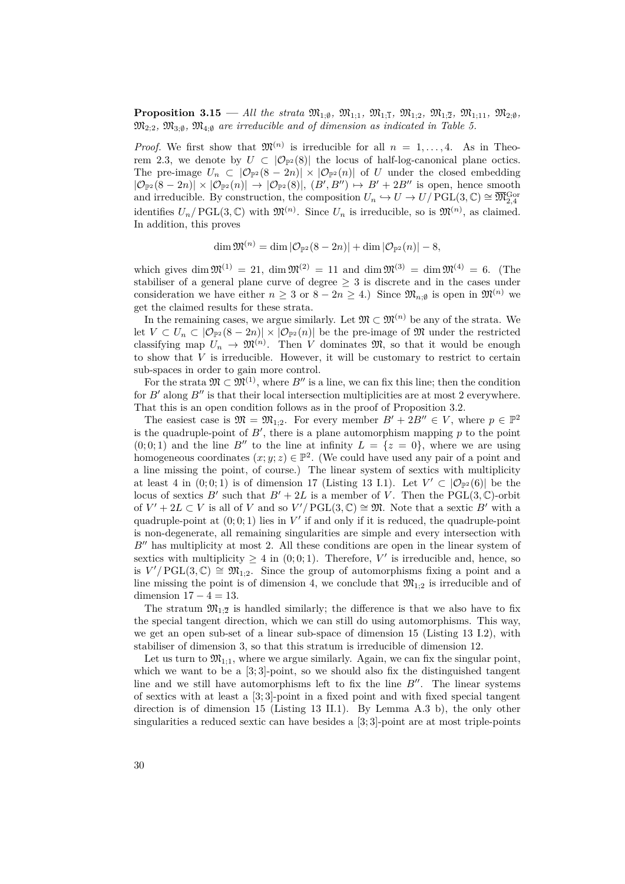**Proposition 3.15** — *All the strata* $\mathfrak{M}_{1;\emptyset}$*,* $\mathfrak{M}_{1;1}$*,* $\mathfrak{M}_{1;\overline{1}}$*,* $\mathfrak{M}_{1;2}$*,* $\mathfrak{M}_{1;\overline{2}}$*,* $\mathfrak{M}_{1;11}$*,* $\mathfrak{M}_{2;\emptyset}$*,* $\mathfrak{M}_{2;2}$*,* $\mathfrak{M}_{3;\emptyset}$*,* $\mathfrak{M}_{4;\emptyset}$ *are irreducible and of dimension as indicated in Table 5.*

*Proof.* We first show that $\mathfrak{M}^{(n)}$ is irreducible for all $n = 1, \ldots, 4$. As in Theorem 2.3, we denote by $U \subset |\mathcal{O}_{\mathbb{P}^2}(8)|$ the locus of half-log-canonical plane octics. The pre-image $U_n \subset |\mathcal{O}_{\mathbb{P}^2}(8-2n)| \times |\mathcal{O}_{\mathbb{P}^2}(n)|$ of $U$ under the closed embedding $|\mathcal{O}_{\mathbb{P}^2}(8-2n)| \times |\mathcal{O}_{\mathbb{P}^2}(n)| \to |\mathcal{O}_{\mathbb{P}^2}(8)|$, $(B', B'') \mapsto B' + 2B''$ is open, hence smooth and irreducible. By construction, the composition $U_n \hookrightarrow U \to U/\operatorname{PGL}(3,\mathbb{C}) \cong \overline{\mathfrak{M}}^{\mathrm{Gor}}_{2,4}$ identifies $U_n/\operatorname{PGL}(3,\mathbb{C})$ with $\mathfrak{M}^{(n)}$. Since $U_n$ is irreducible, so is $\mathfrak{M}^{(n)}$, as claimed. In addition, this proves

$$\dim \mathfrak{M}^{(n)} = \dim |\mathcal{O}_{\mathbb{P}^2}(8-2n)| + \dim |\mathcal{O}_{\mathbb{P}^2}(n)| - 8,$$

which gives $\dim \mathfrak{M}^{(1)} = 21$, $\dim \mathfrak{M}^{(2)} = 11$ and $\dim \mathfrak{M}^{(3)} = \dim \mathfrak{M}^{(4)} = 6$. (The stabiliser of a general plane curve of degree $\geq 3$ is discrete and in the cases under consideration we have either $n \geq 3$ or $8 - 2n \geq 4$.) Since $\mathfrak{M}_{n;\emptyset}$ is open in $\mathfrak{M}^{(n)}$ we get the claimed results for these strata.

In the remaining cases, we argue similarly. Let $\mathfrak{M} \subset \mathfrak{M}^{(n)}$ be any of the strata. We let $V \subset U_n \subset |\mathcal{O}_{\mathbb{P}^2}(8-2n)| \times |\mathcal{O}_{\mathbb{P}^2}(n)|$ be the pre-image of $\mathfrak{M}$ under the restricted classifying map $U_n \to \mathfrak{M}^{(n)}$. Then $V$ dominates $\mathfrak{M}$, so that it would be enough to show that $V$ is irreducible. However, it will be customary to restrict to certain sub-spaces in order to gain more control.

For the strata $\mathfrak{M} \subset \mathfrak{M}^{(1)}$, where $B''$ is a line, we can fix this line; then the condition for $B'$ along $B''$ is that their local intersection multiplicities are at most 2 everywhere. That this is an open condition follows as in the proof of Proposition 3.2.

The easiest case is $\mathfrak{M} = \mathfrak{M}_{1;2}$. For every member $B' + 2B'' \in V$, where $p \in \mathbb{P}^2$ is the quadruple-point of $B'$, there is a plane automorphism mapping $p$ to the point $(0;0;1)$ and the line $B''$ to the line at infinity $L = \{z = 0\}$, where we are using homogeneous coordinates $(x;y;z) \in \mathbb{P}^2$. (We could have used any pair of a point and a line missing the point, of course.) The linear system of sextics with multiplicity at least 4 in $(0;0;1)$ is of dimension 17 (Listing 13 I.1). Let $V' \subset |\mathcal{O}_{\mathbb{P}^2}(6)|$ be the locus of sextics $B'$ such that $B' + 2L$ is a member of $V$. Then the $\operatorname{PGL}(3,\mathbb{C})$-orbit of $V' + 2L \subset V$ is all of $V$ and so $V'/\operatorname{PGL}(3,\mathbb{C}) \cong \mathfrak{M}$. Note that a sextic $B'$ with a quadruple-point at $(0;0;1)$ lies in $V'$ if and only if it is reduced, the quadruple-point is non-degenerate, all remaining singularities are simple and every intersection with $B''$ has multiplicity at most 2. All these conditions are open in the linear system of sextics with multiplicity $\geq 4$ in $(0;0;1)$. Therefore, $V'$ is irreducible and, hence, so is $V'/\operatorname{PGL}(3,\mathbb{C}) \cong \mathfrak{M}_{1;2}$. Since the group of automorphisms fixing a point and a line missing the point is of dimension 4, we conclude that $\mathfrak{M}_{1;2}$ is irreducible and of dimension $17 - 4 = 13$.

The stratum $\mathfrak{M}_{1;\overline{2}}$ is handled similarly; the difference is that we also have to fix the special tangent direction, which we can still do using automorphisms. This way, we get an open sub-set of a linear sub-space of dimension 15 (Listing 13 I.2), with stabiliser of dimension 3, so that this stratum is irreducible of dimension 12.

Let us turn to $\mathfrak{M}_{1;1}$, where we argue similarly. Again, we can fix the singular point, which we want to be a $[3;3]$-point, so we should also fix the distinguished tangent line and we still have automorphisms left to fix the line $B''$. The linear systems of sextics with at least a $[3;3]$-point in a fixed point and with fixed special tangent direction is of dimension 15 (Listing 13 II.1). By Lemma A.3 b), the only other singularities a reduced sextic can have besides a $[3;3]$-point are at most triple-points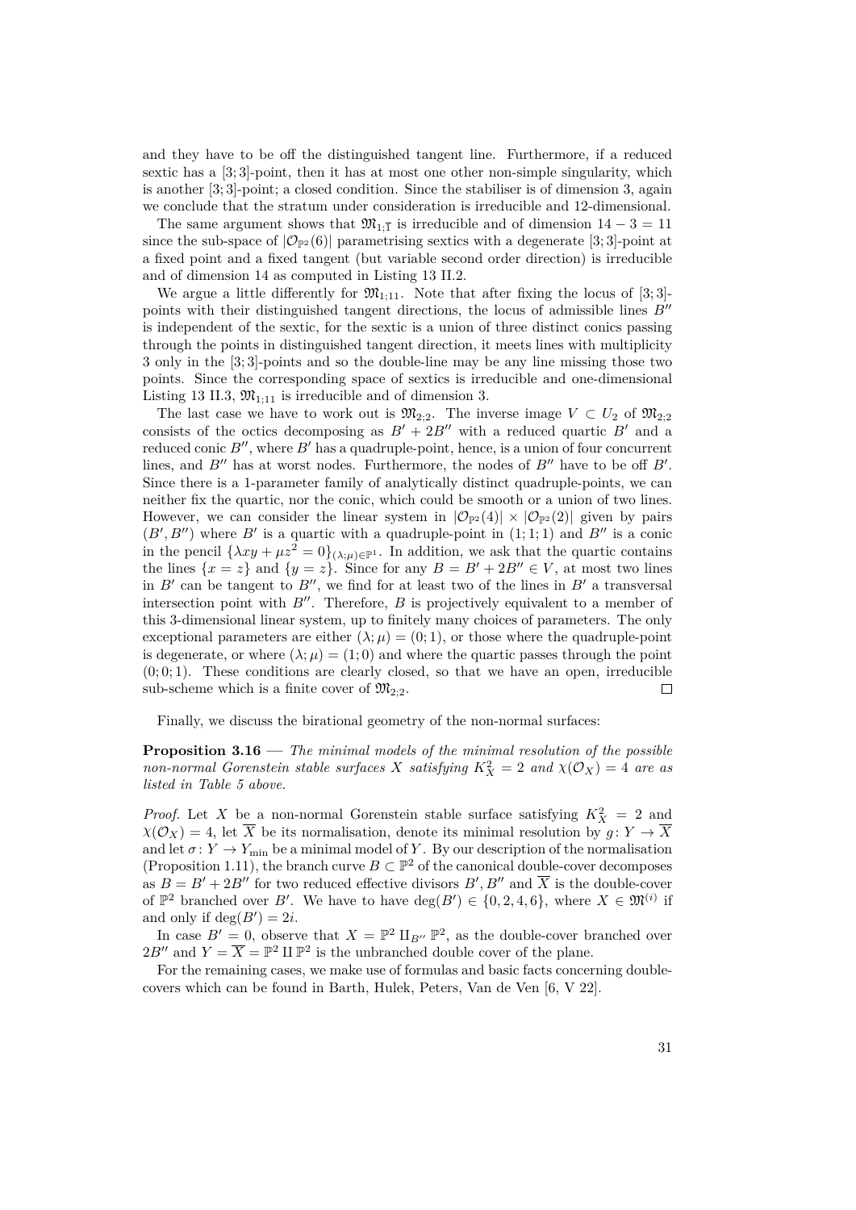and they have to be off the distinguished tangent line. Furthermore, if a reduced sextic has a $[3;3]$-point, then it has at most one other non-simple singularity, which is another $[3;3]$-point; a closed condition. Since the stabiliser is of dimension 3, again we conclude that the stratum under consideration is irreducible and 12-dimensional.

The same argument shows that $\mathfrak{M}_{1;\overline{1}}$ is irreducible and of dimension $14-3=11$ since the sub-space of $|\mathcal{O}_{\mathbb{P}^2}(6)|$ parametrising sextics with a degenerate $[3;3]$-point at a fixed point and a fixed tangent (but variable second order direction) is irreducible and of dimension 14 as computed in Listing 13 II.2.

We argue a little differently for $\mathfrak{M}_{1;11}$. Note that after fixing the locus of $[3;3]$-points with their distinguished tangent directions, the locus of admissible lines $B''$ is independent of the sextic, for the sextic is a union of three distinct conics passing through the points in distinguished tangent direction, it meets lines with multiplicity 3 only in the $[3;3]$-points and so the double-line may be any line missing those two points. Since the corresponding space of sextics is irreducible and one-dimensional Listing 13 II.3, $\mathfrak{M}_{1;11}$ is irreducible and of dimension 3.

The last case we have to work out is $\mathfrak{M}_{2;2}$. The inverse image $V \subset U_2$ of $\mathfrak{M}_{2;2}$ consists of the octics decomposing as $B' + 2B''$ with a reduced quartic $B'$ and a reduced conic $B''$, where $B'$ has a quadruple-point, hence, is a union of four concurrent lines, and $B''$ has at worst nodes. Furthermore, the nodes of $B''$ have to be off $B'$. Since there is a 1-parameter family of analytically distinct quadruple-points, we can neither fix the quartic, nor the conic, which could be smooth or a union of two lines. However, we can consider the linear system in $|\mathcal{O}_{\mathbb{P}^2}(4)| \times |\mathcal{O}_{\mathbb{P}^2}(2)|$ given by pairs $(B', B'')$ where $B'$ is a quartic with a quadruple-point in $(1;1;1)$ and $B''$ is a conic in the pencil $\{\lambda xy + \mu z^2 = 0\}_{(\lambda;\mu)\in\mathbb{P}^1}$. In addition, we ask that the quartic contains the lines $\{x = z\}$ and $\{y = z\}$. Since for any $B = B' + 2B'' \in V$, at most two lines in $B'$ can be tangent to $B''$, we find for at least two of the lines in $B'$ a transversal intersection point with $B''$. Therefore, $B$ is projectively equivalent to a member of this 3-dimensional linear system, up to finitely many choices of parameters. The only exceptional parameters are either $(\lambda;\mu) = (0;1)$, or those where the quadruple-point is degenerate, or where $(\lambda;\mu) = (1;0)$ and where the quartic passes through the point $(0;0;1)$. These conditions are clearly closed, so that we have an open, irreducible sub-scheme which is a finite cover of $\mathfrak{M}_{2;2}$. $\square$

Finally, we discuss the birational geometry of the non-normal surfaces:

**Proposition 3.16** — *The minimal models of the minimal resolution of the possible non-normal Gorenstein stable surfaces $X$ satisfying $K_X^2 = 2$ and $\chi(\mathcal{O}_X) = 4$ are as listed in Table 5 above.*

*Proof.* Let $X$ be a non-normal Gorenstein stable surface satisfying $K_X^2 = 2$ and $\chi(\mathcal{O}_X) = 4$, let $\overline{X}$ be its normalisation, denote its minimal resolution by $g\colon Y \to \overline{X}$ and let $\sigma\colon Y \to Y_{\min}$ be a minimal model of $Y$. By our description of the normalisation (Proposition 1.11), the branch curve $B \subset \mathbb{P}^2$ of the canonical double-cover decomposes as $B = B' + 2B''$ for two reduced effective divisors $B', B''$ and $\overline{X}$ is the double-cover of $\mathbb{P}^2$ branched over $B'$. We have to have $\deg(B') \in \{0, 2, 4, 6\}$, where $X \in \mathfrak{M}^{(i)}$ if and only if $\deg(B') = 2i$.

In case $B' = 0$, observe that $X = \mathbb{P}^2 \amalg_{B''} \mathbb{P}^2$, as the double-cover branched over $2B''$ and $Y = \overline{X} = \mathbb{P}^2 \amalg \mathbb{P}^2$ is the unbranched double cover of the plane.

For the remaining cases, we make use of formulas and basic facts concerning double-covers which can be found in Barth, Hulek, Peters, Van de Ven [6, V 22].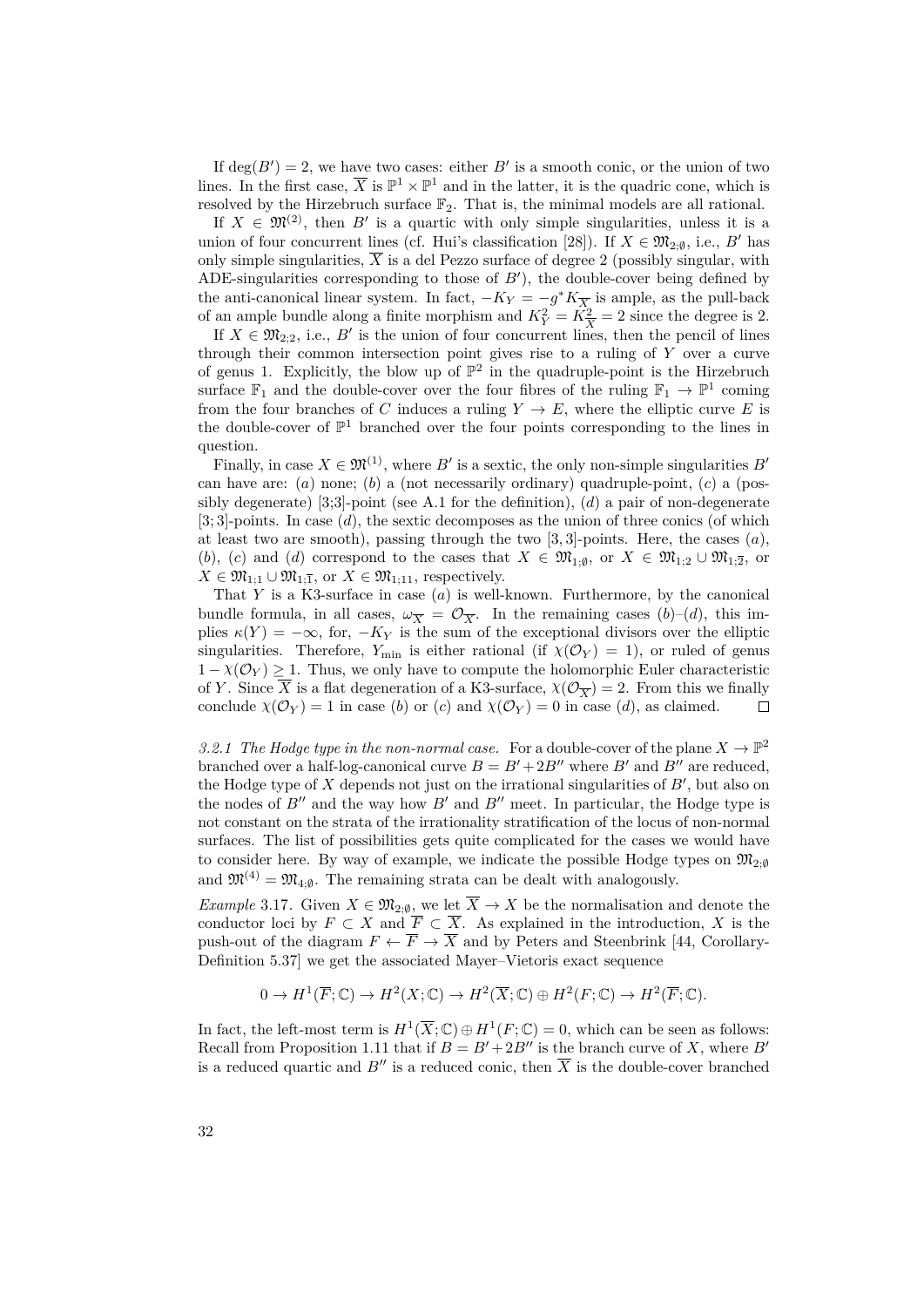If $\deg(B') = 2$, we have two cases: either $B'$ is a smooth conic, or the union of two lines. In the first case, $\overline{X}$ is $\mathbb{P}^1 \times \mathbb{P}^1$ and in the latter, it is the quadric cone, which is resolved by the Hirzebruch surface $\mathbb{F}_2$. That is, the minimal models are all rational.

If $X \in \mathfrak{M}^{(2)}$, then $B'$ is a quartic with only simple singularities, unless it is a union of four concurrent lines (cf. Hui's classification [28]). If $X \in \mathfrak{M}_{2;\emptyset}$, i.e., $B'$ has only simple singularities, $\overline{X}$ is a del Pezzo surface of degree 2 (possibly singular, with ADE-singularities corresponding to those of $B'$), the double-cover being defined by the anti-canonical linear system. In fact, $-K_Y = -g^*K_{\overline{X}}$ is ample, as the pull-back of an ample bundle along a finite morphism and $K_Y^2 = K_{\overline{X}}^2 = 2$ since the degree is 2.

If $X \in \mathfrak{M}_{2;2}$, i.e., $B'$ is the union of four concurrent lines, then the pencil of lines through their common intersection point gives rise to a ruling of $Y$ over a curve of genus 1. Explicitly, the blow up of $\mathbb{P}^2$ in the quadruple-point is the Hirzebruch surface $\mathbb{F}_1$ and the double-cover over the four fibres of the ruling $\mathbb{F}_1 \to \mathbb{P}^1$ coming from the four branches of $C$ induces a ruling $Y \to E$, where the elliptic curve $E$ is the double-cover of $\mathbb{P}^1$ branched over the four points corresponding to the lines in question.

Finally, in case $X \in \mathfrak{M}^{(1)}$, where $B'$ is a sextic, the only non-simple singularities $B'$ can have are: ($a$) none; ($b$) a (not necessarily ordinary) quadruple-point, ($c$) a (possibly degenerate) [3;3]-point (see A.1 for the definition), ($d$) a pair of non-degenerate [3; 3]-points. In case ($d$), the sextic decomposes as the union of three conics (of which at least two are smooth), passing through the two [3, 3]-points. Here, the cases ($a$), ($b$), ($c$) and ($d$) correspond to the cases that $X \in \mathfrak{M}_{1;\emptyset}$, or $X \in \mathfrak{M}_{1;2} \cup \mathfrak{M}_{1;\overline{2}}$, or $X \in \mathfrak{M}_{1;1} \cup \mathfrak{M}_{1;\overline{1}}$, or $X \in \mathfrak{M}_{1;11}$, respectively.

That $Y$ is a K3-surface in case ($a$) is well-known. Furthermore, by the canonical bundle formula, in all cases, $\omega_{\overline{X}} = \mathcal{O}_{\overline{X}}$. In the remaining cases ($b$)–($d$), this implies $\kappa(Y) = -\infty$, for, $-K_Y$ is the sum of the exceptional divisors over the elliptic singularities. Therefore, $Y_{\min}$ is either rational (if $\chi(\mathcal{O}_Y) = 1$), or ruled of genus $1 - \chi(\mathcal{O}_Y) \geq 1$. Thus, we only have to compute the holomorphic Euler characteristic of $Y$. Since $\overline{X}$ is a flat degeneration of a K3-surface, $\chi(\mathcal{O}_{\overline{X}}) = 2$. From this we finally conclude $\chi(\mathcal{O}_Y) = 1$ in case ($b$) or ($c$) and $\chi(\mathcal{O}_Y) = 0$ in case ($d$), as claimed. □

*3.2.1 The Hodge type in the non-normal case.* For a double-cover of the plane $X \to \mathbb{P}^2$ branched over a half-log-canonical curve $B = B' + 2B''$ where $B'$ and $B''$ are reduced, the Hodge type of $X$ depends not just on the irrational singularities of $B'$, but also on the nodes of $B''$ and the way how $B'$ and $B''$ meet. In particular, the Hodge type is not constant on the strata of the irrationality stratification of the locus of non-normal surfaces. The list of possibilities gets quite complicated for the cases we would have to consider here. By way of example, we indicate the possible Hodge types on $\mathfrak{M}_{2;\emptyset}$ and $\mathfrak{M}^{(4)} = \mathfrak{M}_{4;\emptyset}$. The remaining strata can be dealt with analogously.

*Example* 3.17. Given $X \in \mathfrak{M}_{2;\emptyset}$, we let $\overline{X} \to X$ be the normalisation and denote the conductor loci by $F \subset X$ and $\overline{F} \subset \overline{X}$. As explained in the introduction, $X$ is the push-out of the diagram $F \leftarrow \overline{F} \to \overline{X}$ and by Peters and Steenbrink [44, Corollary-Definition 5.37] we get the associated Mayer–Vietoris exact sequence

$$0 \to H^1(\overline{F}; \mathbb{C}) \to H^2(X; \mathbb{C}) \to H^2(\overline{X}; \mathbb{C}) \oplus H^2(F; \mathbb{C}) \to H^2(\overline{F}; \mathbb{C}).$$

In fact, the left-most term is $H^1(\overline{X}; \mathbb{C}) \oplus H^1(F; \mathbb{C}) = 0$, which can be seen as follows: Recall from Proposition 1.11 that if $B = B' + 2B''$ is the branch curve of $X$, where $B'$ is a reduced quartic and $B''$ is a reduced conic, then $\overline{X}$ is the double-cover branched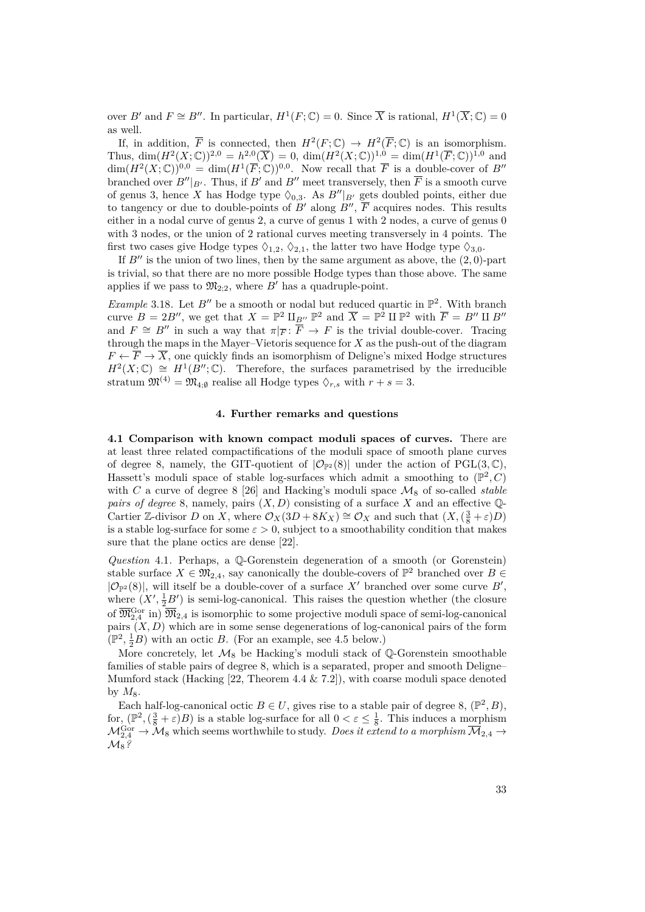over $B'$ and $F \cong B''$. In particular, $H^1(F;\mathbb{C}) = 0$. Since $\overline{X}$ is rational, $H^1(\overline{X};\mathbb{C}) = 0$ as well.

If, in addition, $\overline{F}$ is connected, then $H^2(F;\mathbb{C}) \to H^2(\overline{F};\mathbb{C})$ is an isomorphism. Thus, $\dim(H^2(X;\mathbb{C}))^{2,0} = h^{2,0}(\overline{X}) = 0$, $\dim(H^2(X;\mathbb{C}))^{1,0} = \dim(H^1(\overline{F};\mathbb{C}))^{1,0}$ and $\dim(H^2(X;\mathbb{C}))^{0,0} = \dim(H^1(\overline{F};\mathbb{C}))^{0,0}$. Now recall that $\overline{F}$ is a double-cover of $B''$ branched over $B''|_{B'}$. Thus, if $B'$ and $B''$ meet transversely, then $\overline{F}$ is a smooth curve of genus 3, hence $X$ has Hodge type $\lozenge_{0,3}$. As $B''|_{B'}$ gets doubled points, either due to tangency or due to double-points of $B'$ along $B''$, $\overline{F}$ acquires nodes. This results either in a nodal curve of genus 2, a curve of genus 1 with 2 nodes, a curve of genus 0 with 3 nodes, or the union of 2 rational curves meeting transversely in 4 points. The first two cases give Hodge types $\lozenge_{1,2}$, $\lozenge_{2,1}$, the latter two have Hodge type $\lozenge_{3,0}$.

If $B''$ is the union of two lines, then by the same argument as above, the $(2,0)$-part is trivial, so that there are no more possible Hodge types than those above. The same applies if we pass to $\mathfrak{M}_{2;2}$, where $B'$ has a quadruple-point.

*Example* 3.18. Let $B''$ be a smooth or nodal but reduced quartic in $\mathbb{P}^2$. With branch curve $B = 2B''$, we get that $X = \mathbb{P}^2 \amalg_{B''} \mathbb{P}^2$ and $\overline{X} = \mathbb{P}^2 \amalg \mathbb{P}^2$ with $\overline{F} = B'' \amalg B''$ and $F \cong B''$ in such a way that $\pi|_{\overline{F}} \colon \overline{F} \to F$ is the trivial double-cover. Tracing through the maps in the Mayer–Vietoris sequence for $X$ as the push-out of the diagram $F \leftarrow \overline{F} \to \overline{X}$, one quickly finds an isomorphism of Deligne's mixed Hodge structures $H^2(X;\mathbb{C}) \cong H^1(B'';\mathbb{C})$. Therefore, the surfaces parametrised by the irreducible stratum $\mathfrak{M}^{(4)} = \mathfrak{M}_{4;\emptyset}$ realise all Hodge types $\lozenge_{r,s}$ with $r + s = 3$.

## 4. Further remarks and questions

**4.1 Comparison with known compact moduli spaces of curves.** There are at least three related compactifications of the moduli space of smooth plane curves of degree 8, namely, the GIT-quotient of $|\mathcal{O}_{\mathbb{P}^2}(8)|$ under the action of $\mathrm{PGL}(3,\mathbb{C})$, Hassett's moduli space of stable log-surfaces which admit a smoothing to $(\mathbb{P}^2, C)$ with $C$ a curve of degree 8 [26] and Hacking's moduli space $\mathcal{M}_8$ of so-called *stable pairs of degree* 8, namely, pairs $(X, D)$ consisting of a surface $X$ and an effective $\mathbb{Q}$-Cartier $\mathbb{Z}$-divisor $D$ on $X$, where $\mathcal{O}_X(3D + 8K_X) \cong \mathcal{O}_X$ and such that $(X, (\frac{3}{8}+\varepsilon)D)$ is a stable log-surface for some $\varepsilon > 0$, subject to a smoothability condition that makes sure that the plane octics are dense [22].

*Question* 4.1. Perhaps, a $\mathbb{Q}$-Gorenstein degeneration of a smooth (or Gorenstein) stable surface $X \in \mathfrak{M}_{2,4}$, say canonically the double-covers of $\mathbb{P}^2$ branched over $B \in |\mathcal{O}_{\mathbb{P}^2}(8)|$, will itself be a double-cover of a surface $X'$ branched over some curve $B'$, where $(X', \frac{1}{2}B')$ is semi-log-canonical. This raises the question whether (the closure of $\overline{\mathfrak{M}}_{2,4}^{\mathrm{Gor}}$ in) $\overline{\mathfrak{M}}_{2,4}$ is isomorphic to some projective moduli space of semi-log-canonical pairs $(X, D)$ which are in some sense degenerations of log-canonical pairs of the form $(\mathbb{P}^2, \frac{1}{2}B)$ with an octic $B$. (For an example, see 4.5 below.)

More concretely, let $\mathcal{M}_8$ be Hacking's moduli stack of $\mathbb{Q}$-Gorenstein smoothable families of stable pairs of degree 8, which is a separated, proper and smooth Deligne–Mumford stack (Hacking [22, Theorem 4.4 & 7.2]), with coarse moduli space denoted by $M_8$.

Each half-log-canonical octic $B \in U$, gives rise to a stable pair of degree 8, $(\mathbb{P}^2, B)$, for, $(\mathbb{P}^2, (\frac{3}{8}+\varepsilon)B)$ is a stable log-surface for all $0 < \varepsilon \leq \frac{1}{8}$. This induces a morphism $\mathcal{M}_{2,4}^{\mathrm{Gor}} \to \mathcal{M}_8$ which seems worthwhile to study. *Does it extend to a morphism* $\overline{\mathcal{M}}_{2,4} \to \mathcal{M}_8$*?*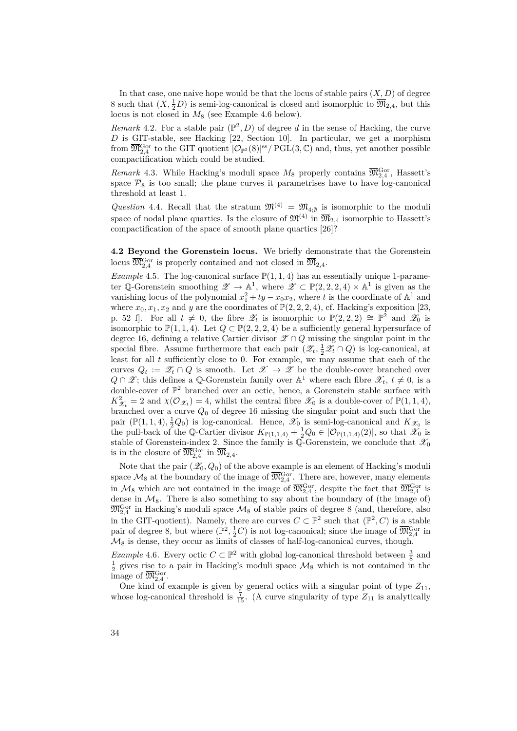In that case, one naive hope would be that the locus of stable pairs $(X, D)$ of degree 8 such that $(X, \frac{1}{2}D)$ is semi-log-canonical is closed and isomorphic to $\overline{\mathfrak{M}}_{2,4}$, but this locus is not closed in $M_8$ (see Example 4.6 below).

*Remark* 4.2. For a stable pair $(\mathbb{P}^2, D)$ of degree $d$ in the sense of Hacking, the curve $D$ is GIT-stable, see Hacking [22, Section 10]. In particular, we get a morphism from $\overline{\mathfrak{M}}_{2,4}^{\mathrm{Gor}}$ to the GIT quotient $|\mathcal{O}_{\mathbb{P}^2}(8)|^{\mathrm{ss}}/\operatorname{PGL}(3, \mathbb{C})$ and, thus, yet another possible compactification which could be studied.

*Remark* 4.3. While Hacking's moduli space $M_8$ properly contains $\overline{\mathfrak{M}}_{2,4}^{\mathrm{Gor}}$, Hassett's space $\overline{\mathcal{P}}_8$ is too small; the plane curves it parametrises have to have log-canonical threshold at least 1.

*Question* 4.4. Recall that the stratum $\mathfrak{M}^{(4)} = \mathfrak{M}_{4;\emptyset}$ is isomorphic to the moduli space of nodal plane quartics. Is the closure of $\mathfrak{M}^{(4)}$ in $\overline{\mathfrak{M}}_{2,4}$ isomorphic to Hassett's compactification of the space of smooth plane quartics [26]?

**4.2 Beyond the Gorenstein locus.** We briefly demonstrate that the Gorenstein locus $\overline{\mathfrak{M}}_{2,4}^{\mathrm{Gor}}$ is properly contained and not closed in $\overline{\mathfrak{M}}_{2,4}$.

*Example* 4.5. The log-canonical surface $\mathbb{P}(1, 1, 4)$ has an essentially unique 1-parameter $\mathbb{Q}$-Gorenstein smoothing $\mathscr{Z} \to \mathbb{A}^1$, where $\mathscr{Z} \subset \mathbb{P}(2, 2, 2, 4) \times \mathbb{A}^1$ is given as the vanishing locus of the polynomial $x_1^2 + ty - x_0x_2$, where $t$ is the coordinate of $\mathbb{A}^1$ and where $x_0, x_1, x_2$ and $y$ are the coordinates of $\mathbb{P}(2, 2, 2, 4)$, cf. Hacking's exposition [23, p. 52 f]. For all $t \neq 0$, the fibre $\mathscr{Z}_t$ is isomorphic to $\mathbb{P}(2, 2, 2) \cong \mathbb{P}^2$ and $\mathscr{Z}_0$ is isomorphic to $\mathbb{P}(1, 1, 4)$. Let $Q \subset \mathbb{P}(2, 2, 2, 4)$ be a sufficiently general hypersurface of degree 16, defining a relative Cartier divisor $\mathscr{Z} \cap Q$ missing the singular point in the special fibre. Assume furthermore that each pair $(\mathscr{Z}_t, \frac{1}{2}\mathscr{Z}_t \cap Q)$ is log-canonical, at least for all $t$ sufficiently close to 0. For example, we may assume that each of the curves $Q_t := \mathscr{Z}_t \cap Q$ is smooth. Let $\mathscr{X} \to \mathscr{Z}$ be the double-cover branched over $Q \cap \mathscr{Z}$; this defines a $\mathbb{Q}$-Gorenstein family over $\mathbb{A}^1$ where each fibre $\mathscr{X}_t$, $t \neq 0$, is a double-cover of $\mathbb{P}^2$ branched over an octic, hence, a Gorenstein stable surface with $K_{\mathscr{X}_t}^2 = 2$ and $\chi(\mathcal{O}_{\mathscr{X}_t}) = 4$, whilst the central fibre $\mathscr{X}_0$ is a double-cover of $\mathbb{P}(1, 1, 4)$, branched over a curve $Q_0$ of degree 16 missing the singular point and such that the pair $(\mathbb{P}(1, 1, 4), \frac{1}{2}Q_0)$ is log-canonical. Hence, $\mathscr{X}_0$ is semi-log-canonical and $K_{\mathscr{X}_0}$ is the pull-back of the $\mathbb{Q}$-Cartier divisor $K_{\mathbb{P}(1,1,4)} + \frac{1}{2}Q_0 \in |\mathcal{O}_{\mathbb{P}(1,1,4)}(2)|$, so that $\mathscr{X}_0$ is stable of Gorenstein-index 2. Since the family is $\mathbb{Q}$-Gorenstein, we conclude that $\mathscr{X}_0$ is in the closure of $\overline{\mathfrak{M}}_{2,4}^{\mathrm{Gor}}$ in $\overline{\mathfrak{M}}_{2,4}$.

Note that the pair $(\mathscr{Z}_0, Q_0)$ of the above example is an element of Hacking's moduli space $\mathcal{M}_8$ at the boundary of the image of $\overline{\mathfrak{M}}_{2,4}^{\mathrm{Gor}}$. There are, however, many elements in $\mathcal{M}_8$ which are not contained in the image of $\overline{\mathfrak{M}}_{2,4}^{\mathrm{Gor}}$, despite the fact that $\overline{\mathfrak{M}}_{2,4}^{\mathrm{Gor}}$ is dense in $\mathcal{M}_8$. There is also something to say about the boundary of (the image of) $\overline{\mathfrak{M}}_{2,4}^{\mathrm{Gor}}$ in Hacking's moduli space $\mathcal{M}_8$ of stable pairs of degree 8 (and, therefore, also in the GIT-quotient). Namely, there are curves $C \subset \mathbb{P}^2$ such that $(\mathbb{P}^2, C)$ is a stable pair of degree 8, but where $(\mathbb{P}^2, \frac{1}{2}C)$ is not log-canonical; since the image of $\overline{\mathfrak{M}}_{2,4}^{\mathrm{Gor}}$ in $\mathcal{M}_8$ is dense, they occur as limits of classes of half-log-canonical curves, though.

*Example* 4.6. Every octic $C \subset \mathbb{P}^2$ with global log-canonical threshold between $\frac{3}{8}$ and $\frac{1}{2}$ gives rise to a pair in Hacking's moduli space $\mathcal{M}_8$ which is not contained in the image of $\overline{\mathfrak{M}}_{2,4}^{\mathrm{Gor}}$.

One kind of example is given by general octics with a singular point of type $Z_{11}$, whose log-canonical threshold is $\frac{7}{15}$. (A curve singularity of type $Z_{11}$ is analytically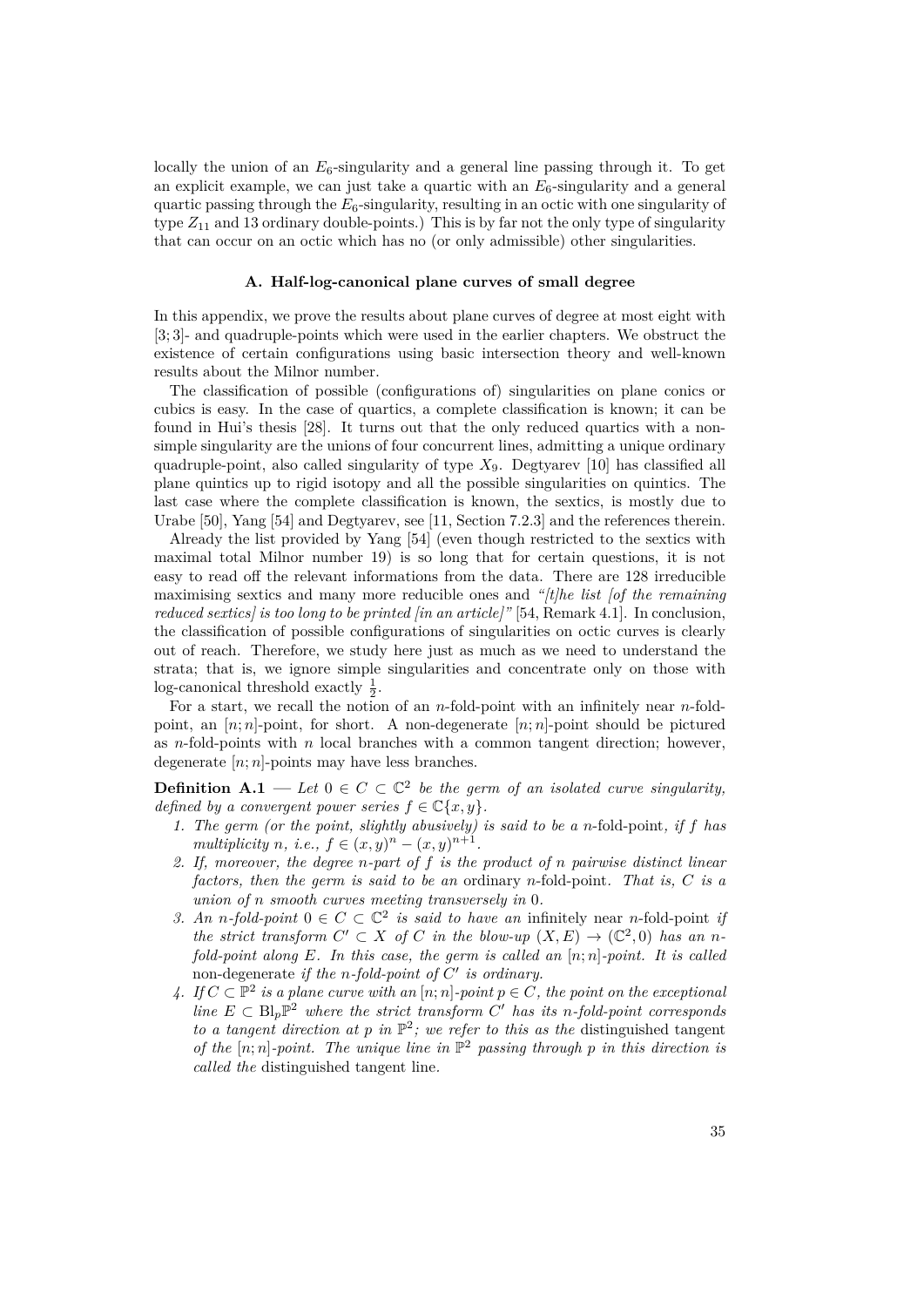locally the union of an $E_6$-singularity and a general line passing through it. To get an explicit example, we can just take a quartic with an $E_6$-singularity and a general quartic passing through the $E_6$-singularity, resulting in an octic with one singularity of type $Z_{11}$ and 13 ordinary double-points.) This is by far not the only type of singularity that can occur on an octic which has no (or only admissible) other singularities.

## A. Half-log-canonical plane curves of small degree

In this appendix, we prove the results about plane curves of degree at most eight with [3; 3]- and quadruple-points which were used in the earlier chapters. We obstruct the existence of certain configurations using basic intersection theory and well-known results about the Milnor number.

The classification of possible (configurations of) singularities on plane conics or cubics is easy. In the case of quartics, a complete classification is known; it can be found in Hui's thesis [28]. It turns out that the only reduced quartics with a non-simple singularity are the unions of four concurrent lines, admitting a unique ordinary quadruple-point, also called singularity of type $X_9$. Degtyarev [10] has classified all plane quintics up to rigid isotopy and all the possible singularities on quintics. The last case where the complete classification is known, the sextics, is mostly due to Urabe [50], Yang [54] and Degtyarev, see [11, Section 7.2.3] and the references therein.

Already the list provided by Yang [54] (even though restricted to the sextics with maximal total Milnor number 19) is so long that for certain questions, it is not easy to read off the relevant informations from the data. There are 128 irreducible maximising sextics and many more reducible ones and *"[t]he list [of the remaining reduced sextics] is too long to be printed [in an article]"* [54, Remark 4.1]. In conclusion, the classification of possible configurations of singularities on octic curves is clearly out of reach. Therefore, we study here just as much as we need to understand the strata; that is, we ignore simple singularities and concentrate only on those with log-canonical threshold exactly $\frac{1}{2}$.

For a start, we recall the notion of an $n$-fold-point with an infinitely near $n$-fold-point, an $[n; n]$-point, for short. A non-degenerate $[n; n]$-point should be pictured as $n$-fold-points with $n$ local branches with a common tangent direction; however, degenerate $[n; n]$-points may have less branches.

**Definition A.1** — *Let $0 \in C \subset \mathbb{C}^2$ be the germ of an isolated curve singularity, defined by a convergent power series $f \in \mathbb{C}\{x, y\}$.*

1. *The germ (or the point, slightly abusively) is said to be a* $n$-fold-point*, if $f$ has multiplicity $n$, i.e., $f \in (x, y)^n - (x, y)^{n+1}$.*
2. *If, moreover, the degree $n$-part of $f$ is the product of $n$ pairwise distinct linear factors, then the germ is said to be an* ordinary $n$-fold-point*. That is, $C$ is a union of $n$ smooth curves meeting transversely in 0.*
3. *An $n$-fold-point $0 \in C \subset \mathbb{C}^2$ is said to have an* infinitely near $n$-fold-point *if the strict transform $C' \subset X$ of $C$ in the blow-up $(X, E) \to (\mathbb{C}^2, 0)$ has an $n$-fold-point along $E$. In this case, the germ is called an $[n; n]$-point. It is called* non-degenerate *if the $n$-fold-point of $C'$ is ordinary.*
4. *If $C \subset \mathbb{P}^2$ is a plane curve with an $[n; n]$-point $p \in C$, the point on the exceptional line $E \subset \mathrm{Bl}_p\mathbb{P}^2$ where the strict transform $C'$ has its $n$-fold-point corresponds to a tangent direction at $p$ in $\mathbb{P}^2$; we refer to this as the* distinguished tangent *of the $[n; n]$-point. The unique line in $\mathbb{P}^2$ passing through $p$ in this direction is called the* distinguished tangent line.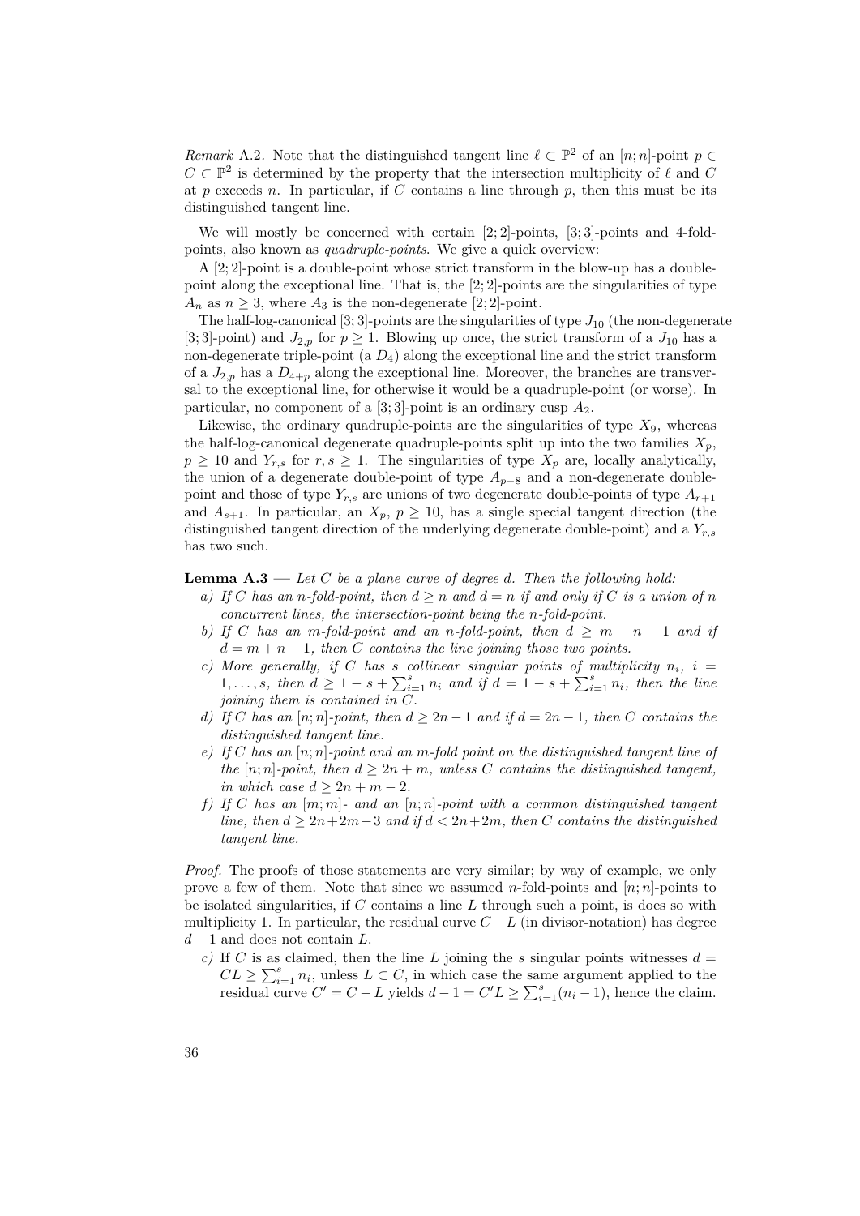*Remark* A.2. Note that the distinguished tangent line $\ell \subset \mathbb{P}^2$ of an $[n;n]$-point $p \in C \subset \mathbb{P}^2$ is determined by the property that the intersection multiplicity of $\ell$ and $C$ at $p$ exceeds $n$. In particular, if $C$ contains a line through $p$, then this must be its distinguished tangent line.

We will mostly be concerned with certain $[2;2]$-points, $[3;3]$-points and 4-fold-points, also known as *quadruple-points*. We give a quick overview:

A $[2;2]$-point is a double-point whose strict transform in the blow-up has a double-point along the exceptional line. That is, the $[2;2]$-points are the singularities of type $A_n$ as $n \geq 3$, where $A_3$ is the non-degenerate $[2;2]$-point.

The half-log-canonical $[3;3]$-points are the singularities of type $J_{10}$ (the non-degenerate $[3;3]$-point) and $J_{2,p}$ for $p \geq 1$. Blowing up once, the strict transform of a $J_{10}$ has a non-degenerate triple-point (a $D_4$) along the exceptional line and the strict transform of a $J_{2,p}$ has a $D_{4+p}$ along the exceptional line. Moreover, the branches are transversal to the exceptional line, for otherwise it would be a quadruple-point (or worse). In particular, no component of a $[3;3]$-point is an ordinary cusp $A_2$.

Likewise, the ordinary quadruple-points are the singularities of type $X_9$, whereas the half-log-canonical degenerate quadruple-points split up into the two families $X_p$, $p \geq 10$ and $Y_{r,s}$ for $r, s \geq 1$. The singularities of type $X_p$ are, locally analytically, the union of a degenerate double-point of type $A_{p-8}$ and a non-degenerate double-point and those of type $Y_{r,s}$ are unions of two degenerate double-points of type $A_{r+1}$ and $A_{s+1}$. In particular, an $X_p$, $p \geq 10$, has a single special tangent direction (the distinguished tangent direction of the underlying degenerate double-point) and a $Y_{r,s}$ has two such.

**Lemma A.3** — *Let $C$ be a plane curve of degree $d$. Then the following hold:*

*a) If $C$ has an $n$-fold-point, then $d \geq n$ and $d = n$ if and only if $C$ is a union of $n$ concurrent lines, the intersection-point being the $n$-fold-point.*

*b) If $C$ has an $m$-fold-point and an $n$-fold-point, then $d \geq m + n - 1$ and if $d = m + n - 1$, then $C$ contains the line joining those two points.*

*c) More generally, if $C$ has $s$ collinear singular points of multiplicity $n_i$, $i = 1, \ldots, s$, then $d \geq 1 - s + \sum_{i=1}^{s} n_i$ and if $d = 1 - s + \sum_{i=1}^{s} n_i$, then the line joining them is contained in $C$.*

*d) If $C$ has an $[n;n]$-point, then $d \geq 2n - 1$ and if $d = 2n - 1$, then $C$ contains the distinguished tangent line.*

*e) If $C$ has an $[n;n]$-point and an $m$-fold point on the distinguished tangent line of the $[n;n]$-point, then $d \geq 2n + m$, unless $C$ contains the distinguished tangent, in which case $d \geq 2n + m - 2$.*

*f) If $C$ has an $[m;m]$- and an $[n;n]$-point with a common distinguished tangent line, then $d \geq 2n + 2m - 3$ and if $d < 2n + 2m$, then $C$ contains the distinguished tangent line.*

*Proof.* The proofs of those statements are very similar; by way of example, we only prove a few of them. Note that since we assumed $n$-fold-points and $[n;n]$-points to be isolated singularities, if $C$ contains a line $L$ through such a point, is does so with multiplicity 1. In particular, the residual curve $C - L$ (in divisor-notation) has degree $d - 1$ and does not contain $L$.

*c)* If $C$ is as claimed, then the line $L$ joining the $s$ singular points witnesses $d = CL \geq \sum_{i=1}^{s} n_i$, unless $L \subset C$, in which case the same argument applied to the residual curve $C' = C - L$ yields $d - 1 = C'L \geq \sum_{i=1}^{s}(n_i - 1)$, hence the claim.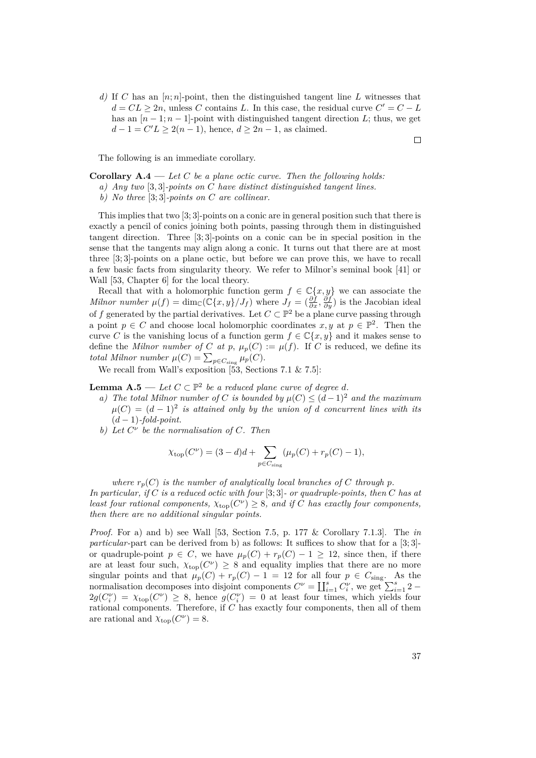*d)* If $C$ has an $[n;n]$-point, then the distinguished tangent line $L$ witnesses that $d = CL \geq 2n$, unless $C$ contains $L$. In this case, the residual curve $C' = C - L$ has an $[n-1; n-1]$-point with distinguished tangent direction $L$; thus, we get $d - 1 = C'L \geq 2(n-1)$, hence, $d \geq 2n - 1$, as claimed.

□

The following is an immediate corollary.

**Corollary A.4** — *Let $C$ be a plane octic curve. Then the following holds:*

*a) Any two $[3,3]$-points on $C$ have distinct distinguished tangent lines.*

*b) No three $[3;3]$-points on $C$ are collinear.*

This implies that two $[3;3]$-points on a conic are in general position such that there is exactly a pencil of conics joining both points, passing through them in distinguished tangent direction. Three $[3;3]$-points on a conic can be in special position in the sense that the tangents may align along a conic. It turns out that there are at most three $[3;3]$-points on a plane octic, but before we can prove this, we have to recall a few basic facts from singularity theory. We refer to Milnor's seminal book [41] or Wall [53, Chapter 6] for the local theory.

Recall that with a holomorphic function germ $f \in \mathbb{C}\{x,y\}$ we can associate the *Milnor number* $\mu(f) = \dim_{\mathbb{C}}(\mathbb{C}\{x,y\}/J_f)$ where $J_f = (\frac{\partial f}{\partial x}, \frac{\partial f}{\partial y})$ is the Jacobian ideal of $f$ generated by the partial derivatives. Let $C \subset \mathbb{P}^2$ be a plane curve passing through a point $p \in C$ and choose local holomorphic coordinates $x, y$ at $p \in \mathbb{P}^2$. Then the curve $C$ is the vanishing locus of a function germ $f \in \mathbb{C}\{x,y\}$ and it makes sense to define the *Milnor number of $C$ at $p$*, $\mu_p(C) := \mu(f)$. If $C$ is reduced, we define its *total Milnor number* $\mu(C) = \sum_{p \in C_{\text{sing}}} \mu_p(C)$.

We recall from Wall's exposition [53, Sections 7.1 & 7.5]:

**Lemma A.5** — *Let $C \subset \mathbb{P}^2$ be a reduced plane curve of degree $d$.*

*a) The total Milnor number of $C$ is bounded by $\mu(C) \leq (d-1)^2$ and the maximum $\mu(C) = (d-1)^2$ is attained only by the union of $d$ concurrent lines with its $(d-1)$-fold-point.*

*b) Let $C^\nu$ be the normalisation of $C$. Then*

$$\chi_{\text{top}}(C^\nu) = (3-d)d + \sum_{p \in C_{\text{sing}}} (\mu_p(C) + r_p(C) - 1),$$

*where $r_p(C)$ is the number of analytically local branches of $C$ through $p$.*

*In particular, if $C$ is a reduced octic with four $[3;3]$- or quadruple-points, then $C$ has at least four rational components, $\chi_{\text{top}}(C^\nu) \geq 8$, and if $C$ has exactly four components, then there are no additional singular points.*

*Proof.* For a) and b) see Wall [53, Section 7.5, p. 177 & Corollary 7.1.3]. The *in particular*-part can be derived from b) as follows: It suffices to show that for a $[3;3]$- or quadruple-point $p \in C$, we have $\mu_p(C) + r_p(C) - 1 \geq 12$, since then, if there are at least four such, $\chi_{\text{top}}(C^\nu) \geq 8$ and equality implies that there are no more singular points and that $\mu_p(C) + r_p(C) - 1 = 12$ for all four $p \in C_{\text{sing}}$. As the normalisation decomposes into disjoint components $C^\nu = \coprod_{i=1}^s C_i^\nu$, we get $\sum_{i=1}^s 2 - 2g(C_i^\nu) = \chi_{\text{top}}(C^\nu) \geq 8$, hence $g(C_i^\nu) = 0$ at least four times, which yields four rational components. Therefore, if $C$ has exactly four components, then all of them are rational and $\chi_{\text{top}}(C^\nu) = 8$.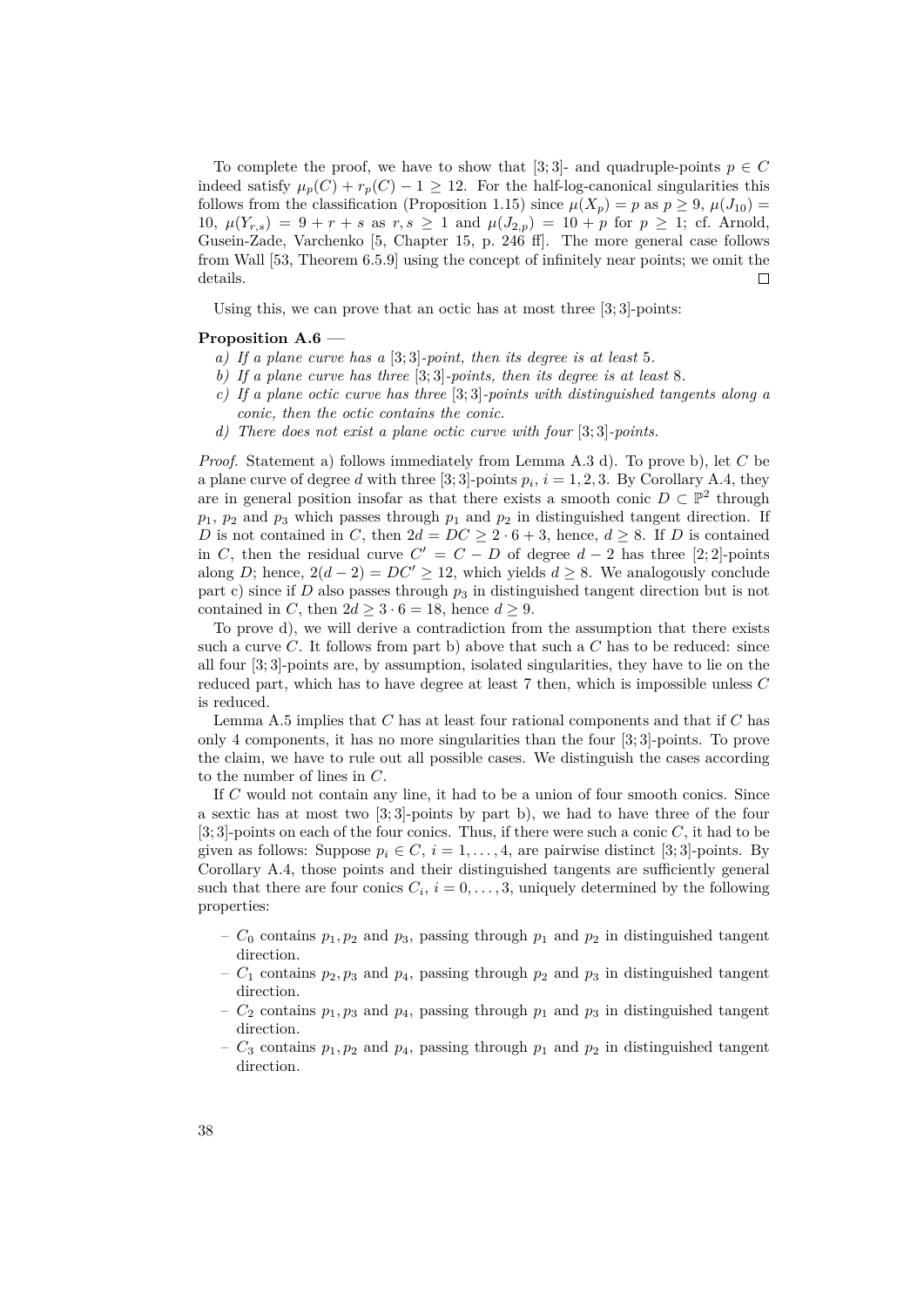To complete the proof, we have to show that [3; 3]- and quadruple-points $p \in C$ indeed satisfy $\mu_p(C) + r_p(C) - 1 \geq 12$. For the half-log-canonical singularities this follows from the classification (Proposition 1.15) since $\mu(X_p) = p$ as $p \geq 9$, $\mu(J_{10}) = 10$, $\mu(Y_{r,s}) = 9 + r + s$ as $r, s \geq 1$ and $\mu(J_{2,p}) = 10 + p$ for $p \geq 1$; cf. Arnold, Gusein-Zade, Varchenko [5, Chapter 15, p. 246 ff]. The more general case follows from Wall [53, Theorem 6.5.9] using the concept of infinitely near points; we omit the details. □

Using this, we can prove that an octic has at most three [3; 3]-points:

**Proposition A.6** —

*a) If a plane curve has a* [3; 3]*-point, then its degree is at least* 5.

*b) If a plane curve has three* [3; 3]*-points, then its degree is at least* 8.

*c) If a plane octic curve has three* [3; 3]*-points with distinguished tangents along a conic, then the octic contains the conic.*

*d) There does not exist a plane octic curve with four* [3; 3]*-points.*

*Proof.* Statement a) follows immediately from Lemma A.3 d). To prove b), let $C$ be a plane curve of degree $d$ with three [3; 3]-points $p_i$, $i = 1, 2, 3$. By Corollary A.4, they are in general position insofar as that there exists a smooth conic $D \subset \mathbb{P}^2$ through $p_1$, $p_2$ and $p_3$ which passes through $p_1$ and $p_2$ in distinguished tangent direction. If $D$ is not contained in $C$, then $2d = DC \geq 2 \cdot 6 + 3$, hence, $d \geq 8$. If $D$ is contained in $C$, then the residual curve $C' = C - D$ of degree $d - 2$ has three [2; 2]-points along $D$; hence, $2(d - 2) = DC' \geq 12$, which yields $d \geq 8$. We analogously conclude part c) since if $D$ also passes through $p_3$ in distinguished tangent direction but is not contained in $C$, then $2d \geq 3 \cdot 6 = 18$, hence $d \geq 9$.

To prove d), we will derive a contradiction from the assumption that there exists such a curve $C$. It follows from part b) above that such a $C$ has to be reduced: since all four [3; 3]-points are, by assumption, isolated singularities, they have to lie on the reduced part, which has to have degree at least 7 then, which is impossible unless $C$ is reduced.

Lemma A.5 implies that $C$ has at least four rational components and that if $C$ has only 4 components, it has no more singularities than the four [3; 3]-points. To prove the claim, we have to rule out all possible cases. We distinguish the cases according to the number of lines in $C$.

If $C$ would not contain any line, it had to be a union of four smooth conics. Since a sextic has at most two [3; 3]-points by part b), we had to have three of the four [3; 3]-points on each of the four conics. Thus, if there were such a conic $C$, it had to be given as follows: Suppose $p_i \in C$, $i = 1, \ldots, 4$, are pairwise distinct [3; 3]-points. By Corollary A.4, those points and their distinguished tangents are sufficiently general such that there are four conics $C_i$, $i = 0, \ldots, 3$, uniquely determined by the following properties:

- $C_0$ contains $p_1, p_2$ and $p_3$, passing through $p_1$ and $p_2$ in distinguished tangent direction.
- $C_1$ contains $p_2, p_3$ and $p_4$, passing through $p_2$ and $p_3$ in distinguished tangent direction.
- $C_2$ contains $p_1, p_3$ and $p_4$, passing through $p_1$ and $p_3$ in distinguished tangent direction.
- $C_3$ contains $p_1, p_2$ and $p_4$, passing through $p_1$ and $p_2$ in distinguished tangent direction.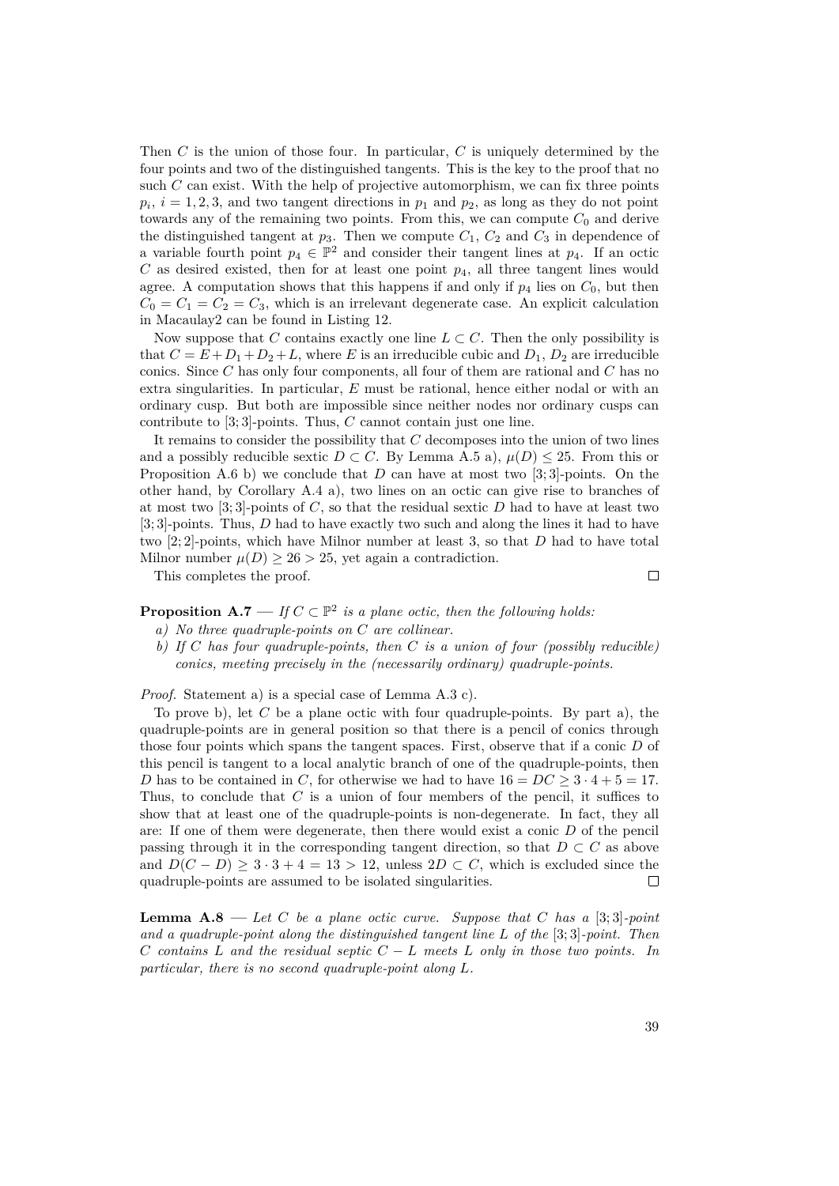Then $C$ is the union of those four. In particular, $C$ is uniquely determined by the four points and two of the distinguished tangents. This is the key to the proof that no such $C$ can exist. With the help of projective automorphism, we can fix three points $p_i$, $i = 1, 2, 3$, and two tangent directions in $p_1$ and $p_2$, as long as they do not point towards any of the remaining two points. From this, we can compute $C_0$ and derive the distinguished tangent at $p_3$. Then we compute $C_1$, $C_2$ and $C_3$ in dependence of a variable fourth point $p_4 \in \mathbb{P}^2$ and consider their tangent lines at $p_4$. If an octic $C$ as desired existed, then for at least one point $p_4$, all three tangent lines would agree. A computation shows that this happens if and only if $p_4$ lies on $C_0$, but then $C_0 = C_1 = C_2 = C_3$, which is an irrelevant degenerate case. An explicit calculation in Macaulay2 can be found in Listing 12.

Now suppose that $C$ contains exactly one line $L \subset C$. Then the only possibility is that $C = E + D_1 + D_2 + L$, where $E$ is an irreducible cubic and $D_1$, $D_2$ are irreducible conics. Since $C$ has only four components, all four of them are rational and $C$ has no extra singularities. In particular, $E$ must be rational, hence either nodal or with an ordinary cusp. But both are impossible since neither nodes nor ordinary cusps can contribute to $[3; 3]$-points. Thus, $C$ cannot contain just one line.

It remains to consider the possibility that $C$ decomposes into the union of two lines and a possibly reducible sextic $D \subset C$. By Lemma A.5 a), $\mu(D) \leq 25$. From this or Proposition A.6 b) we conclude that $D$ can have at most two $[3; 3]$-points. On the other hand, by Corollary A.4 a), two lines on an octic can give rise to branches of at most two $[3; 3]$-points of $C$, so that the residual sextic $D$ had to have at least two $[3; 3]$-points. Thus, $D$ had to have exactly two such and along the lines it had to have two $[2; 2]$-points, which have Milnor number at least 3, so that $D$ had to have total Milnor number $\mu(D) \geq 26 > 25$, yet again a contradiction.

This completes the proof. □

**Proposition A.7** — *If $C \subset \mathbb{P}^2$ is a plane octic, then the following holds:*

*a) No three quadruple-points on $C$ are collinear.*

*b) If $C$ has four quadruple-points, then $C$ is a union of four (possibly reducible) conics, meeting precisely in the (necessarily ordinary) quadruple-points.*

*Proof.* Statement a) is a special case of Lemma A.3 c).

To prove b), let $C$ be a plane octic with four quadruple-points. By part a), the quadruple-points are in general position so that there is a pencil of conics through those four points which spans the tangent spaces. First, observe that if a conic $D$ of this pencil is tangent to a local analytic branch of one of the quadruple-points, then $D$ has to be contained in $C$, for otherwise we had to have $16 = DC \geq 3 \cdot 4 + 5 = 17$. Thus, to conclude that $C$ is a union of four members of the pencil, it suffices to show that at least one of the quadruple-points is non-degenerate. In fact, they all are: If one of them were degenerate, then there would exist a conic $D$ of the pencil passing through it in the corresponding tangent direction, so that $D \subset C$ as above and $D(C - D) \geq 3 \cdot 3 + 4 = 13 > 12$, unless $2D \subset C$, which is excluded since the quadruple-points are assumed to be isolated singularities. □

**Lemma A.8** — *Let $C$ be a plane octic curve. Suppose that $C$ has a $[3; 3]$-point and a quadruple-point along the distinguished tangent line $L$ of the $[3; 3]$-point. Then $C$ contains $L$ and the residual septic $C - L$ meets $L$ only in those two points. In particular, there is no second quadruple-point along $L$.*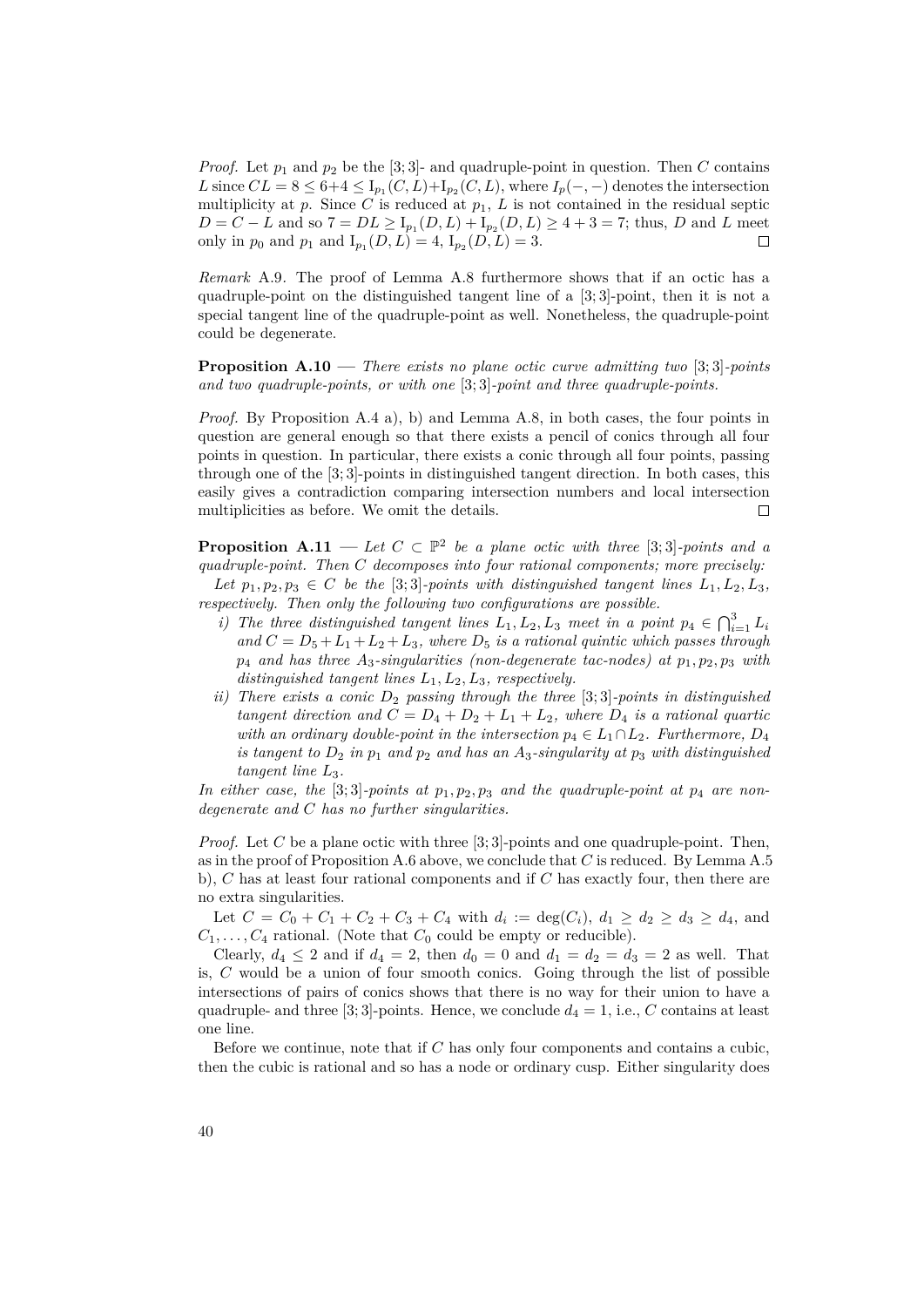*Proof.* Let $p_1$ and $p_2$ be the $[3;3]$- and quadruple-point in question. Then $C$ contains $L$ since $CL = 8 \leq 6+4 \leq \mathrm{I}_{p_1}(C,L)+\mathrm{I}_{p_2}(C,L)$, where $I_p(-,-)$ denotes the intersection multiplicity at $p$. Since $C$ is reduced at $p_1$, $L$ is not contained in the residual septic $D = C - L$ and so $7 = DL \geq \mathrm{I}_{p_1}(D,L) + \mathrm{I}_{p_2}(D,L) \geq 4 + 3 = 7$; thus, $D$ and $L$ meet only in $p_0$ and $p_1$ and $\mathrm{I}_{p_1}(D,L) = 4$, $\mathrm{I}_{p_2}(D,L) = 3$. □

*Remark* A.9. The proof of Lemma A.8 furthermore shows that if an octic has a quadruple-point on the distinguished tangent line of a $[3;3]$-point, then it is not a special tangent line of the quadruple-point as well. Nonetheless, the quadruple-point could be degenerate.

**Proposition A.10** — *There exists no plane octic curve admitting two $[3;3]$-points and two quadruple-points, or with one $[3;3]$-point and three quadruple-points.*

*Proof.* By Proposition A.4 a), b) and Lemma A.8, in both cases, the four points in question are general enough so that there exists a pencil of conics through all four points in question. In particular, there exists a conic through all four points, passing through one of the $[3;3]$-points in distinguished tangent direction. In both cases, this easily gives a contradiction comparing intersection numbers and local intersection multiplicities as before. We omit the details. □

**Proposition A.11** — *Let $C \subset \mathbb{P}^2$ be a plane octic with three $[3;3]$-points and a quadruple-point. Then $C$ decomposes into four rational components; more precisely:*

*Let $p_1, p_2, p_3 \in C$ be the $[3;3]$-points with distinguished tangent lines $L_1, L_2, L_3$, respectively. Then only the following two configurations are possible.*

- *i) The three distinguished tangent lines $L_1, L_2, L_3$ meet in a point $p_4 \in \bigcap_{i=1}^{3} L_i$ and $C = D_5 + L_1 + L_2 + L_3$, where $D_5$ is a rational quintic which passes through $p_4$ and has three $A_3$-singularities (non-degenerate tac-nodes) at $p_1, p_2, p_3$ with distinguished tangent lines $L_1, L_2, L_3$, respectively.*
- *ii) There exists a conic $D_2$ passing through the three $[3;3]$-points in distinguished tangent direction and $C = D_4 + D_2 + L_1 + L_2$, where $D_4$ is a rational quartic with an ordinary double-point in the intersection $p_4 \in L_1 \cap L_2$. Furthermore, $D_4$ is tangent to $D_2$ in $p_1$ and $p_2$ and has an $A_3$-singularity at $p_3$ with distinguished tangent line $L_3$.*

*In either case, the $[3;3]$-points at $p_1, p_2, p_3$ and the quadruple-point at $p_4$ are non-degenerate and $C$ has no further singularities.*

*Proof.* Let $C$ be a plane octic with three $[3;3]$-points and one quadruple-point. Then, as in the proof of Proposition A.6 above, we conclude that $C$ is reduced. By Lemma A.5 b), $C$ has at least four rational components and if $C$ has exactly four, then there are no extra singularities.

Let $C = C_0 + C_1 + C_2 + C_3 + C_4$ with $d_i := \deg(C_i)$, $d_1 \geq d_2 \geq d_3 \geq d_4$, and $C_1, \ldots, C_4$ rational. (Note that $C_0$ could be empty or reducible).

Clearly, $d_4 \leq 2$ and if $d_4 = 2$, then $d_0 = 0$ and $d_1 = d_2 = d_3 = 2$ as well. That is, $C$ would be a union of four smooth conics. Going through the list of possible intersections of pairs of conics shows that there is no way for their union to have a quadruple- and three $[3;3]$-points. Hence, we conclude $d_4 = 1$, i.e., $C$ contains at least one line.

Before we continue, note that if $C$ has only four components and contains a cubic, then the cubic is rational and so has a node or ordinary cusp. Either singularity does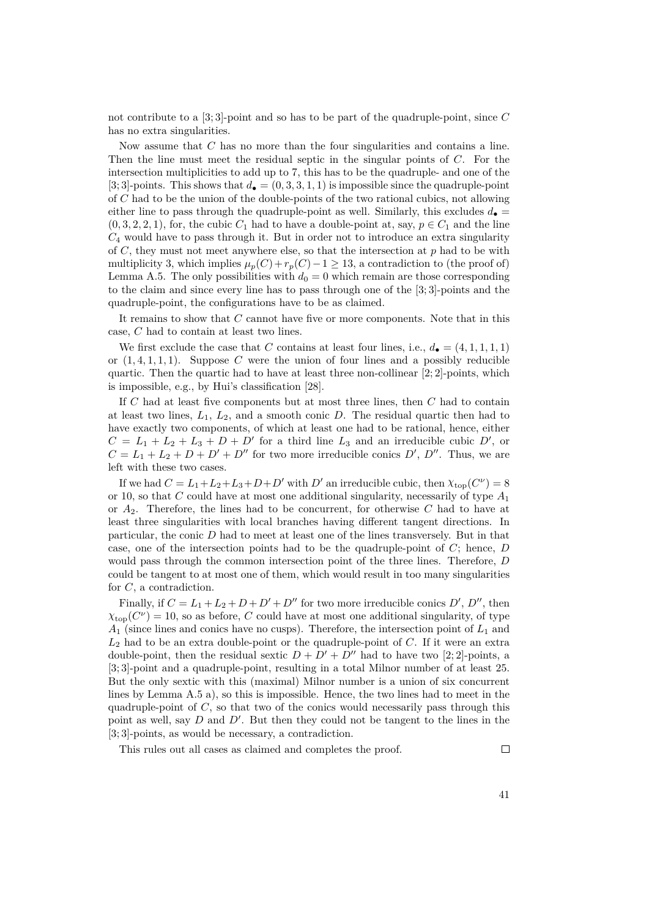not contribute to a $[3;3]$-point and so has to be part of the quadruple-point, since $C$ has no extra singularities.

Now assume that $C$ has no more than the four singularities and contains a line. Then the line must meet the residual septic in the singular points of $C$. For the intersection multiplicities to add up to 7, this has to be the quadruple- and one of the $[3;3]$-points. This shows that $d_\bullet = (0,3,3,1,1)$ is impossible since the quadruple-point of $C$ had to be the union of the double-points of the two rational cubics, not allowing either line to pass through the quadruple-point as well. Similarly, this excludes $d_\bullet = (0,3,2,2,1)$, for, the cubic $C_1$ had to have a double-point at, say, $p \in C_1$ and the line $C_4$ would have to pass through it. But in order not to introduce an extra singularity of $C$, they must not meet anywhere else, so that the intersection at $p$ had to be with multiplicity 3, which implies $\mu_p(C) + r_p(C) - 1 \geq 13$, a contradiction to (the proof of) Lemma A.5. The only possibilities with $d_0 = 0$ which remain are those corresponding to the claim and since every line has to pass through one of the $[3;3]$-points and the quadruple-point, the configurations have to be as claimed.

It remains to show that $C$ cannot have five or more components. Note that in this case, $C$ had to contain at least two lines.

We first exclude the case that $C$ contains at least four lines, i.e., $d_\bullet = (4,1,1,1,1)$ or $(1,4,1,1,1)$. Suppose $C$ were the union of four lines and a possibly reducible quartic. Then the quartic had to have at least three non-collinear $[2;2]$-points, which is impossible, e.g., by Hui's classification [28].

If $C$ had at least five components but at most three lines, then $C$ had to contain at least two lines, $L_1$, $L_2$, and a smooth conic $D$. The residual quartic then had to have exactly two components, of which at least one had to be rational, hence, either $C = L_1 + L_2 + L_3 + D + D'$ for a third line $L_3$ and an irreducible cubic $D'$, or $C = L_1 + L_2 + D + D' + D''$ for two more irreducible conics $D'$, $D''$. Thus, we are left with these two cases.

If we had $C = L_1 + L_2 + L_3 + D + D'$ with $D'$ an irreducible cubic, then $\chi_{\text{top}}(C^\nu) = 8$ or 10, so that $C$ could have at most one additional singularity, necessarily of type $A_1$ or $A_2$. Therefore, the lines had to be concurrent, for otherwise $C$ had to have at least three singularities with local branches having different tangent directions. In particular, the conic $D$ had to meet at least one of the lines transversely. But in that case, one of the intersection points had to be the quadruple-point of $C$; hence, $D$ would pass through the common intersection point of the three lines. Therefore, $D$ could be tangent to at most one of them, which would result in too many singularities for $C$, a contradiction.

Finally, if $C = L_1 + L_2 + D + D' + D''$ for two more irreducible conics $D'$, $D''$, then $\chi_{\text{top}}(C^\nu) = 10$, so as before, $C$ could have at most one additional singularity, of type $A_1$ (since lines and conics have no cusps). Therefore, the intersection point of $L_1$ and $L_2$ had to be an extra double-point or the quadruple-point of $C$. If it were an extra double-point, then the residual sextic $D + D' + D''$ had to have two $[2;2]$-points, a $[3;3]$-point and a quadruple-point, resulting in a total Milnor number of at least 25. But the only sextic with this (maximal) Milnor number is a union of six concurrent lines by Lemma A.5 a), so this is impossible. Hence, the two lines had to meet in the quadruple-point of $C$, so that two of the conics would necessarily pass through this point as well, say $D$ and $D'$. But then they could not be tangent to the lines in the $[3;3]$-points, as would be necessary, a contradiction.

This rules out all cases as claimed and completes the proof. □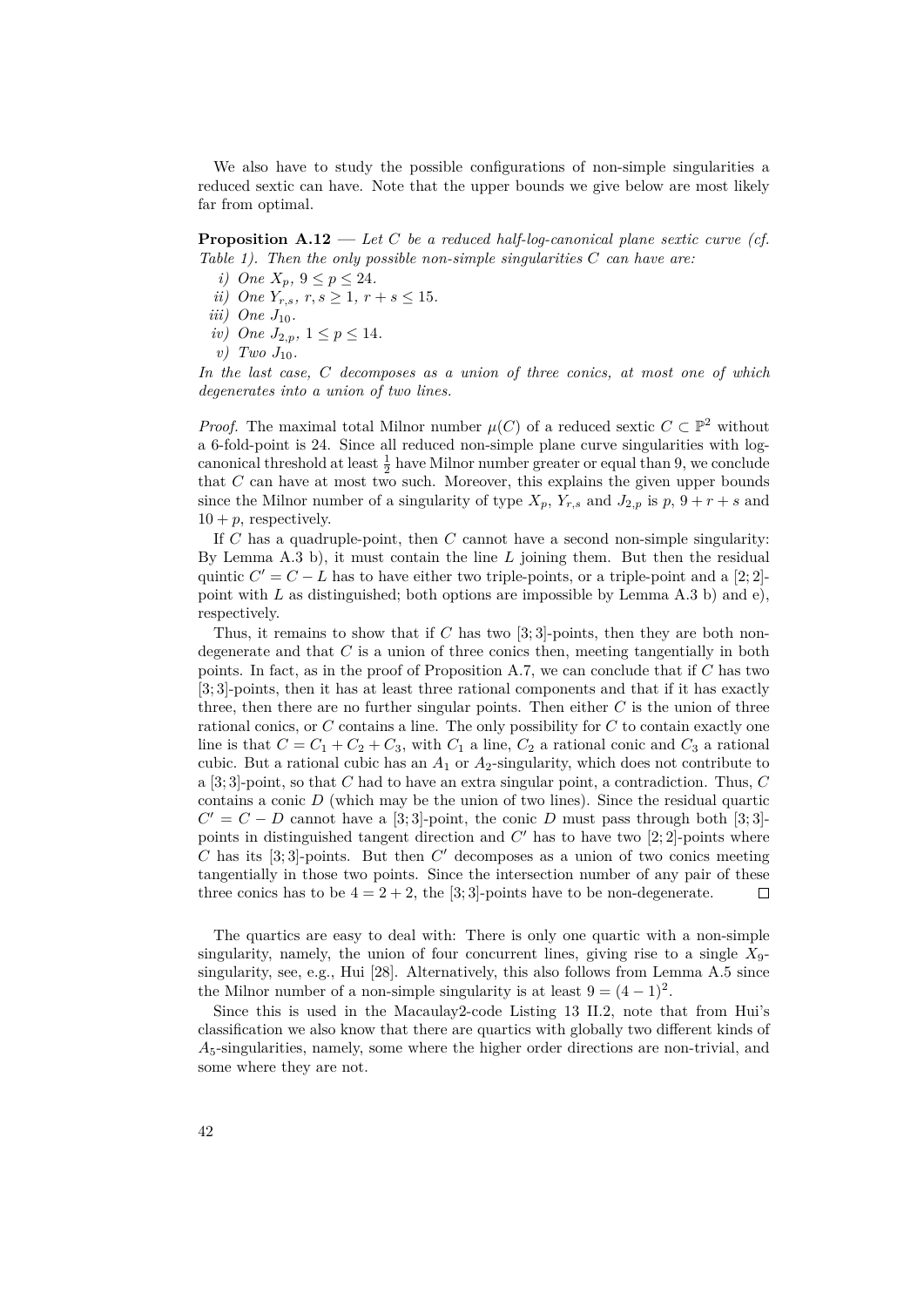We also have to study the possible configurations of non-simple singularities a reduced sextic can have. Note that the upper bounds we give below are most likely far from optimal.

**Proposition A.12** — *Let $C$ be a reduced half-log-canonical plane sextic curve (cf. Table 1). Then the only possible non-simple singularities $C$ can have are:*

*i) One $X_p$, $9 \leq p \leq 24$.*

*ii) One $Y_{r,s}$, $r, s \geq 1$, $r + s \leq 15$.*

*iii) One $J_{10}$.*

*iv) One $J_{2,p}$, $1 \leq p \leq 14$.*

*v) Two $J_{10}$.*

*In the last case, $C$ decomposes as a union of three conics, at most one of which degenerates into a union of two lines.*

*Proof.* The maximal total Milnor number $\mu(C)$ of a reduced sextic $C \subset \mathbb{P}^2$ without a 6-fold-point is 24. Since all reduced non-simple plane curve singularities with log-canonical threshold at least $\frac{1}{2}$ have Milnor number greater or equal than 9, we conclude that $C$ can have at most two such. Moreover, this explains the given upper bounds since the Milnor number of a singularity of type $X_p$, $Y_{r,s}$ and $J_{2,p}$ is $p$, $9 + r + s$ and $10 + p$, respectively.

If $C$ has a quadruple-point, then $C$ cannot have a second non-simple singularity: By Lemma A.3 b), it must contain the line $L$ joining them. But then the residual quintic $C' = C - L$ has to have either two triple-points, or a triple-point and a $[2; 2]$-point with $L$ as distinguished; both options are impossible by Lemma A.3 b) and e), respectively.

Thus, it remains to show that if $C$ has two $[3; 3]$-points, then they are both non-degenerate and that $C$ is a union of three conics then, meeting tangentially in both points. In fact, as in the proof of Proposition A.7, we can conclude that if $C$ has two $[3; 3]$-points, then it has at least three rational components and that if it has exactly three, then there are no further singular points. Then either $C$ is the union of three rational conics, or $C$ contains a line. The only possibility for $C$ to contain exactly one line is that $C = C_1 + C_2 + C_3$, with $C_1$ a line, $C_2$ a rational conic and $C_3$ a rational cubic. But a rational cubic has an $A_1$ or $A_2$-singularity, which does not contribute to a $[3; 3]$-point, so that $C$ had to have an extra singular point, a contradiction. Thus, $C$ contains a conic $D$ (which may be the union of two lines). Since the residual quartic $C' = C - D$ cannot have a $[3; 3]$-point, the conic $D$ must pass through both $[3; 3]$-points in distinguished tangent direction and $C'$ has to have two $[2; 2]$-points where $C$ has its $[3; 3]$-points. But then $C'$ decomposes as a union of two conics meeting tangentially in those two points. Since the intersection number of any pair of these three conics has to be $4 = 2 + 2$, the $[3; 3]$-points have to be non-degenerate. □

The quartics are easy to deal with: There is only one quartic with a non-simple singularity, namely, the union of four concurrent lines, giving rise to a single $X_9$-singularity, see, e.g., Hui [28]. Alternatively, this also follows from Lemma A.5 since the Milnor number of a non-simple singularity is at least $9 = (4 - 1)^2$.

Since this is used in the Macaulay2-code Listing 13 II.2, note that from Hui's classification we also know that there are quartics with globally two different kinds of $A_5$-singularities, namely, some where the higher order directions are non-trivial, and some where they are not.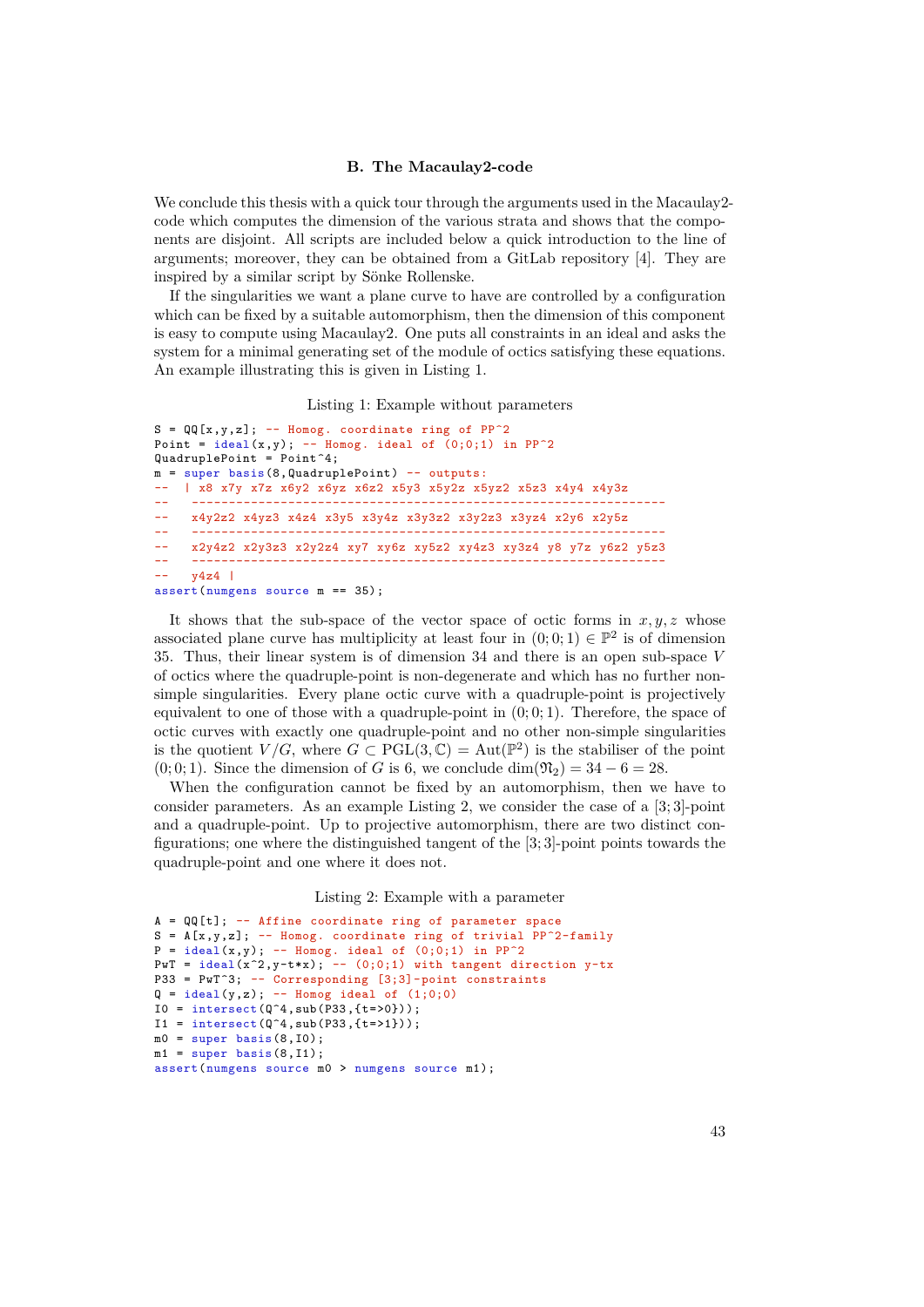## B. The Macaulay2-code

We conclude this thesis with a quick tour through the arguments used in the Macaulay2-code which computes the dimension of the various strata and shows that the components are disjoint. All scripts are included below a quick introduction to the line of arguments; moreover, they can be obtained from a GitLab repository [4]. They are inspired by a similar script by Sönke Rollenske.

If the singularities we want a plane curve to have are controlled by a configuration which can be fixed by a suitable automorphism, then the dimension of this component is easy to compute using Macaulay2. One puts all constraints in an ideal and asks the system for a minimal generating set of the module of octics satisfying these equations. An example illustrating this is given in Listing 1.

Listing 1: Example without parameters

```
S = QQ[x,y,z]; -- Homog. coordinate ring of PP^2
Point = ideal(x,y); -- Homog. ideal of (0;0;1) in PP^2
QuadruplePoint = Point^4;
m = super basis(8,QuadruplePoint) -- outputs:
--  | x8 x7y x7z x6y2 x6yz x6z2 x5y3 x5y2z x5yz2 x5z3 x4y4 x4y3z
--    -----------------------------------------------------------
--    x4y2z2 x4yz3 x4z4 x3y5 x3y4z x3y3z2 x3y2z3 x3yz4 x2y6 x2y5z
--    -----------------------------------------------------------
--    x2y4z2 x2y3z3 x2y2z4 xy7 xy6z xy5z2 xy4z3 xy3z4 y8 y7z y6z2 y5z3
--    -----------------------------------------------------------
--    y4z4 |
assert(numgens source m == 35);
```

It shows that the sub-space of the vector space of octic forms in $x, y, z$ whose associated plane curve has multiplicity at least four in $(0; 0; 1) \in \mathbb{P}^2$ is of dimension 35. Thus, their linear system is of dimension 34 and there is an open sub-space $V$ of octics where the quadruple-point is non-degenerate and which has no further non-simple singularities. Every plane octic curve with a quadruple-point is projectively equivalent to one of those with a quadruple-point in $(0; 0; 1)$. Therefore, the space of octic curves with exactly one quadruple-point and no other non-simple singularities is the quotient $V/G$, where $G \subset \mathrm{PGL}(3, \mathbb{C}) = \mathrm{Aut}(\mathbb{P}^2)$ is the stabiliser of the point $(0; 0; 1)$. Since the dimension of $G$ is 6, we conclude $\dim(\mathfrak{N}_2) = 34 - 6 = 28$.

When the configuration cannot be fixed by an automorphism, then we have to consider parameters. As an example Listing 2, we consider the case of a $[3; 3]$-point and a quadruple-point. Up to projective automorphism, there are two distinct configurations; one where the distinguished tangent of the $[3; 3]$-point points towards the quadruple-point and one where it does not.

Listing 2: Example with a parameter

```
A = QQ[t]; -- Affine coordinate ring of parameter space
S = A[x,y,z]; -- Homog. coordinate ring of trivial PP^2-family
P = ideal(x,y); -- Homog. ideal of (0;0;1) in PP^2
PwT = ideal(x^2,y-t*x); -- (0;0;1) with tangent direction y-tx
P33 = PwT^3; -- Corresponding [3;3]-point constraints
Q = ideal(y,z); -- Homog ideal of (1;0;0)
I0 = intersect(Q^4,sub(P33,{t=>0}));
I1 = intersect(Q^4,sub(P33,{t=>1}));
m0 = super basis(8,I0);
m1 = super basis(8,I1);
assert(numgens source m0 > numgens source m1);
```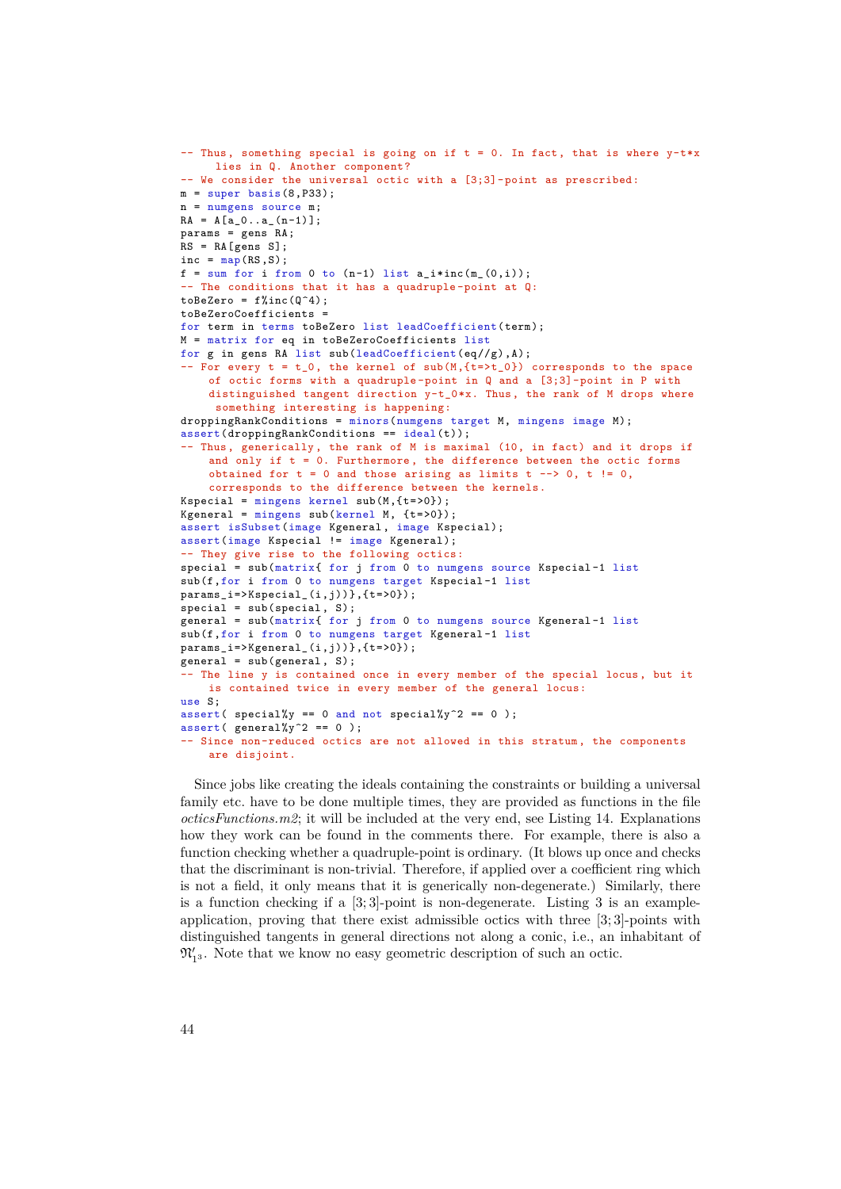```
-- Thus, something special is going on if t = 0. In fact, that is where y-t*x
     lies in Q. Another component?
-- We consider the universal octic with a [3;3]-point as prescribed:
m = super basis(8,P33);
n = numgens source m;
RA = A[a_0..a_(n-1)];
params = gens RA;
RS = RA[gens S];
inc = map(RS,S);
f = sum for i from 0 to (n-1) list a_i*inc(m_(0,i));
-- The conditions that it has a quadruple-point at Q:
toBeZero = f%inc(Q^4);
toBeZeroCoefficients =
for term in terms toBeZero list leadCoefficient(term);
M = matrix for eq in toBeZeroCoefficients list
for g in gens RA list sub(leadCoefficient(eq//g),A);
-- For every t = t_0, the kernel of sub(M,{t=>t_0}) corresponds to the space
    of octic forms with a quadruple-point in Q and a [3;3]-point in P with
    distinguished tangent direction y-t_0*x. Thus, the rank of M drops where
     something interesting is happening:
droppingRankConditions = minors(numgens target M, mingens image M);
assert(droppingRankConditions == ideal(t));
-- Thus, generically, the rank of M is maximal (10, in fact) and it drops if
    and only if t = 0. Furthermore, the difference between the octic forms
    obtained for t = 0 and those arising as limits t --> 0, t != 0,
    corresponds to the difference between the kernels.
Kspecial = mingens kernel sub(M,{t=>0});
Kgeneral = mingens sub(kernel M, {t=>0});
assert isSubset(image Kgeneral, image Kspecial);
assert(image Kspecial != image Kgeneral);
-- They give rise to the following octics:
special = sub(matrix{ for j from 0 to numgens source Kspecial-1 list
sub(f,for i from 0 to numgens target Kspecial-1 list
params_i=>Kspecial_(i,j))},{t=>0});
special = sub(special, S);
general = sub(matrix{ for j from 0 to numgens source Kgeneral-1 list
sub(f,for i from 0 to numgens target Kgeneral-1 list
params_i=>Kgeneral_(i,j))},{t=>0});
general = sub(general, S);
-- The line y is contained once in every member of the special locus, but it
    is contained twice in every member of the general locus:
use S;
assert( special%y == 0 and not special%y^2 == 0 );
assert( general%y^2 == 0 );
-- Since non-reduced octics are not allowed in this stratum, the components
    are disjoint.
```

Since jobs like creating the ideals containing the constraints or building a universal family etc. have to be done multiple times, they are provided as functions in the file *octicsFunctions.m2*; it will be included at the very end, see Listing 14. Explanations how they work can be found in the comments there. For example, there is also a function checking whether a quadruple-point is ordinary. (It blows up once and checks that the discriminant is non-trivial. Therefore, if applied over a coefficient ring which is not a field, it only means that it is generically non-degenerate.) Similarly, there is a function checking if a $[3;3]$-point is non-degenerate. Listing 3 is an example-application, proving that there exist admissible octics with three $[3;3]$-points with distinguished tangents in general directions not along a conic, i.e., an inhabitant of $\mathfrak{N}'_{1^3}$. Note that we know no easy geometric description of such an octic.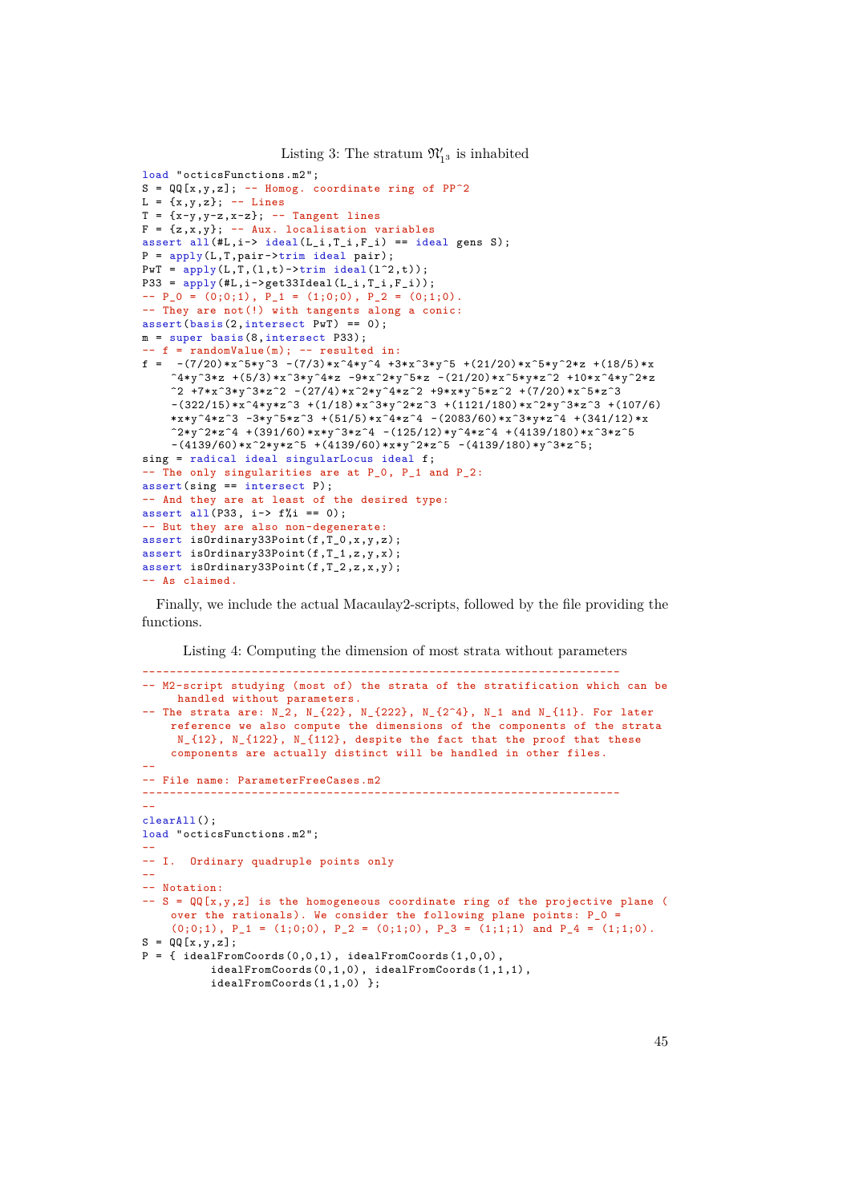Listing 3: The stratum $\mathfrak{N}'_{1^3}$ is inhabited

```
load "octicsFunctions.m2";
S = QQ[x,y,z]; -- Homog. coordinate ring of PP^2
L = {x,y,z}; -- Lines
T = {x-y,y-z,x-z}; -- Tangent lines
F = {z,x,y}; -- Aux. localisation variables
assert all(#L,i-> ideal(L_i,T_i,F_i) == ideal gens S);
P = apply(L,T,pair->trim ideal pair);
PwT = apply(L,T,(l,t)->trim ideal(l^2,t));
P33 = apply(#L,i->get33Ideal(L_i,T_i,F_i));
-- P_0 = (0;0;1), P_1 = (1;0;0), P_2 = (0;1;0).
-- They are not(!) with tangents along a conic:
assert(basis(2,intersect PwT) == 0);
m = super basis(8,intersect P33);
-- f = randomValue(m); -- resulted in:
f =  -(7/20)*x^5*y^3 -(7/3)*x^4*y^4 +3*x^3*y^5 +(21/20)*x^5*y^2*z +(18/5)*x
    ^4*y^3*z +(5/3)*x^3*y^4*z -9*x^2*y^5*z -(21/20)*x^5*y*z^2 +10*x^4*y^2*z
    ^2 +7*x^3*y^3*z^2 -(27/4)*x^2*y^4*z^2 +9*x*y^5*z^2 +(7/20)*x^5*z^3
    -(322/15)*x^4*y*z^3 +(1/18)*x^3*y^2*z^3 +(1121/180)*x^2*y^3*z^3 +(107/6)
    *x*y^4*z^3 -3*y^5*z^3 +(51/5)*x^4*z^4 -(2083/60)*x^3*y*z^4 +(341/12)*x
    ^2*y^2*z^4 +(391/60)*x*y^3*z^4 -(125/12)*y^4*z^4 +(4139/180)*x^3*z^5
    -(4139/60)*x^2*y*z^5 +(4139/60)*x*y^2*z^5 -(4139/180)*y^3*z^5;
sing = radical ideal singularLocus ideal f;
-- The only singularities are at P_0, P_1 and P_2:
assert(sing == intersect P);
-- And they are at least of the desired type:
assert all(P33, i-> f%i == 0);
-- But they are also non-degenerate:
assert isOrdinary33Point(f,T_0,x,y,z);
assert isOrdinary33Point(f,T_1,z,y,x);
assert isOrdinary33Point(f,T_2,z,x,y);
-- As claimed.
```

Finally, we include the actual Macaulay2-scripts, followed by the file providing the functions.

Listing 4: Computing the dimension of most strata without parameters

```
----------------------------------------------------------------------
-- M2-script studying (most of) the strata of the stratification which can be
     handled without parameters.
-- The strata are: N_2, N_{22}, N_{222}, N_{2^4}, N_1 and N_{11}. For later
    reference we also compute the dimensions of the components of the strata
     N_{12}, N_{122}, N_{112}, despite the fact that the proof that these
    components are actually distinct will be handled in other files.
--
-- File name: ParameterFreeCases.m2
----------------------------------------------------------------------
--
clearAll();
load "octicsFunctions.m2";
--
-- I.  Ordinary quadruple points only
--
-- Notation:
-- S = QQ[x,y,z] is the homogeneous coordinate ring of the projective plane (
    over the rationals). We consider the following plane points: P_0 =
    (0;0;1), P_1 = (1;0;0), P_2 = (0;1;0), P_3 = (1;1;1) and P_4 = (1;1;0).
S = QQ[x,y,z];
P = { idealFromCoords(0,0,1), idealFromCoords(1,0,0),
          idealFromCoords(0,1,0), idealFromCoords(1,1,1),
          idealFromCoords(1,1,0) };
```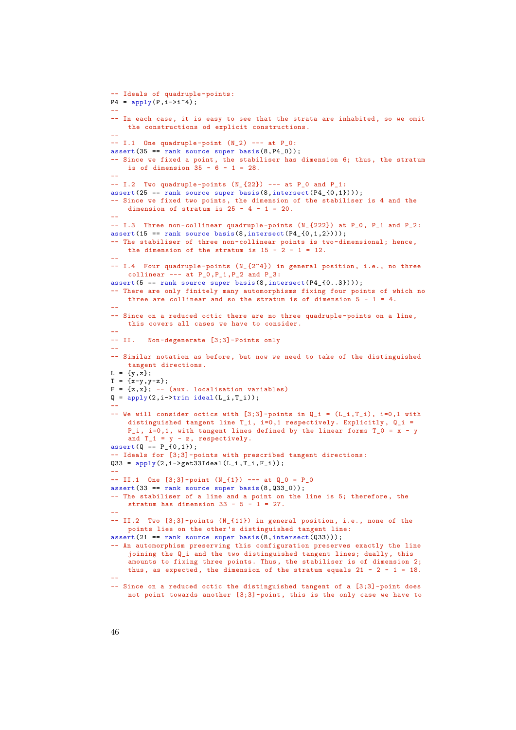```
-- Ideals of quadruple-points:
P4 = apply(P,i->i^4);
--
-- In each case, it is easy to see that the strata are inhabited, so we omit
    the constructions od explicit constructions.
--
-- I.1  One quadruple-point (N_2) --- at P_0:
assert(35 == rank source super basis(8,P4_0));
-- Since we fixed a point, the stabiliser has dimension 6; thus, the stratum
    is of dimension 35 - 6 - 1 = 28.
--
-- I.2  Two quadruple-points (N_{22}) --- at P_0 and P_1:
assert(25 == rank source super basis(8,intersect(P4_{0,1})));
-- Since we fixed two points, the dimension of the stabiliser is 4 and the
    dimension of stratum is 25 - 4 - 1 = 20.
--
-- I.3  Three non-collinear quadruple-points (N_{222}) at P_0, P_1 and P_2:
assert(15 == rank source basis(8,intersect(P4_{0,1,2})));
-- The stabiliser of three non-collinear points is two-dimensional; hence,
    the dimension of the stratum is 15 - 2 - 1 = 12.
--
-- I.4  Four quadruple-points (N_{2^4}) in general position, i.e., no three
    collinear --- at P_0,P_1,P_2 and P_3:
assert(5 == rank source super basis(8,intersect(P4_{0..3})));
-- There are only finitely many automorphisms fixing four points of which no
    three are collinear and so the stratum is of dimension 5 - 1 = 4.
--
-- Since on a reduced octic there are no three quadruple-points on a line,
    this covers all cases we have to consider.
--
-- II.   Non-degenerate [3;3]-Points only
--
-- Similar notation as before, but now we need to take of the distinguished
    tangent directions.
L = {y,z};
T = {x-y,y-z};
F = {z,x}; -- (aux. localisation variables)
Q = apply(2,i->trim ideal(L_i,T_i));
--
-- We will consider octics with [3;3]-points in Q_i = (L_i,T_i), i=0,1 with
    distinguished tangent line T_i, i=0,1 respectively. Explicitly, Q_i =
    P_i, i=0,1, with tangent lines defined by the linear forms T_0 = x - y
    and T_1 = y - z, respectively.
assert(Q == P_{0,1});
-- Ideals for [3;3]-points with prescribed tangent directions:
Q33 = apply(2,i->get33Ideal(L_i,T_i,F_i));
--
-- II.1  One [3;3]-point (N_{1}) --- at Q_0 = P_0
assert(33 == rank source super basis(8,Q33_0));
-- The stabiliser of a line and a point on the line is 5; therefore, the
    stratum has dimension 33 - 5 - 1 = 27.
--
-- II.2  Two [3;3]-points (N_{11}) in general position, i.e., none of the
    points lies on the other's distinguished tangent line:
assert(21 == rank source super basis(8,intersect(Q33)));
-- An automorphism preserving this configuration preserves exactly the line
    joining the Q_i and the two distinguished tangent lines; dually, this
    amounts to fixing three points. Thus, the stabiliser is of dimension 2;
    thus, as expected, the dimension of the stratum equals 21 - 2 - 1 = 18.
--
-- Since on a reduced octic the distinguished tangent of a [3;3]-point does
    not point towards another [3;3]-point, this is the only case we have to
```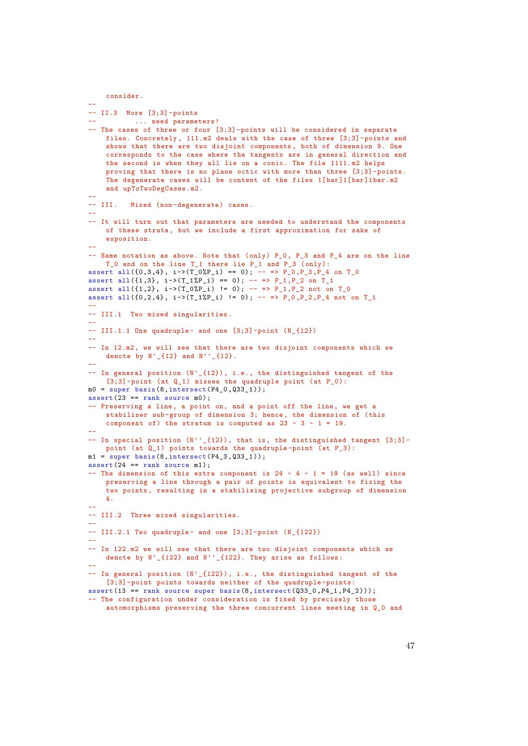```
    consider.
--
-- II.3  More [3;3]-points
--         ... need parameters!
-- The cases of three or four [3;3]-points will be considered in separate
    files. Concretely, 111.m2 deals with the case of three [3;3]-points and
    shows that there are two disjoint components, both of dimension 9. One
    corresponds to the case where the tangents are in general direction and
    the second is when they all lie on a conic. The file 1111.m2 helps
    proving that there is no plane octic with more than three [3;3]-points.
    The degenerate cases will be content of the files 1[bar]1[bar]1bar.m2
    and upToTwoDegCases.m2.
--
-- III.   Mixed (non-degenerate) cases.
--
-- It will turn out that parameters are needed to understand the components
    of these strata, but we include a first approximation for sake of
    exposition.
--
-- Same notation as above. Note that (only) P_0, P_3 and P_4 are on the line
    T_0 and on the line T_1 there lie P_1 and P_3 (only):
assert all({0,3,4}, i->(T_0%P_i) == 0); -- => P_0,P_3,P_4 on T_0
assert all({1,3}, i->(T_1%P_i) == 0); -- => P_1,P_2 on T_1
assert all({1,2}, i->(T_0%P_i) != 0); -- => P_1,P_2 not on T_0
assert all({0,2,4}, i->(T_1%P_i) != 0); -- => P_0,P_2,P_4 not on T_1
--
-- III.1  Two mixed singularities.
--
-- III.1.1 One quadruple- and one [3;3]-point (N_{12})
--
-- In 12.m2, we will see that there are two disjoint components which we
    denote by N'_{12} and N''_{12}.
--
-- In general position (N'_{12}), i.e., the distinguished tangent of the
    [3;3]-point (at Q_1) misses the quadruple point (at P_0):
m0 = super basis(8,intersect(P4_0,Q33_1));
assert(23 == rank source m0);
-- Preserving a line, a point on, and a point off the line, we get a
    stabiliser sub-group of dimension 3; hence, the dimension of (this
    component of) the stratum is computed as 23 - 3 - 1 = 19.
--
-- In special position (N''_{12}), that is, the distinguished tangent [3;3]-
    point (at Q_1) points towards the quadruple-point (at P_3):
m1 = super basis(8,intersect(P4_3,Q33_1));
assert(24 == rank source m1);
-- The dimension of this extra component is 24 - 4 - 1 = 19 (as well) since
    preserving a line through a pair of points is equivalent to fixing the
    two points, resulting in a stabilising projective subgroup of dimension
    4.
--
-- III.2  Three mixed singularities.
--
-- III.2.1 Two quadruple- and one [3;3]-point (N_{122})
--
-- In 122.m2 we will see that there are two disjoint components which we
    denote by N'_{122} and N''_{122}. They arise as follows:
--
-- In general position (N'_{122}), i.e., the distinguished tangent of the
    [3;3]-point points towards neither of the quadruple-points:
assert(13 == rank source super basis(8,intersect(Q33_0,P4_1,P4_2)));
-- The configuration under consideration is fixed by precisely those
    automorphisms preserving the three concurrent lines meeting in Q_0 and
```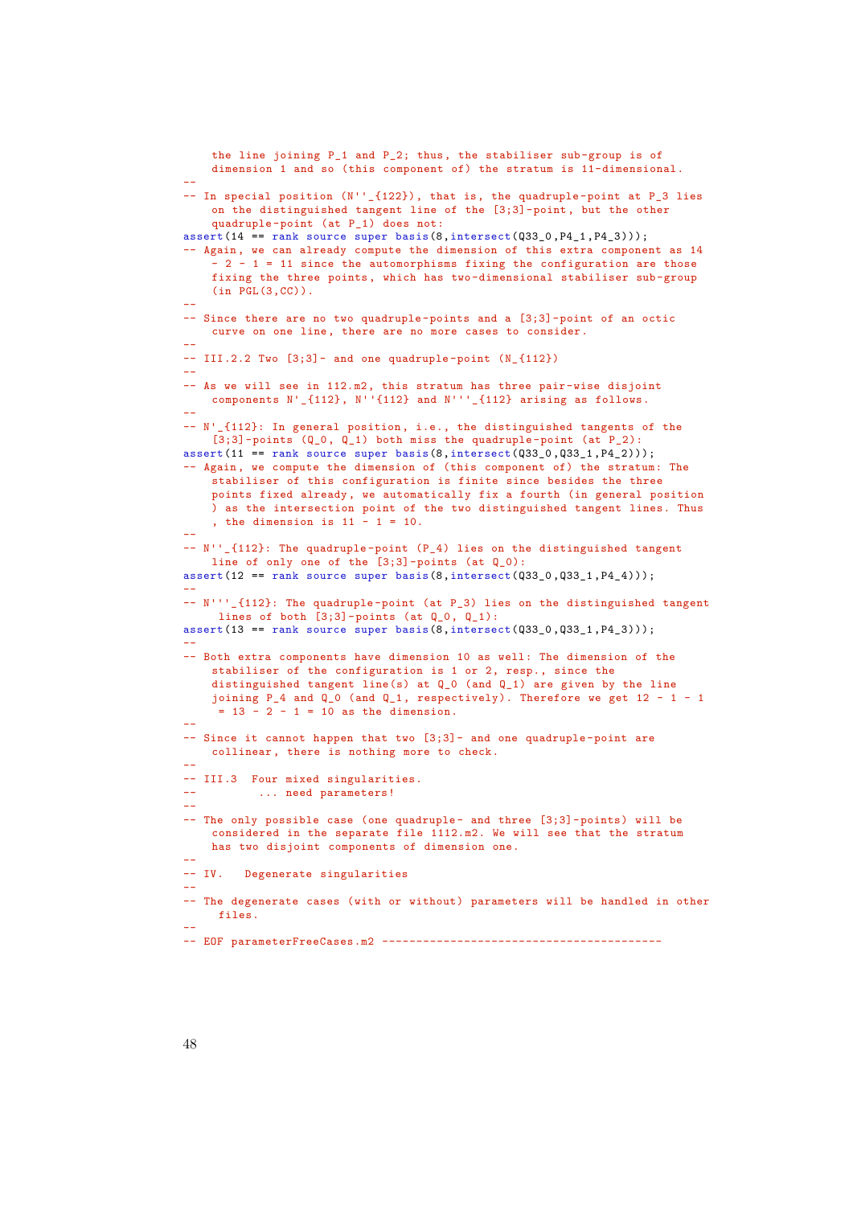```
    the line joining P_1 and P_2; thus, the stabiliser sub-group is of
    dimension 1 and so (this component of) the stratum is 11-dimensional.
--
-- In special position (N''_{122}), that is, the quadruple-point at P_3 lies
    on the distinguished tangent line of the [3;3]-point, but the other
    quadruple-point (at P_1) does not:
assert(14 == rank source super basis(8,intersect(Q33_0,P4_1,P4_3)));
-- Again, we can already compute the dimension of this extra component as 14
    - 2 - 1 = 11 since the automorphisms fixing the configuration are those
    fixing the three points, which has two-dimensional stabiliser sub-group
    (in PGL(3,CC)).
--
-- Since there are no two quadruple-points and a [3;3]-point of an octic
    curve on one line, there are no more cases to consider.
--
-- III.2.2 Two [3;3]- and one quadruple-point (N_{112})
--
-- As we will see in 112.m2, this stratum has three pair-wise disjoint
    components N'_{112}, N''{112} and N'''_{112} arising as follows.
--
-- N'_{112}: In general position, i.e., the distinguished tangents of the
    [3;3]-points (Q_0, Q_1) both miss the quadruple-point (at P_2):
assert(11 == rank source super basis(8,intersect(Q33_0,Q33_1,P4_2)));
-- Again, we compute the dimension of (this component of) the stratum: The
    stabiliser of this configuration is finite since besides the three
    points fixed already, we automatically fix a fourth (in general position
    ) as the intersection point of the two distinguished tangent lines. Thus
    , the dimension is 11 - 1 = 10.
--
-- N''_{112}: The quadruple-point (P_4) lies on the distinguished tangent
    line of only one of the [3;3]-points (at Q_0):
assert(12 == rank source super basis(8,intersect(Q33_0,Q33_1,P4_4)));
--
-- N'''_{112}: The quadruple-point (at P_3) lies on the distinguished tangent
     lines of both [3;3]-points (at Q_0, Q_1):
assert(13 == rank source super basis(8,intersect(Q33_0,Q33_1,P4_3)));
--
-- Both extra components have dimension 10 as well: The dimension of the
    stabiliser of the configuration is 1 or 2, resp., since the
    distinguished tangent line(s) at Q_0 (and Q_1) are given by the line
    joining P_4 and Q_0 (and Q_1, respectively). Therefore we get 12 - 1 - 1
     = 13 - 2 - 1 = 10 as the dimension.
--
-- Since it cannot happen that two [3;3]- and one quadruple-point are
    collinear, there is nothing more to check.
--
-- III.3  Four mixed singularities.
--         ... need parameters!
--
-- The only possible case (one quadruple- and three [3;3]-points) will be
    considered in the separate file 1112.m2. We will see that the stratum
    has two disjoint components of dimension one.
--
-- IV.   Degenerate singularities
--
-- The degenerate cases (with or without) parameters will be handled in other
     files.
--
-- EOF parameterFreeCases.m2 -----------------------------------------
```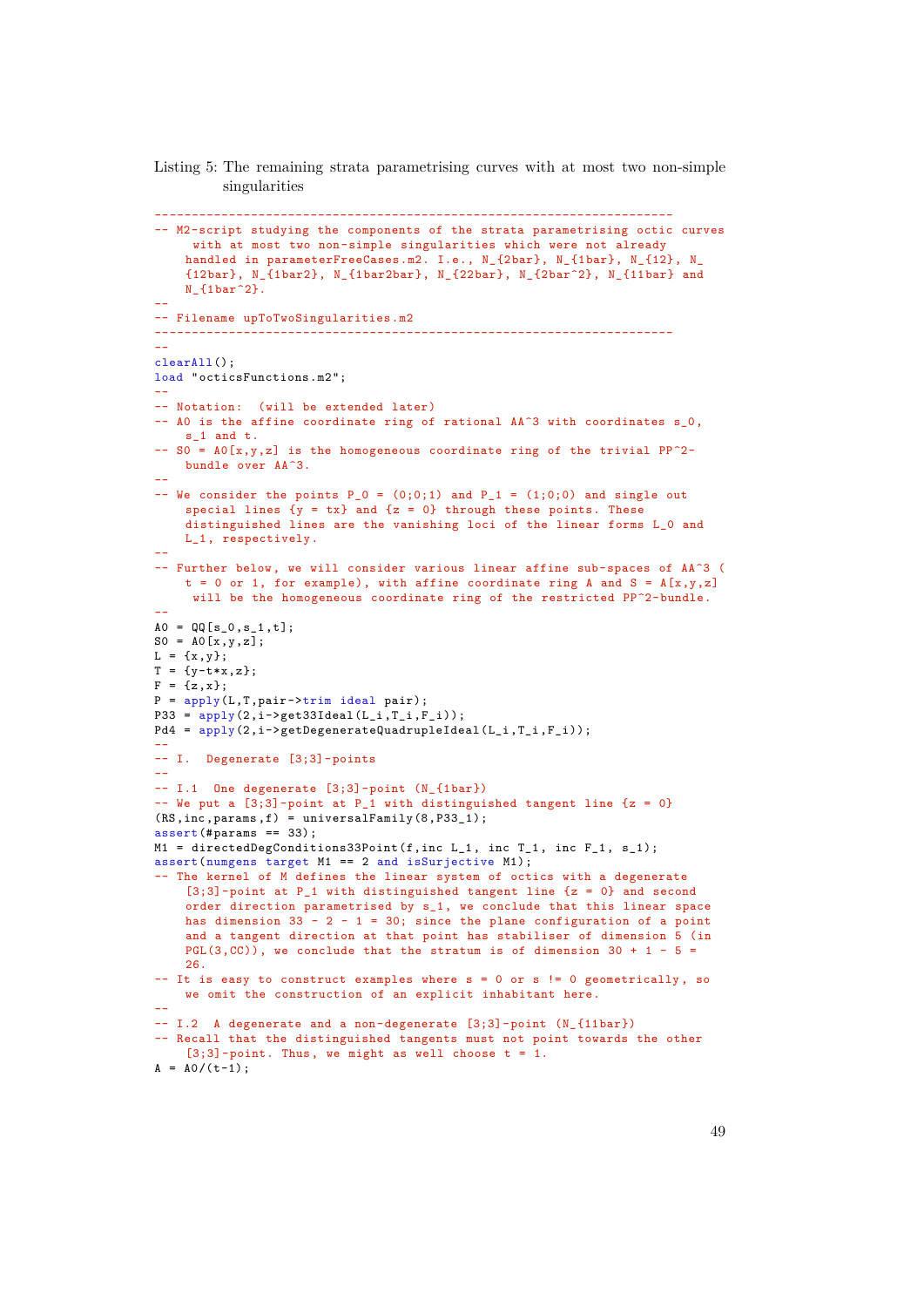Listing 5: The remaining strata parametrising curves with at most two non-simple singularities

```
-----------------------------------------------------------------------
-- M2-script studying the components of the strata parametrising octic curves
     with at most two non-simple singularities which were not already
    handled in parameterFreeCases.m2. I.e., N_{2bar}, N_{1bar}, N_{12}, N_
    {12bar}, N_{1bar2}, N_{1bar2bar}, N_{22bar}, N_{2bar^2}, N_{11bar} and
    N_{1bar^2}.
--
-- Filename upToTwoSingularities.m2
-----------------------------------------------------------------------
--
clearAll();
load "octicsFunctions.m2";
--
-- Notation:  (will be extended later)
-- A0 is the affine coordinate ring of rational AA^3 with coordinates s_0,
    s_1 and t.
-- S0 = A0[x,y,z] is the homogeneous coordinate ring of the trivial PP^2-
    bundle over AA^3.
--
-- We consider the points P_0 = (0;0;1) and P_1 = (1;0;0) and single out
    special lines {y = tx} and {z = 0} through these points. These
    distinguished lines are the vanishing loci of the linear forms L_0 and
    L_1, respectively.
--
-- Further below, we will consider various linear affine sub-spaces of AA^3 (
    t = 0 or 1, for example), with affine coordinate ring A and S = A[x,y,z]
     will be the homogeneous coordinate ring of the restricted PP^2-bundle.
--
A0 = QQ[s_0,s_1,t];
S0 = A0[x,y,z];
L = {x,y};
T = {y-t*x,z};
F = {z,x};
P = apply(L,T,pair->trim ideal pair);
P33 = apply(2,i->get33Ideal(L_i,T_i,F_i));
Pd4 = apply(2,i->getDegenerateQuadrupleIdeal(L_i,T_i,F_i));
--
-- I.  Degenerate [3;3]-points
--
-- I.1  One degenerate [3;3]-point (N_{1bar})
-- We put a [3;3]-point at P_1 with distinguished tangent line {z = 0}
(RS,inc,params,f) = universalFamily(8,P33_1);
assert(#params == 33);
M1 = directedDegConditions33Point(f,inc L_1, inc T_1, inc F_1, s_1);
assert(numgens target M1 == 2 and isSurjective M1);
-- The kernel of M defines the linear system of octics with a degenerate
    [3;3]-point at P_1 with distinguished tangent line {z = 0} and second
    order direction parametrised by s_1, we conclude that this linear space
    has dimension 33 - 2 - 1 = 30; since the plane configuration of a point
    and a tangent direction at that point has stabiliser of dimension 5 (in
    PGL(3,CC)), we conclude that the stratum is of dimension 30 + 1 - 5 =
    26.
-- It is easy to construct examples where s = 0 or s != 0 geometrically, so
    we omit the construction of an explicit inhabitant here.
--
-- I.2  A degenerate and a non-degenerate [3;3]-point (N_{11bar})
-- Recall that the distinguished tangents must not point towards the other
    [3;3]-point. Thus, we might as well choose t = 1.
A = A0/(t-1);
```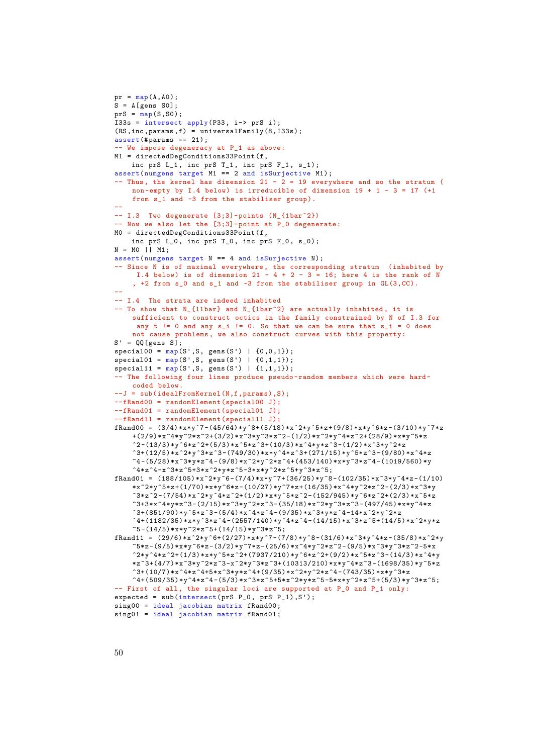```
pr = map(A,A0);
S = A[gens S0];
prS = map(S,S0);
I33s = intersect apply(P33, i-> prS i);
(RS,inc,params,f) = universalFamily(8,I33s);
assert(#params == 21);
-- We impose degeneracy at P_1 as above:
M1 = directedDegConditions33Point(f,
    inc prS L_1, inc prS T_1, inc prS F_1, s_1);
assert(numgens target M1 == 2 and isSurjective M1);
-- Thus, the kernel has dimension 21 - 2 = 19 everywhere and so the stratum (
    non-empty by I.4 below) is irreducible of dimension 19 + 1 - 3 = 17 (+1
    from s_1 and -3 from the stabiliser group).
--
-- I.3  Two degenerate [3;3]-points (N_{1bar^2})
-- Now we also let the [3;3]-point at P_0 degenerate:
M0 = directedDegConditions33Point(f,
    inc prS L_0, inc prS T_0, inc prS F_0, s_0);
N = M0 || M1;
assert(numgens target N == 4 and isSurjective N);
-- Since N is of maximal everywhere, the corresponding stratum  (inhabited by
     I.4 below) is of dimension 21 - 4 + 2 - 3 = 16; here 4 is the rank of N
    , +2 from s_0 and s_1 and -3 from the stabiliser group in GL(3,CC).
--
-- I.4  The strata are indeed inhabited
-- To show that N_{11bar} and N_{1bar^2} are actually inhabited, it is
    sufficient to construct octics in the family constrained by N of I.3 for
     any t != 0 and any s_i != 0. So that we can be sure that s_i = 0 does
    not cause problems, we also construct curves with this property:
S' = QQ[gens S];
special00 = map(S',S, gens(S') | {0,0,1});
special01 = map(S',S, gens(S') | {0,1,1});
special11 = map(S',S, gens(S') | {1,1,1});
-- The following four lines produce pseudo-random members which were hard-
    coded below.
--J = sub(idealFromKernel(N,f,params),S);
--fRand00 = randomElement(special00 J);
--fRand01 = randomElement(special01 J);
--fRand11 = randomElement(special11 J);
fRand00 = (3/4)*x*y^7-(45/64)*y^8+(5/18)*x^2*y^5*z+(9/8)*x*y^6*z-(3/10)*y^7*z
    +(2/9)*x^4*y^2*z^2+(3/2)*x^3*y^3*z^2-(1/2)*x^2*y^4*z^2+(28/9)*x*y^5*z
    ^2-(13/3)*y^6*z^2+(5/3)*x^5*z^3+(10/3)*x^4*y*z^3-(1/2)*x^3*y^2*z
    ^3+(12/5)*x^2*y^3*z^3-(749/30)*x*y^4*z^3+(271/15)*y^5*z^3-(9/80)*x^4*z
    ^4-(5/28)*x^3*y*z^4-(9/8)*x^2*y^2*z^4+(453/140)*x*y^3*z^4-(1019/560)*y
    ^4*z^4-x^3*z^5+3*x^2*y*z^5-3*x*y^2*z^5+y^3*z^5;
fRand01 = (188/105)*x^2*y^6-(7/4)*x*y^7+(36/25)*y^8-(102/35)*x^3*y^4*z-(1/10)
    *x^2*y^5*z+(1/70)*x*y^6*z-(10/27)*y^7*z+(16/35)*x^4*y^2*z^2-(2/3)*x^3*y
    ^3*z^2-(7/54)*x^2*y^4*z^2+(1/2)*x*y^5*z^2-(152/945)*y^6*z^2+(2/3)*x^5*z
    ^3+3*x^4*y*z^3-(2/15)*x^3*y^2*z^3-(35/18)*x^2*y^3*z^3-(497/45)*x*y^4*z
    ^3+(851/90)*y^5*z^3-(5/4)*x^4*z^4-(9/35)*x^3*y*z^4-14*x^2*y^2*z
    ^4+(1182/35)*x*y^3*z^4-(2557/140)*y^4*z^4-(14/15)*x^3*z^5+(14/5)*x^2*y*z
    ^5-(14/5)*x*y^2*z^5+(14/15)*y^3*z^5;
fRand11 = (29/6)*x^2*y^6+(2/27)*x*y^7-(7/8)*y^8-(31/6)*x^3*y^4*z-(35/8)*x^2*y
    ^5*z-(9/5)*x*y^6*z-(3/2)*y^7*z-(25/6)*x^4*y^2*z^2-(9/5)*x^3*y^3*z^2-5*x
    ^2*y^4*z^2+(1/3)*x*y^5*z^2+(7937/210)*y^6*z^2+(9/2)*x^5*z^3-(14/3)*x^4*y
    *z^3+(4/7)*x^3*y^2*z^3-x^2*y^3*z^3+(10313/210)*x*y^4*z^3-(1698/35)*y^5*z
    ^3+(10/7)*x^4*z^4+5*x^3*y*z^4+(9/35)*x^2*y^2*z^4-(743/35)*x*y^3*z
    ^4+(509/35)*y^4*z^4-(5/3)*x^3*z^5+5*x^2*y*z^5-5*x*y^2*z^5+(5/3)*y^3*z^5;
-- First of all, the singular loci are supported at P_0 and P_1 only:
expected = sub(intersect(prS P_0, prS P_1),S');
sing00 = ideal jacobian matrix fRand00;
sing01 = ideal jacobian matrix fRand01;
```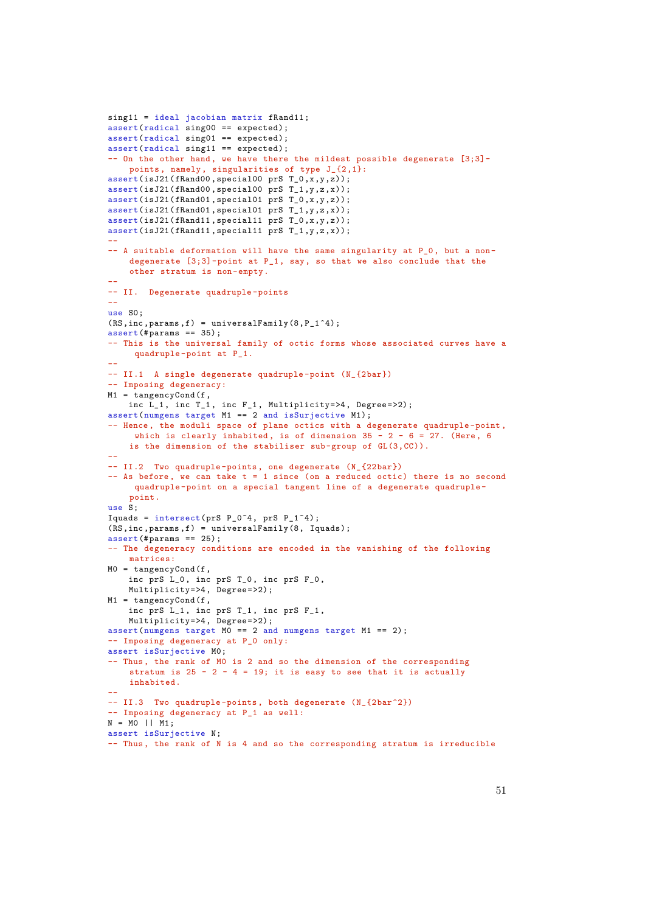```
sing11 = ideal jacobian matrix fRand11;
assert(radical sing00 == expected);
assert(radical sing01 == expected);
assert(radical sing11 == expected);
-- On the other hand, we have there the mildest possible degenerate [3;3]-
    points, namely, singularities of type J_{2,1}:
assert(isJ21(fRand00,special00 prS T_0,x,y,z));
assert(isJ21(fRand00,special00 prS T_1,y,z,x));
assert(isJ21(fRand01,special01 prS T_0,x,y,z));
assert(isJ21(fRand01,special01 prS T_1,y,z,x));
assert(isJ21(fRand11,special11 prS T_0,x,y,z));
assert(isJ21(fRand11,special11 prS T_1,y,z,x));
--
-- A suitable deformation will have the same singularity at P_0, but a non-
    degenerate [3;3]-point at P_1, say, so that we also conclude that the
    other stratum is non-empty.
--
-- II.  Degenerate quadruple-points
--
use S0;
(RS,inc,params,f) = universalFamily(8,P_1^4);
assert(#params == 35);
-- This is the universal family of octic forms whose associated curves have a
     quadruple-point at P_1.
--
-- II.1  A single degenerate quadruple-point (N_{2bar})
-- Imposing degeneracy:
M1 = tangencyCond(f,
    inc L_1, inc T_1, inc F_1, Multiplicity=>4, Degree=>2);
assert(numgens target M1 == 2 and isSurjective M1);
-- Hence, the moduli space of plane octics with a degenerate quadruple-point,
     which is clearly inhabited, is of dimension 35 - 2 - 6 = 27. (Here, 6
    is the dimension of the stabiliser sub-group of GL(3,CC)).
--
-- II.2  Two quadruple-points, one degenerate (N_{22bar})
-- As before, we can take t = 1 since (on a reduced octic) there is no second
     quadruple-point on a special tangent line of a degenerate quadruple-
    point.
use S;
Iquads = intersect(prS P_0^4, prS P_1^4);
(RS,inc,params,f) = universalFamily(8, Iquads);
assert(#params == 25);
-- The degeneracy conditions are encoded in the vanishing of the following
    matrices:
M0 = tangencyCond(f,
    inc prS L_0, inc prS T_0, inc prS F_0,
    Multiplicity=>4, Degree=>2);
M1 = tangencyCond(f,
    inc prS L_1, inc prS T_1, inc prS F_1,
    Multiplicity=>4, Degree=>2);
assert(numgens target M0 == 2 and numgens target M1 == 2);
-- Imposing degeneracy at P_0 only:
assert isSurjective M0;
-- Thus, the rank of M0 is 2 and so the dimension of the corresponding
    stratum is 25 - 2 - 4 = 19; it is easy to see that it is actually
    inhabited.
--
-- II.3  Two quadruple-points, both degenerate (N_{2bar^2})
-- Imposing degeneracy at P_1 as well:
N = M0 || M1;
assert isSurjective N;
-- Thus, the rank of N is 4 and so the corresponding stratum is irreducible
```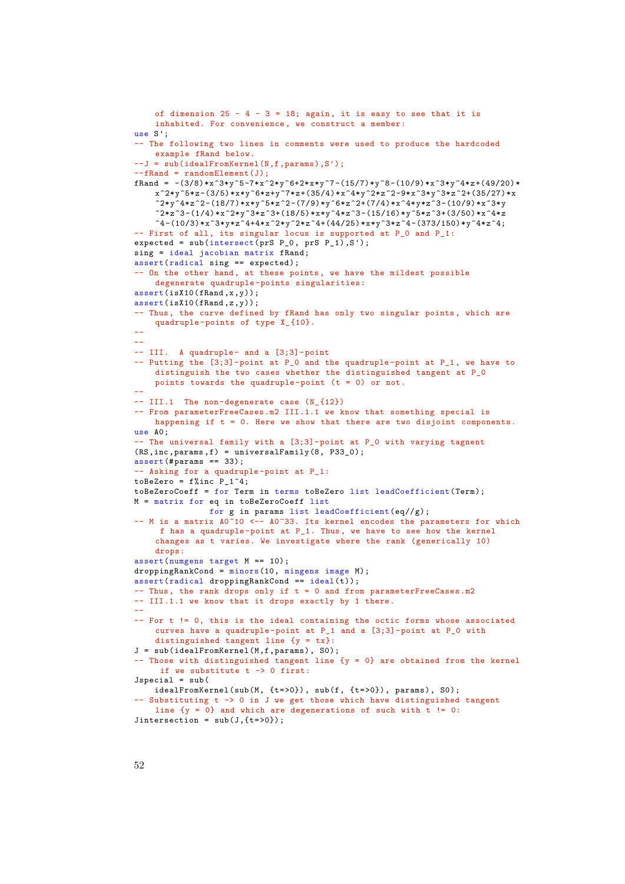```
    of dimension 25 - 4 - 3 = 18; again, it is easy to see that it is
    inhabited. For convenience, we construct a member:
use S';
-- The following two lines in comments were used to produce the hardcoded
    example fRand below.
--J = sub(idealFromKernel(N,f,params),S');
--fRand = randomElement(J);
fRand = -(3/8)*x^3*y^5-7*x^2*y^6+2*x*y^7-(15/7)*y^8-(10/9)*x^3*y^4*z+(49/20)*
    x^2*y^5*z-(3/5)*x*y^6*z+y^7*z+(35/4)*x^4*y^2*z^2-9*x^3*y^3*z^2+(35/27)*x
    ^2*y^4*z^2-(18/7)*x*y^5*z^2-(7/9)*y^6*z^2+(7/4)*x^4*y*z^3-(10/9)*x^3*y
    ^2*z^3-(1/4)*x^2*y^3*z^3+(18/5)*x*y^4*z^3-(15/16)*y^5*z^3+(3/50)*x^4*z
    ^4-(10/3)*x^3*y*z^4+4*x^2*y^2*z^4+(44/25)*x*y^3*z^4-(373/150)*y^4*z^4;
-- First of all, its singular locus is supported at P_0 and P_1:
expected = sub(intersect(prS P_0, prS P_1),S');
sing = ideal jacobian matrix fRand;
assert(radical sing == expected);
-- On the other hand, at these points, we have the mildest possible
    degenerate quadruple-points singularities:
assert(isX10(fRand,x,y));
assert(isX10(fRand,z,y));
-- Thus, the curve defined by fRand has only two singular points, which are
    quadruple-points of type X_{10}.
--
--
-- III.  A quadruple- and a [3;3]-point
-- Putting the [3;3]-point at P_0 and the quadruple-point at P_1, we have to
    distinguish the two cases whether the distinguished tangent at P_0
    points towards the quadruple-point (t = 0) or not.
--
-- III.1  The non-degenerate case (N_{12})
-- From parameterFreeCases.m2 III.1.1 we know that something special is
    happening if t = 0. Here we show that there are two disjoint components.
use A0;
-- The universal family with a [3;3]-point at P_0 with varying tagnent
(RS,inc,params,f) = universalFamily(8, P33_0);
assert(#params == 33);
-- Asking for a quadruple-point at P_1:
toBeZero = f%inc P_1^4;
toBeZeroCoeff = for Term in terms toBeZero list leadCoefficient(Term);
M = matrix for eq in toBeZeroCoeff list
              for g in params list leadCoefficient(eq//g);
-- M is a matrix A0^10 <-- A0^33. Its kernel encodes the parameters for which
     f has a quadruple-point at P_1. Thus, we have to see how the kernel
    changes as t varies. We investigate where the rank (generically 10)
    drops:
assert(numgens target M == 10);
droppingRankCond = minors(10, mingens image M);
assert(radical droppingRankCond == ideal(t));
-- Thus, the rank drops only if t = 0 and from parameterFreeCases.m2
-- III.1.1 we know that it drops exactly by 1 there.
--
-- For t != 0, this is the ideal containing the octic forms whose associated
    curves have a quadruple-point at P_1 and a [3;3]-point at P_0 with
    distinguished tangent line {y = tx}:
J = sub(idealFromKernel(M,f,params), S0);
-- Those with distinguished tangent line {y = 0} are obtained from the kernel
     if we substitute t -> 0 first:
Jspecial = sub(
    idealFromKernel(sub(M, {t=>0}), sub(f, {t=>0}), params), S0);
-- Substituting t -> 0 in J we get those which have distinguished tangent
    line {y = 0} and which are degenerations of such with t != 0:
Jintersection = sub(J,{t=>0});
```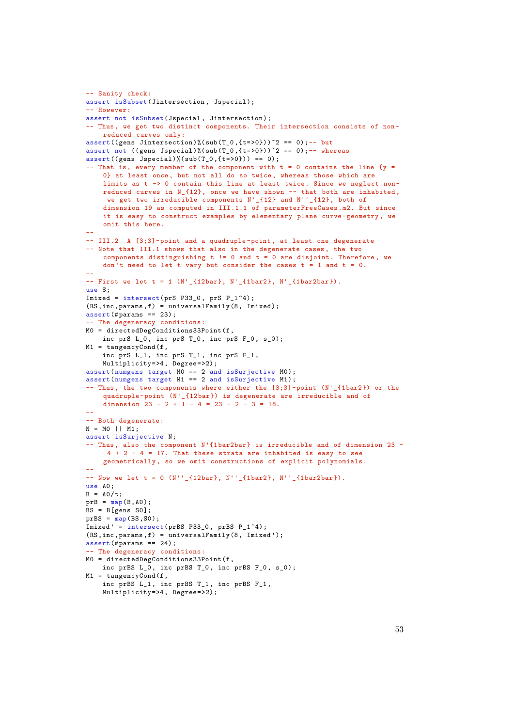```
-- Sanity check:
assert isSubset(Jintersection, Jspecial);
-- However:
assert not isSubset(Jspecial, Jintersection);
-- Thus, we get two distinct components. Their intersection consists of non-
    reduced curves only:
assert((gens Jintersection)%(sub(T_0,{t=>0}))^2 == 0);-- but
assert not ((gens Jspecial)%(sub(T_0,{t=>0}))^2 == 0);-- whereas
assert((gens Jspecial)%(sub(T_0,{t=>0})) == 0);
-- That is, every member of the component with t = 0 contains the line {y =
    0} at least once, but not all do so twice, whereas those which are
    limits as t -> 0 contain this line at least twice. Since we neglect non-
    reduced curves in N_{12}, once we have shown -- that both are inhabited,
     we get two irreducible components N'_{12} and N''_{12}, both of
    dimension 19 as computed in III.1.1 of parameterFreeCases.m2. But since
    it is easy to construct examples by elementary plane curve-geometry, we
    omit this here.
--
-- III.2  A [3;3]-point and a quadruple-point, at least one degenerate
-- Note that III.1 shows that also in the degenerate cases, the two
    components distinguishing t != 0 and t = 0 are disjoint. Therefore, we
    don't need to let t vary but consider the cases t = 1 and t = 0.
--
-- First we let t = 1 (N'_{12bar}, N'_{1bar2}, N'_{1bar2bar}).
use S;
Imixed = intersect(prS P33_0, prS P_1^4);
(RS,inc,params,f) = universalFamily(8, Imixed);
assert(#params == 23);
-- The degeneracy conditions:
M0 = directedDegConditions33Point(f,
    inc prS L_0, inc prS T_0, inc prS F_0, s_0);
M1 = tangencyCond(f,
    inc prS L_1, inc prS T_1, inc prS F_1,
    Multiplicity=>4, Degree=>2);
assert(numgens target M0 == 2 and isSurjective M0);
assert(numgens target M1 == 2 and isSurjective M1);
-- Thus, the two components where either the [3;3]-point (N'_{1bar2}) or the
    quadruple-point (N'_{12bar}) is degenerate are irreducible and of
    dimension 23 - 2 + 1 - 4 = 23 - 2 - 3 = 18.
--
-- Both degenerate:
N = M0 || M1;
assert isSurjective N;
-- Thus, also the component N'{1bar2bar} is irreducible and of dimension 23 -
     4 + 2 - 4 = 17. That these strata are inhabited is easy to see
    geometrically, so we omit constructions of explicit polynomials.
--
-- Now we let t = 0 (N''_{12bar}, N''_{1bar2}, N''_{1bar2bar}).
use A0;
B = A0/t;
prB = map(B,A0);
BS = B[gens S0];
prBS = map(BS,S0);
Imixed' = intersect(prBS P33_0, prBS P_1^4);
(RS,inc,params,f) = universalFamily(8, Imixed');
assert(#params == 24);
-- The degeneracy conditions:
M0 = directedDegConditions33Point(f,
    inc prBS L_0, inc prBS T_0, inc prBS F_0, s_0);
M1 = tangencyCond(f,
    inc prBS L_1, inc prBS T_1, inc prBS F_1,
    Multiplicity=>4, Degree=>2);
```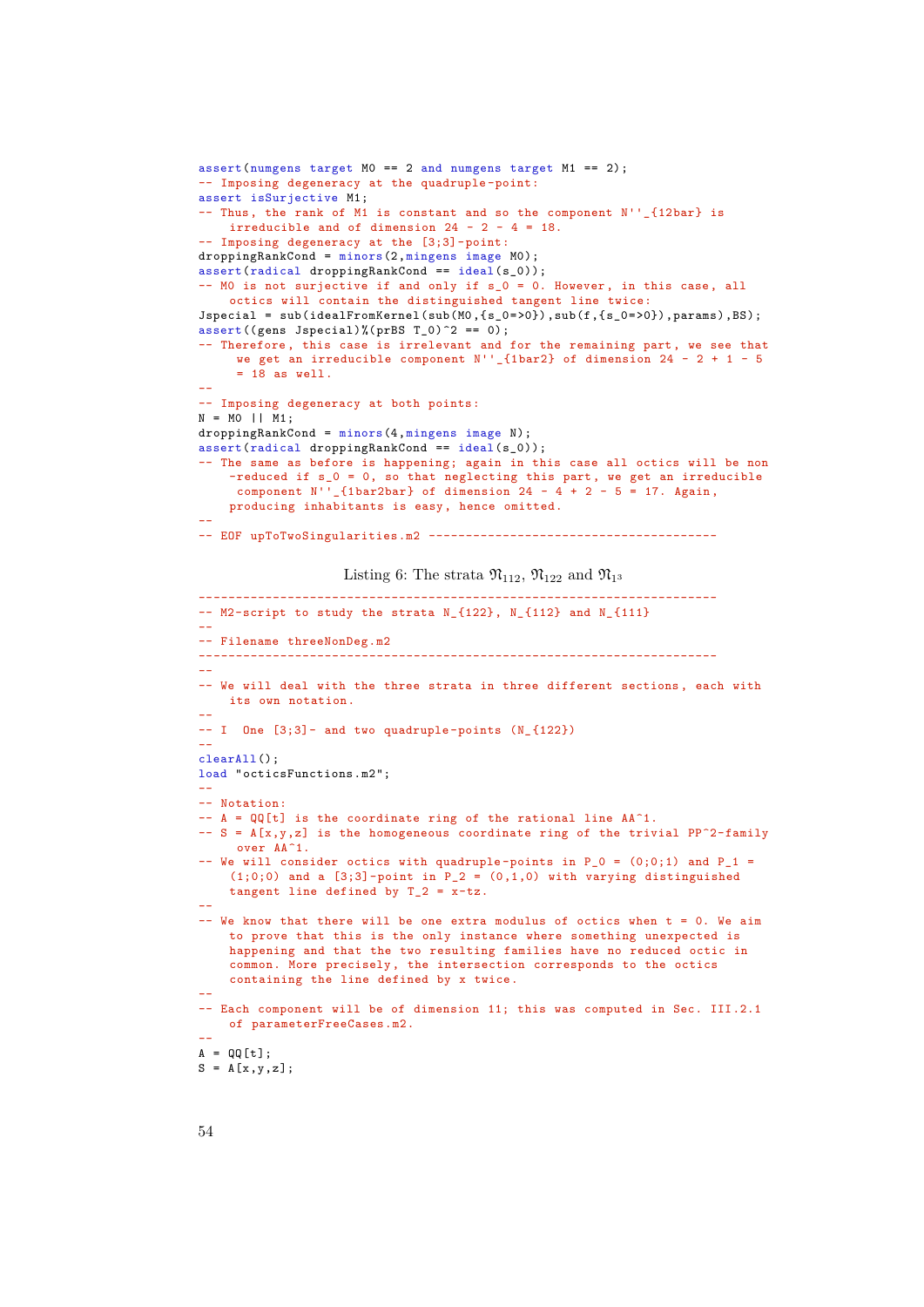```
assert(numgens target M0 == 2 and numgens target M1 == 2);
-- Imposing degeneracy at the quadruple-point:
assert isSurjective M1;
-- Thus, the rank of M1 is constant and so the component N''_{12bar} is
    irreducible and of dimension 24 - 2 - 4 = 18.
-- Imposing degeneracy at the [3;3]-point:
droppingRankCond = minors(2,mingens image M0);
assert(radical droppingRankCond == ideal(s_0));
-- M0 is not surjective if and only if s_0 = 0. However, in this case, all
    octics will contain the distinguished tangent line twice:
Jspecial = sub(idealFromKernel(sub(M0,{s_0=>0}),sub(f,{s_0=>0}),params),BS);
assert((gens Jspecial)%(prBS T_0)^2 == 0);
-- Therefore, this case is irrelevant and for the remaining part, we see that
     we get an irreducible component N''_{1bar2} of dimension 24 - 2 + 1 - 5
     = 18 as well.
--
-- Imposing degeneracy at both points:
N = M0 || M1;
droppingRankCond = minors(4,mingens image N);
assert(radical droppingRankCond == ideal(s_0));
-- The same as before is happening; again in this case all octics will be non
    -reduced if s_0 = 0, so that neglecting this part, we get an irreducible
     component N''_{1bar2bar} of dimension 24 - 4 + 2 - 5 = 17. Again,
    producing inhabitants is easy, hence omitted.
--
-- EOF upToTwoSingularities.m2 ---------------------------------------
```

Listing 6: The strata $\mathfrak{N}_{112}$, $\mathfrak{N}_{122}$ and $\mathfrak{N}_{1^3}$

```
-----------------------------------------------------------------------
-- M2-script to study the strata N_{122}, N_{112} and N_{111}
--
-- Filename threeNonDeg.m2
-----------------------------------------------------------------------
--
-- We will deal with the three strata in three different sections, each with
    its own notation.
--
-- I  One [3;3]- and two quadruple-points (N_{122})
--
clearAll();
load "octicsFunctions.m2";
--
-- Notation:
-- A = QQ[t] is the coordinate ring of the rational line AA^1.
-- S = A[x,y,z] is the homogeneous coordinate ring of the trivial PP^2-family
     over AA^1.
-- We will consider octics with quadruple-points in P_0 = (0;0;1) and P_1 =
    (1;0;0) and a [3;3]-point in P_2 = (0,1,0) with varying distinguished
    tangent line defined by T_2 = x-tz.
--
-- We know that there will be one extra modulus of octics when t = 0. We aim
    to prove that this is the only instance where something unexpected is
    happening and that the two resulting families have no reduced octic in
    common. More precisely, the intersection corresponds to the octics
    containing the line defined by x twice.
--
-- Each component will be of dimension 11; this was computed in Sec. III.2.1
    of parameterFreeCases.m2.
--
A = QQ[t];
S = A[x,y,z];
```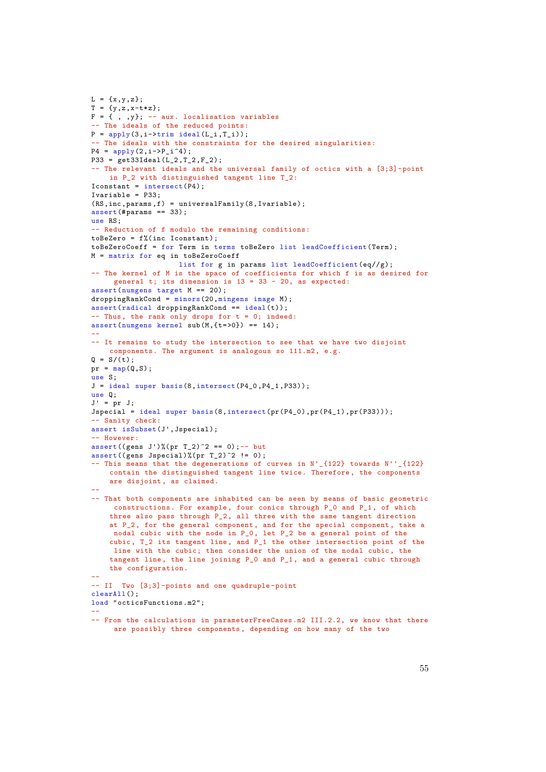```
L = {x,y,z};
T = {y,z,x-t*z};
F = { , ,y}; -- aux. localisation variables
-- The ideals of the reduced points:
P = apply(3,i->trim ideal(L_i,T_i));
-- The ideals with the constraints for the desired singularities:
P4 = apply(2,i->P_i^4);
P33 = get33Ideal(L_2,T_2,F_2);
-- The relevant ideals and the universal family of octics with a [3;3]-point
    in P_2 with distinguished tangent line T_2:
Iconstant = intersect(P4);
Ivariable = P33;
(RS,inc,params,f) = universalFamily(8,Ivariable);
assert(#params == 33);
use RS;
-- Reduction of f modulo the remaining conditions:
toBeZero = f%(inc Iconstant);
toBeZeroCoeff = for Term in terms toBeZero list leadCoefficient(Term);
M = matrix for eq in toBeZeroCoeff
                  list for g in params list leadCoefficient(eq//g);
-- The kernel of M is the space of coefficients for which f is as desired for
     general t; its dimension is 13 = 33 - 20, as expected:
assert(numgens target M == 20);
droppingRankCond = minors(20,mingens image M);
assert(radical droppingRankCond == ideal(t));
-- Thus, the rank only drops for t = 0; indeed:
assert(numgens kernel sub(M,{t=>0}) == 14);
--
-- It remains to study the intersection to see that we have two disjoint
    components. The argument is analogous so 111.m2, e.g.
Q = S/(t);
pr = map(Q,S);
use S;
J = ideal super basis(8,intersect(P4_0,P4_1,P33));
use Q;
J' = pr J;
Jspecial = ideal super basis(8,intersect(pr(P4_0),pr(P4_1),pr(P33)));
-- Sanity check:
assert isSubset(J',Jspecial);
-- However:
assert((gens J')%(pr T_2)^2 == 0);-- but
assert((gens Jspecial)%(pr T_2)^2 != 0);
-- This means that the degenerations of curves in N'_{122} towards N''_{122}
    contain the distinguished tangent line twice. Therefore, the components
    are disjoint, as claimed.
--
-- That both components are inhabited can be seen by means of basic geometric
     constructions. For example, four conics through P_0 and P_1, of which
    three also pass through P_2, all three with the same tangent direction
    at P_2, for the general component, and for the special component, take a
     nodal cubic with the node in P_0, let P_2 be a general point of the
    cubic, T_2 its tangent line, and P_1 the other intersection point of the
     line with the cubic; then consider the union of the nodal cubic, the
    tangent line, the line joining P_0 and P_1, and a general cubic through
    the configuration.
--
-- II  Two [3;3]-points and one quadruple-point
clearAll();
load "octicsFunctions.m2";
--
-- From the calculations in parameterFreeCases.m2 III.2.2, we know that there
     are possibly three components, depending on how many of the two
```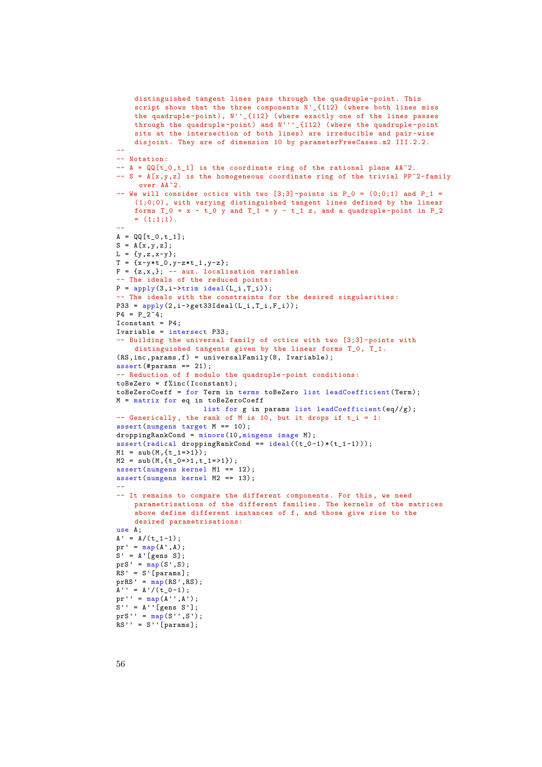```
    distinguished tangent lines pass through the quadruple-point. This
    script shows that the three components N'_{112} (where both lines miss
    the quadruple-point), N''_{112} (where exactly one of the lines passes
    through the quadruple-point) and N'''_{112} (where the quadruple-point
    sits at the intersection of both lines) are irreducible and pair-wise
    disjoint. They are of dimension 10 by parameterFreeCases.m2 III.2.2.
--
-- Notation:
-- A = QQ[t_0,t_1] is the coordinate ring of the rational plane AA^2.
-- S = A[x,y,z] is the homogeneous coordinate ring of the trivial PP^2-family
     over AA^2.
-- We will consider octics with two [3;3]-points in P_0 = (0;0;1) and P_1 =
    (1;0;0), with varying distinguished tangent lines defined by the linear
    forms T_0 = x - t_0 y and T_1 = y - t_1 z, and a quadruple-point in P_2
    = (1;1;1).
--
A = QQ[t_0,t_1];
S = A[x,y,z];
L = {y,z,x-y};
T = {x-y*t_0,y-z*t_1,y-z};
F = {z,x,}; -- aux. localisation variables
-- The ideals of the reduced points:
P = apply(3,i->trim ideal(L_i,T_i));
-- The ideals with the constraints for the desired singularities:
P33 = apply(2,i->get33Ideal(L_i,T_i,F_i));
P4 = P_2^4;
Iconstant = P4;
Ivariable = intersect P33;
-- Building the universal family of octics with two [3;3]-points with
    distinguished tangents given by the linear forms T_0, T_1.
(RS,inc,params,f) = universalFamily(8, Ivariable);
assert(#params == 21);
-- Reduction of f modulo the quadruple-point conditions:
toBeZero = f%inc(Iconstant);
toBeZeroCoeff = for Term in terms toBeZero list leadCoefficient(Term);
M = matrix for eq in toBeZeroCoeff
                 list for g in params list leadCoefficient(eq//g);
-- Generically, the rank of M is 10, but it drops if t_i = 1:
assert(numgens target M == 10);
droppingRankCond = minors(10,mingens image M);
assert(radical droppingRankCond == ideal((t_0-1)*(t_1-1)));
M1 = sub(M,{t_1=>1});
M2 = sub(M,{t_0=>1,t_1=>1});
assert(numgens kernel M1 == 12);
assert(numgens kernel M2 == 13);
--
-- It remains to compare the different components. For this, we need
    parametrisations of the different families. The kernels of the matrices
    above define different instances of f, and those give rise to the
    desired parametrisations:
use A;
A' = A/(t_1-1);
pr' = map(A',A);
S' = A'[gens S];
prS' = map(S',S);
RS' = S'[params];
prRS' = map(RS',RS);
A'' = A'/(t_0-1);
pr'' = map(A'',A');
S'' = A''[gens S'];
prS'' = map(S'',S');
RS'' = S''[params];
```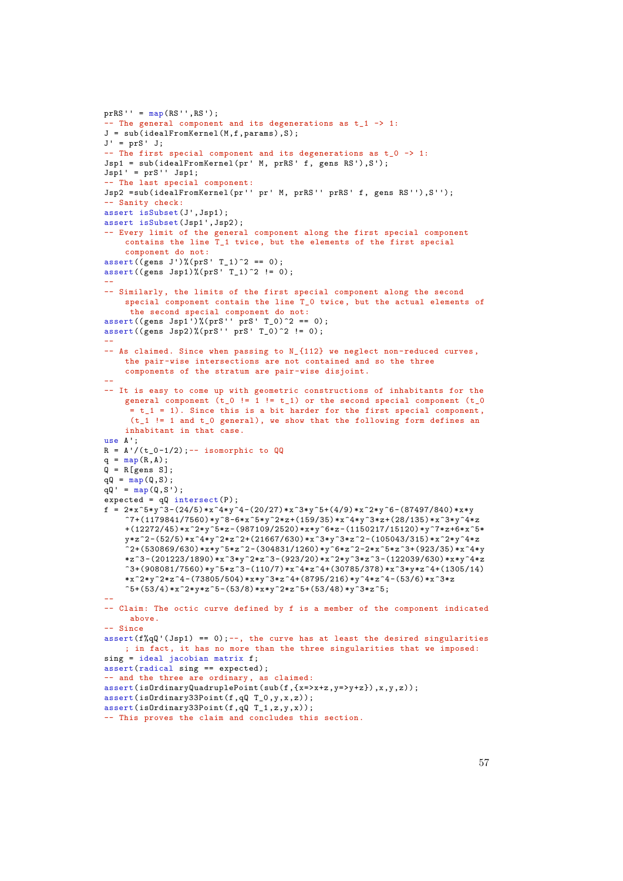```
prRS'' = map(RS'',RS');
-- The general component and its degenerations as t_1 -> 1:
J = sub(idealFromKernel(M,f,params),S);
J' = prS' J;
-- The first special component and its degenerations as t_0 -> 1:
Jsp1 = sub(idealFromKernel(pr' M, prRS' f, gens RS'),S');
Jsp1' = prS'' Jsp1;
-- The last special component:
Jsp2 =sub(idealFromKernel(pr'' pr' M, prRS'' prRS' f, gens RS''),S'');
-- Sanity check:
assert isSubset(J',Jsp1);
assert isSubset(Jsp1',Jsp2);
-- Every limit of the general component along the first special component
    contains the line T_1 twice, but the elements of the first special
    component do not:
assert((gens J')%(prS' T_1)^2 == 0);
assert((gens Jsp1)%(prS' T_1)^2 != 0);
--
-- Similarly, the limits of the first special component along the second
    special component contain the line T_0 twice, but the actual elements of
     the second special component do not:
assert((gens Jsp1')%(prS'' prS' T_0)^2 == 0);
assert((gens Jsp2)%(prS'' prS' T_0)^2 != 0);
--
-- As claimed. Since when passing to N_{112} we neglect non-reduced curves,
    the pair-wise intersections are not contained and so the three
    components of the stratum are pair-wise disjoint.
--
-- It is easy to come up with geometric constructions of inhabitants for the
    general component (t_0 != 1 != t_1) or the second special component (t_0
     = t_1 = 1). Since this is a bit harder for the first special component,
     (t_1 != 1 and t_0 general), we show that the following form defines an
    inhabitant in that case.
use A';
R = A'/(t_0-1/2);-- isomorphic to QQ
q = map(R,A);
Q = R[gens S];
qQ = map(Q,S);
qQ' = map(Q,S');
expected = qQ intersect(P);
f = 2*x^5*y^3-(24/5)*x^4*y^4-(20/27)*x^3*y^5+(4/9)*x^2*y^6-(87497/840)*x*y
    ^7+(1179841/7560)*y^8-6*x^5*y^2*z+(159/35)*x^4*y^3*z+(28/135)*x^3*y^4*z
    +(12272/45)*x^2*y^5*z-(987109/2520)*x*y^6*z-(1150217/15120)*y^7*z+6*x^5*
    y*z^2-(52/5)*x^4*y^2*z^2+(21667/630)*x^3*y^3*z^2-(105043/315)*x^2*y^4*z
    ^2+(530869/630)*x*y^5*z^2-(304831/1260)*y^6*z^2-2*x^5*z^3+(923/35)*x^4*y
    *z^3-(201223/1890)*x^3*y^2*z^3-(923/20)*x^2*y^3*z^3-(122039/630)*x*y^4*z
    ^3+(908081/7560)*y^5*z^3-(110/7)*x^4*z^4+(30785/378)*x^3*y*z^4+(1305/14)
    *x^2*y^2*z^4-(73805/504)*x*y^3*z^4+(8795/216)*y^4*z^4-(53/6)*x^3*z
    ^5+(53/4)*x^2*y*z^5-(53/8)*x*y^2*z^5+(53/48)*y^3*z^5;
--
-- Claim: The octic curve defined by f is a member of the component indicated
     above.
-- Since
assert(f%qQ'(Jsp1) == 0);--, the curve has at least the desired singularities
    ; in fact, it has no more than the three singularities that we imposed:
sing = ideal jacobian matrix f;
assert(radical sing == expected);
-- and the three are ordinary, as claimed:
assert(isOrdinaryQuadruplePoint(sub(f,{x=>x+z,y=>y+z}),x,y,z));
assert(isOrdinary33Point(f,qQ T_0,y,x,z));
assert(isOrdinary33Point(f,qQ T_1,z,y,x));
-- This proves the claim and concludes this section.
```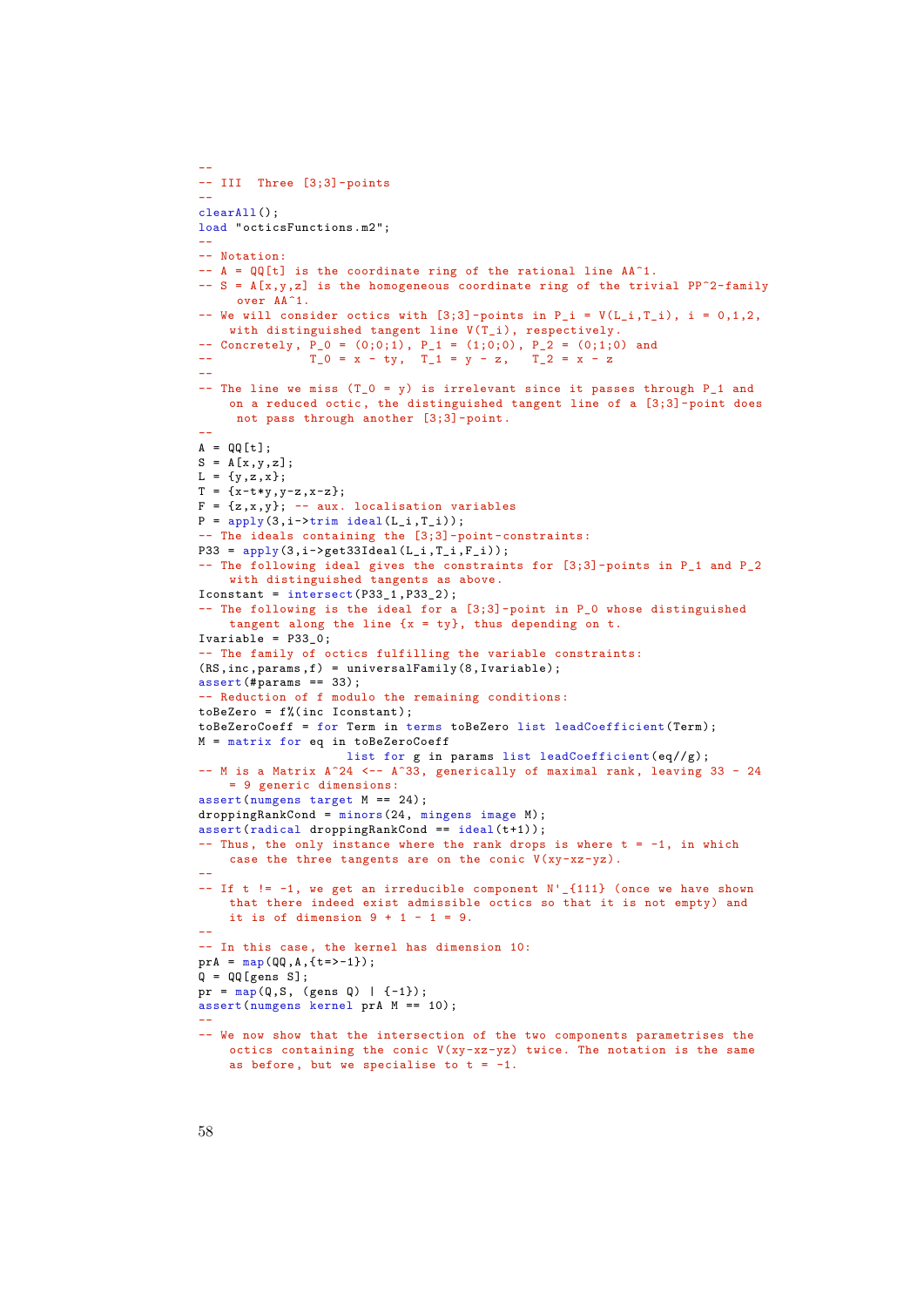```
--
-- III  Three [3;3]-points
--
clearAll();
load "octicsFunctions.m2";
--
-- Notation:
-- A = QQ[t] is the coordinate ring of the rational line AA^1.
-- S = A[x,y,z] is the homogeneous coordinate ring of the trivial PP^2-family
     over AA^1.
-- We will consider octics with [3;3]-points in P_i = V(L_i,T_i), i = 0,1,2,
    with distinguished tangent line V(T_i), respectively.
-- Concretely, P_0 = (0;0;1), P_1 = (1;0;0), P_2 = (0;1;0) and
--             T_0 = x - ty,  T_1 = y - z,   T_2 = x - z
--
-- The line we miss (T_0 = y) is irrelevant since it passes through P_1 and
    on a reduced octic, the distinguished tangent line of a [3;3]-point does
     not pass through another [3;3]-point.
--
A = QQ[t];
S = A[x,y,z];
L = {y,z,x};
T = {x-t*y,y-z,x-z};
F = {z,x,y}; -- aux. localisation variables
P = apply(3,i->trim ideal(L_i,T_i));
-- The ideals containing the [3;3]-point-constraints:
P33 = apply(3,i->get33Ideal(L_i,T_i,F_i));
-- The following ideal gives the constraints for [3;3]-points in P_1 and P_2
    with distinguished tangents as above.
Iconstant = intersect(P33_1,P33_2);
-- The following is the ideal for a [3;3]-point in P_0 whose distinguished
    tangent along the line {x = ty}, thus depending on t.
Ivariable = P33_0;
-- The family of octics fulfilling the variable constraints:
(RS,inc,params,f) = universalFamily(8,Ivariable);
assert(#params == 33);
-- Reduction of f modulo the remaining conditions:
toBeZero = f%(inc Iconstant);
toBeZeroCoeff = for Term in terms toBeZero list leadCoefficient(Term);
M = matrix for eq in toBeZeroCoeff
                list for g in params list leadCoefficient(eq//g);
-- M is a Matrix A^24 <-- A^33, generically of maximal rank, leaving 33 - 24
    = 9 generic dimensions:
assert(numgens target M == 24);
droppingRankCond = minors(24, mingens image M);
assert(radical droppingRankCond == ideal(t+1));
-- Thus, the only instance where the rank drops is where t = -1, in which
    case the three tangents are on the conic V(xy-xz-yz).
--
-- If t != -1, we get an irreducible component N'_{111} (once we have shown
    that there indeed exist admissible octics so that it is not empty) and
    it is of dimension 9 + 1 - 1 = 9.
--
-- In this case, the kernel has dimension 10:
prA = map(QQ,A,{t=>-1});
Q = QQ[gens S];
pr = map(Q,S, (gens Q) | {-1});
assert(numgens kernel prA M == 10);
--
-- We now show that the intersection of the two components parametrises the
    octics containing the conic V(xy-xz-yz) twice. The notation is the same
    as before, but we specialise to t = -1.
```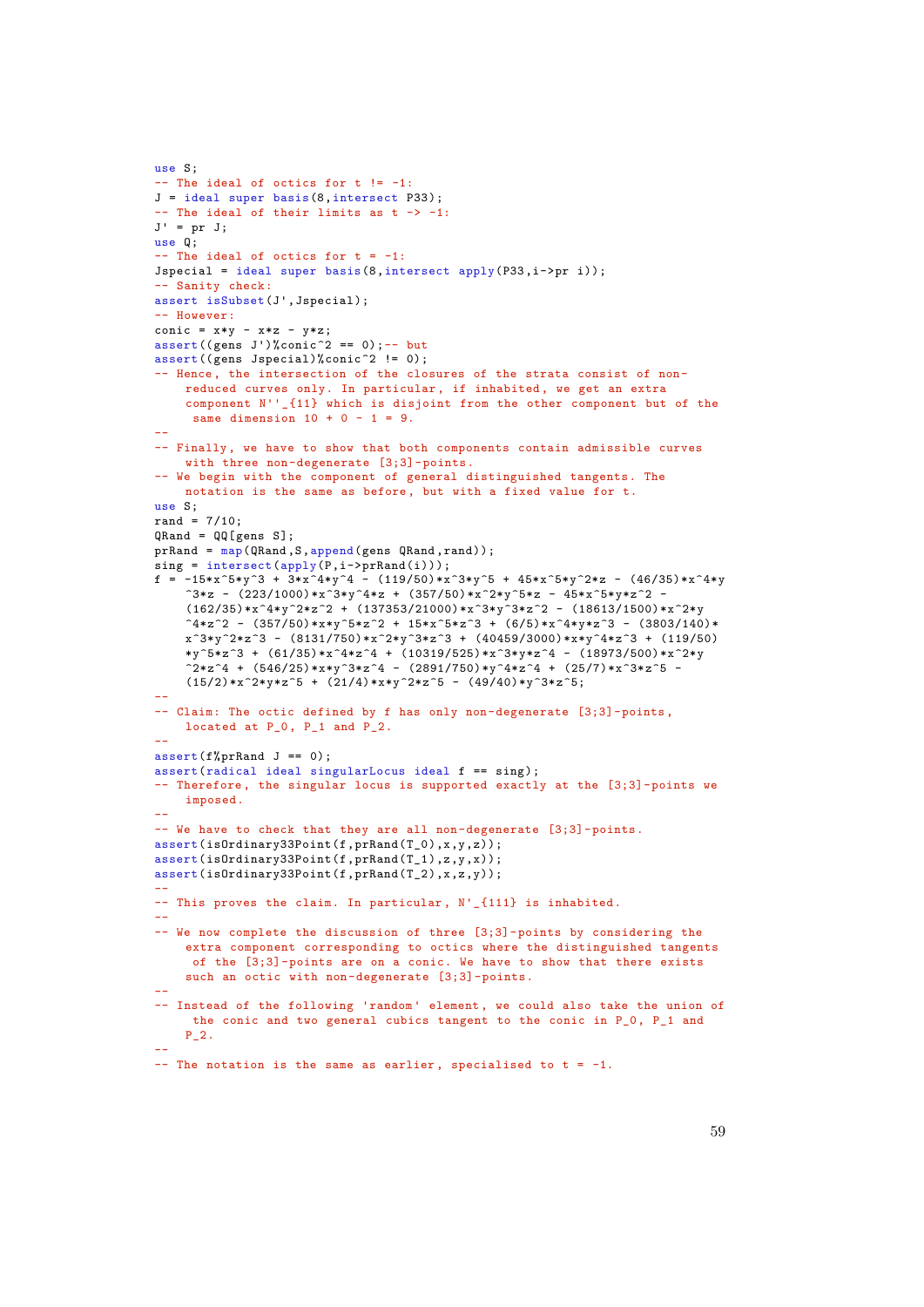```
use S;
-- The ideal of octics for t != -1:
J = ideal super basis(8,intersect P33);
-- The ideal of their limits as t -> -1:
J' = pr J;
use Q;
-- The ideal of octics for t = -1:
Jspecial = ideal super basis(8,intersect apply(P33,i->pr i));
-- Sanity check:
assert isSubset(J',Jspecial);
-- However:
conic = x*y - x*z - y*z;
assert((gens J')%conic^2 == 0);-- but
assert((gens Jspecial)%conic^2 != 0);
-- Hence, the intersection of the closures of the strata consist of non-
    reduced curves only. In particular, if inhabited, we get an extra
    component N''_{11} which is disjoint from the other component but of the
     same dimension 10 + 0 - 1 = 9.
--
-- Finally, we have to show that both components contain admissible curves
    with three non-degenerate [3;3]-points.
-- We begin with the component of general distinguished tangents. The
    notation is the same as before, but with a fixed value for t.
use S;
rand = 7/10;
QRand = QQ[gens S];
prRand = map(QRand,S,append(gens QRand,rand));
sing = intersect(apply(P,i->prRand(i)));
f = -15*x^5*y^3 + 3*x^4*y^4 - (119/50)*x^3*y^5 + 45*x^5*y^2*z - (46/35)*x^4*y
    ^3*z - (223/1000)*x^3*y^4*z + (357/50)*x^2*y^5*z - 45*x^5*y*z^2 -
    (162/35)*x^4*y^2*z^2 + (137353/21000)*x^3*y^3*z^2 - (18613/1500)*x^2*y
    ^4*z^2 - (357/50)*x*y^5*z^2 + 15*x^5*z^3 + (6/5)*x^4*y*z^3 - (3803/140)*
    x^3*y^2*z^3 - (8131/750)*x^2*y^3*z^3 + (40459/3000)*x*y^4*z^3 + (119/50)
    *y^5*z^3 + (61/35)*x^4*z^4 + (10319/525)*x^3*y*z^4 - (18973/500)*x^2*y
    ^2*z^4 + (546/25)*x*y^3*z^4 - (2891/750)*y^4*z^4 + (25/7)*x^3*z^5 -
    (15/2)*x^2*y*z^5 + (21/4)*x*y^2*z^5 - (49/40)*y^3*z^5;
--
-- Claim: The octic defined by f has only non-degenerate [3;3]-points,
    located at P_0, P_1 and P_2.
--
assert(f%prRand J == 0);
assert(radical ideal singularLocus ideal f == sing);
-- Therefore, the singular locus is supported exactly at the [3;3]-points we
    imposed.
--
-- We have to check that they are all non-degenerate [3;3]-points.
assert(isOrdinary33Point(f,prRand(T_0),x,y,z));
assert(isOrdinary33Point(f,prRand(T_1),z,y,x));
assert(isOrdinary33Point(f,prRand(T_2),x,z,y));
--
-- This proves the claim. In particular, N'_{111} is inhabited.
--
-- We now complete the discussion of three [3;3]-points by considering the
    extra component corresponding to octics where the distinguished tangents
     of the [3;3]-points are on a conic. We have to show that there exists
    such an octic with non-degenerate [3;3]-points.
--
-- Instead of the following 'random' element, we could also take the union of
     the conic and two general cubics tangent to the conic in P_0, P_1 and
    P_2.
--
-- The notation is the same as earlier, specialised to t = -1.
```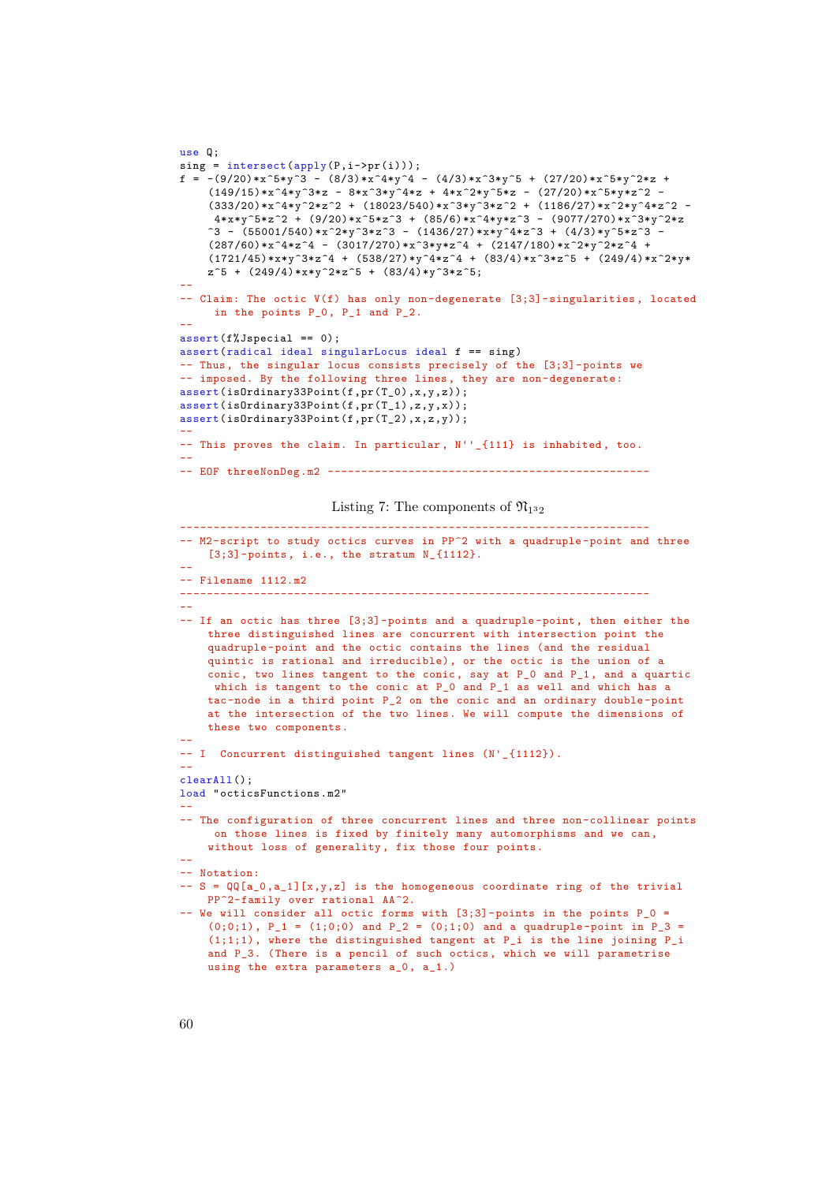```
use Q;
sing = intersect(apply(P,i->pr(i)));
f = -(9/20)*x^5*y^3 - (8/3)*x^4*y^4 - (4/3)*x^3*y^5 + (27/20)*x^5*y^2*z +
    (149/15)*x^4*y^3*z - 8*x^3*y^4*z + 4*x^2*y^5*z - (27/20)*x^5*y*z^2 -
    (333/20)*x^4*y^2*z^2 + (18023/540)*x^3*y^3*z^2 + (1186/27)*x^2*y^4*z^2 -
     4*x*y^5*z^2 + (9/20)*x^5*z^3 + (85/6)*x^4*y*z^3 - (9077/270)*x^3*y^2*z
    ^3 - (55001/540)*x^2*y^3*z^3 - (1436/27)*x*y^4*z^3 + (4/3)*y^5*z^3 -
    (287/60)*x^4*z^4 - (3017/270)*x^3*y*z^4 + (2147/180)*x^2*y^2*z^4 +
    (1721/45)*x*y^3*z^4 + (538/27)*y^4*z^4 + (83/4)*x^3*z^5 + (249/4)*x^2*y*
    z^5 + (249/4)*x*y^2*z^5 + (83/4)*y^3*z^5;
--
-- Claim: The octic V(f) has only non-degenerate [3;3]-singularities, located
     in the points P_0, P_1 and P_2.
--
assert(f%Jspecial == 0);
assert(radical ideal singularLocus ideal f == sing)
-- Thus, the singular locus consists precisely of the [3;3]-points we
-- imposed. By the following three lines, they are non-degenerate:
assert(isOrdinary33Point(f,pr(T_0),x,y,z));
assert(isOrdinary33Point(f,pr(T_1),z,y,x));
assert(isOrdinary33Point(f,pr(T_2),x,z,y));
--
-- This proves the claim. In particular, N''_{111} is inhabited, too.
--
-- EOF threeNonDeg.m2 ------------------------------------------------
```

Listing 7: The components of $\mathfrak{N}_{13^2}$

```
----------------------------------------------------------------------
-- M2-script to study octics curves in PP^2 with a quadruple-point and three
    [3;3]-points, i.e., the stratum N_{1112}.
--
-- Filename 1112.m2
----------------------------------------------------------------------
--
-- If an octic has three [3;3]-points and a quadruple-point, then either the
    three distinguished lines are concurrent with intersection point the
    quadruple-point and the octic contains the lines (and the residual
    quintic is rational and irreducible), or the octic is the union of a
    conic, two lines tangent to the conic, say at P_0 and P_1, and a quartic
     which is tangent to the conic at P_0 and P_1 as well and which has a
    tac-node in a third point P_2 on the conic and an ordinary double-point
    at the intersection of the two lines. We will compute the dimensions of
    these two components.
--
-- I  Concurrent distinguished tangent lines (N'_{1112}).
--
clearAll();
load "octicsFunctions.m2"
--
-- The configuration of three concurrent lines and three non-collinear points
     on those lines is fixed by finitely many automorphisms and we can,
    without loss of generality, fix those four points.
--
-- Notation:
-- S = QQ[a_0,a_1][x,y,z] is the homogeneous coordinate ring of the trivial
    PP^2-family over rational AA^2.
-- We will consider all octic forms with [3;3]-points in the points P_0 =
    (0;0;1), P_1 = (1;0;0) and P_2 = (0;1;0) and a quadruple-point in P_3 =
    (1;1;1), where the distinguished tangent at P_i is the line joining P_i
    and P_3. (There is a pencil of such octics, which we will parametrise
    using the extra parameters a_0, a_1.)
```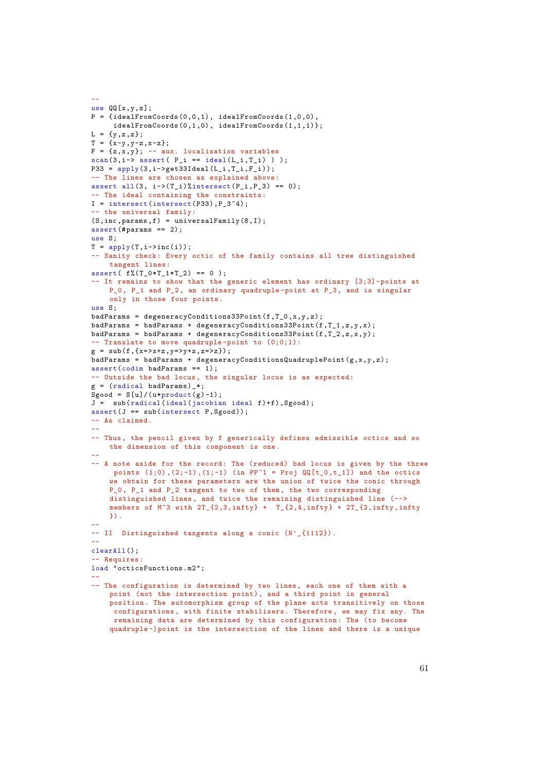```
--
use QQ[x,y,z];
P = {idealFromCoords(0,0,1), idealFromCoords(1,0,0),
     idealFromCoords(0,1,0), idealFromCoords(1,1,1)};
L = {y,z,z};
T = {x-y,y-z,x-z};
F = {z,x,y}; -- aux. localisation variables
scan(3,i-> assert( P_i == ideal(L_i,T_i) ) );
P33 = apply(3,i->get33Ideal(L_i,T_i,F_i));
-- The lines are chosen as explained above:
assert all(3, i->(T_i)%intersect(P_i,P_3) == 0);
-- The ideal containing the constraints:
I = intersect(intersect(P33),P_3^4);
-- the universal family:
(S,inc,params,f) = universalFamily(8,I);
assert(#params == 2);
use S;
T = apply(T,i->inc(i));
-- Sanity check: Every octic of the family contains all tree distinguished
    tangent lines:
assert( f%(T_0*T_1*T_2) == 0 );
-- It remains to show that the generic element has ordinary [3;3]-points at
    P_0, P_1 and P_2, an ordinary quadruple-point at P_3, and is singular
    only in those four points.
use S;
badParams = degeneracyConditions33Point(f,T_0,x,y,z);
badParams = badParams + degeneracyConditions33Point(f,T_1,z,y,x);
badParams = badParams + degeneracyConditions33Point(f,T_2,z,x,y);
-- Translate to move quadruple-point to (0;0;1):
g = sub(f,{x=>x+z,y=>y+z,z=>z});
badParams = badParams + degeneracyConditionsQuadruplePoint(g,x,y,z);
assert(codim badParams == 1);
-- Outside the bad locus, the singular locus is as expected:
g = (radical badParams)_*;
Sgood = S[u]/(u*product(g)-1);
J =  sub(radical(ideal(jacobian ideal f)+f),Sgood);
assert(J == sub(intersect P,Sgood));
-- As claimed.
--
-- Thus, the pencil given by f generically defines admissible octics and so
    the dimension of this component is one.
--
-- A note aside for the record: The (reduced) bad locus is given by the three
     points (1;0),(2;-1),(1;-1) (in PP^1 = Proj QQ[t_0,t_1]) and the octics
    we obtain for these parameters are the union of twice the conic through
    P_0, P_1 and P_2 tangent to two of them, the two corresponding
    distinguished lines, and twice the remaining distinguished line (-->
    members of M^3 with 2T_{2,3,infty} +  T_{2,4,infty} + 2T_{2,infty,infty
    }).
--
-- II  Distinguished tangents along a conic (N'_{1112}).
--
clearAll();
-- Requires:
load "octicsFunctions.m2";
--
-- The configuration is determined by two lines, each one of them with a
    point (not the intersection point), and a third point in general
    position. The automorphism group of the plane acts transitively on those
     configurations, with finite stabilisers. Therefore, we may fix any. The
     remaining data are determined by this configuration: The (to become
    quadruple-)point is the intersection of the lines and there is a unique
```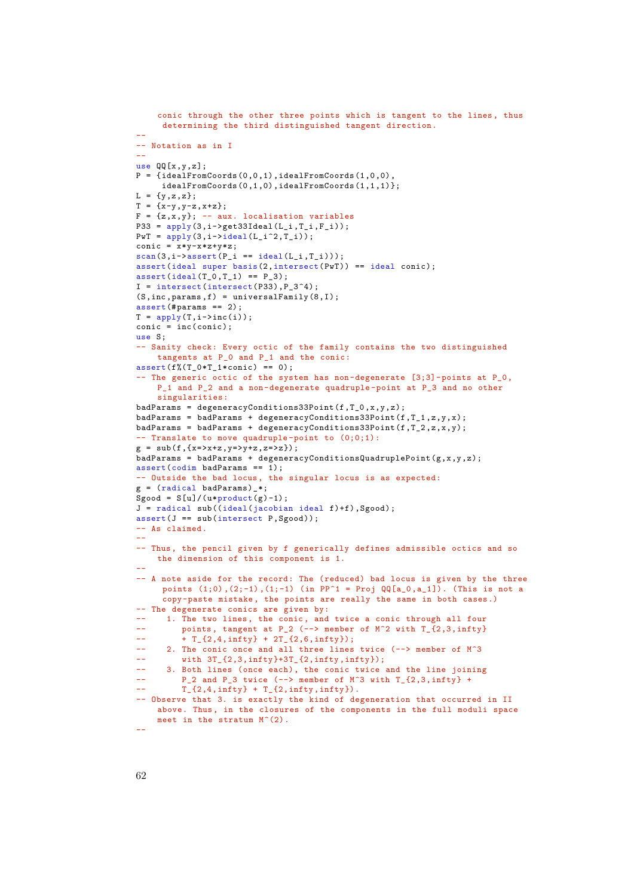```
    conic through the other three points which is tangent to the lines, thus
     determining the third distinguished tangent direction.
--
-- Notation as in I
--
use QQ[x,y,z];
P = {idealFromCoords(0,0,1),idealFromCoords(1,0,0),
     idealFromCoords(0,1,0),idealFromCoords(1,1,1)};
L = {y,z,z};
T = {x-y,y-z,x+z};
F = {z,x,y}; -- aux. localisation variables
P33 = apply(3,i->get33Ideal(L_i,T_i,F_i));
PwT = apply(3,i->ideal(L_i^2,T_i));
conic = x*y-x*z+y*z;
scan(3,i->assert(P_i == ideal(L_i,T_i)));
assert(ideal super basis(2,intersect(PwT)) == ideal conic);
assert(ideal(T_0,T_1) == P_3);
I = intersect(intersect(P33),P_3^4);
(S,inc,params,f) = universalFamily(8,I);
assert(#params == 2);
T = apply(T,i->inc(i));
conic = inc(conic);
use S;
-- Sanity check: Every octic of the family contains the two distinguished
    tangents at P_0 and P_1 and the conic:
assert(f%(T_0*T_1*conic) == 0);
-- The generic octic of the system has non-degenerate [3;3]-points at P_0,
    P_1 and P_2 and a non-degenerate quadruple-point at P_3 and no other
    singularities:
badParams = degeneracyConditions33Point(f,T_0,x,y,z);
badParams = badParams + degeneracyConditions33Point(f,T_1,z,y,x);
badParams = badParams + degeneracyConditions33Point(f,T_2,z,x,y);
-- Translate to move quadruple-point to (0;0;1):
g = sub(f,{x=>x+z,y=>y+z,z=>z});
badParams = badParams + degeneracyConditionsQuadruplePoint(g,x,y,z);
assert(codim badParams == 1);
-- Outside the bad locus, the singular locus is as expected:
g = (radical badParams)_*;
Sgood = S[u]/(u*product(g)-1);
J = radical sub((ideal(jacobian ideal f)+f),Sgood);
assert(J == sub(intersect P,Sgood));
-- As claimed.
--
-- Thus, the pencil given by f generically defines admissible octics and so
    the dimension of this component is 1.
--
-- A note aside for the record: The (reduced) bad locus is given by the three
     points (1;0),(2;-1),(1;-1) (in PP^1 = Proj QQ[a_0,a_1]). (This is not a
     copy-paste mistake, the points are really the same in both cases.)
-- The degenerate conics are given by:
--    1. The two lines, the conic, and twice a conic through all four
--       points, tangent at P_2 (--> member of M^2 with T_{2,3,infty}
--       + T_{2,4,infty} + 2T_{2,6,infty});
--    2. The conic once and all three lines twice (--> member of M^3
--       with 3T_{2,3,infty}+3T_{2,infty,infty});
--    3. Both lines (once each), the conic twice and the line joining
--       P_2 and P_3 twice (--> member of M^3 with T_{2,3,infty} +
--       T_{2,4,infty} + T_{2,infty,infty}).
-- Observe that 3. is exactly the kind of degeneration that occurred in II
    above. Thus, in the closures of the components in the full moduli space
    meet in the stratum M^(2).
--
```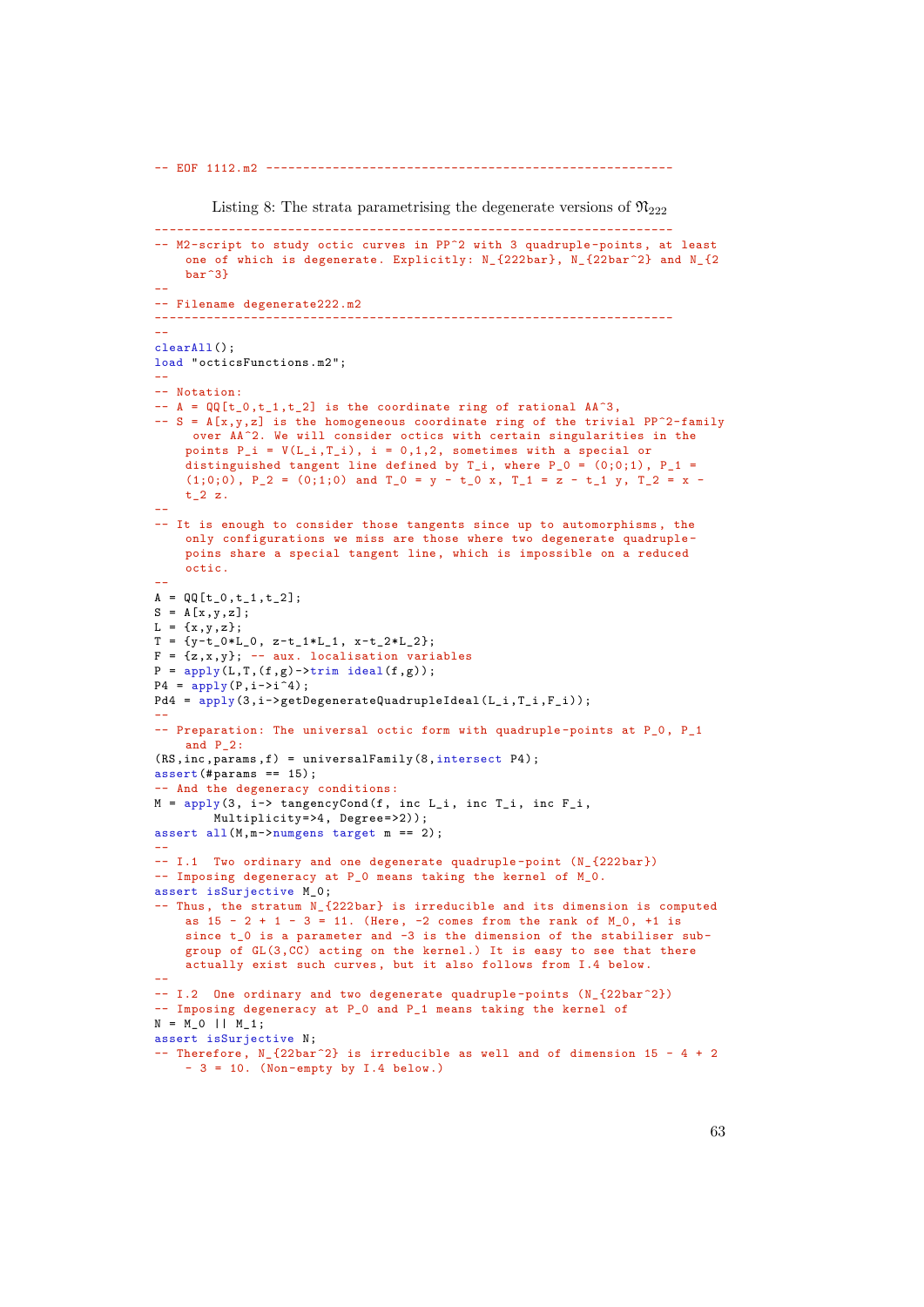```
-- EOF 1112.m2 -------------------------------------------------------
```

Listing 8: The strata parametrising the degenerate versions of $\mathfrak{N}_{222}$

```
-----------------------------------------------------------------------
-- M2-script to study octic curves in PP^2 with 3 quadruple-points, at least
    one of which is degenerate. Explicitly: N_{222bar}, N_{22bar^2} and N_{2
    bar^3}
--
-- Filename degenerate222.m2
-----------------------------------------------------------------------
--
clearAll();
load "octicsFunctions.m2";
--
-- Notation:
-- A = QQ[t_0,t_1,t_2] is the coordinate ring of rational AA^3,
-- S = A[x,y,z] is the homogeneous coordinate ring of the trivial PP^2-family
     over AA^2. We will consider octics with certain singularities in the
    points P_i = V(L_i,T_i), i = 0,1,2, sometimes with a special or
    distinguished tangent line defined by T_i, where P_0 = (0;0;1), P_1 =
    (1;0;0), P_2 = (0;1;0) and T_0 = y - t_0 x, T_1 = z - t_1 y, T_2 = x -
    t_2 z.
--
-- It is enough to consider those tangents since up to automorphisms, the
    only configurations we miss are those where two degenerate quadruple-
    poins share a special tangent line, which is impossible on a reduced
    octic.
--
A = QQ[t_0,t_1,t_2];
S = A[x,y,z];
L = {x,y,z};
T = {y-t_0*L_0, z-t_1*L_1, x-t_2*L_2};
F = {z,x,y}; -- aux. localisation variables
P = apply(L,T,(f,g)->trim ideal(f,g));
P4 = apply(P,i->i^4);
Pd4 = apply(3,i->getDegenerateQuadrupleIdeal(L_i,T_i,F_i));
--
-- Preparation: The universal octic form with quadruple-points at P_0, P_1
    and P_2:
(RS,inc,params,f) = universalFamily(8,intersect P4);
assert(#params == 15);
-- And the degeneracy conditions:
M = apply(3, i-> tangencyCond(f, inc L_i, inc T_i, inc F_i,
        Multiplicity=>4, Degree=>2));
assert all(M,m->numgens target m == 2);
--
-- I.1  Two ordinary and one degenerate quadruple-point (N_{222bar})
-- Imposing degeneracy at P_0 means taking the kernel of M_0.
assert isSurjective M_0;
-- Thus, the stratum N_{222bar} is irreducible and its dimension is computed
    as 15 - 2 + 1 - 3 = 11. (Here, -2 comes from the rank of M_0, +1 is
    since t_0 is a parameter and -3 is the dimension of the stabiliser sub-
    group of GL(3,CC) acting on the kernel.) It is easy to see that there
    actually exist such curves, but it also follows from I.4 below.
--
-- I.2  One ordinary and two degenerate quadruple-points (N_{22bar^2})
-- Imposing degeneracy at P_0 and P_1 means taking the kernel of
N = M_0 || M_1;
assert isSurjective N;
-- Therefore, N_{22bar^2} is irreducible as well and of dimension 15 - 4 + 2
    - 3 = 10. (Non-empty by I.4 below.)
```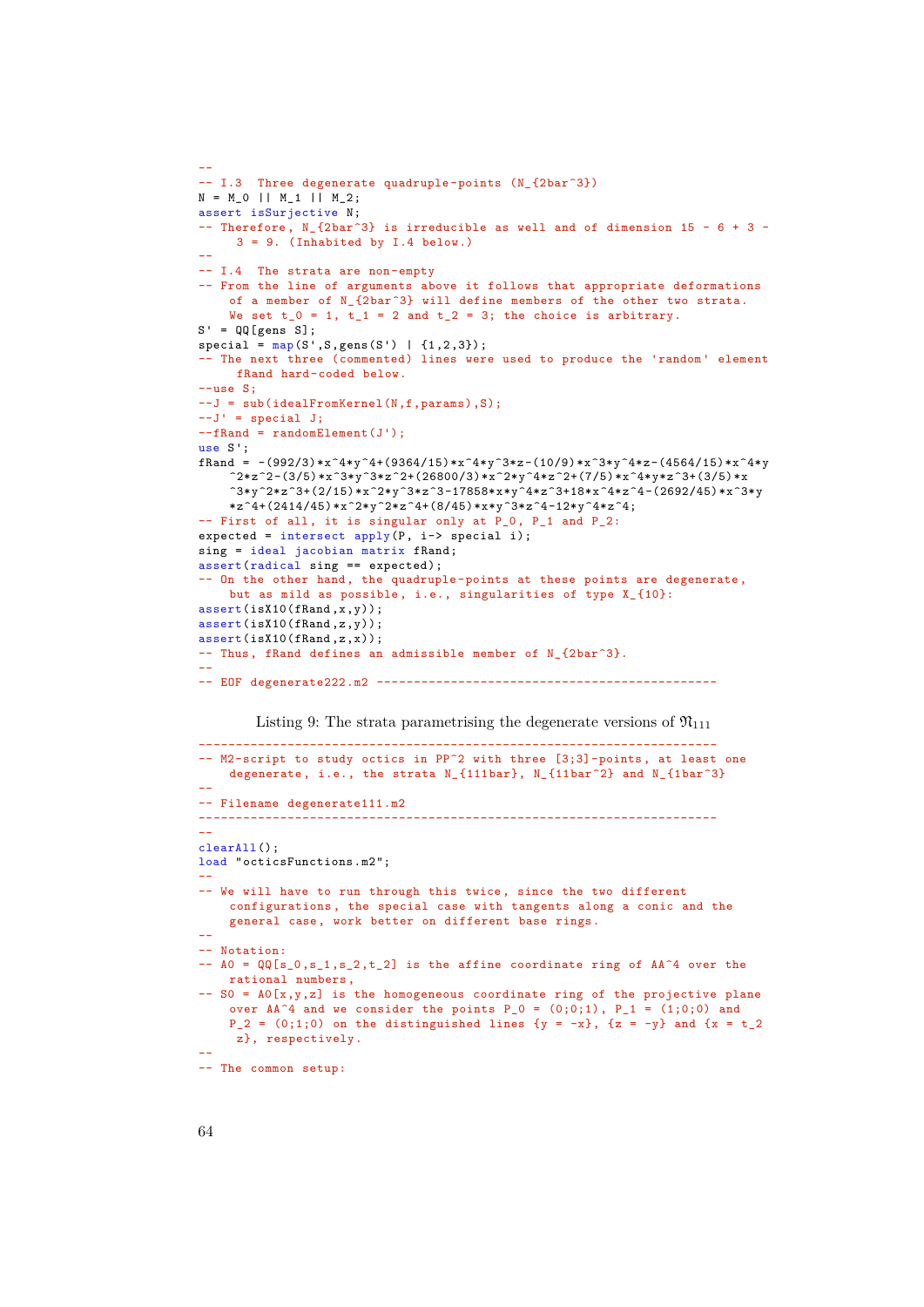```
--
-- I.3  Three degenerate quadruple-points (N_{2bar^3})
N = M_0 || M_1 || M_2;
assert isSurjective N;
-- Therefore, N_{2bar^3} is irreducible as well and of dimension 15 - 6 + 3 -
     3 = 9. (Inhabited by I.4 below.)
--
-- I.4  The strata are non-empty
-- From the line of arguments above it follows that appropriate deformations
    of a member of N_{2bar^3} will define members of the other two strata.
    We set t_0 = 1, t_1 = 2 and t_2 = 3; the choice is arbitrary.
S' = QQ[gens S];
special = map(S',S,gens(S') | {1,2,3});
-- The next three (commented) lines were used to produce the 'random' element
     fRand hard-coded below.
--use S;
--J = sub(idealFromKernel(N,f,params),S);
--J' = special J;
--fRand = randomElement(J');
use S';
fRand = -(992/3)*x^4*y^4+(9364/15)*x^4*y^3*z-(10/9)*x^3*y^4*z-(4564/15)*x^4*y
    ^2*z^2-(3/5)*x^3*y^3*z^2+(26800/3)*x^2*y^4*z^2+(7/5)*x^4*y*z^3+(3/5)*x
    ^3*y^2*z^3+(2/15)*x^2*y^3*z^3-17858*x*y^4*z^3+18*x^4*z^4-(2692/45)*x^3*y
    *z^4+(2414/45)*x^2*y^2*z^4+(8/45)*x*y^3*z^4-12*y^4*z^4;
-- First of all, it is singular only at P_0, P_1 and P_2:
expected = intersect apply(P, i-> special i);
sing = ideal jacobian matrix fRand;
assert(radical sing == expected);
-- On the other hand, the quadruple-points at these points are degenerate,
    but as mild as possible, i.e., singularities of type X_{10}:
assert(isX10(fRand,x,y));
assert(isX10(fRand,z,y));
assert(isX10(fRand,z,x));
-- Thus, fRand defines an admissible member of N_{2bar^3}.
--
-- EOF degenerate222.m2 ---------------------------------------------
```

Listing 9: The strata parametrising the degenerate versions of $\mathfrak{N}_{111}$

```
----------------------------------------------------------------------
-- M2-script to study octics in PP^2 with three [3;3]-points, at least one
    degenerate, i.e., the strata N_{111bar}, N_{11bar^2} and N_{1bar^3}
--
-- Filename degenerate111.m2
----------------------------------------------------------------------
--
clearAll();
load "octicsFunctions.m2";
--
-- We will have to run through this twice, since the two different
    configurations, the special case with tangents along a conic and the
    general case, work better on different base rings.
--
-- Notation:
-- A0 = QQ[s_0,s_1,s_2,t_2] is the affine coordinate ring of AA^4 over the
    rational numbers,
-- S0 = A0[x,y,z] is the homogeneous coordinate ring of the projective plane
    over AA^4 and we consider the points P_0 = (0;0;1), P_1 = (1;0;0) and
    P_2 = (0;1;0) on the distinguished lines {y = -x}, {z = -y} and {x = t_2
     z}, respectively.
--
-- The common setup:
```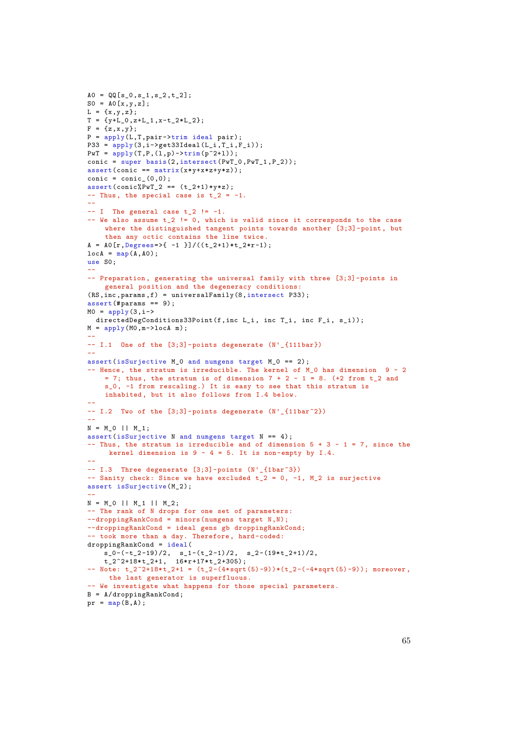```
A0 = QQ[s_0,s_1,s_2,t_2];
S0 = A0[x,y,z];
L = {x,y,z};
T = {y+L_0,z+L_1,x-t_2*L_2};
F = {z,x,y};
P = apply(L,T,pair->trim ideal pair);
P33 = apply(3,i->get33Ideal(L_i,T_i,F_i));
PwT = apply(T,P,(l,p)->trim(p^2+l));
conic = super basis(2,intersect(PwT_0,PwT_1,P_2));
assert(conic == matrix(x*y+x*z+y*z));
conic = conic_(0,0);
assert(conic%PwT_2 == (t_2+1)*y*z);
-- Thus, the special case is t_2 = -1.
--
-- I  The general case t_2 != -1.
-- We also assume t_2 != 0, which is valid since it corresponds to the case
    where the distinguished tangent points towards another [3;3]-point, but
    then any octic contains the line twice.
A = A0[r,Degrees=>{ -1 }]/((t_2+1)*t_2*r-1);
locA = map(A,A0);
use S0;
--
-- Preparation, generating the universal family with three [3;3]-points in
    general position and the degeneracy conditions:
(RS,inc,params,f) = universalFamily(8,intersect P33);
assert(#params == 9);
M0 = apply(3,i->
  directedDegConditions33Point(f,inc L_i, inc T_i, inc F_i, s_i));
M = apply(M0,m->locA m);
--
-- I.1  One of the [3;3]-points degenerate (N'_{111bar})
--
assert(isSurjective M_0 and numgens target M_0 == 2);
-- Hence, the stratum is irreducible. The kernel of M_0 has dimension  9 - 2
    = 7; thus, the stratum is of dimension 7 + 2 - 1 = 8. (+2 from t_2 and
    s_0, -1 from rescaling.) It is easy to see that this stratum is
    inhabited, but it also follows from I.4 below.
--
-- I.2  Two of the [3;3]-points degenerate (N'_{11bar^2})
--
N = M_0 || M_1;
assert(isSurjective N and numgens target N == 4);
-- Thus, the stratum is irreducible and of dimension 5 + 3 - 1 = 7, since the
     kernel dimension is 9 - 4 = 5. It is non-empty by I.4.
--
-- I.3  Three degenerate [3;3]-points (N'_{1bar^3})
-- Sanity check: Since we have excluded t_2 = 0, -1, M_2 is surjective
assert isSurjective(M_2);
--
N = M_0 || M_1 || M_2;
-- The rank of N drops for one set of parameters:
--droppingRankCond = minors(numgens target N,N);
--droppingRankCond = ideal gens gb droppingRankCond;
-- took more than a day. Therefore, hard-coded:
droppingRankCond = ideal(
    s_0-(-t_2-19)/2,  s_1-(t_2-1)/2,  s_2-(19*t_2+1)/2,
    t_2^2+18*t_2+1,  16*r+17*t_2+305);
-- Note: t_2^2+18*t_2+1 = (t_2-(4*sqrt(5)-9))*(t_2-(-4*sqrt(5)-9)); moreover,
     the last generator is superfluous.
-- We investigate what happens for those special parameters.
B = A/droppingRankCond;
pr = map(B,A);
```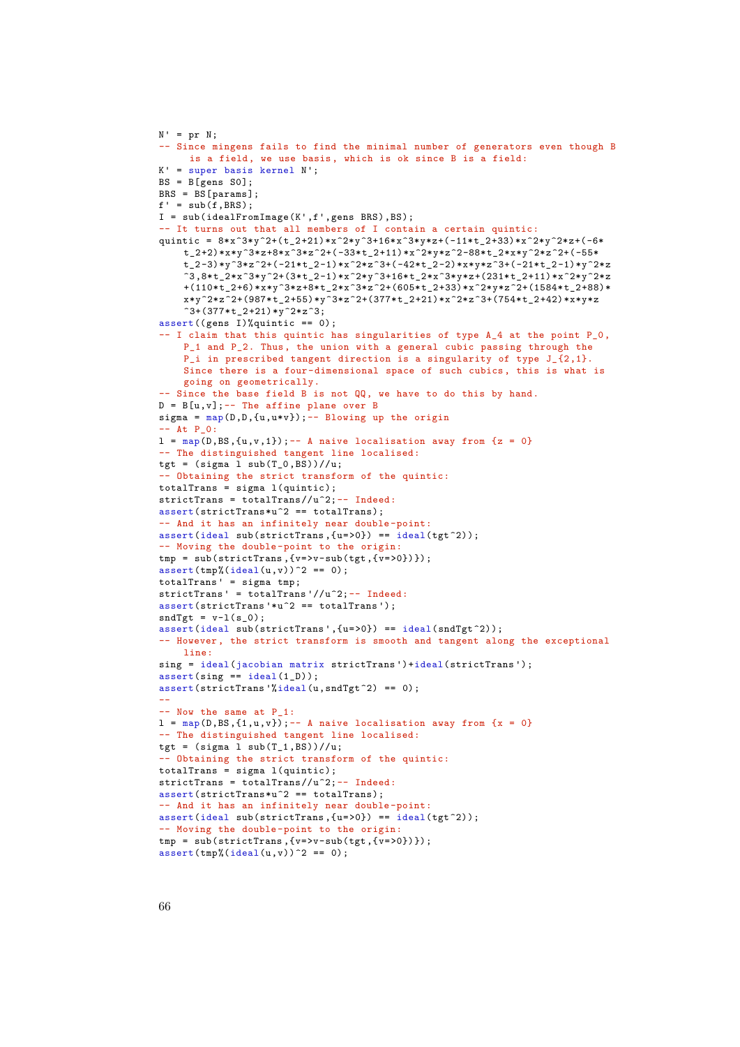```
N' = pr N;
-- Since mingens fails to find the minimal number of generators even though B
    is a field, we use basis, which is ok since B is a field:
K' = super basis kernel N';
BS = B[gens S0];
BRS = BS[params];
f' = sub(f,BRS);
I = sub(idealFromImage(K',f',gens BRS),BS);
-- It turns out that all members of I contain a certain quintic:
quintic = 8*x^3*y^2+(t_2+21)*x^2*y^3+16*x^3*y*z+(-11*t_2+33)*x^2*y^2*z+(-6*
    t_2+2)*x*y^3*z+8*x^3*z^2+(-33*t_2+11)*x^2*y*z^2-88*t_2*x*y^2*z^2+(-55*
    t_2-3)*y^3*z^2+(-21*t_2-1)*x^2*z^3+(-42*t_2-2)*x*y*z^3+(-21*t_2-1)*y^2*z
    ^3,8*t_2*x^3*y^2+(3*t_2-1)*x^2*y^3+16*t_2*x^3*y*z+(231*t_2+11)*x^2*y^2*z
    +(110*t_2+6)*x*y^3*z+8*t_2*x^3*z^2+(605*t_2+33)*x^2*y*z^2+(1584*t_2+88)*
    x*y^2*z^2+(987*t_2+55)*y^3*z^2+(377*t_2+21)*x^2*z^3+(754*t_2+42)*x*y*z
    ^3+(377*t_2+21)*y^2*z^3;
assert((gens I)%quintic == 0);
-- I claim that this quintic has singularities of type A_4 at the point P_0,
    P_1 and P_2. Thus, the union with a general cubic passing through the
    P_i in prescribed tangent direction is a singularity of type J_{2,1}.
    Since there is a four-dimensional space of such cubics, this is what is
    going on geometrically.
-- Since the base field B is not QQ, we have to do this by hand.
D = B[u,v];-- The affine plane over B
sigma = map(D,D,{u,u*v});-- Blowing up the origin
-- At P_0:
l = map(D,BS,{u,v,1});-- A naive localisation away from {z = 0}
-- The distinguished tangent line localised:
tgt = (sigma l sub(T_0,BS))//u;
-- Obtaining the strict transform of the quintic:
totalTrans = sigma l(quintic);
strictTrans = totalTrans//u^2;-- Indeed:
assert(strictTrans*u^2 == totalTrans);
-- And it has an infinitely near double-point:
assert(ideal sub(strictTrans,{u=>0}) == ideal(tgt^2));
-- Moving the double-point to the origin:
tmp = sub(strictTrans,{v=>v-sub(tgt,{v=>0})});
assert(tmp%(ideal(u,v))^2 == 0);
totalTrans' = sigma tmp;
strictTrans' = totalTrans'//u^2;-- Indeed:
assert(strictTrans'*u^2 == totalTrans');
sndTgt = v-l(s_0);
assert(ideal sub(strictTrans',{u=>0}) == ideal(sndTgt^2));
-- However, the strict transform is smooth and tangent along the exceptional
    line:
sing = ideal(jacobian matrix strictTrans')+ideal(strictTrans');
assert(sing == ideal(1_D));
assert(strictTrans'%ideal(u,sndTgt^2) == 0);
--
-- Now the same at P_1:
l = map(D,BS,{1,u,v});-- A naive localisation away from {x = 0}
-- The distinguished tangent line localised:
tgt = (sigma l sub(T_1,BS))//u;
-- Obtaining the strict transform of the quintic:
totalTrans = sigma l(quintic);
strictTrans = totalTrans//u^2;-- Indeed:
assert(strictTrans*u^2 == totalTrans);
-- And it has an infinitely near double-point:
assert(ideal sub(strictTrans,{u=>0}) == ideal(tgt^2));
-- Moving the double-point to the origin:
tmp = sub(strictTrans,{v=>v-sub(tgt,{v=>0})});
assert(tmp%(ideal(u,v))^2 == 0);
```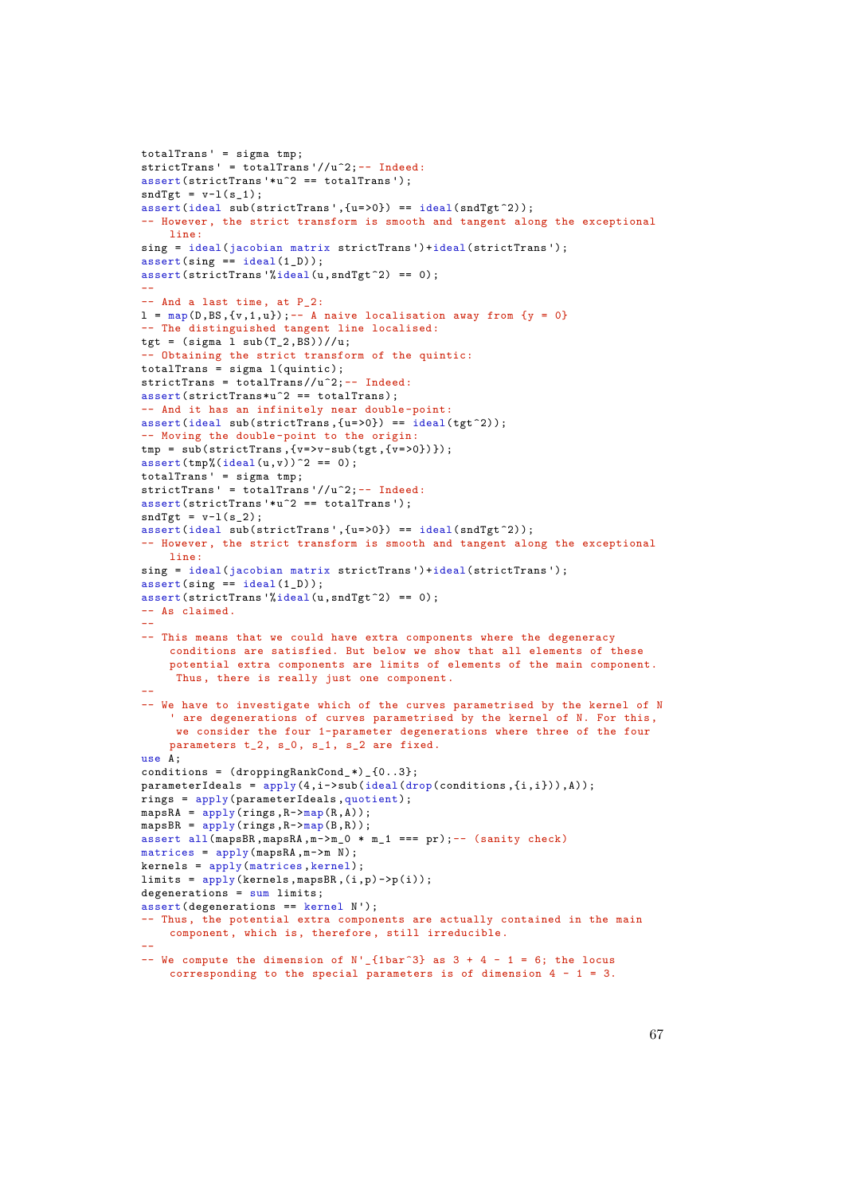```
totalTrans' = sigma tmp;
strictTrans' = totalTrans'//u^2;-- Indeed:
assert(strictTrans'*u^2 == totalTrans');
sndTgt = v-l(s_1);
assert(ideal sub(strictTrans',{u=>0}) == ideal(sndTgt^2));
-- However, the strict transform is smooth and tangent along the exceptional
    line:
sing = ideal(jacobian matrix strictTrans')+ideal(strictTrans');
assert(sing == ideal(1_D));
assert(strictTrans'%ideal(u,sndTgt^2) == 0);
--
-- And a last time, at P_2:
l = map(D,BS,{v,1,u});-- A naive localisation away from {y = 0}
-- The distinguished tangent line localised:
tgt = (sigma l sub(T_2,BS))//u;
-- Obtaining the strict transform of the quintic:
totalTrans = sigma l(quintic);
strictTrans = totalTrans//u^2;-- Indeed:
assert(strictTrans*u^2 == totalTrans);
-- And it has an infinitely near double-point:
assert(ideal sub(strictTrans,{u=>0}) == ideal(tgt^2));
-- Moving the double-point to the origin:
tmp = sub(strictTrans,{v=>v-sub(tgt,{v=>0})});
assert(tmp%(ideal(u,v))^2 == 0);
totalTrans' = sigma tmp;
strictTrans' = totalTrans'//u^2;-- Indeed:
assert(strictTrans'*u^2 == totalTrans');
sndTgt = v-l(s_2);
assert(ideal sub(strictTrans',{u=>0}) == ideal(sndTgt^2));
-- However, the strict transform is smooth and tangent along the exceptional
    line:
sing = ideal(jacobian matrix strictTrans')+ideal(strictTrans');
assert(sing == ideal(1_D));
assert(strictTrans'%ideal(u,sndTgt^2) == 0);
-- As claimed.
--
-- This means that we could have extra components where the degeneracy
    conditions are satisfied. But below we show that all elements of these
    potential extra components are limits of elements of the main component.
     Thus, there is really just one component.
--
-- We have to investigate which of the curves parametrised by the kernel of N
    ' are degenerations of curves parametrised by the kernel of N. For this,
     we consider the four 1-parameter degenerations where three of the four
    parameters t_2, s_0, s_1, s_2 are fixed.
use A;
conditions = (droppingRankCond_*)_{0..3};
parameterIdeals = apply(4,i->sub(ideal(drop(conditions,{i,i})),A));
rings = apply(parameterIdeals,quotient);
mapsRA = apply(rings,R->map(R,A));
mapsBR = apply(rings,R->map(B,R));
assert all(mapsBR,mapsRA,m->m_0 * m_1 === pr);-- (sanity check)
matrices = apply(mapsRA,m->m N);
kernels = apply(matrices,kernel);
limits = apply(kernels,mapsBR,(i,p)->p(i));
degenerations = sum limits;
assert(degenerations == kernel N');
-- Thus, the potential extra components are actually contained in the main
    component, which is, therefore, still irreducible.
--
-- We compute the dimension of N'_{1bar^3} as 3 + 4 - 1 = 6; the locus
    corresponding to the special parameters is of dimension 4 - 1 = 3.
```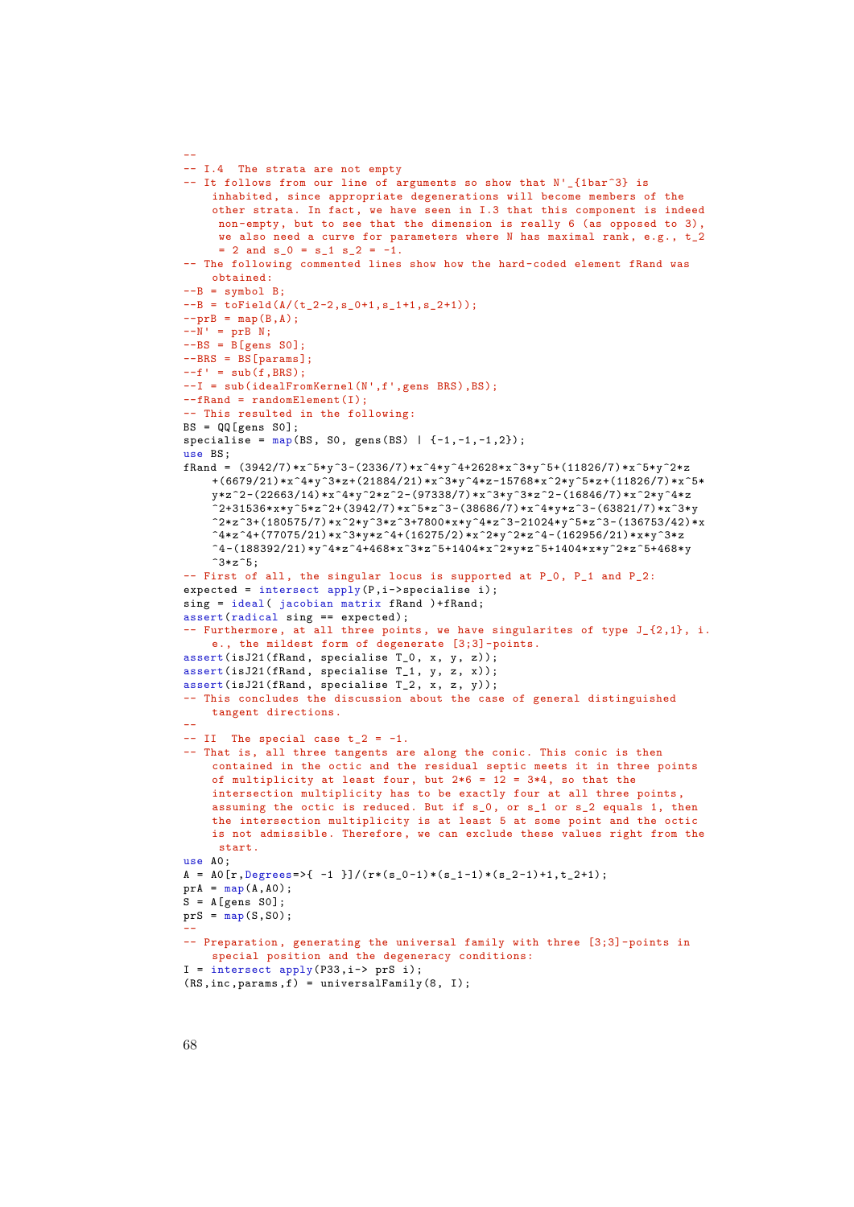```
--
-- I.4  The strata are not empty
-- It follows from our line of arguments so show that N'_{1bar^3} is
    inhabited, since appropriate degenerations will become members of the
    other strata. In fact, we have seen in I.3 that this component is indeed
     non-empty, but to see that the dimension is really 6 (as opposed to 3),
     we also need a curve for parameters where N has maximal rank, e.g., t_2
     = 2 and s_0 = s_1 s_2 = -1.
-- The following commented lines show how the hard-coded element fRand was
    obtained:
--B = symbol B;
--B = toField(A/(t_2-2,s_0+1,s_1+1,s_2+1));
--prB = map(B,A);
--N' = prB N;
--BS = B[gens S0];
--BRS = BS[params];
--f' = sub(f,BRS);
--I = sub(idealFromKernel(N',f',gens BRS),BS);
--fRand = randomElement(I);
-- This resulted in the following:
BS = QQ[gens S0];
specialise = map(BS, S0, gens(BS) | {-1,-1,-1,2});
use BS;
fRand = (3942/7)*x^5*y^3-(2336/7)*x^4*y^4+2628*x^3*y^5+(11826/7)*x^5*y^2*z
    +(6679/21)*x^4*y^3*z+(21884/21)*x^3*y^4*z-15768*x^2*y^5*z+(11826/7)*x^5*
    y*z^2-(22663/14)*x^4*y^2*z^2-(97338/7)*x^3*y^3*z^2-(16846/7)*x^2*y^4*z
    ^2+31536*x*y^5*z^2+(3942/7)*x^5*z^3-(38686/7)*x^4*y*z^3-(63821/7)*x^3*y
    ^2*z^3+(180575/7)*x^2*y^3*z^3+7800*x*y^4*z^3-21024*y^5*z^3-(136753/42)*x
    ^4*z^4+(77075/21)*x^3*y*z^4+(16275/2)*x^2*y^2*z^4-(162956/21)*x*y^3*z
    ^4-(188392/21)*y^4*z^4+468*x^3*z^5+1404*x^2*y*z^5+1404*x*y^2*z^5+468*y
    ^3*z^5;
-- First of all, the singular locus is supported at P_0, P_1 and P_2:
expected = intersect apply(P,i->specialise i);
sing = ideal( jacobian matrix fRand )+fRand;
assert(radical sing == expected);
-- Furthermore, at all three points, we have singularites of type J_{2,1}, i.
    e., the mildest form of degenerate [3;3]-points.
assert(isJ21(fRand, specialise T_0, x, y, z));
assert(isJ21(fRand, specialise T_1, y, z, x));
assert(isJ21(fRand, specialise T_2, x, z, y));
-- This concludes the discussion about the case of general distinguished
    tangent directions.
--
-- II  The special case t_2 = -1.
-- That is, all three tangents are along the conic. This conic is then
    contained in the octic and the residual septic meets it in three points
    of multiplicity at least four, but 2*6 = 12 = 3*4, so that the
    intersection multiplicity has to be exactly four at all three points,
    assuming the octic is reduced. But if s_0, or s_1 or s_2 equals 1, then
    the intersection multiplicity is at least 5 at some point and the octic
    is not admissible. Therefore, we can exclude these values right from the
     start.
use A0;
A = A0[r,Degrees=>{ -1 }]/(r*(s_0-1)*(s_1-1)*(s_2-1)+1,t_2+1);
prA = map(A,A0);
S = A[gens S0];
prS = map(S,S0);
--
-- Preparation, generating the universal family with three [3;3]-points in
    special position and the degeneracy conditions:
I = intersect apply(P33,i-> prS i);
(RS,inc,params,f) = universalFamily(8, I);
```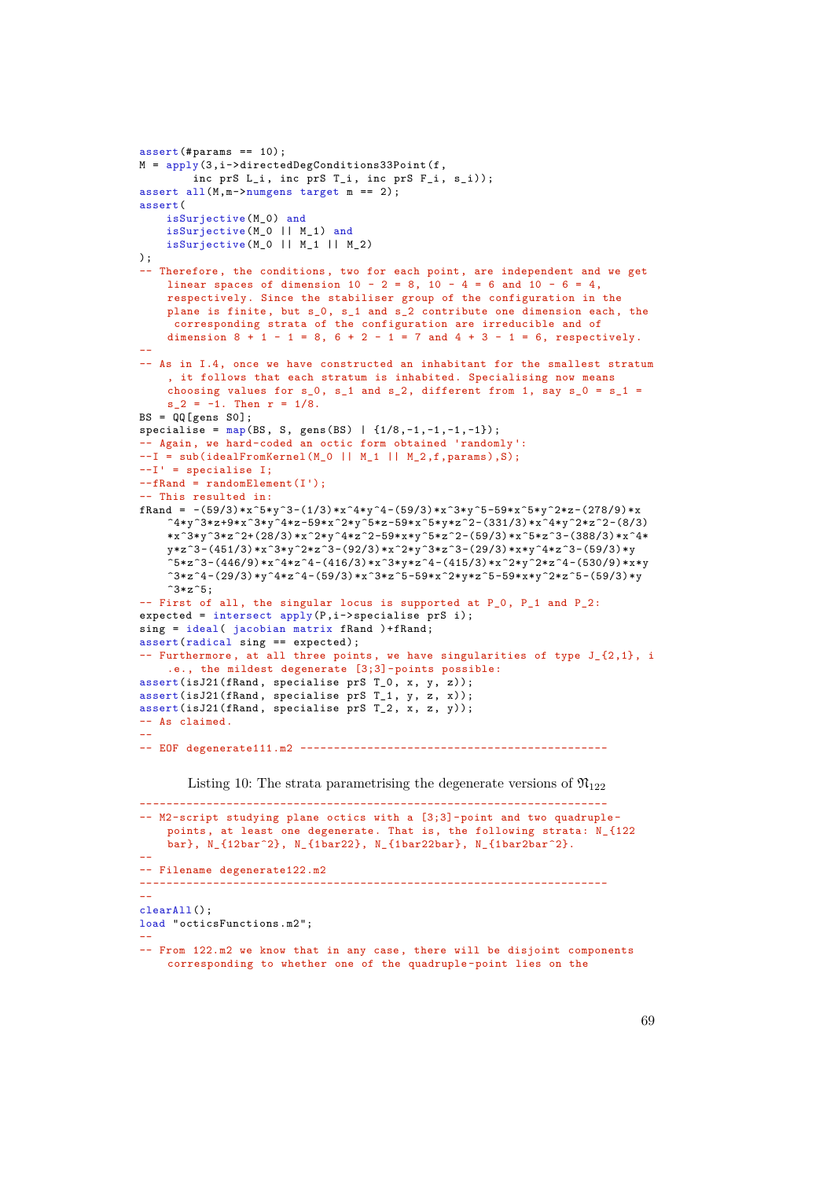```
assert(#params == 10);
M = apply(3,i->directedDegConditions33Point(f,
        inc prS L_i, inc prS T_i, inc prS F_i, s_i));
assert all(M,m->numgens target m == 2);
assert(
    isSurjective(M_0) and
    isSurjective(M_0 || M_1) and
    isSurjective(M_0 || M_1 || M_2)
);
-- Therefore, the conditions, two for each point, are independent and we get
    linear spaces of dimension 10 - 2 = 8, 10 - 4 = 6 and 10 - 6 = 4,
    respectively. Since the stabiliser group of the configuration in the
    plane is finite, but s_0, s_1 and s_2 contribute one dimension each, the
     corresponding strata of the configuration are irreducible and of
    dimension 8 + 1 - 1 = 8, 6 + 2 - 1 = 7 and 4 + 3 - 1 = 6, respectively.
--
-- As in I.4, once we have constructed an inhabitant for the smallest stratum
    , it follows that each stratum is inhabited. Specialising now means
    choosing values for s_0, s_1 and s_2, different from 1, say s_0 = s_1 =
    s_2 = -1. Then r = 1/8.
BS = QQ[gens S0];
specialise = map(BS, S, gens(BS) | {1/8,-1,-1,-1,-1});
-- Again, we hard-coded an octic form obtained 'randomly':
--I = sub(idealFromKernel(M_0 || M_1 || M_2,f,params),S);
--I' = specialise I;
--fRand = randomElement(I');
-- This resulted in:
fRand = -(59/3)*x^5*y^3-(1/3)*x^4*y^4-(59/3)*x^3*y^5-59*x^5*y^2*z-(278/9)*x
    ^4*y^3*z+9*x^3*y^4*z-59*x^2*y^5*z-59*x^5*y*z^2-(331/3)*x^4*y^2*z^2-(8/3)
    *x^3*y^3*z^2+(28/3)*x^2*y^4*z^2-59*x*y^5*z^2-(59/3)*x^5*z^3-(388/3)*x^4*
    y*z^3-(451/3)*x^3*y^2*z^3-(92/3)*x^2*y^3*z^3-(29/3)*x*y^4*z^3-(59/3)*y
    ^5*z^3-(446/9)*x^4*z^4-(416/3)*x^3*y*z^4-(415/3)*x^2*y^2*z^4-(530/9)*x*y
    ^3*z^4-(29/3)*y^4*z^4-(59/3)*x^3*z^5-59*x^2*y*z^5-59*x*y^2*z^5-(59/3)*y
    ^3*z^5;
-- First of all, the singular locus is supported at P_0, P_1 and P_2:
expected = intersect apply(P,i->specialise prS i);
sing = ideal( jacobian matrix fRand )+fRand;
assert(radical sing == expected);
-- Furthermore, at all three points, we have singularities of type J_{2,1}, i
    .e., the mildest degenerate [3;3]-points possible:
assert(isJ21(fRand, specialise prS T_0, x, y, z));
assert(isJ21(fRand, specialise prS T_1, y, z, x));
assert(isJ21(fRand, specialise prS T_2, x, z, y));
-- As claimed.
--
-- EOF degenerate111.m2 ----------------------------------------------
```

Listing 10: The strata parametrising the degenerate versions of $\mathfrak{N}_{122}$

```
----------------------------------------------------------------------
-- M2-script studying plane octics with a [3;3]-point and two quadruple-
    points, at least one degenerate. That is, the following strata: N_{122
    bar}, N_{12bar^2}, N_{1bar22}, N_{1bar22bar}, N_{1bar2bar^2}.
--
-- Filename degenerate122.m2
----------------------------------------------------------------------
--
clearAll();
load "octicsFunctions.m2";
--
-- From 122.m2 we know that in any case, there will be disjoint components
    corresponding to whether one of the quadruple-point lies on the
```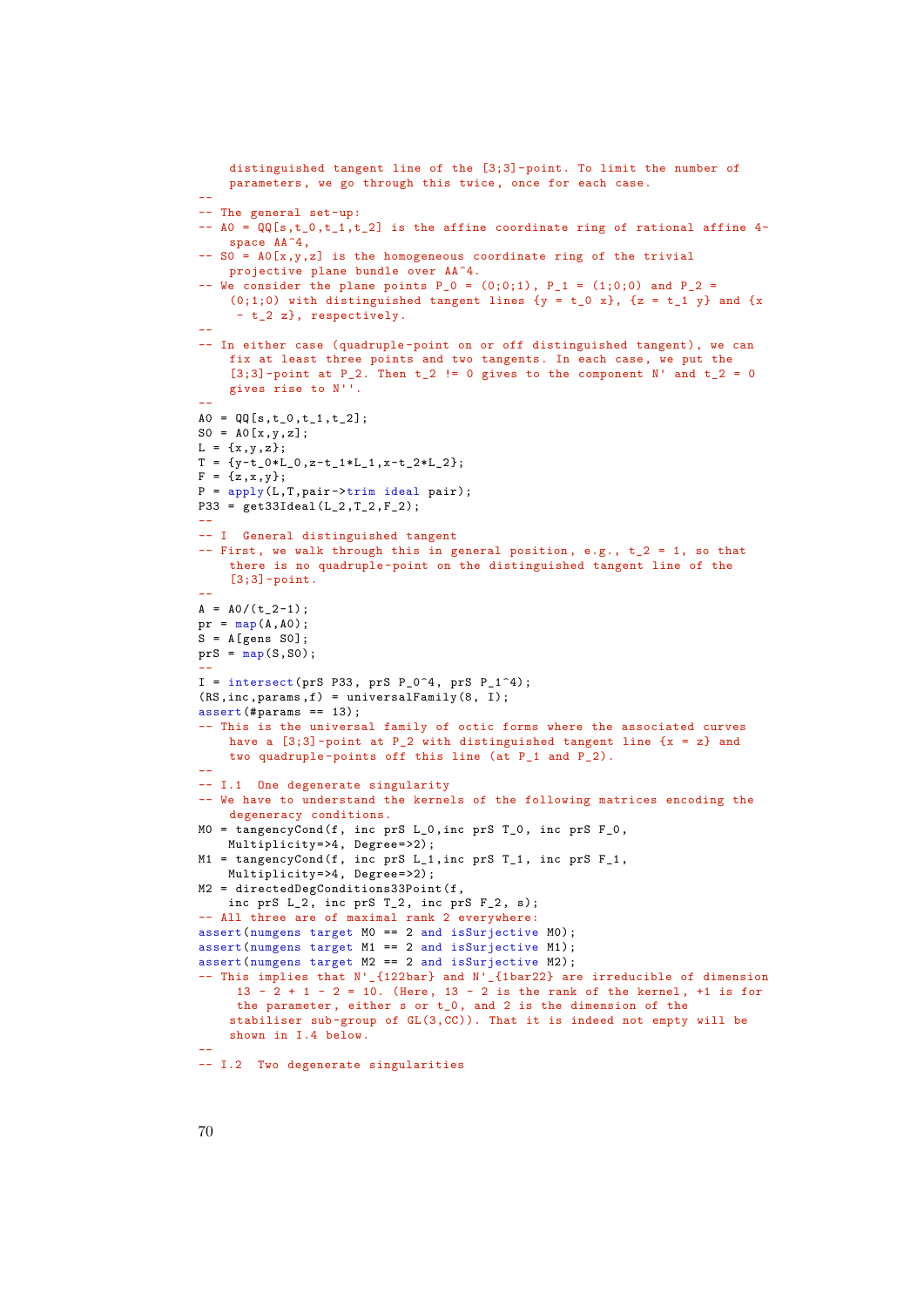```
    distinguished tangent line of the [3;3]-point. To limit the number of
    parameters, we go through this twice, once for each case.
--
-- The general set-up:
-- A0 = QQ[s,t_0,t_1,t_2] is the affine coordinate ring of rational affine 4-
    space AA^4,
-- S0 = A0[x,y,z] is the homogeneous coordinate ring of the trivial
    projective plane bundle over AA^4.
-- We consider the plane points P_0 = (0;0;1), P_1 = (1;0;0) and P_2 =
    (0;1;0) with distinguished tangent lines {y = t_0 x}, {z = t_1 y} and {x
     - t_2 z}, respectively.
--
-- In either case (quadruple-point on or off distinguished tangent), we can
    fix at least three points and two tangents. In each case, we put the
    [3;3]-point at P_2. Then t_2 != 0 gives to the component N' and t_2 = 0
    gives rise to N''.
--
A0 = QQ[s,t_0,t_1,t_2];
S0 = A0[x,y,z];
L = {x,y,z};
T = {y-t_0*L_0,z-t_1*L_1,x-t_2*L_2};
F = {z,x,y};
P = apply(L,T,pair->trim ideal pair);
P33 = get33Ideal(L_2,T_2,F_2);
--
-- I  General distinguished tangent
-- First, we walk through this in general position, e.g., t_2 = 1, so that
    there is no quadruple-point on the distinguished tangent line of the
    [3;3]-point.
--
A = A0/(t_2-1);
pr = map(A,A0);
S = A[gens S0];
prS = map(S,S0);
--
I = intersect(prS P33, prS P_0^4, prS P_1^4);
(RS,inc,params,f) = universalFamily(8, I);
assert(#params == 13);
-- This is the universal family of octic forms where the associated curves
    have a [3;3]-point at P_2 with distinguished tangent line {x = z} and
    two quadruple-points off this line (at P_1 and P_2).
--
-- I.1  One degenerate singularity
-- We have to understand the kernels of the following matrices encoding the
    degeneracy conditions.
M0 = tangencyCond(f, inc prS L_0,inc prS T_0, inc prS F_0,
    Multiplicity=>4, Degree=>2);
M1 = tangencyCond(f, inc prS L_1,inc prS T_1, inc prS F_1,
    Multiplicity=>4, Degree=>2);
M2 = directedDegConditions33Point(f,
    inc prS L_2, inc prS T_2, inc prS F_2, s);
-- All three are of maximal rank 2 everywhere:
assert(numgens target M0 == 2 and isSurjective M0);
assert(numgens target M1 == 2 and isSurjective M1);
assert(numgens target M2 == 2 and isSurjective M2);
-- This implies that N'_{122bar} and N'_{1bar22} are irreducible of dimension
     13 - 2 + 1 - 2 = 10. (Here, 13 - 2 is the rank of the kernel, +1 is for
     the parameter, either s or t_0, and 2 is the dimension of the
    stabiliser sub-group of GL(3,CC)). That it is indeed not empty will be
    shown in I.4 below.
--
-- I.2  Two degenerate singularities
```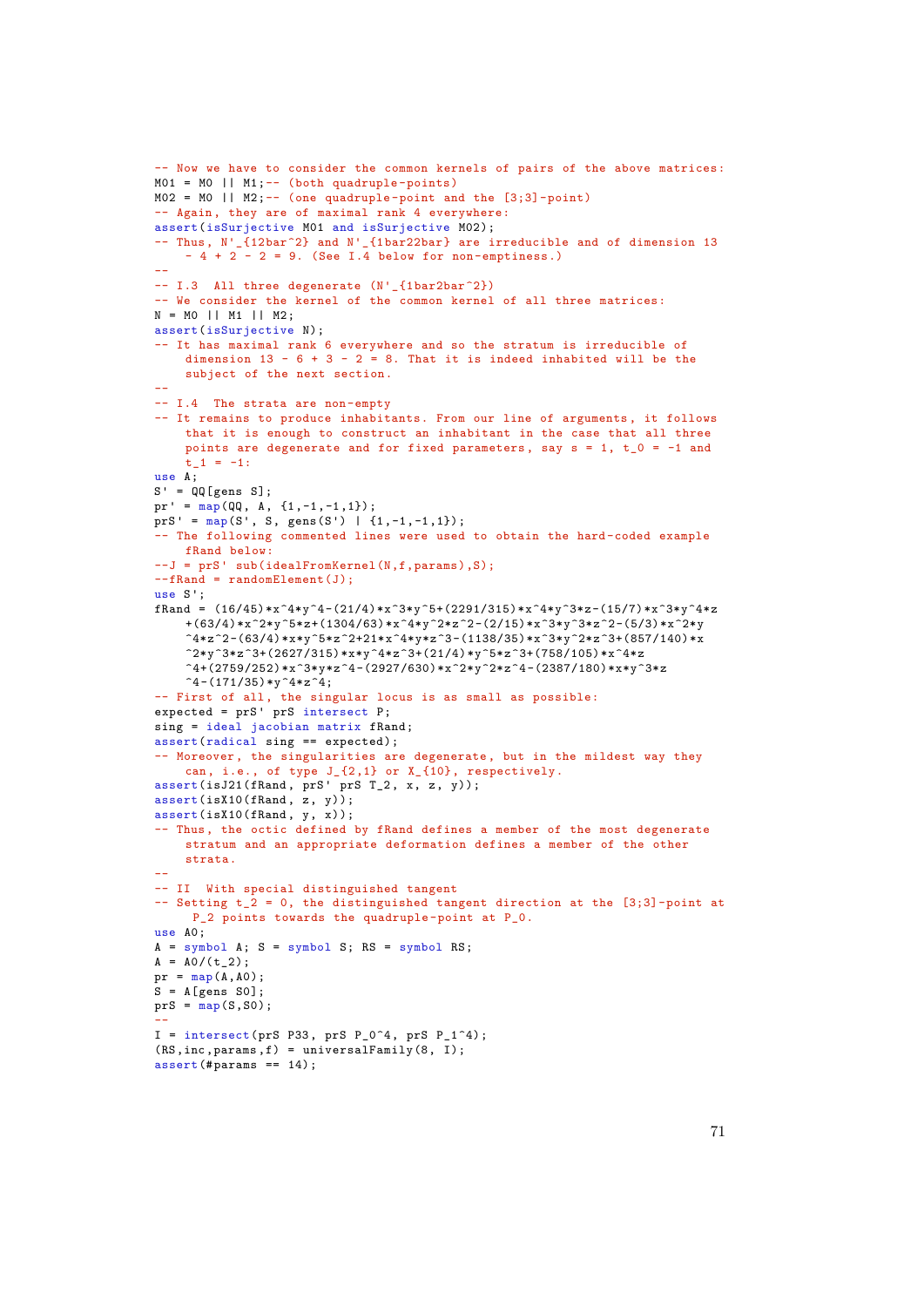```
-- Now we have to consider the common kernels of pairs of the above matrices:
M01 = M0 || M1;-- (both quadruple-points)
M02 = M0 || M2;-- (one quadruple-point and the [3;3]-point)
-- Again, they are of maximal rank 4 everywhere:
assert(isSurjective M01 and isSurjective M02);
-- Thus, N'_{12bar^2} and N'_{1bar22bar} are irreducible and of dimension 13
    - 4 + 2 - 2 = 9. (See I.4 below for non-emptiness.)
--
-- I.3  All three degenerate (N'_{1bar2bar^2})
-- We consider the kernel of the common kernel of all three matrices:
N = M0 || M1 || M2;
assert(isSurjective N);
-- It has maximal rank 6 everywhere and so the stratum is irreducible of
    dimension 13 - 6 + 3 - 2 = 8. That it is indeed inhabited will be the
    subject of the next section.
--
-- I.4  The strata are non-empty
-- It remains to produce inhabitants. From our line of arguments, it follows
    that it is enough to construct an inhabitant in the case that all three
    points are degenerate and for fixed parameters, say s = 1, t_0 = -1 and
    t_1 = -1:
use A;
S' = QQ[gens S];
pr' = map(QQ, A, {1,-1,-1,1});
prS' = map(S', S, gens(S') | {1,-1,-1,1});
-- The following commented lines were used to obtain the hard-coded example
    fRand below:
--J = prS' sub(idealFromKernel(N,f,params),S);
--fRand = randomElement(J);
use S';
fRand = (16/45)*x^4*y^4-(21/4)*x^3*y^5+(2291/315)*x^4*y^3*z-(15/7)*x^3*y^4*z
    +(63/4)*x^2*y^5*z+(1304/63)*x^4*y^2*z^2-(2/15)*x^3*y^3*z^2-(5/3)*x^2*y
    ^4*z^2-(63/4)*x*y^5*z^2+21*x^4*y*z^3-(1138/35)*x^3*y^2*z^3+(857/140)*x
    ^2*y^3*z^3+(2627/315)*x*y^4*z^3+(21/4)*y^5*z^3+(758/105)*x^4*z
    ^4+(2759/252)*x^3*y*z^4-(2927/630)*x^2*y^2*z^4-(2387/180)*x*y^3*z
    ^4-(171/35)*y^4*z^4;
-- First of all, the singular locus is as small as possible:
expected = prS' prS intersect P;
sing = ideal jacobian matrix fRand;
assert(radical sing == expected);
-- Moreover, the singularities are degenerate, but in the mildest way they
    can, i.e., of type J_{2,1} or X_{10}, respectively.
assert(isJ21(fRand, prS' prS T_2, x, z, y));
assert(isX10(fRand, z, y));
assert(isX10(fRand, y, x));
-- Thus, the octic defined by fRand defines a member of the most degenerate
    stratum and an appropriate deformation defines a member of the other
    strata.
--
-- II  With special distinguished tangent
-- Setting t_2 = 0, the distinguished tangent direction at the [3;3]-point at
     P_2 points towards the quadruple-point at P_0.
use A0;
A = symbol A; S = symbol S; RS = symbol RS;
A = A0/(t_2);
pr = map(A,A0);
S = A[gens S0];
prS = map(S,S0);
--
I = intersect(prS P33, prS P_0^4, prS P_1^4);
(RS,inc,params,f) = universalFamily(8, I);
assert(#params == 14);
```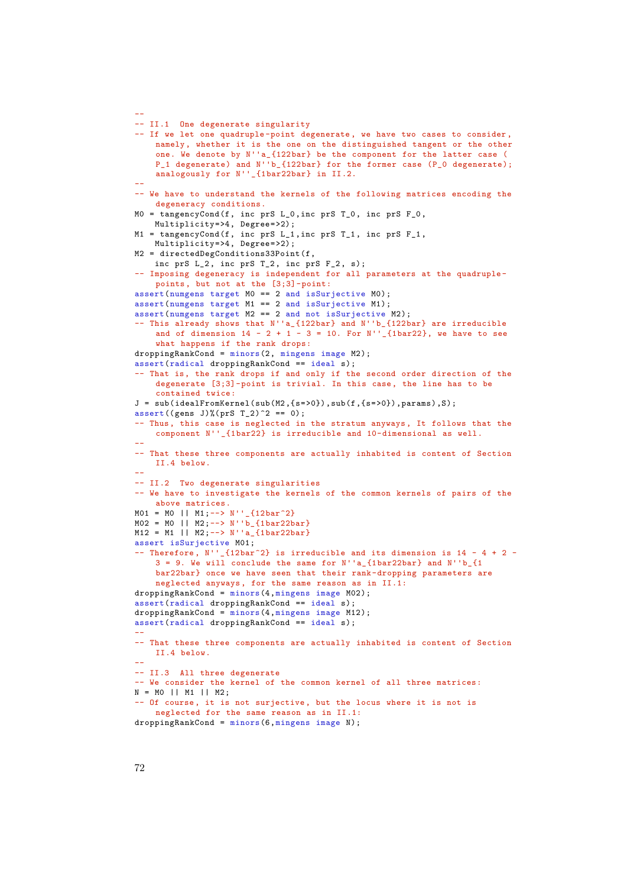```
--
-- II.1  One degenerate singularity
-- If we let one quadruple-point degenerate, we have two cases to consider,
    namely, whether it is the one on the distinguished tangent or the other
    one. We denote by N''a_{122bar} be the component for the latter case (
    P_1 degenerate) and N''b_{122bar} for the former case (P_0 degenerate);
    analogously for N''_{1bar22bar} in II.2.
--
-- We have to understand the kernels of the following matrices encoding the
    degeneracy conditions.
M0 = tangencyCond(f, inc prS L_0,inc prS T_0, inc prS F_0,
    Multiplicity=>4, Degree=>2);
M1 = tangencyCond(f, inc prS L_1,inc prS T_1, inc prS F_1,
    Multiplicity=>4, Degree=>2);
M2 = directedDegConditions33Point(f,
    inc prS L_2, inc prS T_2, inc prS F_2, s);
-- Imposing degeneracy is independent for all parameters at the quadruple-
    points, but not at the [3;3]-point:
assert(numgens target M0 == 2 and isSurjective M0);
assert(numgens target M1 == 2 and isSurjective M1);
assert(numgens target M2 == 2 and not isSurjective M2);
-- This already shows that N''a_{122bar} and N''b_{122bar} are irreducible
    and of dimension 14 - 2 + 1 - 3 = 10. For N''_{1bar22}, we have to see
    what happens if the rank drops:
droppingRankCond = minors(2, mingens image M2);
assert(radical droppingRankCond == ideal s);
-- That is, the rank drops if and only if the second order direction of the
    degenerate [3;3]-point is trivial. In this case, the line has to be
    contained twice:
J = sub(idealFromKernel(sub(M2,{s=>0}),sub(f,{s=>0}),params),S);
assert((gens J)%(prS T_2)^2 == 0);
-- Thus, this case is neglected in the stratum anyways, It follows that the
    component N''_{1bar22} is irreducible and 10-dimensional as well.
--
-- That these three components are actually inhabited is content of Section
    II.4 below.
--
-- II.2  Two degenerate singularities
-- We have to investigate the kernels of the common kernels of pairs of the
    above matrices.
M01 = M0 || M1;--> N''_{12bar^2}
M02 = M0 || M2;--> N''b_{1bar22bar}
M12 = M1 || M2;--> N''a_{1bar22bar}
assert isSurjective M01;
-- Therefore, N''_{12bar^2} is irreducible and its dimension is 14 - 4 + 2 -
    3 = 9. We will conclude the same for N''a_{1bar22bar} and N''b_{1
    bar22bar} once we have seen that their rank-dropping parameters are
    neglected anyways, for the same reason as in II.1:
droppingRankCond = minors(4,mingens image M02);
assert(radical droppingRankCond == ideal s);
droppingRankCond = minors(4,mingens image M12);
assert(radical droppingRankCond == ideal s);
--
-- That these three components are actually inhabited is content of Section
    II.4 below.
--
-- II.3  All three degenerate
-- We consider the kernel of the common kernel of all three matrices:
N = M0 || M1 || M2;
-- Of course, it is not surjective, but the locus where it is not is
    neglected for the same reason as in II.1:
droppingRankCond = minors(6,mingens image N);
```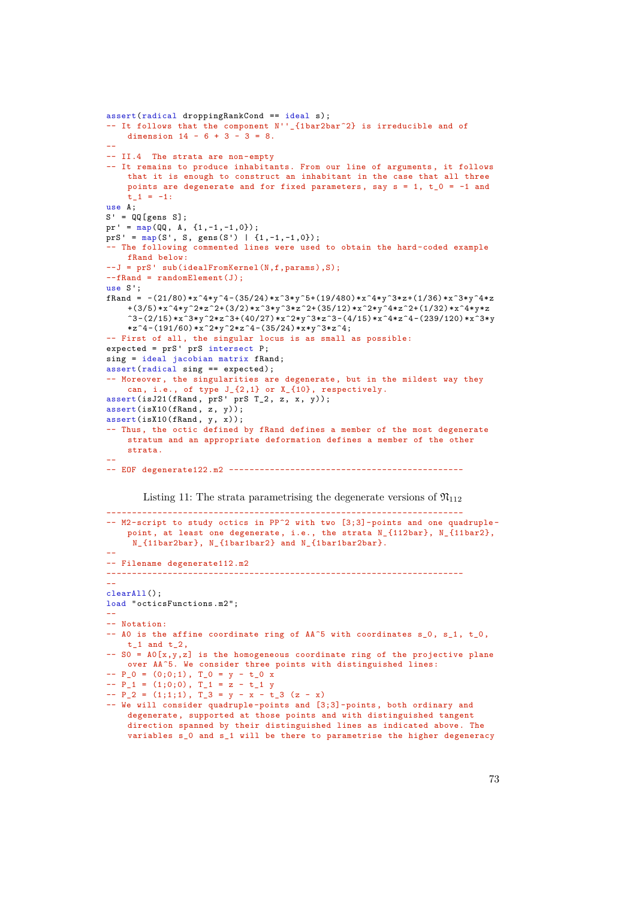```
assert(radical droppingRankCond == ideal s);
-- It follows that the component N''_{1bar2bar^2} is irreducible and of
    dimension 14 - 6 + 3 - 3 = 8.
--
-- II.4  The strata are non-empty
-- It remains to produce inhabitants. From our line of arguments, it follows
    that it is enough to construct an inhabitant in the case that all three
    points are degenerate and for fixed parameters, say s = 1, t_0 = -1 and
    t_1 = -1:
use A;
S' = QQ[gens S];
pr' = map(QQ, A, {1,-1,-1,0});
prS' = map(S', S, gens(S') | {1,-1,-1,0});
-- The following commented lines were used to obtain the hard-coded example
    fRand below:
--J = prS' sub(idealFromKernel(N,f,params),S);
--fRand = randomElement(J);
use S';
fRand = -(21/80)*x^4*y^4-(35/24)*x^3*y^5+(19/480)*x^4*y^3*z+(1/36)*x^3*y^4*z
    +(3/5)*x^4*y^2*z^2+(3/2)*x^3*y^3*z^2+(35/12)*x^2*y^4*z^2+(1/32)*x^4*y*z
    ^3-(2/15)*x^3*y^2*z^3+(40/27)*x^2*y^3*z^3-(4/15)*x^4*z^4-(239/120)*x^3*y
    *z^4-(191/60)*x^2*y^2*z^4-(35/24)*x*y^3*z^4;
-- First of all, the singular locus is as small as possible:
expected = prS' prS intersect P;
sing = ideal jacobian matrix fRand;
assert(radical sing == expected);
-- Moreover, the singularities are degenerate, but in the mildest way they
    can, i.e., of type J_{2,1} or X_{10}, respectively.
assert(isJ21(fRand, prS' prS T_2, z, x, y));
assert(isX10(fRand, z, y));
assert(isX10(fRand, y, x));
-- Thus, the octic defined by fRand defines a member of the most degenerate
    stratum and an appropriate deformation defines a member of the other
    strata.
--
-- EOF degenerate122.m2 ---------------------------------------------
```

Listing 11: The strata parametrising the degenerate versions of $\mathfrak{N}_{112}$

```
-----------------------------------------------------------------------
-- M2-script to study octics in PP^2 with two [3;3]-points and one quadruple-
    point, at least one degenerate, i.e., the strata N_{112bar}, N_{11bar2},
     N_{11bar2bar}, N_{1bar1bar2} and N_{1bar1bar2bar}.
--
-- Filename degenerate112.m2
-----------------------------------------------------------------------
--
clearAll();
load "octicsFunctions.m2";
--
-- Notation:
-- A0 is the affine coordinate ring of AA^5 with coordinates s_0, s_1, t_0,
    t_1 and t_2,
-- S0 = A0[x,y,z] is the homogeneous coordinate ring of the projective plane
    over AA^5. We consider three points with distinguished lines:
-- P_0 = (0;0;1), T_0 = y - t_0 x
-- P_1 = (1;0;0), T_1 = z - t_1 y
-- P_2 = (1;1;1), T_3 = y - x - t_3 (z - x)
-- We will consider quadruple-points and [3;3]-points, both ordinary and
    degenerate, supported at those points and with distinguished tangent
    direction spanned by their distinguished lines as indicated above. The
    variables s_0 and s_1 will be there to parametrise the higher degeneracy
```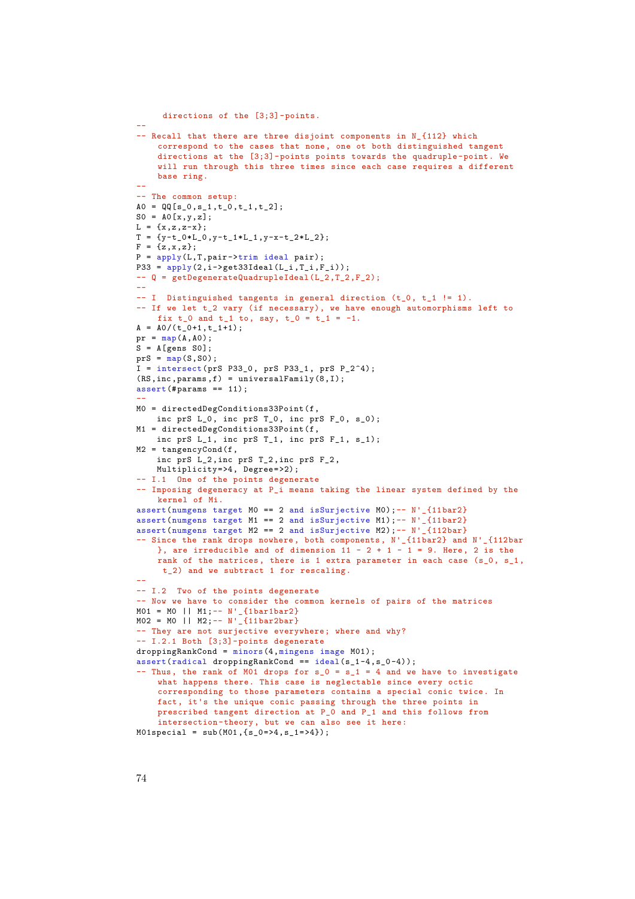```
     directions of the [3;3]-points.
--
-- Recall that there are three disjoint components in N_{112} which
    correspond to the cases that none, one ot both distinguished tangent
    directions at the [3;3]-points points towards the quadruple-point. We
    will run through this three times since each case requires a different
    base ring.
--
-- The common setup:
A0 = QQ[s_0,s_1,t_0,t_1,t_2];
S0 = A0[x,y,z];
L = {x,z,z-x};
T = {y-t_0*L_0,y-t_1*L_1,y-x-t_2*L_2};
F = {z,x,z};
P = apply(L,T,pair->trim ideal pair);
P33 = apply(2,i->get33Ideal(L_i,T_i,F_i));
-- Q = getDegenerateQuadrupleIdeal(L_2,T_2,F_2);
--
-- I  Distinguished tangents in general direction (t_0, t_1 != 1).
-- If we let t_2 vary (if necessary), we have enough automorphisms left to
    fix t_0 and t_1 to, say, t_0 = t_1 = -1.
A = A0/(t_0+1,t_1+1);
pr = map(A,A0);
S = A[gens S0];
prS = map(S,S0);
I = intersect(prS P33_0, prS P33_1, prS P_2^4);
(RS,inc,params,f) = universalFamily(8,I);
assert(#params == 11);
--
M0 = directedDegConditions33Point(f,
    inc prS L_0, inc prS T_0, inc prS F_0, s_0);
M1 = directedDegConditions33Point(f,
    inc prS L_1, inc prS T_1, inc prS F_1, s_1);
M2 = tangencyCond(f,
    inc prS L_2,inc prS T_2,inc prS F_2,
    Multiplicity=>4, Degree=>2);
-- I.1  One of the points degenerate
-- Imposing degeneracy at P_i means taking the linear system defined by the
    kernel of Mi.
assert(numgens target M0 == 2 and isSurjective M0);-- N'_{11bar2}
assert(numgens target M1 == 2 and isSurjective M1);-- N'_{11bar2}
assert(numgens target M2 == 2 and isSurjective M2);-- N'_{112bar}
-- Since the rank drops nowhere, both components, N'_{11bar2} and N'_{112bar
    }, are irreducible and of dimension 11 - 2 + 1 - 1 = 9. Here, 2 is the
    rank of the matrices, there is 1 extra parameter in each case (s_0, s_1,
     t_2) and we subtract 1 for rescaling.
--
-- I.2  Two of the points degenerate
-- Now we have to consider the common kernels of pairs of the matrices
M01 = M0 || M1;-- N'_{1bar1bar2}
M02 = M0 || M2;-- N'_{11bar2bar}
-- They are not surjective everywhere; where and why?
-- I.2.1 Both [3;3]-points degenerate
droppingRankCond = minors(4,mingens image M01);
assert(radical droppingRankCond == ideal(s_1-4,s_0-4));
-- Thus, the rank of M01 drops for s_0 = s_1 = 4 and we have to investigate
    what happens there. This case is neglectable since every octic
    corresponding to those parameters contains a special conic twice. In
    fact, it's the unique conic passing through the three points in
    prescribed tangent direction at P_0 and P_1 and this follows from
    intersection-theory, but we can also see it here:
M01special = sub(M01,{s_0=>4,s_1=>4});
```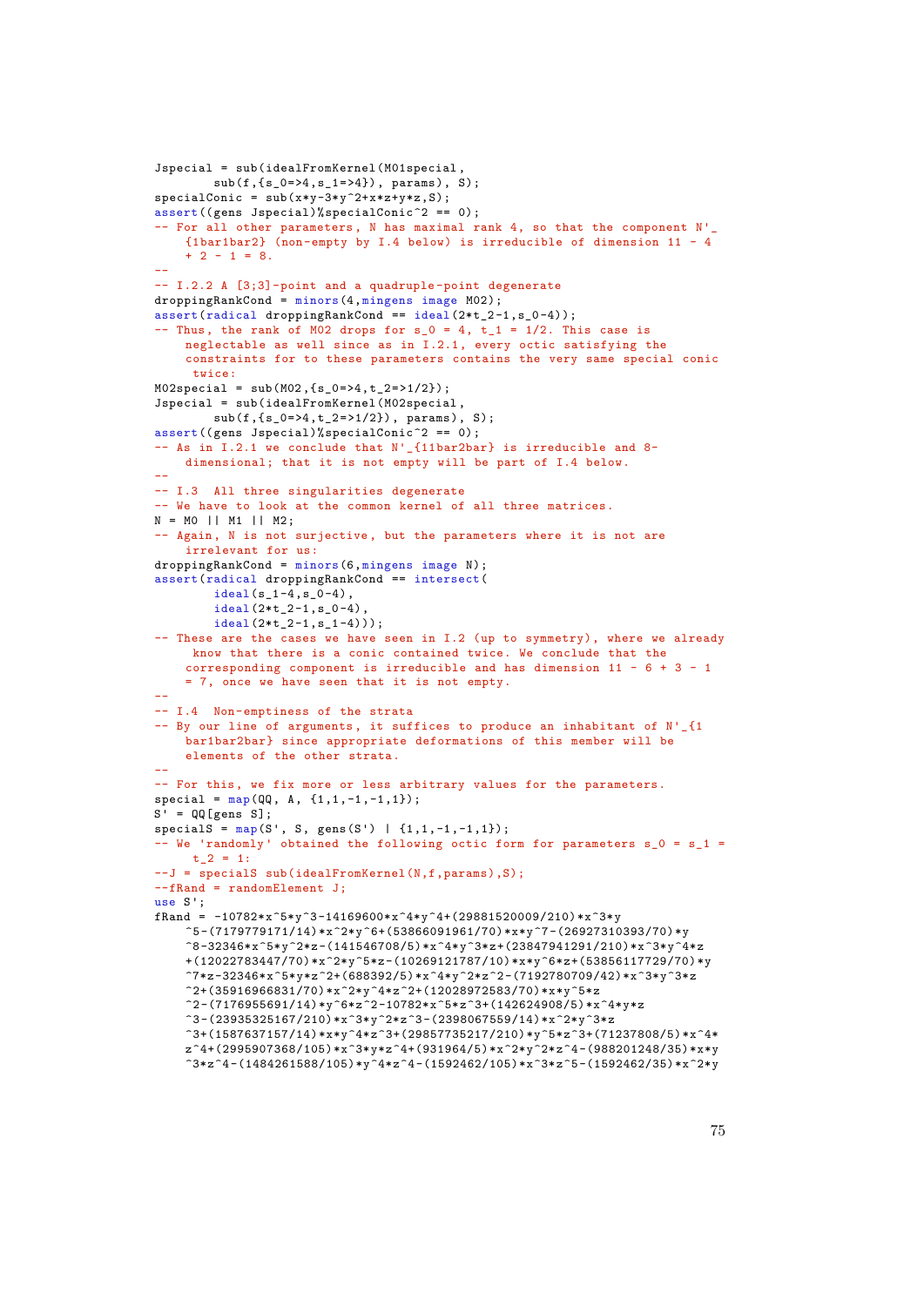```
Jspecial = sub(idealFromKernel(M01special,
        sub(f,{s_0=>4,s_1=>4}), params), S);
specialConic = sub(x*y-3*y^2+x*z+y*z,S);
assert((gens Jspecial)%specialConic^2 == 0);
-- For all other parameters, N has maximal rank 4, so that the component N'_
    {1bar1bar2} (non-empty by I.4 below) is irreducible of dimension 11 - 4
    + 2 - 1 = 8.
--
-- I.2.2 A [3;3]-point and a quadruple-point degenerate
droppingRankCond = minors(4,mingens image M02);
assert(radical droppingRankCond == ideal(2*t_2-1,s_0-4));
-- Thus, the rank of M02 drops for s_0 = 4, t_1 = 1/2. This case is
    neglectable as well since as in I.2.1, every octic satisfying the
    constraints for to these parameters contains the very same special conic
     twice:
M02special = sub(M02,{s_0=>4,t_2=>1/2});
Jspecial = sub(idealFromKernel(M02special,
        sub(f,{s_0=>4,t_2=>1/2}), params), S);
assert((gens Jspecial)%specialConic^2 == 0);
-- As in I.2.1 we conclude that N'_{11bar2bar} is irreducible and 8-
    dimensional; that it is not empty will be part of I.4 below.
--
-- I.3  All three singularities degenerate
-- We have to look at the common kernel of all three matrices.
N = M0 || M1 || M2;
-- Again, N is not surjective, but the parameters where it is not are
    irrelevant for us:
droppingRankCond = minors(6,mingens image N);
assert(radical droppingRankCond == intersect(
        ideal(s_1-4,s_0-4),
        ideal(2*t_2-1,s_0-4),
        ideal(2*t_2-1,s_1-4)));
-- These are the cases we have seen in I.2 (up to symmetry), where we already
     know that there is a conic contained twice. We conclude that the
    corresponding component is irreducible and has dimension 11 - 6 + 3 - 1
    = 7, once we have seen that it is not empty.
--
-- I.4  Non-emptiness of the strata
-- By our line of arguments, it suffices to produce an inhabitant of N'_{1
    bar1bar2bar} since appropriate deformations of this member will be
    elements of the other strata.
--
-- For this, we fix more or less arbitrary values for the parameters.
special = map(QQ, A, {1,1,-1,-1,1});
S' = QQ[gens S];
specialS = map(S', S, gens(S') | {1,1,-1,-1,1});
-- We 'randomly' obtained the following octic form for parameters s_0 = s_1 =
     t_2 = 1:
--J = specialS sub(idealFromKernel(N,f,params),S);
--fRand = randomElement J;
use S';
fRand = -10782*x^5*y^3-14169600*x^4*y^4+(29881520009/210)*x^3*y
    ^5-(7179779171/14)*x^2*y^6+(53866091961/70)*x*y^7-(26927310393/70)*y
    ^8-32346*x^5*y^2*z-(141546708/5)*x^4*y^3*z+(23847941291/210)*x^3*y^4*z
    +(12022783447/70)*x^2*y^5*z-(10269121787/10)*x*y^6*z+(53856117729/70)*y
    ^7*z-32346*x^5*y*z^2+(688392/5)*x^4*y^2*z^2-(7192780709/42)*x^3*y^3*z
    ^2+(35916966831/70)*x^2*y^4*z^2+(12028972583/70)*x*y^5*z
    ^2-(7176955691/14)*y^6*z^2-10782*x^5*z^3+(142624908/5)*x^4*y*z
    ^3-(23935325167/210)*x^3*y^2*z^3-(2398067559/14)*x^2*y^3*z
    ^3+(1587637157/14)*x*y^4*z^3+(29857735217/210)*y^5*z^3+(71237808/5)*x^4*
    z^4+(2995907368/105)*x^3*y*z^4+(931964/5)*x^2*y^2*z^4-(988201248/35)*x*y
    ^3*z^4-(1484261588/105)*y^4*z^4-(1592462/105)*x^3*z^5-(1592462/35)*x^2*y
```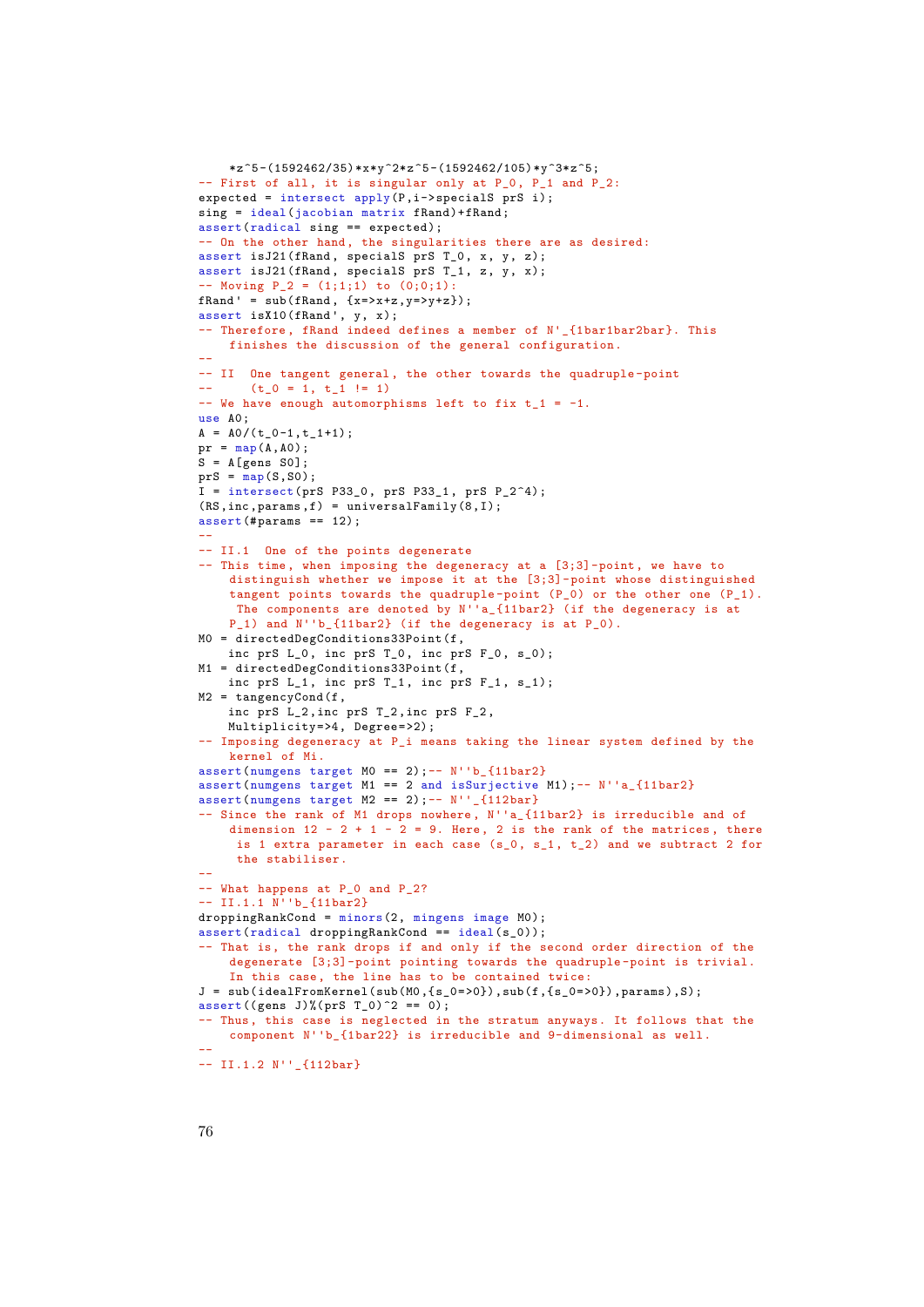```
    *z^5-(1592462/35)*x*y^2*z^5-(1592462/105)*y^3*z^5;
-- First of all, it is singular only at P_0, P_1 and P_2:
expected = intersect apply(P,i->specialS prS i);
sing = ideal(jacobian matrix fRand)+fRand;
assert(radical sing == expected);
-- On the other hand, the singularities there are as desired:
assert isJ21(fRand, specialS prS T_0, x, y, z);
assert isJ21(fRand, specialS prS T_1, z, y, x);
-- Moving P_2 = (1;1;1) to (0;0;1):
fRand' = sub(fRand, {x=>x+z,y=>y+z});
assert isX10(fRand', y, x);
-- Therefore, fRand indeed defines a member of N'_{1bar1bar2bar}. This
    finishes the discussion of the general configuration.
--
-- II  One tangent general, the other towards the quadruple-point
--     (t_0 = 1, t_1 != 1)
-- We have enough automorphisms left to fix t_1 = -1.
use A0;
A = A0/(t_0-1,t_1+1);
pr = map(A,A0);
S = A[gens S0];
prS = map(S,S0);
I = intersect(prS P33_0, prS P33_1, prS P_2^4);
(RS,inc,params,f) = universalFamily(8,I);
assert(#params == 12);
--
-- II.1  One of the points degenerate
-- This time, when imposing the degeneracy at a [3;3]-point, we have to
    distinguish whether we impose it at the [3;3]-point whose distinguished
    tangent points towards the quadruple-point (P_0) or the other one (P_1).
     The components are denoted by N''a_{11bar2} (if the degeneracy is at
    P_1) and N''b_{11bar2} (if the degeneracy is at P_0).
M0 = directedDegConditions33Point(f,
    inc prS L_0, inc prS T_0, inc prS F_0, s_0);
M1 = directedDegConditions33Point(f,
    inc prS L_1, inc prS T_1, inc prS F_1, s_1);
M2 = tangencyCond(f,
    inc prS L_2,inc prS T_2,inc prS F_2,
    Multiplicity=>4, Degree=>2);
-- Imposing degeneracy at P_i means taking the linear system defined by the
    kernel of Mi.
assert(numgens target M0 == 2);-- N''b_{11bar2}
assert(numgens target M1 == 2 and isSurjective M1);-- N''a_{11bar2}
assert(numgens target M2 == 2);-- N''_{112bar}
-- Since the rank of M1 drops nowhere, N''a_{11bar2} is irreducible and of
    dimension 12 - 2 + 1 - 2 = 9. Here, 2 is the rank of the matrices, there
     is 1 extra parameter in each case (s_0, s_1, t_2) and we subtract 2 for
     the stabiliser.
--
-- What happens at P_0 and P_2?
-- II.1.1 N''b_{11bar2}
droppingRankCond = minors(2, mingens image M0);
assert(radical droppingRankCond == ideal(s_0));
-- That is, the rank drops if and only if the second order direction of the
    degenerate [3;3]-point pointing towards the quadruple-point is trivial.
    In this case, the line has to be contained twice:
J = sub(idealFromKernel(sub(M0,{s_0=>0}),sub(f,{s_0=>0}),params),S);
assert((gens J)%(prS T_0)^2 == 0);
-- Thus, this case is neglected in the stratum anyways. It follows that the
    component N''b_{1bar22} is irreducible and 9-dimensional as well.
--
-- II.1.2 N''_{112bar}
```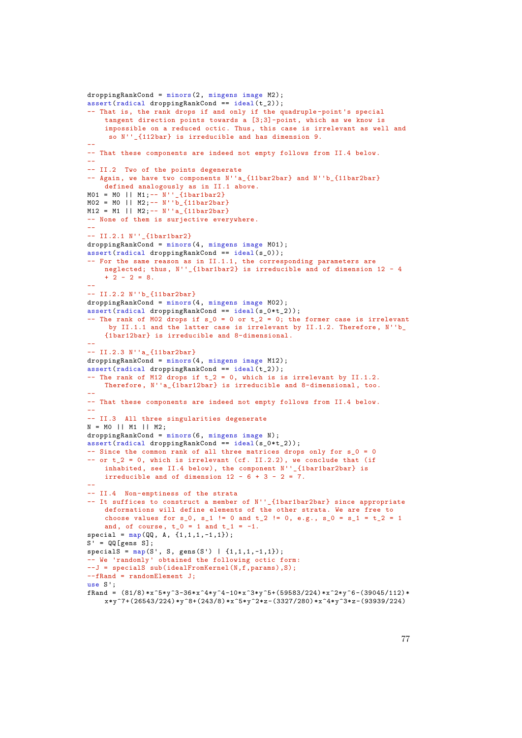```
droppingRankCond = minors(2, mingens image M2);
assert(radical droppingRankCond == ideal(t_2));
-- That is, the rank drops if and only if the quadruple-point's special
    tangent direction points towards a [3;3]-point, which as we know is
    impossible on a reduced octic. Thus, this case is irrelevant as well and
     so N''_{112bar} is irreducible and has dimension 9.
--
-- That these components are indeed not empty follows from II.4 below.
--
-- II.2  Two of the points degenerate
-- Again, we have two components N''a_{11bar2bar} and N''b_{11bar2bar}
    defined analogously as in II.1 above.
M01 = M0 || M1;-- N''_{1bar1bar2}
M02 = M0 || M2;-- N''b_{11bar2bar}
M12 = M1 || M2;-- N''a_{11bar2bar}
-- None of them is surjective everywhere.
--
-- II.2.1 N''_{1bar1bar2}
droppingRankCond = minors(4, mingens image M01);
assert(radical droppingRankCond == ideal(s_0));
-- For the same reason as in II.1.1, the corresponding parameters are
    neglected; thus, N''_{1bar1bar2} is irreducible and of dimension 12 - 4
    + 2 - 2 = 8.
--
-- II.2.2 N''b_{11bar2bar}
droppingRankCond = minors(4, mingens image M02);
assert(radical droppingRankCond == ideal(s_0*t_2));
-- The rank of M02 drops if s_0 = 0 or t_2 = 0; the former case is irrelevant
     by II.1.1 and the latter case is irrelevant by II.1.2. Therefore, N''b_
    {1bar12bar} is irreducible and 8-dimensional.
--
-- II.2.3 N''a_{11bar2bar}
droppingRankCond = minors(4, mingens image M12);
assert(radical droppingRankCond == ideal(t_2));
-- The rank of M12 drops if t_2 = 0, which is is irrelevant by II.1.2.
    Therefore, N''a_{1bar12bar} is irreducible and 8-dimensional, too.
--
-- That these components are indeed not empty follows from II.4 below.
--
-- II.3  All three singularities degenerate
N = M0 || M1 || M2;
droppingRankCond = minors(6, mingens image N);
assert(radical droppingRankCond == ideal(s_0*t_2));
-- Since the common rank of all three matrices drops only for s_0 = 0
-- or t_2 = 0, which is irrelevant (cf. II.2.2), we conclude that (if
    inhabited, see II.4 below), the component N''_{1bar1bar2bar} is
    irreducible and of dimension 12 - 6 + 3 - 2 = 7.
--
-- II.4  Non-emptiness of the strata
-- It suffices to construct a member of N''_{1bar1bar2bar} since appropriate
    deformations will define elements of the other strata. We are free to
    choose values for s_0, s_1 != 0 and t_2 != 0, e.g., s_0 = s_1 = t_2 = 1
    and, of course, t_0 = 1 and t_1 = -1.
special = map(QQ, A, {1,1,1,-1,1});
S' = QQ[gens S];
specialS = map(S', S, gens(S') | {1,1,1,-1,1});
-- We 'randomly' obtained the following octic form:
--J = specialS sub(idealFromKernel(N,f,params),S);
--fRand = randomElement J;
use S';
fRand = (81/8)*x^5*y^3-36*x^4*y^4-10*x^3*y^5+(59583/224)*x^2*y^6-(39045/112)*
    x*y^7+(26543/224)*y^8+(243/8)*x^5*y^2*z-(3327/280)*x^4*y^3*z-(93939/224)
```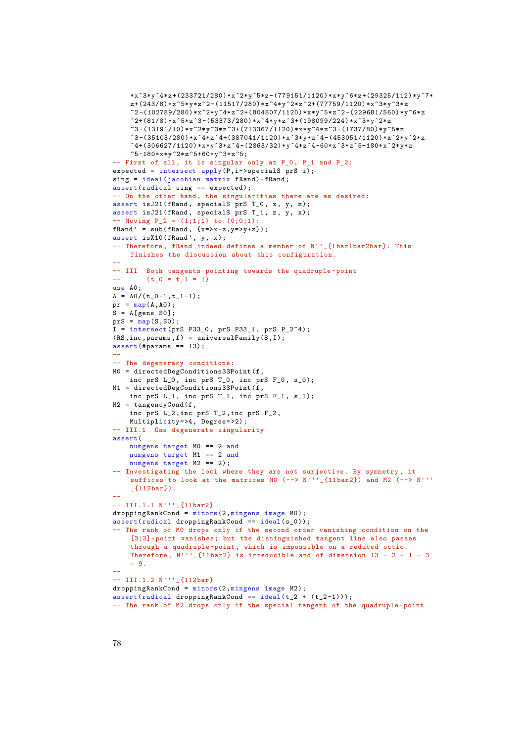```
*x^3*y^4*z+(233721/280)*x^2*y^5*z-(779151/1120)*x*y^6*z+(29325/112)*y^7*
    z+(243/8)*x^5*y*z^2-(11517/280)*x^4*y^2*z^2+(77759/1120)*x^3*y^3*z
    ^2-(102789/280)*x^2*y^4*z^2+(804807/1120)*x*y^5*z^2-(229681/560)*y^6*z
    ^2+(81/8)*x^5*z^3-(53373/280)*x^4*y*z^3+(198099/224)*x^3*y^2*z
    ^3-(13191/10)*x^2*y^3*z^3+(713367/1120)*x*y^4*z^3-(1737/80)*y^5*z
    ^3-(35103/280)*x^4*z^4+(387041/1120)*x^3*y*z^4-(453051/1120)*x^2*y^2*z
    ^4+(306627/1120)*x*y^3*z^4-(2863/32)*y^4*z^4-60*x^3*z^5+180*x^2*y*z
    ^5-180*x*y^2*z^5+60*y^3*z^5;
-- First of all, it is singular only at P_0, P_1 and P_2:
expected = intersect apply(P,i->specialS prS i);
sing = ideal(jacobian matrix fRand)+fRand;
assert(radical sing == expected);
-- On the other hand, the singularities there are as desired:
assert isJ21(fRand, specialS prS T_0, x, y, z);
assert isJ21(fRand, specialS prS T_1, z, y, x);
-- Moving P_2 = (1;1;1) to (0;0;1):
fRand' = sub(fRand, {x=>x+z,y=>y+z});
assert isX10(fRand', y, x);
-- Therefore, fRand indeed defines a member of N''_{1bar1bar2bar}. This
    finishes the discussion about this configuration.
--
-- III  Both tangents pointing towards the quadruple-point
--      (t_0 = t_1 = 1)
use A0;
A = A0/(t_0-1,t_1-1);
pr = map(A,A0);
S = A[gens S0];
prS = map(S,S0);
I = intersect(prS P33_0, prS P33_1, prS P_2^4);
(RS,inc,params,f) = universalFamily(8,I);
assert(#params == 13);
--
-- The degeneracy conditions:
M0 = directedDegConditions33Point(f,
    inc prS L_0, inc prS T_0, inc prS F_0, s_0);
M1 = directedDegConditions33Point(f,
    inc prS L_1, inc prS T_1, inc prS F_1, s_1);
M2 = tangencyCond(f,
    inc prS L_2,inc prS T_2,inc prS F_2,
    Multiplicity=>4, Degree=>2);
-- III.1  One degenerate singularity
assert(
    numgens target M0 == 2 and
    numgens target M1 == 2 and
    numgens target M2 == 2);
-- Investigating the loci where they are not surjective. By symmetry, it
    suffices to look at the matrices M0 (--> N'''_{11bar2}) and M2 (--> N'''
    _{112bar}).
--
-- III.1.1 N'''_{11bar2}
droppingRankCond = minors(2,mingens image M0);
assert(radical droppingRankCond == ideal(s_0));
-- The rank of M0 drops only if the second order vanishing condition on the
    [3;3]-point vanishes; but the distinguished tangent line also passes
    through a quadruple-point, which is impossible on a reduced octic.
    Therefore, N'''_{11bar2} is irreducible and of dimension 13 - 2 + 1 - 3
    = 9.
--
-- III.1.2 N'''_{112bar}
droppingRankCond = minors(2,mingens image M2);
assert(radical droppingRankCond == ideal(t_2 * (t_2-1)));
-- The rank of M2 drops only if the special tangent of the quadruple-point
```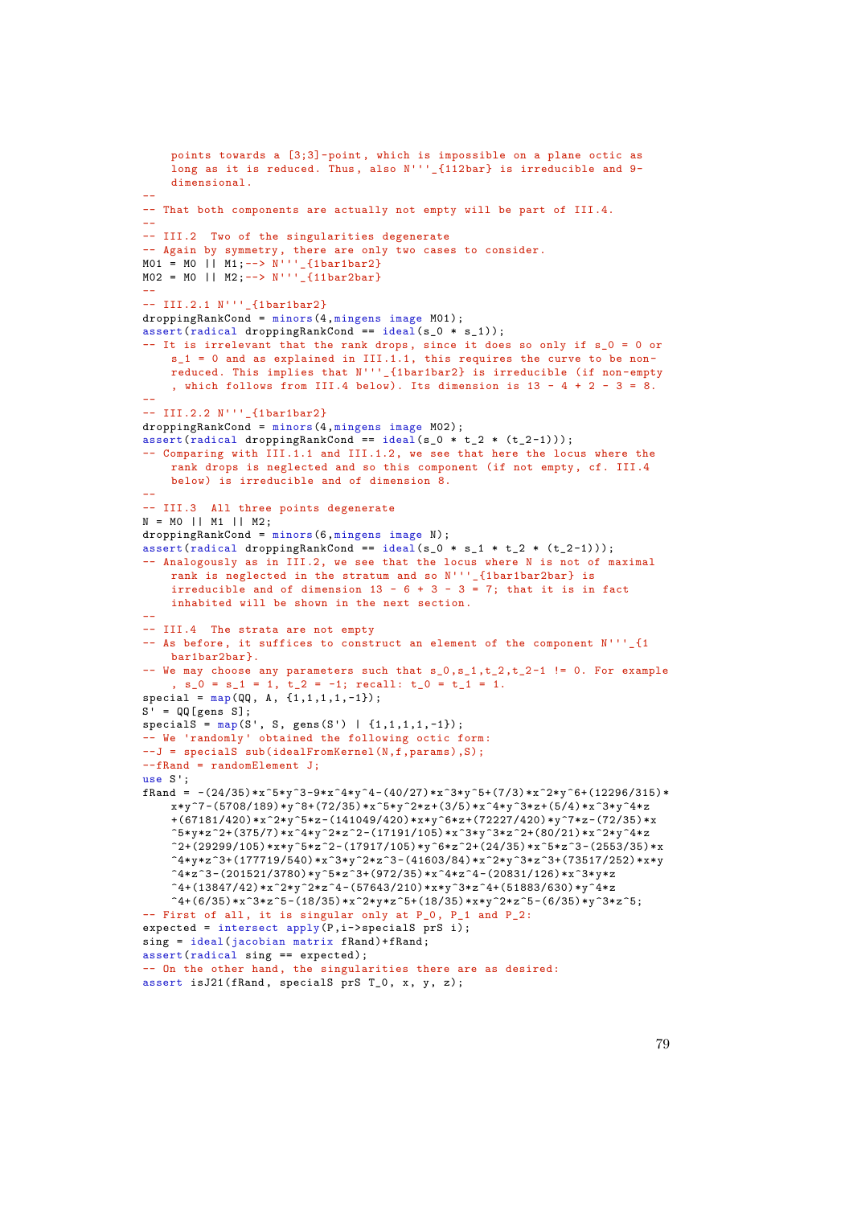```
    points towards a [3;3]-point, which is impossible on a plane octic as
    long as it is reduced. Thus, also N'''_{112bar} is irreducible and 9-
    dimensional.
--
-- That both components are actually not empty will be part of III.4.
--
-- III.2  Two of the singularities degenerate
-- Again by symmetry, there are only two cases to consider.
M01 = M0 || M1;--> N'''_{1bar1bar2}
M02 = M0 || M2;--> N'''_{11bar2bar}
--
-- III.2.1 N'''_{1bar1bar2}
droppingRankCond = minors(4,mingens image M01);
assert(radical droppingRankCond == ideal(s_0 * s_1));
-- It is irrelevant that the rank drops, since it does so only if s_0 = 0 or
    s_1 = 0 and as explained in III.1.1, this requires the curve to be non-
    reduced. This implies that N'''_{1bar1bar2} is irreducible (if non-empty
    , which follows from III.4 below). Its dimension is 13 - 4 + 2 - 3 = 8.
--
-- III.2.2 N'''_{1bar1bar2}
droppingRankCond = minors(4,mingens image M02);
assert(radical droppingRankCond == ideal(s_0 * t_2 * (t_2-1)));
-- Comparing with III.1.1 and III.1.2, we see that here the locus where the
    rank drops is neglected and so this component (if not empty, cf. III.4
    below) is irreducible and of dimension 8.
--
-- III.3  All three points degenerate
N = M0 || M1 || M2;
droppingRankCond = minors(6,mingens image N);
assert(radical droppingRankCond == ideal(s_0 * s_1 * t_2 * (t_2-1)));
-- Analogously as in III.2, we see that the locus where N is not of maximal
    rank is neglected in the stratum and so N'''_{1bar1bar2bar} is
    irreducible and of dimension 13 - 6 + 3 - 3 = 7; that it is in fact
    inhabited will be shown in the next section.
--
-- III.4  The strata are not empty
-- As before, it suffices to construct an element of the component N'''_{1
    bar1bar2bar}.
-- We may choose any parameters such that s_0,s_1,t_2,t_2-1 != 0. For example
    , s_0 = s_1 = 1, t_2 = -1; recall: t_0 = t_1 = 1.
special = map(QQ, A, {1,1,1,1,-1});
S' = QQ[gens S];
specialS = map(S', S, gens(S') | {1,1,1,1,-1});
-- We 'randomly' obtained the following octic form:
--J = specialS sub(idealFromKernel(N,f,params),S);
--fRand = randomElement J;
use S';
fRand = -(24/35)*x^5*y^3-9*x^4*y^4-(40/27)*x^3*y^5+(7/3)*x^2*y^6+(12296/315)*
    x*y^7-(5708/189)*y^8+(72/35)*x^5*y^2*z+(3/5)*x^4*y^3*z+(5/4)*x^3*y^4*z
    +(67181/420)*x^2*y^5*z-(141049/420)*x*y^6*z+(72227/420)*y^7*z-(72/35)*x
    ^5*y*z^2+(375/7)*x^4*y^2*z^2-(17191/105)*x^3*y^3*z^2+(80/21)*x^2*y^4*z
    ^2+(29299/105)*x*y^5*z^2-(17917/105)*y^6*z^2+(24/35)*x^5*z^3-(2553/35)*x
    ^4*y*z^3+(177719/540)*x^3*y^2*z^3-(41603/84)*x^2*y^3*z^3+(73517/252)*x*y
    ^4*z^3-(201521/3780)*y^5*z^3+(972/35)*x^4*z^4-(20831/126)*x^3*y*z
    ^4+(13847/42)*x^2*y^2*z^4-(57643/210)*x*y^3*z^4+(51883/630)*y^4*z
    ^4+(6/35)*x^3*z^5-(18/35)*x^2*y*z^5+(18/35)*x*y^2*z^5-(6/35)*y^3*z^5;
-- First of all, it is singular only at P_0, P_1 and P_2:
expected = intersect apply(P,i->specialS prS i);
sing = ideal(jacobian matrix fRand)+fRand;
assert(radical sing == expected);
-- On the other hand, the singularities there are as desired:
assert isJ21(fRand, specialS prS T_0, x, y, z);
```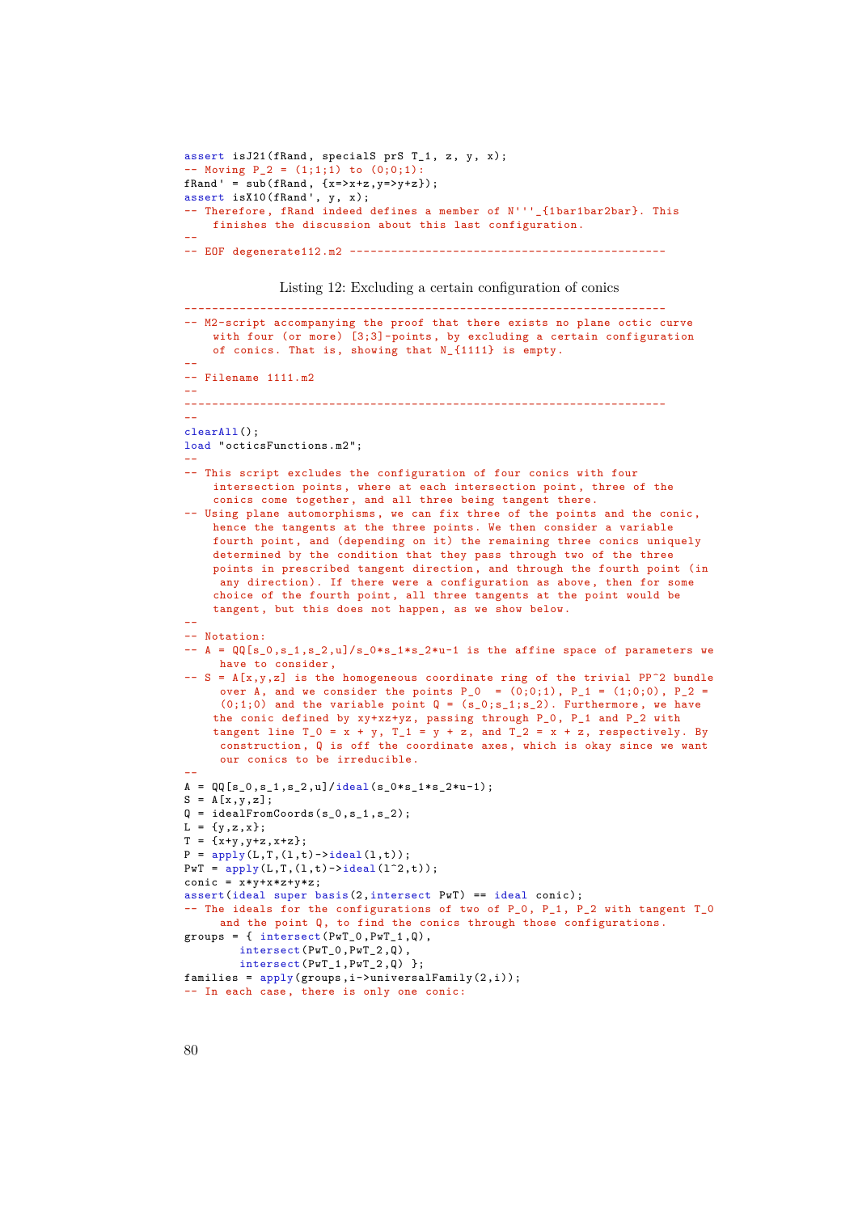```
assert isJ21(fRand, specialS prS T_1, z, y, x);
-- Moving P_2 = (1;1;1) to (0;0;1):
fRand' = sub(fRand, {x=>x+z,y=>y+z});
assert isX10(fRand', y, x);
-- Therefore, fRand indeed defines a member of N'''_{1bar1bar2bar}. This
    finishes the discussion about this last configuration.
--
-- EOF degenerate112.m2 ---------------------------------------------
```

Listing 12: Excluding a certain configuration of conics

```
---------------------------------------------------------------------
-- M2-script accompanying the proof that there exists no plane octic curve
    with four (or more) [3;3]-points, by excluding a certain configuration
    of conics. That is, showing that N_{1111} is empty.
--
-- Filename 1111.m2
--
---------------------------------------------------------------------
--
clearAll();
load "octicsFunctions.m2";
--
-- This script excludes the configuration of four conics with four
    intersection points, where at each intersection point, three of the
    conics come together, and all three being tangent there.
-- Using plane automorphisms, we can fix three of the points and the conic,
    hence the tangents at the three points. We then consider a variable
    fourth point, and (depending on it) the remaining three conics uniquely
    determined by the condition that they pass through two of the three
    points in prescribed tangent direction, and through the fourth point (in
     any direction). If there were a configuration as above, then for some
    choice of the fourth point, all three tangents at the point would be
    tangent, but this does not happen, as we show below.
--
-- Notation:
-- A = QQ[s_0,s_1,s_2,u]/s_0*s_1*s_2*u-1 is the affine space of parameters we
     have to consider,
-- S = A[x,y,z] is the homogeneous coordinate ring of the trivial PP^2 bundle
     over A, and we consider the points P_0  = (0;0;1), P_1 = (1;0;0), P_2 =
     (0;1;0) and the variable point Q = (s_0;s_1;s_2). Furthermore, we have
    the conic defined by xy+xz+yz, passing through P_0, P_1 and P_2 with
    tangent line T_0 = x + y, T_1 = y + z, and T_2 = x + z, respectively. By
     construction, Q is off the coordinate axes, which is okay since we want
     our conics to be irreducible.
--
A = QQ[s_0,s_1,s_2,u]/ideal(s_0*s_1*s_2*u-1);
S = A[x,y,z];
Q = idealFromCoords(s_0,s_1,s_2);
L = {y,z,x};
T = {x+y,y+z,x+z};
P = apply(L,T,(l,t)->ideal(l,t));
PwT = apply(L,T,(l,t)->ideal(l^2,t));
conic = x*y+x*z+y*z;
assert(ideal super basis(2,intersect PwT) == ideal conic);
-- The ideals for the configurations of two of P_0, P_1, P_2 with tangent T_0
     and the point Q, to find the conics through those configurations.
groups = { intersect(PwT_0,PwT_1,Q),
        intersect(PwT_0,PwT_2,Q),
        intersect(PwT_1,PwT_2,Q) };
families = apply(groups,i->universalFamily(2,i));
-- In each case, there is only one conic:
```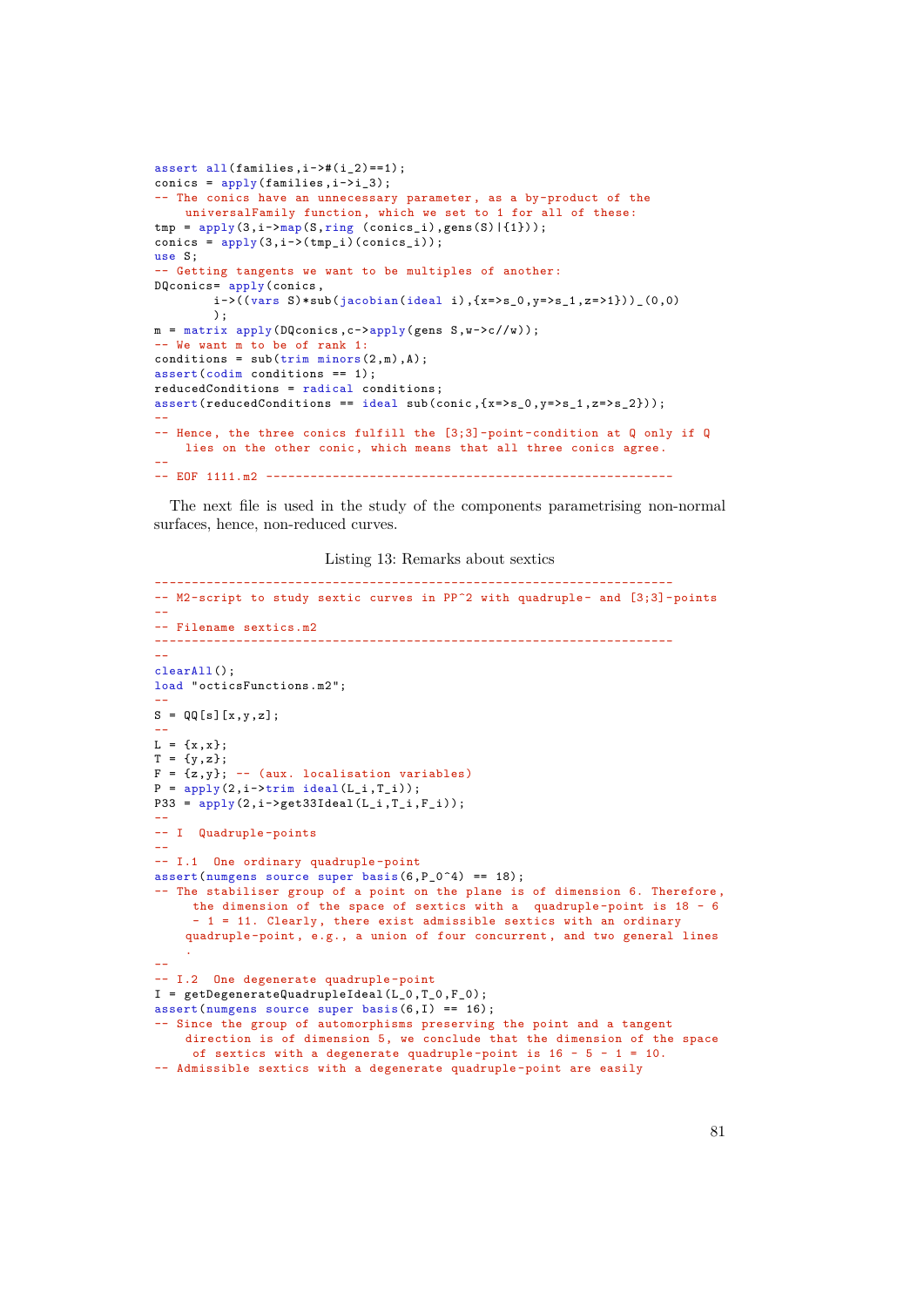```
assert all(families,i->#(i_2)==1);
conics = apply(families,i->i_3);
-- The conics have an unnecessary parameter, as a by-product of the
    universalFamily function, which we set to 1 for all of these:
tmp = apply(3,i->map(S,ring (conics_i),gens(S)|{1}));
conics = apply(3,i->(tmp_i)(conics_i));
use S;
-- Getting tangents we want to be multiples of another:
DQconics= apply(conics,
        i->((vars S)*sub(jacobian(ideal i),{x=>s_0,y=>s_1,z=>1}))_(0,0)
        );
m = matrix apply(DQconics,c->apply(gens S,w->c//w));
-- We want m to be of rank 1:
conditions = sub(trim minors(2,m),A);
assert(codim conditions == 1);
reducedConditions = radical conditions;
assert(reducedConditions == ideal sub(conic,{x=>s_0,y=>s_1,z=>s_2}));
--
-- Hence, the three conics fulfill the [3;3]-point-condition at Q only if Q
    lies on the other conic, which means that all three conics agree.
--
-- EOF 1111.m2 ------------------------------------------------------
```

The next file is used in the study of the components parametrising non-normal surfaces, hence, non-reduced curves.

Listing 13: Remarks about sextics

```
---------------------------------------------------------------------
-- M2-script to study sextic curves in PP^2 with quadruple- and [3;3]-points
--
-- Filename sextics.m2
---------------------------------------------------------------------
--
clearAll();
load "octicsFunctions.m2";
--
S = QQ[s][x,y,z];
--
L = {x,x};
T = {y,z};
F = {z,y}; -- (aux. localisation variables)
P = apply(2,i->trim ideal(L_i,T_i));
P33 = apply(2,i->get33Ideal(L_i,T_i,F_i));
--
-- I  Quadruple-points
--
-- I.1  One ordinary quadruple-point
assert(numgens source super basis(6,P_0^4) == 18);
-- The stabiliser group of a point on the plane is of dimension 6. Therefore,
     the dimension of the space of sextics with a  quadruple-point is 18 - 6
     - 1 = 11. Clearly, there exist admissible sextics with an ordinary
    quadruple-point, e.g., a union of four concurrent, and two general lines
    .
--
-- I.2  One degenerate quadruple-point
I = getDegenerateQuadrupleIdeal(L_0,T_0,F_0);
assert(numgens source super basis(6,I) == 16);
-- Since the group of automorphisms preserving the point and a tangent
    direction is of dimension 5, we conclude that the dimension of the space
     of sextics with a degenerate quadruple-point is 16 - 5 - 1 = 10.
-- Admissible sextics with a degenerate quadruple-point are easily
```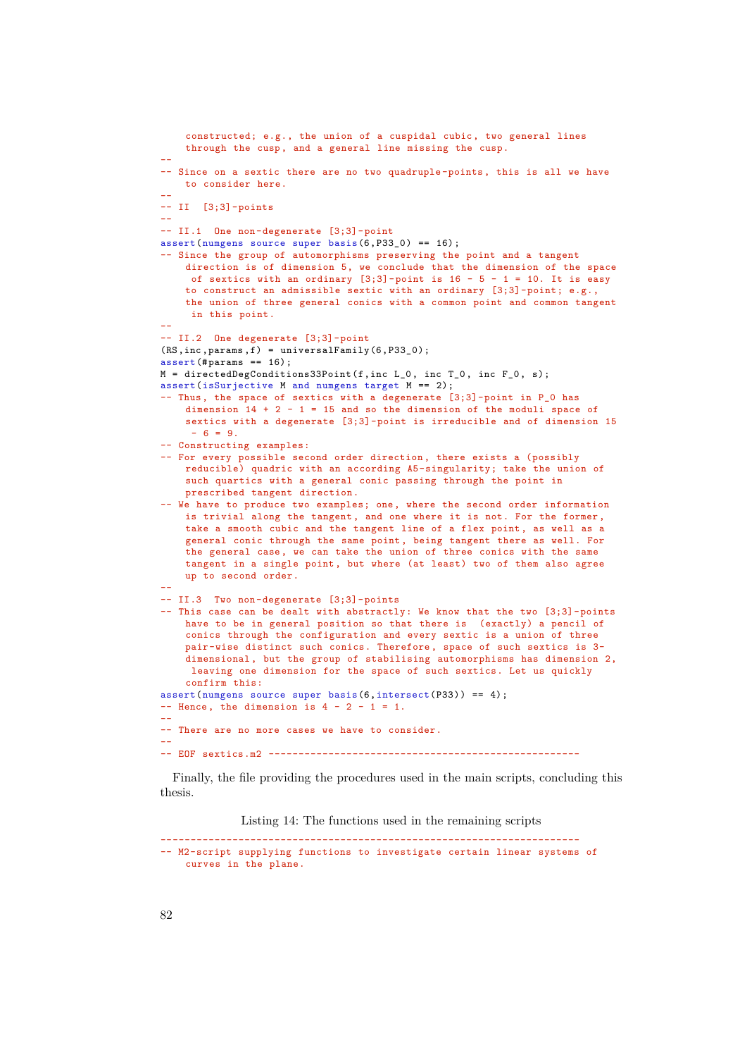```
    constructed; e.g., the union of a cuspidal cubic, two general lines
    through the cusp, and a general line missing the cusp.
--
-- Since on a sextic there are no two quadruple-points, this is all we have
    to consider here.
--
-- II  [3;3]-points
--
-- II.1  One non-degenerate [3;3]-point
assert(numgens source super basis(6,P33_0) == 16);
-- Since the group of automorphisms preserving the point and a tangent
    direction is of dimension 5, we conclude that the dimension of the space
     of sextics with an ordinary [3;3]-point is 16 - 5 - 1 = 10. It is easy
    to construct an admissible sextic with an ordinary [3;3]-point; e.g.,
    the union of three general conics with a common point and common tangent
     in this point.
--
-- II.2  One degenerate [3;3]-point
(RS,inc,params,f) = universalFamily(6,P33_0);
assert(#params == 16);
M = directedDegConditions33Point(f,inc L_0, inc T_0, inc F_0, s);
assert(isSurjective M and numgens target M == 2);
-- Thus, the space of sextics with a degenerate [3;3]-point in P_0 has
    dimension 14 + 2 - 1 = 15 and so the dimension of the moduli space of
    sextics with a degenerate [3;3]-point is irreducible and of dimension 15
     - 6 = 9.
-- Constructing examples:
-- For every possible second order direction, there exists a (possibly
    reducible) quadric with an according A5-singularity; take the union of
    such quartics with a general conic passing through the point in
    prescribed tangent direction.
-- We have to produce two examples; one, where the second order information
    is trivial along the tangent, and one where it is not. For the former,
    take a smooth cubic and the tangent line of a flex point, as well as a
    general conic through the same point, being tangent there as well. For
    the general case, we can take the union of three conics with the same
    tangent in a single point, but where (at least) two of them also agree
    up to second order.
--
-- II.3  Two non-degenerate [3;3]-points
-- This case can be dealt with abstractly: We know that the two [3;3]-points
    have to be in general position so that there is  (exactly) a pencil of
    conics through the configuration and every sextic is a union of three
    pair-wise distinct such conics. Therefore, space of such sextics is 3-
    dimensional, but the group of stabilising automorphisms has dimension 2,
     leaving one dimension for the space of such sextics. Let us quickly
    confirm this:
assert(numgens source super basis(6,intersect(P33)) == 4);
-- Hence, the dimension is 4 - 2 - 1 = 1.
--
-- There are no more cases we have to consider.
--
-- EOF sextics.m2 ----------------------------------------------------
```

Finally, the file providing the procedures used in the main scripts, concluding this thesis.

Listing 14: The functions used in the remaining scripts

```
---------------------------------------------------------------------
-- M2-script supplying functions to investigate certain linear systems of
    curves in the plane.
```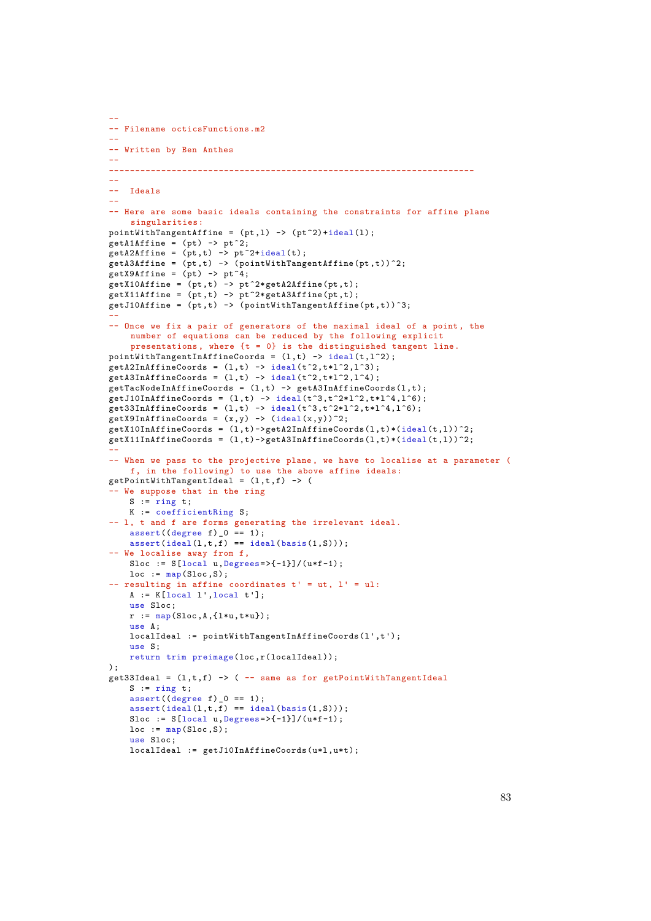```
--
-- Filename octicsFunctions.m2
--
-- Written by Ben Anthes
--
-----------------------------------------------------------------------
--
--  Ideals
--
-- Here are some basic ideals containing the constraints for affine plane
    singularities:
pointWithTangentAffine = (pt,l) -> (pt^2)+ideal(l);
getA1Affine = (pt) -> pt^2;
getA2Affine = (pt,t) -> pt^2+ideal(t);
getA3Affine = (pt,t) -> (pointWithTangentAffine(pt,t))^2;
getX9Affine = (pt) -> pt^4;
getX10Affine = (pt,t) -> pt^2*getA2Affine(pt,t);
getX11Affine = (pt,t) -> pt^2*getA3Affine(pt,t);
getJ10Affine = (pt,t) -> (pointWithTangentAffine(pt,t))^3;
--
-- Once we fix a pair of generators of the maximal ideal of a point, the
    number of equations can be reduced by the following explicit
    presentations, where {t = 0} is the distinguished tangent line.
pointWithTangentInAffineCoords = (l,t) -> ideal(t,l^2);
getA2InAffineCoords = (l,t) -> ideal(t^2,t*l^2,l^3);
getA3InAffineCoords = (l,t) -> ideal(t^2,t*l^2,l^4);
getTacNodeInAffineCoords = (l,t) -> getA3InAffineCoords(l,t);
getJ10InAffineCoords = (l,t) -> ideal(t^3,t^2*l^2,t*l^4,l^6);
get33InAffineCoords = (l,t) -> ideal(t^3,t^2*l^2,t*l^4,l^6);
getX9InAffineCoords = (x,y) -> (ideal(x,y))^2;
getX10InAffineCoords = (l,t)->getA2InAffineCoords(l,t)*(ideal(t,l))^2;
getX11InAffineCoords = (l,t)->getA3InAffineCoords(l,t)*(ideal(t,l))^2;
--
-- When we pass to the projective plane, we have to localise at a parameter (
    f, in the following) to use the above affine ideals:
getPointWithTangentIdeal = (l,t,f) -> (
-- We suppose that in the ring
    S := ring t;
    K := coefficientRing S;
-- l, t and f are forms generating the irrelevant ideal.
    assert((degree f)_0 == 1);
    assert(ideal(l,t,f) == ideal(basis(1,S)));
-- We localise away from f,
    Sloc := S[local u,Degrees=>{-1}]/(u*f-1);
    loc := map(Sloc,S);
-- resulting in affine coordinates t' = ut, l' = ul:
    A := K[local l',local t'];
    use Sloc;
    r := map(Sloc,A,{l*u,t*u});
    use A;
    localIdeal := pointWithTangentInAffineCoords(l',t');
    use S;
    return trim preimage(loc,r(localIdeal));
);
get33Ideal = (l,t,f) -> ( -- same as for getPointWithTangentIdeal
    S := ring t;
    assert((degree f)_0 == 1);
    assert(ideal(l,t,f) == ideal(basis(1,S)));
    Sloc := S[local u,Degrees=>{-1}]/(u*f-1);
    loc := map(Sloc,S);
    use Sloc;
    localIdeal := getJ10InAffineCoords(u*l,u*t);
```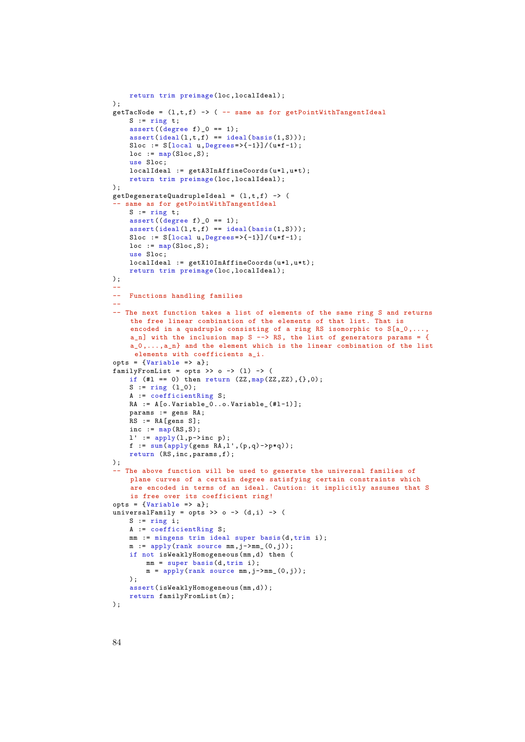```
    return trim preimage(loc,localIdeal);
);
getTacNode = (l,t,f) -> ( -- same as for getPointWithTangentIdeal
    S := ring t;
    assert((degree f)_0 == 1);
    assert(ideal(l,t,f) == ideal(basis(1,S)));
    Sloc := S[local u,Degrees=>{-1}]/(u*f-1);
    loc := map(Sloc,S);
    use Sloc;
    localIdeal := getA3InAffineCoords(u*l,u*t);
    return trim preimage(loc,localIdeal);
);
getDegenerateQuadrupleIdeal = (l,t,f) -> (
-- same as for getPointWithTangentIdeal
    S := ring t;
    assert((degree f)_0 == 1);
    assert(ideal(l,t,f) == ideal(basis(1,S)));
    Sloc := S[local u,Degrees=>{-1}]/(u*f-1);
    loc := map(Sloc,S);
    use Sloc;
    localIdeal := getX10InAffineCoords(u*l,u*t);
    return trim preimage(loc,localIdeal);
);
--
--  Functions handling families
--
-- The next function takes a list of elements of the same ring S and returns
    the free linear combination of the elements of that list. That is
    encoded in a quadruple consisting of a ring RS isomorphic to S[a_0,...,
    a_n] with the inclusion map S --> RS, the list of generators params = {
    a_0,...,a_n} and the element which is the linear combination of the list
     elements with coefficients a_i.
opts = {Variable => a};
familyFromList = opts >> o -> (l) -> (
    if (#l == 0) then return (ZZ,map(ZZ,ZZ),{},0);
    S := ring (l_0);
    A := coefficientRing S;
    RA := A[o.Variable_0..o.Variable_(#l-1)];
    params := gens RA;
    RS := RA[gens S];
    inc := map(RS,S);
    l' := apply(l,p->inc p);
    f := sum(apply(gens RA,l',(p,q)->p*q));
    return (RS,inc,params,f);
);
-- The above function will be used to generate the universal families of
    plane curves of a certain degree satisfying certain constraints which
    are encoded in terms of an ideal. Caution: it implicitly assumes that S
    is free over its coefficient ring!
opts = {Variable => a};
universalFamily = opts >> o -> (d,i) -> (
    S := ring i;
    A := coefficientRing S;
    mm := mingens trim ideal super basis(d,trim i);
    m := apply(rank source mm,j->mm_(0,j));
    if not isWeaklyHomogeneous(mm,d) then (
        mm = super basis(d,trim i);
        m = apply(rank source mm,j->mm_(0,j));
    );
    assert(isWeaklyHomogeneous(mm,d));
    return familyFromList(m);
);
```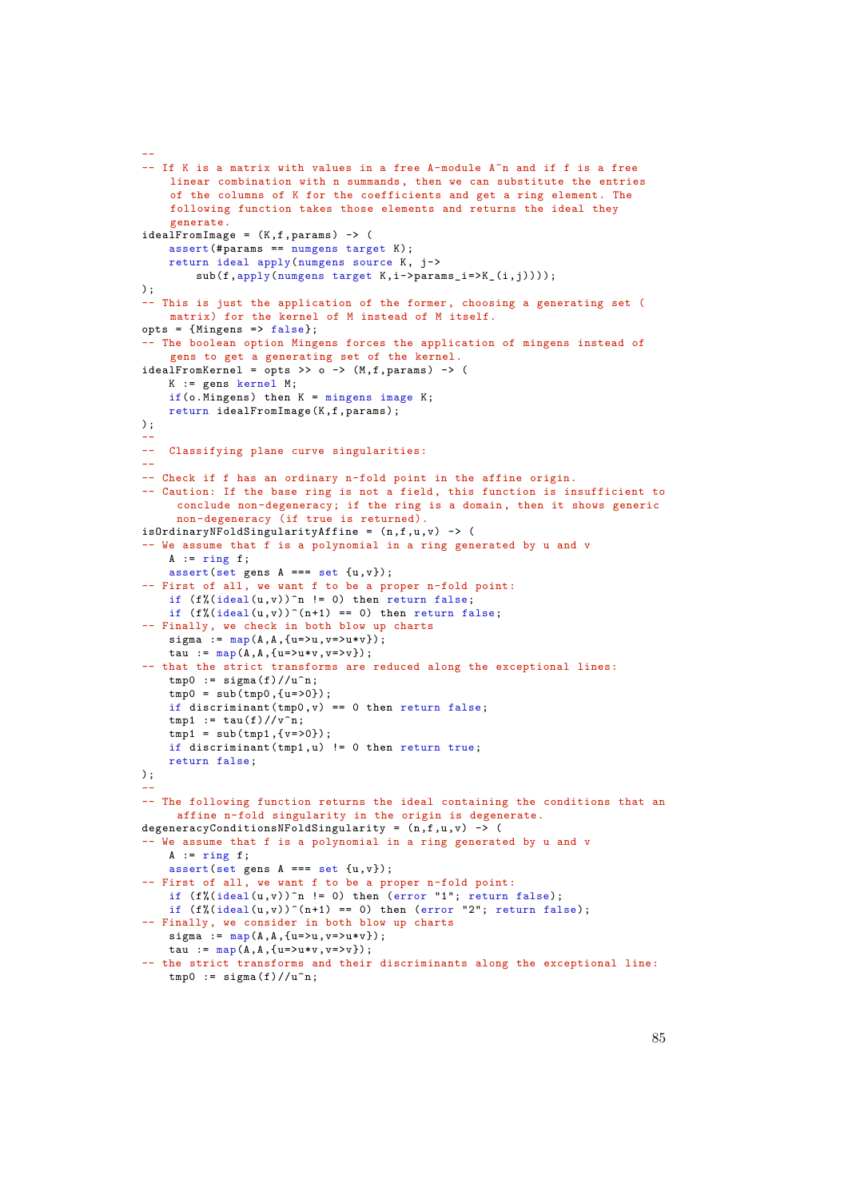```
--
-- If K is a matrix with values in a free A-module A^n and if f is a free
    linear combination with n summands, then we can substitute the entries
    of the columns of K for the coefficients and get a ring element. The
    following function takes those elements and returns the ideal they
    generate.
idealFromImage = (K,f,params) -> (
    assert(#params == numgens target K);
    return ideal apply(numgens source K, j->
        sub(f,apply(numgens target K,i->params_i=>K_(i,j))));
);
-- This is just the application of the former, choosing a generating set (
    matrix) for the kernel of M instead of M itself.
opts = {Mingens => false};
-- The boolean option Mingens forces the application of mingens instead of
    gens to get a generating set of the kernel.
idealFromKernel = opts >> o -> (M,f,params) -> (
    K := gens kernel M;
    if(o.Mingens) then K = mingens image K;
    return idealFromImage(K,f,params);
);
--
--  Classifying plane curve singularities:
--
-- Check if f has an ordinary n-fold point in the affine origin.
-- Caution: If the base ring is not a field, this function is insufficient to
     conclude non-degeneracy; if the ring is a domain, then it shows generic
     non-degeneracy (if true is returned).
isOrdinaryNFoldSingularityAffine = (n,f,u,v) -> (
-- We assume that f is a polynomial in a ring generated by u and v
    A := ring f;
    assert(set gens A === set {u,v});
-- First of all, we want f to be a proper n-fold point:
    if (f%(ideal(u,v))^n != 0) then return false;
    if (f%(ideal(u,v))^(n+1) == 0) then return false;
-- Finally, we check in both blow up charts
    sigma := map(A,A,{u=>u,v=>u*v});
    tau := map(A,A,{u=>u*v,v=>v});
-- that the strict transforms are reduced along the exceptional lines:
    tmp0 := sigma(f)//u^n;
    tmp0 = sub(tmp0,{u=>0});
    if discriminant(tmp0,v) == 0 then return false;
    tmp1 := tau(f)//v^n;
    tmp1 = sub(tmp1,{v=>0});
    if discriminant(tmp1,u) != 0 then return true;
    return false;
);
--
-- The following function returns the ideal containing the conditions that an
     affine n-fold singularity in the origin is degenerate.
degeneracyConditionsNFoldSingularity = (n,f,u,v) -> (
-- We assume that f is a polynomial in a ring generated by u and v
    A := ring f;
    assert(set gens A === set {u,v});
-- First of all, we want f to be a proper n-fold point:
    if (f%(ideal(u,v))^n != 0) then (error "1"; return false);
    if (f%(ideal(u,v))^(n+1) == 0) then (error "2"; return false);
-- Finally, we consider in both blow up charts
    sigma := map(A,A,{u=>u,v=>u*v});
    tau := map(A,A,{u=>u*v,v=>v});
-- the strict transforms and their discriminants along the exceptional line:
    tmp0 := sigma(f)//u^n;
```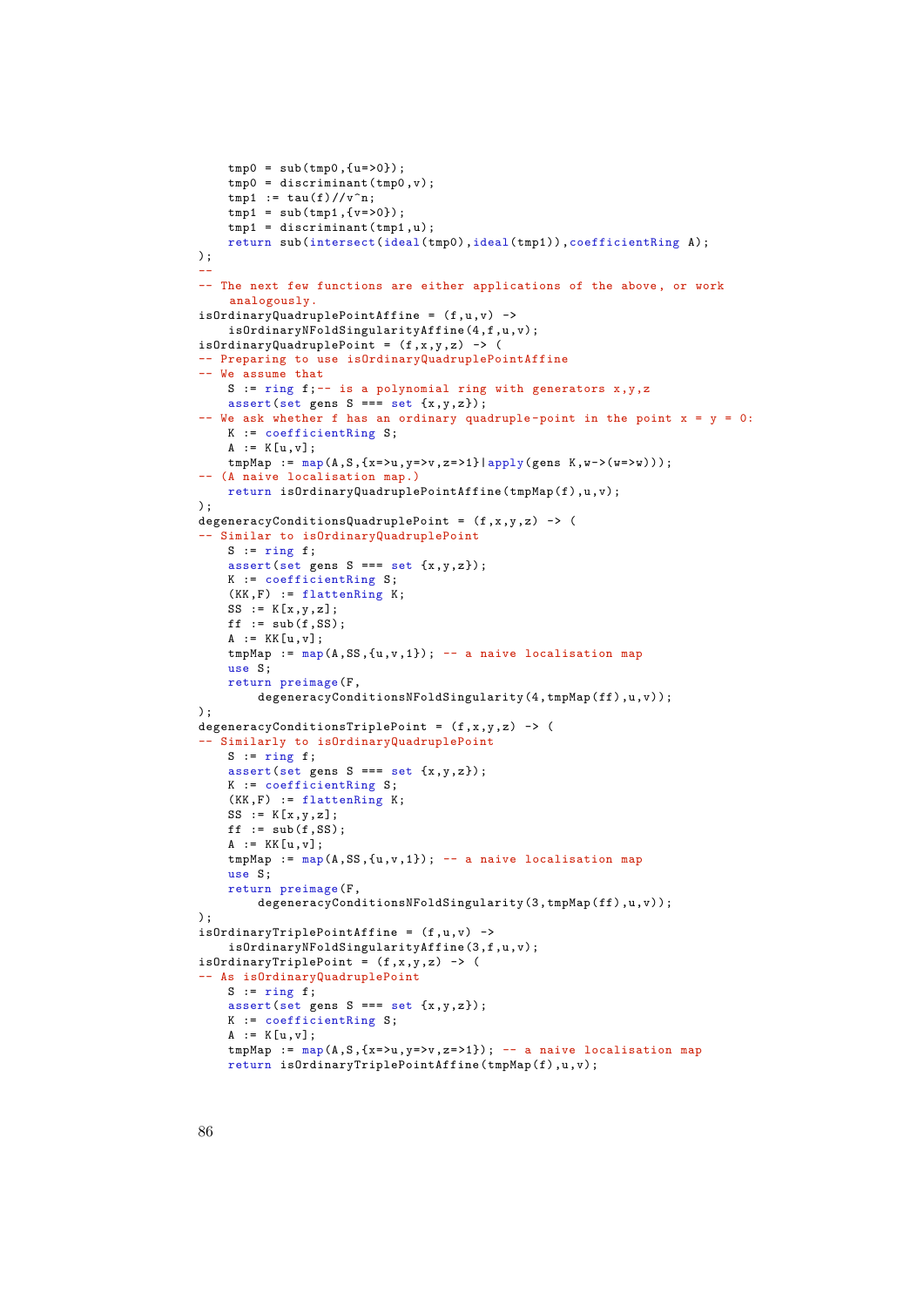```
    tmp0 = sub(tmp0,{u=>0});
    tmp0 = discriminant(tmp0,v);
    tmp1 := tau(f)//v^n;
    tmp1 = sub(tmp1,{v=>0});
    tmp1 = discriminant(tmp1,u);
    return sub(intersect(ideal(tmp0),ideal(tmp1)),coefficientRing A);
);
--
-- The next few functions are either applications of the above, or work
    analogously.
isOrdinaryQuadruplePointAffine = (f,u,v) ->
    isOrdinaryNFoldSingularityAffine(4,f,u,v);
isOrdinaryQuadruplePoint = (f,x,y,z) -> (
-- Preparing to use isOrdinaryQuadruplePointAffine
-- We assume that
    S := ring f;-- is a polynomial ring with generators x,y,z
    assert(set gens S === set {x,y,z});
-- We ask whether f has an ordinary quadruple-point in the point x = y = 0:
    K := coefficientRing S;
    A := K[u,v];
    tmpMap := map(A,S,{x=>u,y=>v,z=>1}|apply(gens K,w->(w=>w)));
-- (A naive localisation map.)
    return isOrdinaryQuadruplePointAffine(tmpMap(f),u,v);
);
degeneracyConditionsQuadruplePoint = (f,x,y,z) -> (
-- Similar to isOrdinaryQuadruplePoint
    S := ring f;
    assert(set gens S === set {x,y,z});
    K := coefficientRing S;
    (KK,F) := flattenRing K;
    SS := K[x,y,z];
    ff := sub(f,SS);
    A := KK[u,v];
    tmpMap := map(A,SS,{u,v,1}); -- a naive localisation map
    use S;
    return preimage(F,
        degeneracyConditionsNFoldSingularity(4,tmpMap(ff),u,v));
);
degeneracyConditionsTriplePoint = (f,x,y,z) -> (
-- Similarly to isOrdinaryQuadruplePoint
    S := ring f;
    assert(set gens S === set {x,y,z});
    K := coefficientRing S;
    (KK,F) := flattenRing K;
    SS := K[x,y,z];
    ff := sub(f,SS);
    A := KK[u,v];
    tmpMap := map(A,SS,{u,v,1}); -- a naive localisation map
    use S;
    return preimage(F,
        degeneracyConditionsNFoldSingularity(3,tmpMap(ff),u,v));
);
isOrdinaryTriplePointAffine = (f,u,v) ->
    isOrdinaryNFoldSingularityAffine(3,f,u,v);
isOrdinaryTriplePoint = (f,x,y,z) -> (
-- As isOrdinaryQuadruplePoint
    S := ring f;
    assert(set gens S === set {x,y,z});
    K := coefficientRing S;
    A := K[u,v];
    tmpMap := map(A,S,{x=>u,y=>v,z=>1}); -- a naive localisation map
    return isOrdinaryTriplePointAffine(tmpMap(f),u,v);
```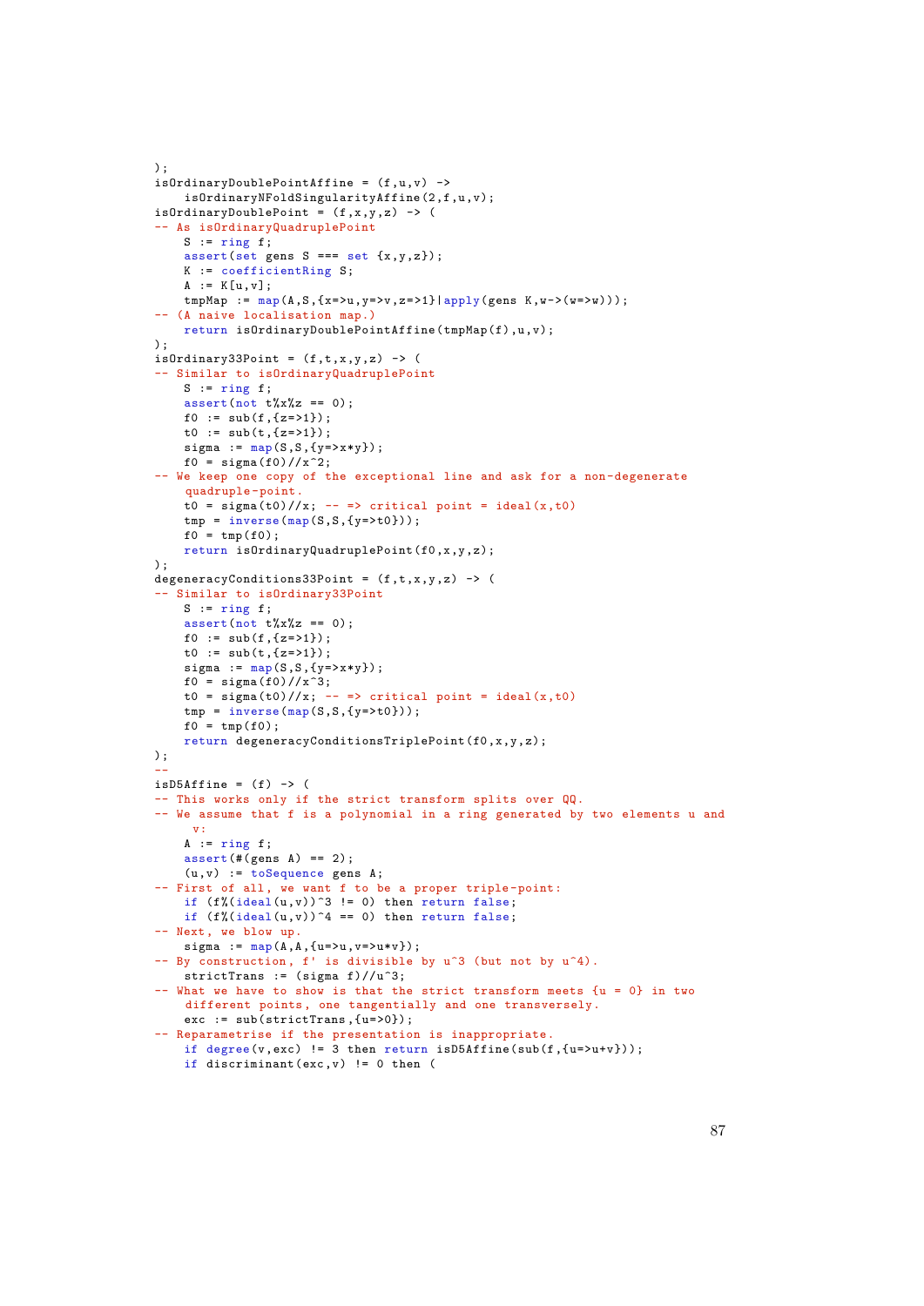```
);
isOrdinaryDoublePointAffine = (f,u,v) ->
    isOrdinaryNFoldSingularityAffine(2,f,u,v);
isOrdinaryDoublePoint = (f,x,y,z) -> (
-- As isOrdinaryQuadruplePoint
    S := ring f;
    assert(set gens S === set {x,y,z});
    K := coefficientRing S;
    A := K[u,v];
    tmpMap := map(A,S,{x=>u,y=>v,z=>1}|apply(gens K,w->(w=>w)));
-- (A naive localisation map.)
    return isOrdinaryDoublePointAffine(tmpMap(f),u,v);
);
isOrdinary33Point = (f,t,x,y,z) -> (
-- Similar to isOrdinaryQuadruplePoint
    S := ring f;
    assert(not t%x%z == 0);
    f0 := sub(f,{z=>1});
    t0 := sub(t,{z=>1});
    sigma := map(S,S,{y=>x*y});
    f0 = sigma(f0)//x^2;
-- We keep one copy of the exceptional line and ask for a non-degenerate
    quadruple-point.
    t0 = sigma(t0)//x; -- => critical point = ideal(x,t0)
    tmp = inverse(map(S,S,{y=>t0}));
    f0 = tmp(f0);
    return isOrdinaryQuadruplePoint(f0,x,y,z);
);
degeneracyConditions33Point = (f,t,x,y,z) -> (
-- Similar to isOrdinary33Point
    S := ring f;
    assert(not t%x%z == 0);
    f0 := sub(f,{z=>1});
    t0 := sub(t,{z=>1});
    sigma := map(S,S,{y=>x*y});
    f0 = sigma(f0)//x^3;
    t0 = sigma(t0)//x; -- => critical point = ideal(x,t0)
    tmp = inverse(map(S,S,{y=>t0}));
    f0 = tmp(f0);
    return degeneracyConditionsTriplePoint(f0,x,y,z);
);
--
isD5Affine = (f) -> (
-- This works only if the strict transform splits over QQ.
-- We assume that f is a polynomial in a ring generated by two elements u and
     v:
    A := ring f;
    assert(#(gens A) == 2);
    (u,v) := toSequence gens A;
-- First of all, we want f to be a proper triple-point:
    if (f%(ideal(u,v))^3 != 0) then return false;
    if (f%(ideal(u,v))^4 == 0) then return false;
-- Next, we blow up.
    sigma := map(A,A,{u=>u,v=>u*v});
-- By construction, f' is divisible by u^3 (but not by u^4).
    strictTrans := (sigma f)//u^3;
-- What we have to show is that the strict transform meets {u = 0} in two
    different points, one tangentially and one transversely.
    exc := sub(strictTrans,{u=>0});
-- Reparametrise if the presentation is inappropriate.
    if degree(v,exc) != 3 then return isD5Affine(sub(f,{u=>u+v}));
    if discriminant(exc,v) != 0 then (
```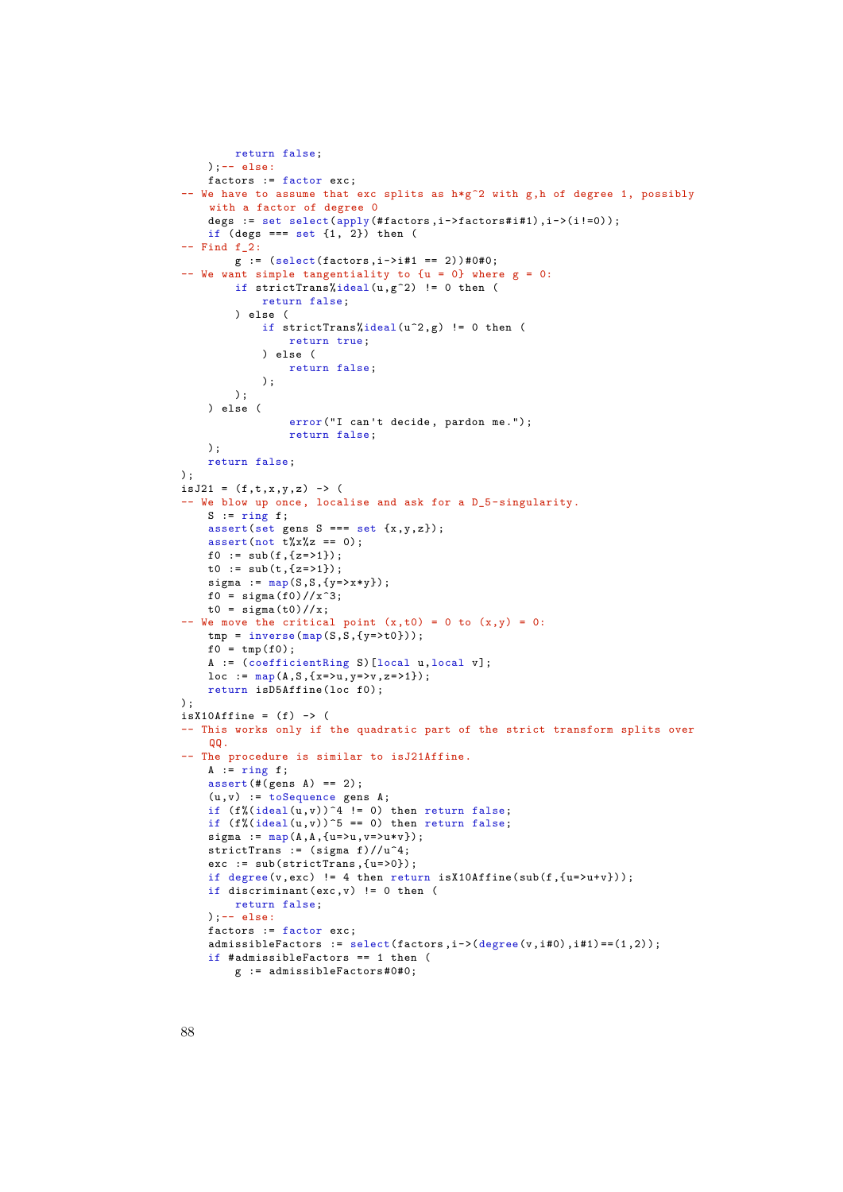```
        return false;
    );-- else:
    factors := factor exc;
-- We have to assume that exc splits as h*g^2 with g,h of degree 1, possibly
    with a factor of degree 0
    degs := set select(apply(#factors,i->factors#i#1),i->(i!=0));
    if (degs === set {1, 2}) then (
-- Find f_2:
        g := (select(factors,i->i#1 == 2))#0#0;
-- We want simple tangentiality to {u = 0} where g = 0:
        if strictTrans%ideal(u,g^2) != 0 then (
            return false;
        ) else (
            if strictTrans%ideal(u^2,g) != 0 then (
                return true;
            ) else (
                return false;
            );
        );
    ) else (
                error("I can't decide, pardon me.");
                return false;
    );
    return false;
);
isJ21 = (f,t,x,y,z) -> (
-- We blow up once, localise and ask for a D_5-singularity.
    S := ring f;
    assert(set gens S === set {x,y,z});
    assert(not t%x%z == 0);
    f0 := sub(f,{z=>1});
    t0 := sub(t,{z=>1});
    sigma := map(S,S,{y=>x*y});
    f0 = sigma(f0)//x^3;
    t0 = sigma(t0)//x;
-- We move the critical point (x,t0) = 0 to (x,y) = 0:
    tmp = inverse(map(S,S,{y=>t0}));
    f0 = tmp(f0);
    A := (coefficientRing S)[local u,local v];
    loc := map(A,S,{x=>u,y=>v,z=>1});
    return isD5Affine(loc f0);
);
isX10Affine = (f) -> (
-- This works only if the quadratic part of the strict transform splits over
    QQ.
-- The procedure is similar to isJ21Affine.
    A := ring f;
    assert(#(gens A) == 2);
    (u,v) := toSequence gens A;
    if (f%(ideal(u,v))^4 != 0) then return false;
    if (f%(ideal(u,v))^5 == 0) then return false;
    sigma := map(A,A,{u=>u,v=>u*v});
    strictTrans := (sigma f)//u^4;
    exc := sub(strictTrans,{u=>0});
    if degree(v,exc) != 4 then return isX10Affine(sub(f,{u=>u+v}));
    if discriminant(exc,v) != 0 then (
        return false;
    );-- else:
    factors := factor exc;
    admissibleFactors := select(factors,i->(degree(v,i#0),i#1)==(1,2));
    if #admissibleFactors == 1 then (
        g := admissibleFactors#0#0;
```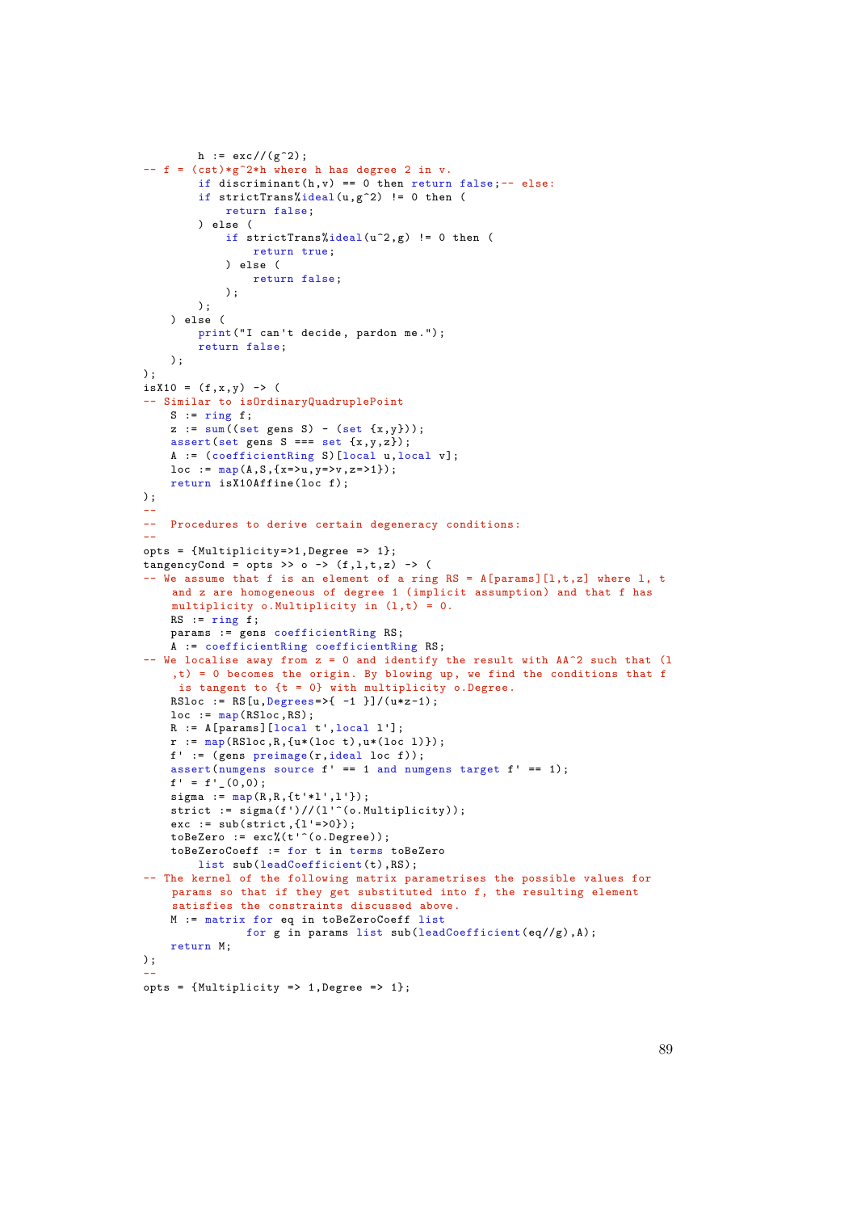```
        h := exc//(g^2);
-- f = (cst)*g^2*h where h has degree 2 in v.
        if discriminant(h,v) == 0 then return false;-- else:
        if strictTrans%ideal(u,g^2) != 0 then (
            return false;
        ) else (
            if strictTrans%ideal(u^2,g) != 0 then (
                return true;
            ) else (
                return false;
            );
        );
    ) else (
        print("I can't decide, pardon me.");
        return false;
    );
);
isX10 = (f,x,y) -> (
-- Similar to isOrdinaryQuadruplePoint
    S := ring f;
    z := sum((set gens S) - (set {x,y}));
    assert(set gens S === set {x,y,z});
    A := (coefficientRing S)[local u,local v];
    loc := map(A,S,{x=>u,y=>v,z=>1});
    return isX10Affine(loc f);
);
--
--  Procedures to derive certain degeneracy conditions:
--
opts = {Multiplicity=>1,Degree => 1};
tangencyCond = opts >> o -> (f,l,t,z) -> (
-- We assume that f is an element of a ring RS = A[params][l,t,z] where l, t
    and z are homogeneous of degree 1 (implicit assumption) and that f has
    multiplicity o.Multiplicity in (l,t) = 0.
    RS := ring f;
    params := gens coefficientRing RS;
    A := coefficientRing coefficientRing RS;
-- We localise away from z = 0 and identify the result with AA^2 such that (l
    ,t) = 0 becomes the origin. By blowing up, we find the conditions that f
     is tangent to {t = 0} with multiplicity o.Degree.
    RSloc := RS[u,Degrees=>{ -1 }]/(u*z-1);
    loc := map(RSloc,RS);
    R := A[params][local t',local l'];
    r := map(RSloc,R,{u*(loc t),u*(loc l)});
    f' := (gens preimage(r,ideal loc f));
    assert(numgens source f' == 1 and numgens target f' == 1);
    f' = f'_(0,0);
    sigma := map(R,R,{t'*l',l'});
    strict := sigma(f')//(l'^(o.Multiplicity));
    exc := sub(strict,{l'=>0});
    toBeZero := exc%(t'^(o.Degree));
    toBeZeroCoeff := for t in terms toBeZero
        list sub(leadCoefficient(t),RS);
-- The kernel of the following matrix parametrises the possible values for
    params so that if they get substituted into f, the resulting element
    satisfies the constraints discussed above.
    M := matrix for eq in toBeZeroCoeff list
              for g in params list sub(leadCoefficient(eq//g),A);
    return M;
);
--
opts = {Multiplicity => 1,Degree => 1};
```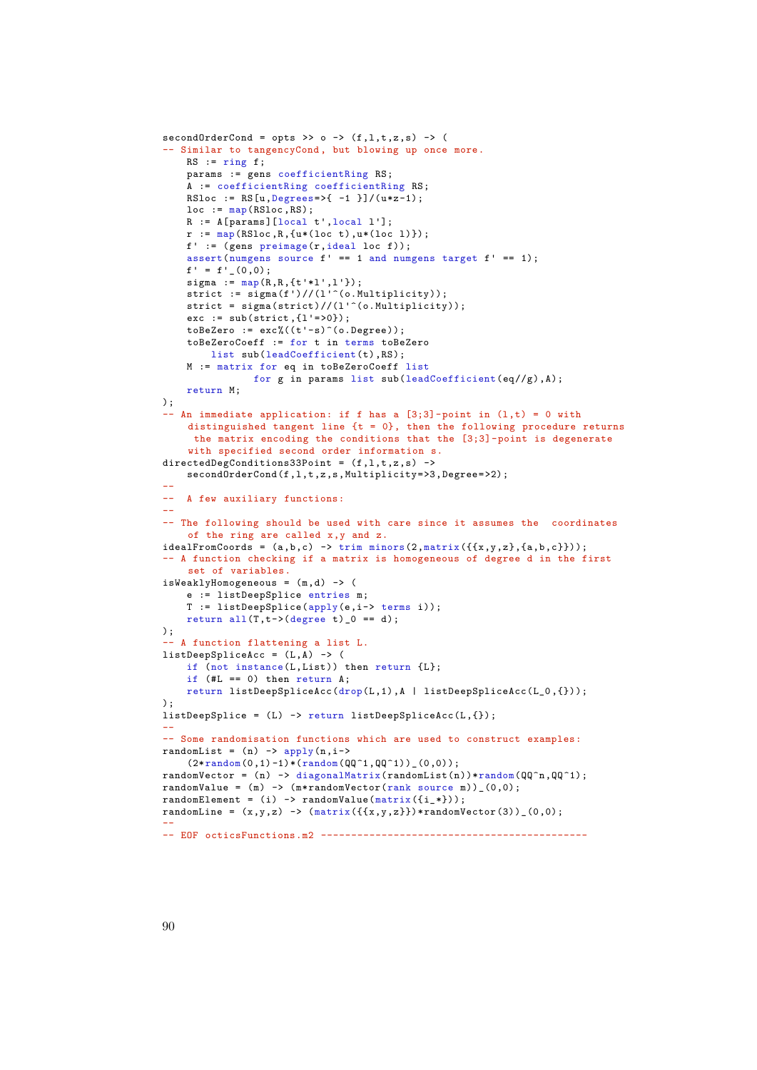```
secondOrderCond = opts >> o -> (f,l,t,z,s) -> (
-- Similar to tangencyCond, but blowing up once more.
    RS := ring f;
    params := gens coefficientRing RS;
    A := coefficientRing coefficientRing RS;
    RSloc := RS[u,Degrees=>{ -1 }]/(u*z-1);
    loc := map(RSloc,RS);
    R := A[params][local t',local l'];
    r := map(RSloc,R,{u*(loc t),u*(loc l)});
    f' := (gens preimage(r,ideal loc f));
    assert(numgens source f' == 1 and numgens target f' == 1);
    f' = f'_(0,0);
    sigma := map(R,R,{t'*l',l'});
    strict := sigma(f')//(l'^(o.Multiplicity));
    strict = sigma(strict)//(l'^(o.Multiplicity));
    exc := sub(strict,{l'=>0});
    toBeZero := exc%((t'-s)^(o.Degree));
    toBeZeroCoeff := for t in terms toBeZero
        list sub(leadCoefficient(t),RS);
    M := matrix for eq in toBeZeroCoeff list
              for g in params list sub(leadCoefficient(eq//g),A);
    return M;
);
-- An immediate application: if f has a [3;3]-point in (l,t) = 0 with
    distinguished tangent line {t = 0}, then the following procedure returns
     the matrix encoding the conditions that the [3;3]-point is degenerate
    with specified second order information s.
directedDegConditions33Point = (f,l,t,z,s) ->
    secondOrderCond(f,l,t,z,s,Multiplicity=>3,Degree=>2);
--
--  A few auxiliary functions:
--
-- The following should be used with care since it assumes the  coordinates
    of the ring are called x,y and z.
idealFromCoords = (a,b,c) -> trim minors(2,matrix({{x,y,z},{a,b,c}}));
-- A function checking if a matrix is homogeneous of degree d in the first
    set of variables.
isWeaklyHomogeneous = (m,d) -> (
    e := listDeepSplice entries m;
    T := listDeepSplice(apply(e,i-> terms i));
    return all(T,t->(degree t)_0 == d);
);
-- A function flattening a list L.
listDeepSpliceAcc = (L,A) -> (
    if (not instance(L,List)) then return {L};
    if (#L == 0) then return A;
    return listDeepSpliceAcc(drop(L,1),A | listDeepSpliceAcc(L_0,{}));
);
listDeepSplice = (L) -> return listDeepSpliceAcc(L,{});
--
-- Some randomisation functions which are used to construct examples:
randomList = (n) -> apply(n,i->
    (2*random(0,1)-1)*(random(QQ^1,QQ^1))_(0,0));
randomVector = (n) -> diagonalMatrix(randomList(n))*random(QQ^n,QQ^1);
randomValue = (m) -> (m*randomVector(rank source m))_(0,0);
randomElement = (i) -> randomValue(matrix({i_*}));
randomLine = (x,y,z) -> (matrix({{x,y,z}})*randomVector(3))_(0,0);
--
-- EOF octicsFunctions.m2 --------------------------------------------
```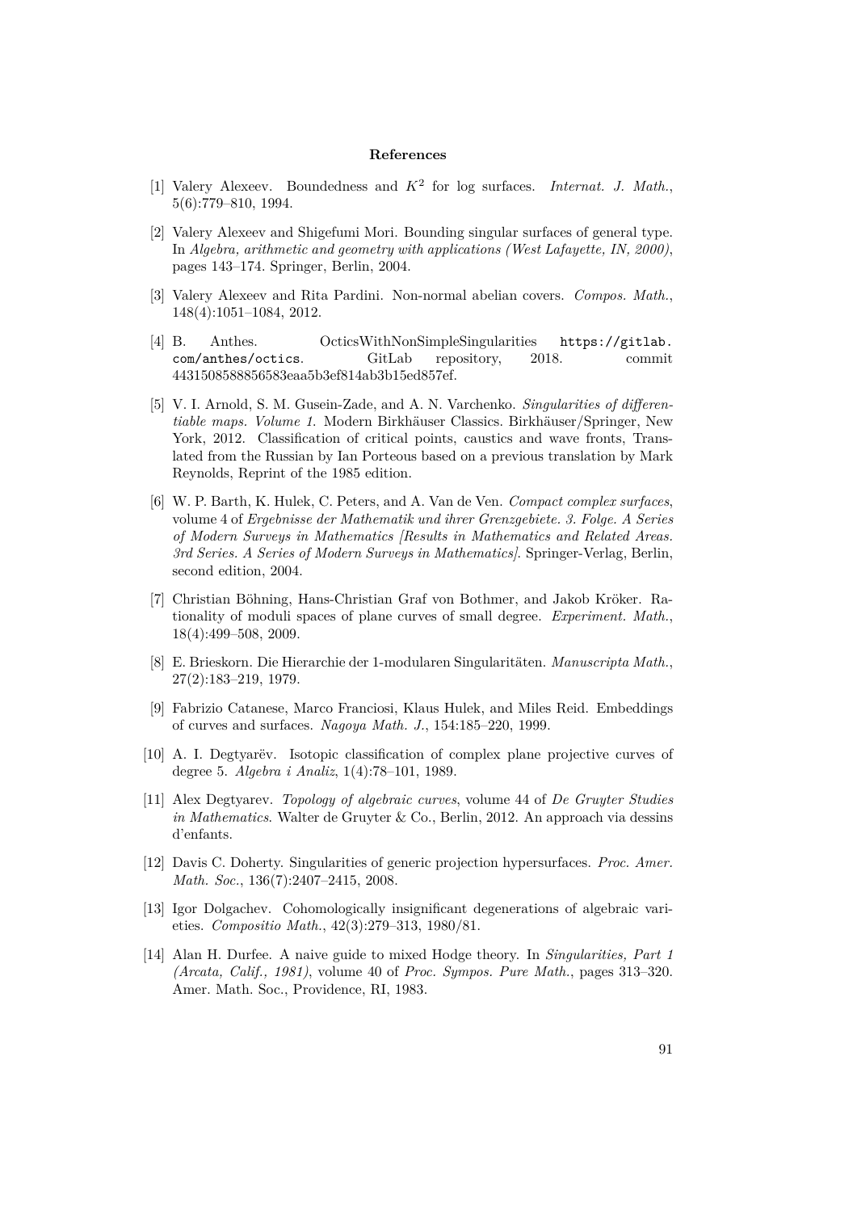## References

[1] Valery Alexeev. Boundedness and $K^2$ for log surfaces. *Internat. J. Math.*, 5(6):779–810, 1994.

[2] Valery Alexeev and Shigefumi Mori. Bounding singular surfaces of general type. In *Algebra, arithmetic and geometry with applications (West Lafayette, IN, 2000)*, pages 143–174. Springer, Berlin, 2004.

[3] Valery Alexeev and Rita Pardini. Non-normal abelian covers. *Compos. Math.*, 148(4):1051–1084, 2012.

[4] B. Anthes. OcticsWithNonSimpleSingularities `https://gitlab.com/anthes/octics`. GitLab repository, 2018. commit 4431508588856583eaa5b3ef814ab3b15ed857ef.

[5] V. I. Arnold, S. M. Gusein-Zade, and A. N. Varchenko. *Singularities of differentiable maps. Volume 1.* Modern Birkhäuser Classics. Birkhäuser/Springer, New York, 2012. Classification of critical points, caustics and wave fronts, Translated from the Russian by Ian Porteous based on a previous translation by Mark Reynolds, Reprint of the 1985 edition.

[6] W. P. Barth, K. Hulek, C. Peters, and A. Van de Ven. *Compact complex surfaces*, volume 4 of *Ergebnisse der Mathematik und ihrer Grenzgebiete. 3. Folge. A Series of Modern Surveys in Mathematics [Results in Mathematics and Related Areas. 3rd Series. A Series of Modern Surveys in Mathematics]*. Springer-Verlag, Berlin, second edition, 2004.

[7] Christian Böhning, Hans-Christian Graf von Bothmer, and Jakob Kröker. Rationality of moduli spaces of plane curves of small degree. *Experiment. Math.*, 18(4):499–508, 2009.

[8] E. Brieskorn. Die Hierarchie der 1-modularen Singularitäten. *Manuscripta Math.*, 27(2):183–219, 1979.

[9] Fabrizio Catanese, Marco Franciosi, Klaus Hulek, and Miles Reid. Embeddings of curves and surfaces. *Nagoya Math. J.*, 154:185–220, 1999.

[10] A. I. Degtyarëv. Isotopic classification of complex plane projective curves of degree 5. *Algebra i Analiz*, 1(4):78–101, 1989.

[11] Alex Degtyarev. *Topology of algebraic curves*, volume 44 of *De Gruyter Studies in Mathematics*. Walter de Gruyter & Co., Berlin, 2012. An approach via dessins d'enfants.

[12] Davis C. Doherty. Singularities of generic projection hypersurfaces. *Proc. Amer. Math. Soc.*, 136(7):2407–2415, 2008.

[13] Igor Dolgachev. Cohomologically insignificant degenerations of algebraic varieties. *Compositio Math.*, 42(3):279–313, 1980/81.

[14] Alan H. Durfee. A naive guide to mixed Hodge theory. In *Singularities, Part 1 (Arcata, Calif., 1981)*, volume 40 of *Proc. Sympos. Pure Math.*, pages 313–320. Amer. Math. Soc., Providence, RI, 1983.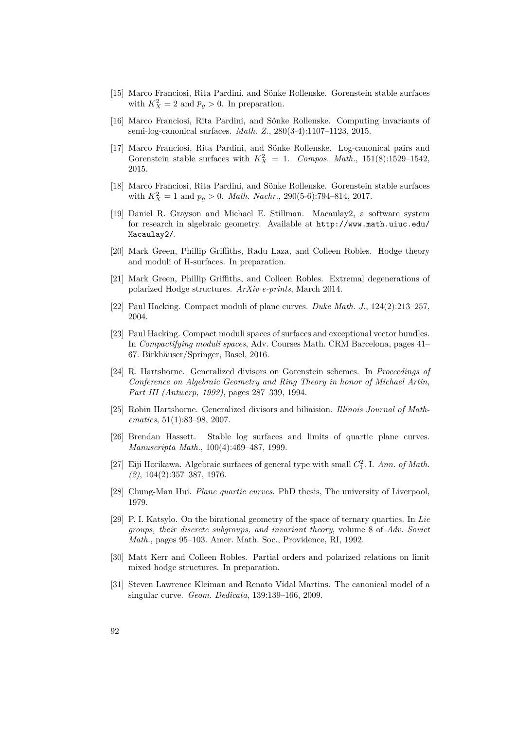[15] Marco Franciosi, Rita Pardini, and Sönke Rollenske. Gorenstein stable surfaces with $K_X^2 = 2$ and $p_g > 0$. In preparation.

[16] Marco Franciosi, Rita Pardini, and Sönke Rollenske. Computing invariants of semi-log-canonical surfaces. *Math. Z.*, 280(3-4):1107–1123, 2015.

[17] Marco Franciosi, Rita Pardini, and Sönke Rollenske. Log-canonical pairs and Gorenstein stable surfaces with $K_X^2 = 1$. *Compos. Math.*, 151(8):1529–1542, 2015.

[18] Marco Franciosi, Rita Pardini, and Sönke Rollenske. Gorenstein stable surfaces with $K_X^2 = 1$ and $p_g > 0$. *Math. Nachr.*, 290(5-6):794–814, 2017.

[19] Daniel R. Grayson and Michael E. Stillman. Macaulay2, a software system for research in algebraic geometry. Available at `http://www.math.uiuc.edu/Macaulay2/`.

[20] Mark Green, Phillip Griffiths, Radu Laza, and Colleen Robles. Hodge theory and moduli of H-surfaces. In preparation.

[21] Mark Green, Phillip Griffiths, and Colleen Robles. Extremal degenerations of polarized Hodge structures. *ArXiv e-prints*, March 2014.

[22] Paul Hacking. Compact moduli of plane curves. *Duke Math. J.*, 124(2):213–257, 2004.

[23] Paul Hacking. Compact moduli spaces of surfaces and exceptional vector bundles. In *Compactifying moduli spaces*, Adv. Courses Math. CRM Barcelona, pages 41–67. Birkhäuser/Springer, Basel, 2016.

[24] R. Hartshorne. Generalized divisors on Gorenstein schemes. In *Proceedings of Conference on Algebraic Geometry and Ring Theory in honor of Michael Artin, Part III (Antwerp, 1992)*, pages 287–339, 1994.

[25] Robin Hartshorne. Generalized divisors and biliaision. *Illinois Journal of Mathematics*, 51(1):83–98, 2007.

[26] Brendan Hassett. Stable log surfaces and limits of quartic plane curves. *Manuscripta Math.*, 100(4):469–487, 1999.

[27] Eiji Horikawa. Algebraic surfaces of general type with small $C_1^2$. I. *Ann. of Math. (2)*, 104(2):357–387, 1976.

[28] Chung-Man Hui. *Plane quartic curves*. PhD thesis, The university of Liverpool, 1979.

[29] P. I. Katsylo. On the birational geometry of the space of ternary quartics. In *Lie groups, their discrete subgroups, and invariant theory*, volume 8 of *Adv. Soviet Math.*, pages 95–103. Amer. Math. Soc., Providence, RI, 1992.

[30] Matt Kerr and Colleen Robles. Partial orders and polarized relations on limit mixed hodge structures. In preparation.

[31] Steven Lawrence Kleiman and Renato Vidal Martins. The canonical model of a singular curve. *Geom. Dedicata*, 139:139–166, 2009.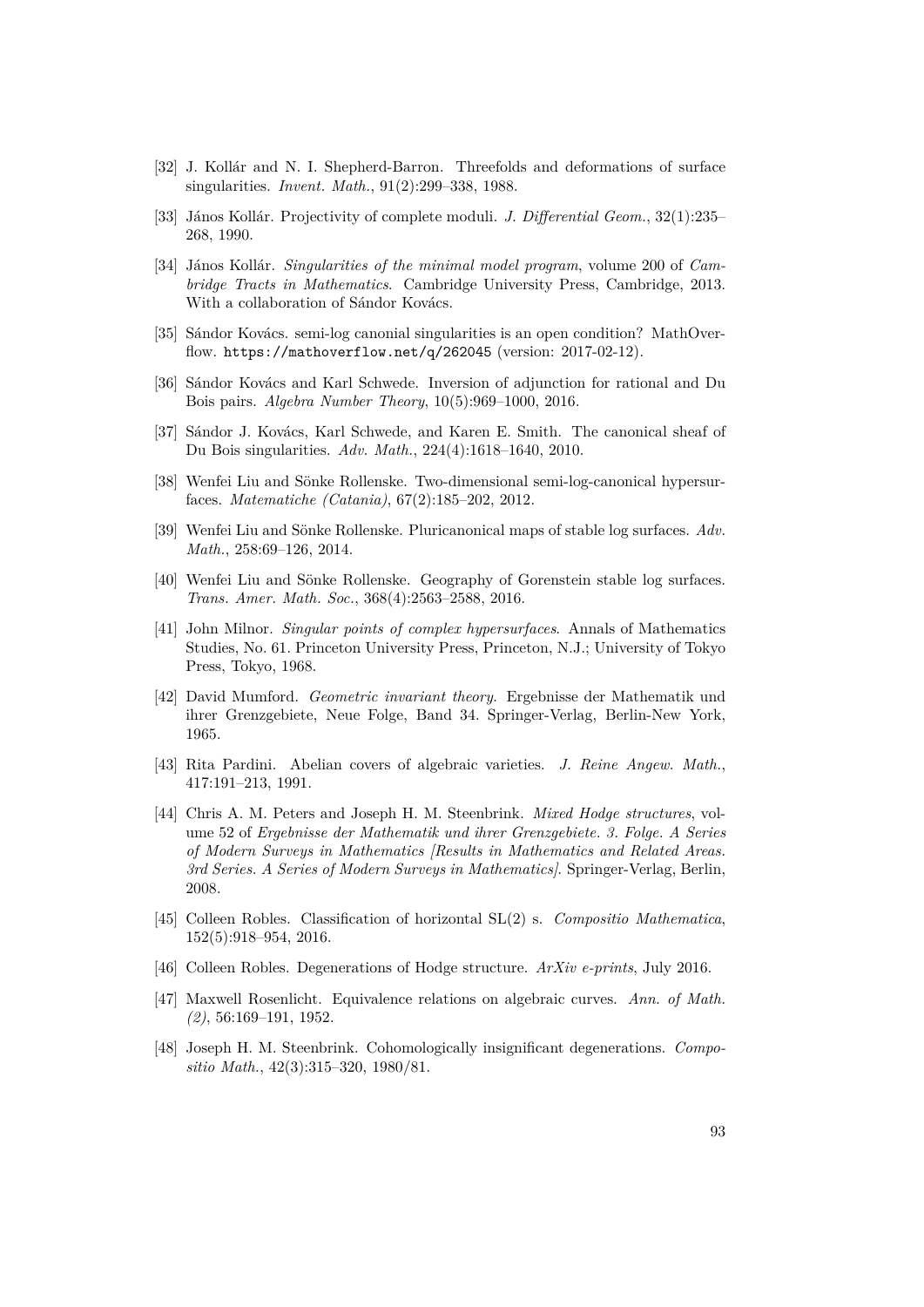[32] J. Kollár and N. I. Shepherd-Barron. Threefolds and deformations of surface singularities. *Invent. Math.*, 91(2):299–338, 1988.

[33] János Kollár. Projectivity of complete moduli. *J. Differential Geom.*, 32(1):235–268, 1990.

[34] János Kollár. *Singularities of the minimal model program*, volume 200 of *Cambridge Tracts in Mathematics*. Cambridge University Press, Cambridge, 2013. With a collaboration of Sándor Kovács.

[35] Sándor Kovács. semi-log canonial singularities is an open condition? MathOverflow. `https://mathoverflow.net/q/262045` (version: 2017-02-12).

[36] Sándor Kovács and Karl Schwede. Inversion of adjunction for rational and Du Bois pairs. *Algebra Number Theory*, 10(5):969–1000, 2016.

[37] Sándor J. Kovács, Karl Schwede, and Karen E. Smith. The canonical sheaf of Du Bois singularities. *Adv. Math.*, 224(4):1618–1640, 2010.

[38] Wenfei Liu and Sönke Rollenske. Two-dimensional semi-log-canonical hypersurfaces. *Matematiche (Catania)*, 67(2):185–202, 2012.

[39] Wenfei Liu and Sönke Rollenske. Pluricanonical maps of stable log surfaces. *Adv. Math.*, 258:69–126, 2014.

[40] Wenfei Liu and Sönke Rollenske. Geography of Gorenstein stable log surfaces. *Trans. Amer. Math. Soc.*, 368(4):2563–2588, 2016.

[41] John Milnor. *Singular points of complex hypersurfaces*. Annals of Mathematics Studies, No. 61. Princeton University Press, Princeton, N.J.; University of Tokyo Press, Tokyo, 1968.

[42] David Mumford. *Geometric invariant theory*. Ergebnisse der Mathematik und ihrer Grenzgebiete, Neue Folge, Band 34. Springer-Verlag, Berlin-New York, 1965.

[43] Rita Pardini. Abelian covers of algebraic varieties. *J. Reine Angew. Math.*, 417:191–213, 1991.

[44] Chris A. M. Peters and Joseph H. M. Steenbrink. *Mixed Hodge structures*, volume 52 of *Ergebnisse der Mathematik und ihrer Grenzgebiete. 3. Folge. A Series of Modern Surveys in Mathematics [Results in Mathematics and Related Areas. 3rd Series. A Series of Modern Surveys in Mathematics]*. Springer-Verlag, Berlin, 2008.

[45] Colleen Robles. Classification of horizontal SL(2) s. *Compositio Mathematica*, 152(5):918–954, 2016.

[46] Colleen Robles. Degenerations of Hodge structure. *ArXiv e-prints*, July 2016.

[47] Maxwell Rosenlicht. Equivalence relations on algebraic curves. *Ann. of Math. (2)*, 56:169–191, 1952.

[48] Joseph H. M. Steenbrink. Cohomologically insignificant degenerations. *Compositio Math.*, 42(3):315–320, 1980/81.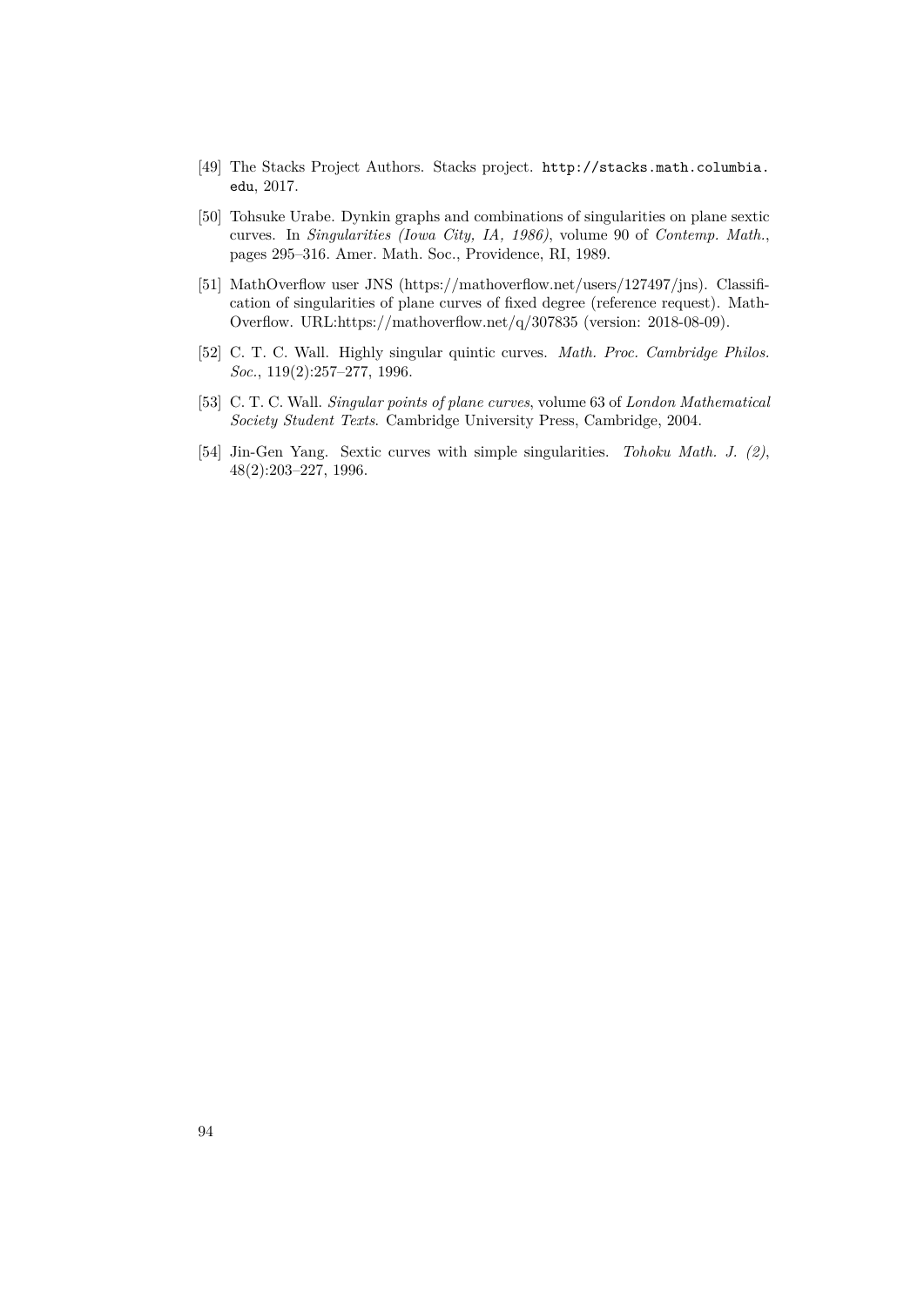[49] The Stacks Project Authors. Stacks project. `http://stacks.math.columbia.edu`, 2017.

[50] Tohsuke Urabe. Dynkin graphs and combinations of singularities on plane sextic curves. In *Singularities (Iowa City, IA, 1986)*, volume 90 of *Contemp. Math.*, pages 295–316. Amer. Math. Soc., Providence, RI, 1989.

[51] MathOverflow user JNS (https://mathoverflow.net/users/127497/jns). Classification of singularities of plane curves of fixed degree (reference request). MathOverflow. URL:https://mathoverflow.net/q/307835 (version: 2018-08-09).

[52] C. T. C. Wall. Highly singular quintic curves. *Math. Proc. Cambridge Philos. Soc.*, 119(2):257–277, 1996.

[53] C. T. C. Wall. *Singular points of plane curves*, volume 63 of *London Mathematical Society Student Texts*. Cambridge University Press, Cambridge, 2004.

[54] Jin-Gen Yang. Sextic curves with simple singularities. *Tohoku Math. J. (2)*, 48(2):203–227, 1996.